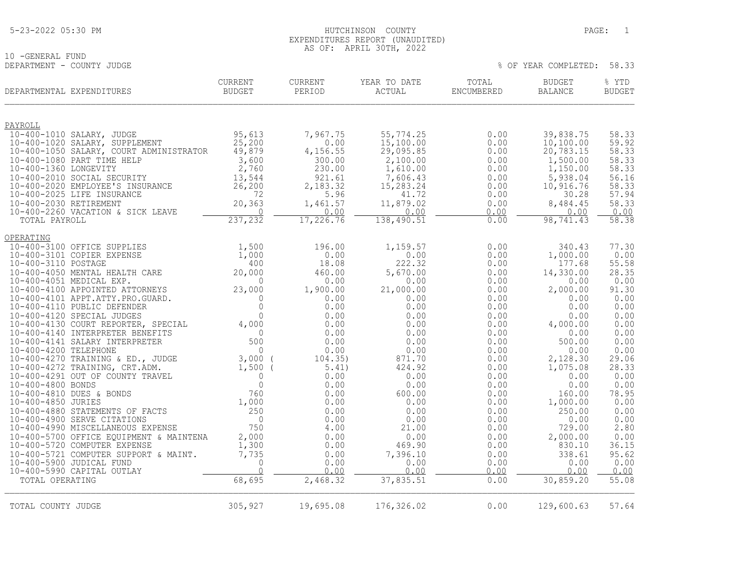HUTCHINSON COUNTY
EXPENDITURES REPORT (UNAUDITED)
AS OF: APRIL 30TH, 2022

10 -GENERAL FUND
DEPARTMENT - COUNTY JUDGE

% OF YEAR COMPLETED: 58.33

| DEPARTMENTAL EXPENDITURES | CURRENT BUDGET | CURRENT PERIOD | YEAR TO DATE ACTUAL | TOTAL ENCUMBERED | BUDGET BALANCE | % YTD BUDGET |
|---|---|---|---|---|---|---|
| **PAYROLL** | | | | | | |
| 10-400-1010 SALARY, JUDGE | 95,613 | 7,967.75 | 55,774.25 | 0.00 | 39,838.75 | 58.33 |
| 10-400-1020 SALARY, SUPPLEMENT | 25,200 | 0.00 | 15,100.00 | 0.00 | 10,100.00 | 59.92 |
| 10-400-1050 SALARY, COURT ADMINISTRATOR | 49,879 | 4,156.55 | 29,095.85 | 0.00 | 20,783.15 | 58.33 |
| 10-400-1080 PART TIME HELP | 3,600 | 300.00 | 2,100.00 | 0.00 | 1,500.00 | 58.33 |
| 10-400-1360 LONGEVITY | 2,760 | 230.00 | 1,610.00 | 0.00 | 1,150.00 | 58.33 |
| 10-400-2010 SOCIAL SECURITY | 13,544 | 921.61 | 7,606.43 | 0.00 | 5,938.04 | 56.16 |
| 10-400-2020 EMPLOYEE'S INSURANCE | 26,200 | 2,183.32 | 15,283.24 | 0.00 | 10,916.76 | 58.33 |
| 10-400-2025 LIFE INSURANCE | 72 | 5.96 | 41.72 | 0.00 | 30.28 | 57.94 |
| 10-400-2030 RETIREMENT | 20,363 | 1,461.57 | 11,879.02 | 0.00 | 8,484.45 | 58.33 |
| 10-400-2260 VACATION & SICK LEAVE | 0 | 0.00 | 0.00 | 0.00 | 0.00 | 0.00 |
| TOTAL PAYROLL | 237,232 | 17,226.76 | 138,490.51 | 0.00 | 98,741.43 | 58.38 |
| **OPERATING** | | | | | | |
| 10-400-3100 OFFICE SUPPLIES | 1,500 | 196.00 | 1,159.57 | 0.00 | 340.43 | 77.30 |
| 10-400-3101 COPIER EXPENSE | 1,000 | 0.00 | 0.00 | 0.00 | 1,000.00 | 0.00 |
| 10-400-3110 POSTAGE | 400 | 18.08 | 222.32 | 0.00 | 177.68 | 55.58 |
| 10-400-4050 MENTAL HEALTH CARE | 20,000 | 460.00 | 5,670.00 | 0.00 | 14,330.00 | 28.35 |
| 10-400-4051 MEDICAL EXP. | 0 | 0.00 | 0.00 | 0.00 | 0.00 | 0.00 |
| 10-400-4100 APPOINTED ATTORNEYS | 23,000 | 1,900.00 | 21,000.00 | 0.00 | 2,000.00 | 91.30 |
| 10-400-4101 APPT.ATTY.PRO.GUARD. | 0 | 0.00 | 0.00 | 0.00 | 0.00 | 0.00 |
| 10-400-4110 PUBLIC DEFENDER | 0 | 0.00 | 0.00 | 0.00 | 0.00 | 0.00 |
| 10-400-4120 SPECIAL JUDGES | 0 | 0.00 | 0.00 | 0.00 | 0.00 | 0.00 |
| 10-400-4130 COURT REPORTER, SPECIAL | 4,000 | 0.00 | 0.00 | 0.00 | 4,000.00 | 0.00 |
| 10-400-4140 INTERPRETER BENEFITS | 0 | 0.00 | 0.00 | 0.00 | 0.00 | 0.00 |
| 10-400-4141 SALARY INTERPRETER | 500 | 0.00 | 0.00 | 0.00 | 500.00 | 0.00 |
| 10-400-4200 TELEPHONE | 0 | 0.00 | 0.00 | 0.00 | 0.00 | 0.00 |
| 10-400-4270 TRAINING & ED., JUDGE | 3,000 | ( 104.35) | 871.70 | 0.00 | 2,128.30 | 29.06 |
| 10-400-4272 TRAINING, CRT.ADM. | 1,500 | ( 5.41) | 424.92 | 0.00 | 1,075.08 | 28.33 |
| 10-400-4291 OUT OF COUNTY TRAVEL | 0 | 0.00 | 0.00 | 0.00 | 0.00 | 0.00 |
| 10-400-4800 BONDS | 0 | 0.00 | 0.00 | 0.00 | 0.00 | 0.00 |
| 10-400-4810 DUES & BONDS | 760 | 0.00 | 600.00 | 0.00 | 160.00 | 78.95 |
| 10-400-4850 JURIES | 1,000 | 0.00 | 0.00 | 0.00 | 1,000.00 | 0.00 |
| 10-400-4880 STATEMENTS OF FACTS | 250 | 0.00 | 0.00 | 0.00 | 250.00 | 0.00 |
| 10-400-4900 SERVE CITATIONS | 0 | 0.00 | 0.00 | 0.00 | 0.00 | 0.00 |
| 10-400-4990 MISCELLANEOUS EXPENSE | 750 | 4.00 | 21.00 | 0.00 | 729.00 | 2.80 |
| 10-400-5700 OFFICE EQUIPMENT & MAINTENA | 2,000 | 0.00 | 0.00 | 0.00 | 2,000.00 | 0.00 |
| 10-400-5720 COMPUTER EXPENSE | 1,300 | 0.00 | 469.90 | 0.00 | 830.10 | 36.15 |
| 10-400-5721 COMPUTER SUPPORT & MAINT. | 7,735 | 0.00 | 7,396.10 | 0.00 | 338.61 | 95.62 |
| 10-400-5900 JUDICAL FUND | 0 | 0.00 | 0.00 | 0.00 | 0.00 | 0.00 |
| 10-400-5990 CAPITAL OUTLAY | 0 | 0.00 | 0.00 | 0.00 | 0.00 | 0.00 |
| TOTAL OPERATING | 68,695 | 2,468.32 | 37,835.51 | 0.00 | 30,859.20 | 55.08 |
| TOTAL COUNTY JUDGE | 305,927 | 19,695.08 | 176,326.02 | 0.00 | 129,600.63 | 57.64 |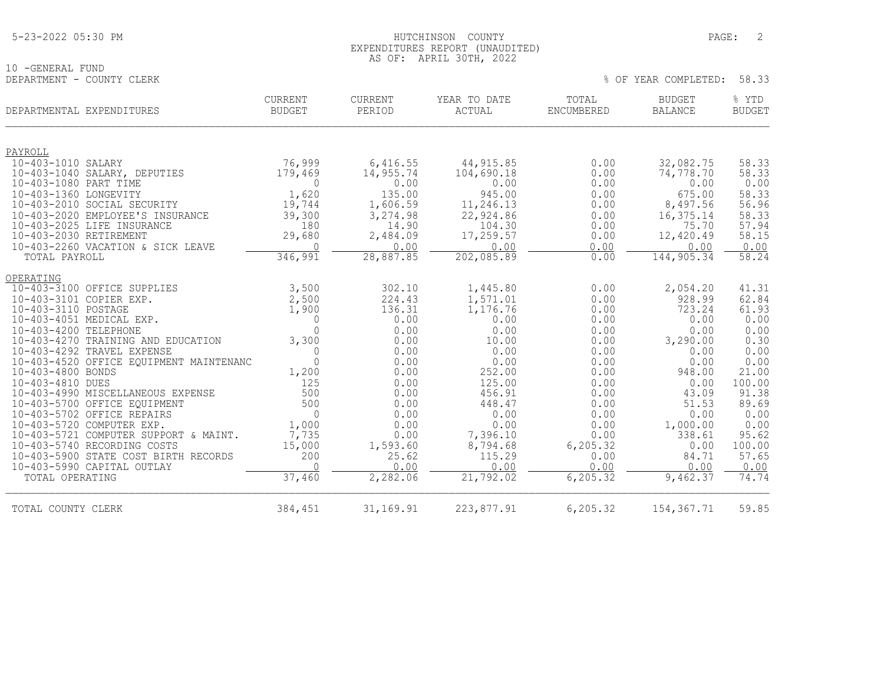HUTCHINSON COUNTY
EXPENDITURES REPORT (UNAUDITED)
AS OF: APRIL 30TH, 2022

10 -GENERAL FUND
DEPARTMENT - COUNTY CLERK

% OF YEAR COMPLETED: 58.33

| DEPARTMENTAL EXPENDITURES | CURRENT BUDGET | CURRENT PERIOD | YEAR TO DATE ACTUAL | TOTAL ENCUMBERED | BUDGET BALANCE | % YTD BUDGET |
|---|---|---|---|---|---|---|
| **PAYROLL** | | | | | | |
| 10-403-1010 SALARY | 76,999 | 6,416.55 | 44,915.85 | 0.00 | 32,082.75 | 58.33 |
| 10-403-1040 SALARY, DEPUTIES | 179,469 | 14,955.74 | 104,690.18 | 0.00 | 74,778.70 | 58.33 |
| 10-403-1080 PART TIME | 0 | 0.00 | 0.00 | 0.00 | 0.00 | 0.00 |
| 10-403-1360 LONGEVITY | 1,620 | 135.00 | 945.00 | 0.00 | 675.00 | 58.33 |
| 10-403-2010 SOCIAL SECURITY | 19,744 | 1,606.59 | 11,246.13 | 0.00 | 8,497.56 | 56.96 |
| 10-403-2020 EMPLOYEE'S INSURANCE | 39,300 | 3,274.98 | 22,924.86 | 0.00 | 16,375.14 | 58.33 |
| 10-403-2025 LIFE INSURANCE | 180 | 14.90 | 104.30 | 0.00 | 75.70 | 57.94 |
| 10-403-2030 RETIREMENT | 29,680 | 2,484.09 | 17,259.57 | 0.00 | 12,420.49 | 58.15 |
| 10-403-2260 VACATION & SICK LEAVE | 0 | 0.00 | 0.00 | 0.00 | 0.00 | 0.00 |
| TOTAL PAYROLL | 346,991 | 28,887.85 | 202,085.89 | 0.00 | 144,905.34 | 58.24 |
| **OPERATING** | | | | | | |
| 10-403-3100 OFFICE SUPPLIES | 3,500 | 302.10 | 1,445.80 | 0.00 | 2,054.20 | 41.31 |
| 10-403-3101 COPIER EXP. | 2,500 | 224.43 | 1,571.01 | 0.00 | 928.99 | 62.84 |
| 10-403-3110 POSTAGE | 1,900 | 136.31 | 1,176.76 | 0.00 | 723.24 | 61.93 |
| 10-403-4051 MEDICAL EXP. | 0 | 0.00 | 0.00 | 0.00 | 0.00 | 0.00 |
| 10-403-4200 TELEPHONE | 0 | 0.00 | 0.00 | 0.00 | 0.00 | 0.00 |
| 10-403-4270 TRAINING AND EDUCATION | 3,300 | 0.00 | 10.00 | 0.00 | 3,290.00 | 0.30 |
| 10-403-4292 TRAVEL EXPENSE | 0 | 0.00 | 0.00 | 0.00 | 0.00 | 0.00 |
| 10-403-4520 OFFICE EQUIPMENT MAINTENANC | 0 | 0.00 | 0.00 | 0.00 | 0.00 | 0.00 |
| 10-403-4800 BONDS | 1,200 | 0.00 | 252.00 | 0.00 | 948.00 | 21.00 |
| 10-403-4810 DUES | 125 | 0.00 | 125.00 | 0.00 | 0.00 | 100.00 |
| 10-403-4990 MISCELLANEOUS EXPENSE | 500 | 0.00 | 456.91 | 0.00 | 43.09 | 91.38 |
| 10-403-5700 OFFICE EQUIPMENT | 500 | 0.00 | 448.47 | 0.00 | 51.53 | 89.69 |
| 10-403-5702 OFFICE REPAIRS | 0 | 0.00 | 0.00 | 0.00 | 0.00 | 0.00 |
| 10-403-5720 COMPUTER EXP. | 1,000 | 0.00 | 0.00 | 0.00 | 1,000.00 | 0.00 |
| 10-403-5721 COMPUTER SUPPORT & MAINT. | 7,735 | 0.00 | 7,396.10 | 0.00 | 338.61 | 95.62 |
| 10-403-5740 RECORDING COSTS | 15,000 | 1,593.60 | 8,794.68 | 6,205.32 | 0.00 | 100.00 |
| 10-403-5900 STATE COST BIRTH RECORDS | 200 | 25.62 | 115.29 | 0.00 | 84.71 | 57.65 |
| 10-403-5990 CAPITAL OUTLAY | 0 | 0.00 | 0.00 | 0.00 | 0.00 | 0.00 |
| TOTAL OPERATING | 37,460 | 2,282.06 | 21,792.02 | 6,205.32 | 9,462.37 | 74.74 |
| TOTAL COUNTY CLERK | 384,451 | 31,169.91 | 223,877.91 | 6,205.32 | 154,367.71 | 59.85 |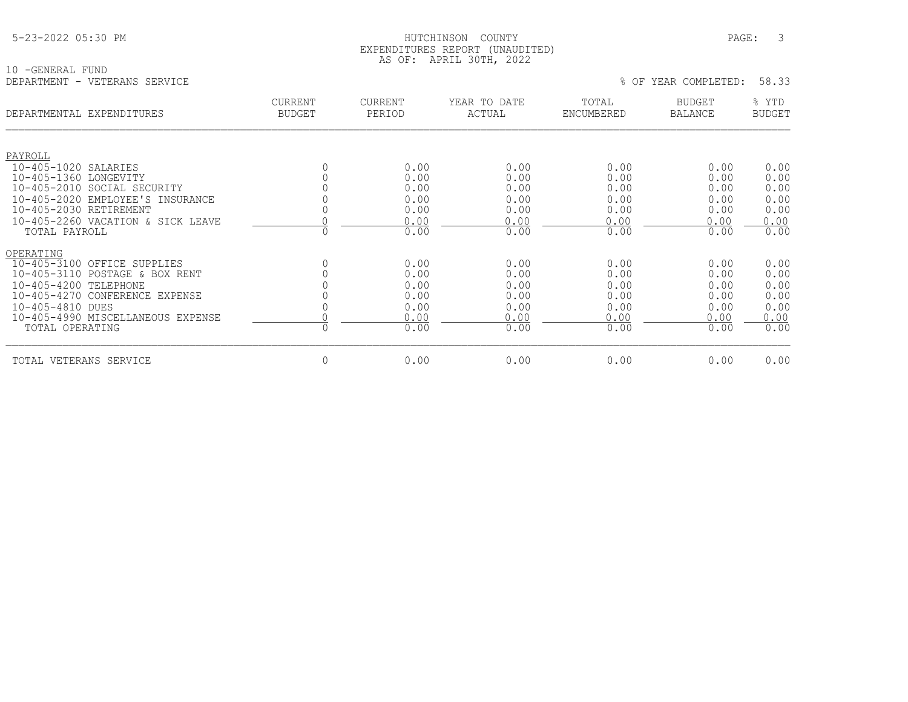5-23-2022 05:30 PM

# HUTCHINSON COUNTY
## EXPENDITURES REPORT (UNAUDITED)
### AS OF: APRIL 30TH, 2022

10 -GENERAL FUND
DEPARTMENT - VETERANS SERVICE

% OF YEAR COMPLETED: 58.33

| DEPARTMENTAL EXPENDITURES | CURRENT BUDGET | CURRENT PERIOD | YEAR TO DATE ACTUAL | TOTAL ENCUMBERED | BUDGET BALANCE | % YTD BUDGET |
|---|---|---|---|---|---|---|
| PAYROLL | | | | | | |
| 10-405-1020 SALARIES | 0 | 0.00 | 0.00 | 0.00 | 0.00 | 0.00 |
| 10-405-1360 LONGEVITY | 0 | 0.00 | 0.00 | 0.00 | 0.00 | 0.00 |
| 10-405-2010 SOCIAL SECURITY | 0 | 0.00 | 0.00 | 0.00 | 0.00 | 0.00 |
| 10-405-2020 EMPLOYEE'S INSURANCE | 0 | 0.00 | 0.00 | 0.00 | 0.00 | 0.00 |
| 10-405-2030 RETIREMENT | 0 | 0.00 | 0.00 | 0.00 | 0.00 | 0.00 |
| 10-405-2260 VACATION & SICK LEAVE | 0 | 0.00 | 0.00 | 0.00 | 0.00 | 0.00 |
| TOTAL PAYROLL | 0 | 0.00 | 0.00 | 0.00 | 0.00 | 0.00 |
| OPERATING | | | | | | |
| 10-405-3100 OFFICE SUPPLIES | 0 | 0.00 | 0.00 | 0.00 | 0.00 | 0.00 |
| 10-405-3110 POSTAGE & BOX RENT | 0 | 0.00 | 0.00 | 0.00 | 0.00 | 0.00 |
| 10-405-4200 TELEPHONE | 0 | 0.00 | 0.00 | 0.00 | 0.00 | 0.00 |
| 10-405-4270 CONFERENCE EXPENSE | 0 | 0.00 | 0.00 | 0.00 | 0.00 | 0.00 |
| 10-405-4810 DUES | 0 | 0.00 | 0.00 | 0.00 | 0.00 | 0.00 |
| 10-405-4990 MISCELLANEOUS EXPENSE | 0 | 0.00 | 0.00 | 0.00 | 0.00 | 0.00 |
| TOTAL OPERATING | 0 | 0.00 | 0.00 | 0.00 | 0.00 | 0.00 |
| TOTAL VETERANS SERVICE | 0 | 0.00 | 0.00 | 0.00 | 0.00 | 0.00 |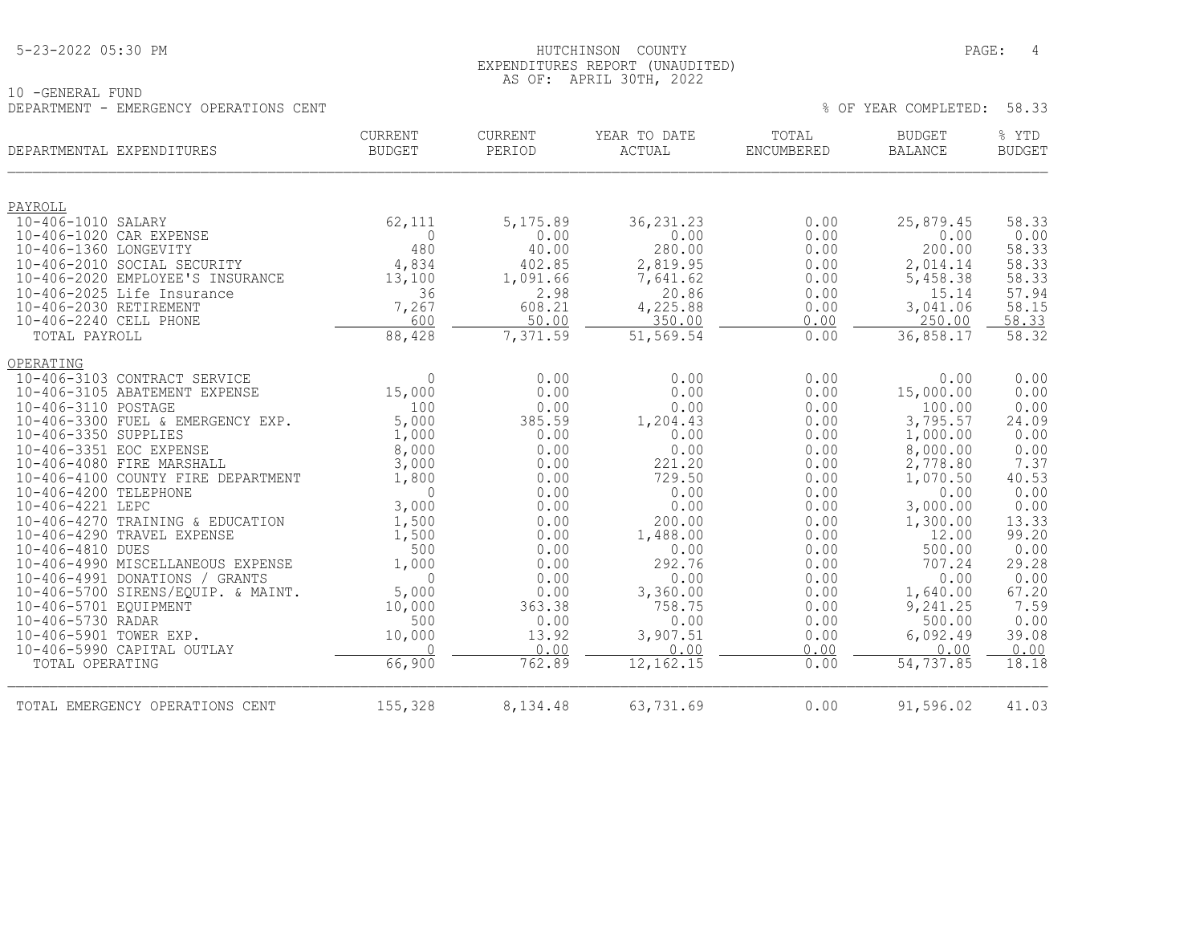5-23-2022 05:30 PM

# HUTCHINSON COUNTY
## EXPENDITURES REPORT (UNAUDITED)
### AS OF: APRIL 30TH, 2022

10 -GENERAL FUND
DEPARTMENT - EMERGENCY OPERATIONS CENT

% OF YEAR COMPLETED: 58.33

| DEPARTMENTAL EXPENDITURES | CURRENT BUDGET | CURRENT PERIOD | YEAR TO DATE ACTUAL | TOTAL ENCUMBERED | BUDGET BALANCE | % YTD BUDGET |
|---|---|---|---|---|---|---|
| **PAYROLL** | | | | | | |
| 10-406-1010 SALARY | 62,111 | 5,175.89 | 36,231.23 | 0.00 | 25,879.45 | 58.33 |
| 10-406-1020 CAR EXPENSE | 0 | 0.00 | 0.00 | 0.00 | 0.00 | 0.00 |
| 10-406-1360 LONGEVITY | 480 | 40.00 | 280.00 | 0.00 | 200.00 | 58.33 |
| 10-406-2010 SOCIAL SECURITY | 4,834 | 402.85 | 2,819.95 | 0.00 | 2,014.14 | 58.33 |
| 10-406-2020 EMPLOYEE'S INSURANCE | 13,100 | 1,091.66 | 7,641.62 | 0.00 | 5,458.38 | 58.33 |
| 10-406-2025 Life Insurance | 36 | 2.98 | 20.86 | 0.00 | 15.14 | 57.94 |
| 10-406-2030 RETIREMENT | 7,267 | 608.21 | 4,225.88 | 0.00 | 3,041.06 | 58.15 |
| 10-406-2240 CELL PHONE | 600 | 50.00 | 350.00 | 0.00 | 250.00 | 58.33 |
| TOTAL PAYROLL | 88,428 | 7,371.59 | 51,569.54 | 0.00 | 36,858.17 | 58.32 |
| **OPERATING** | | | | | | |
| 10-406-3103 CONTRACT SERVICE | 0 | 0.00 | 0.00 | 0.00 | 0.00 | 0.00 |
| 10-406-3105 ABATEMENT EXPENSE | 15,000 | 0.00 | 0.00 | 0.00 | 15,000.00 | 0.00 |
| 10-406-3110 POSTAGE | 100 | 0.00 | 0.00 | 0.00 | 100.00 | 0.00 |
| 10-406-3300 FUEL & EMERGENCY EXP. | 5,000 | 385.59 | 1,204.43 | 0.00 | 3,795.57 | 24.09 |
| 10-406-3350 SUPPLIES | 1,000 | 0.00 | 0.00 | 0.00 | 1,000.00 | 0.00 |
| 10-406-3351 EOC EXPENSE | 8,000 | 0.00 | 0.00 | 0.00 | 8,000.00 | 0.00 |
| 10-406-4080 FIRE MARSHALL | 3,000 | 0.00 | 221.20 | 0.00 | 2,778.80 | 7.37 |
| 10-406-4100 COUNTY FIRE DEPARTMENT | 1,800 | 0.00 | 729.50 | 0.00 | 1,070.50 | 40.53 |
| 10-406-4200 TELEPHONE | 0 | 0.00 | 0.00 | 0.00 | 0.00 | 0.00 |
| 10-406-4221 LEPC | 3,000 | 0.00 | 0.00 | 0.00 | 3,000.00 | 0.00 |
| 10-406-4270 TRAINING & EDUCATION | 1,500 | 0.00 | 200.00 | 0.00 | 1,300.00 | 13.33 |
| 10-406-4290 TRAVEL EXPENSE | 1,500 | 0.00 | 1,488.00 | 0.00 | 12.00 | 99.20 |
| 10-406-4810 DUES | 500 | 0.00 | 0.00 | 0.00 | 500.00 | 0.00 |
| 10-406-4990 MISCELLANEOUS EXPENSE | 1,000 | 0.00 | 292.76 | 0.00 | 707.24 | 29.28 |
| 10-406-4991 DONATIONS / GRANTS | 0 | 0.00 | 0.00 | 0.00 | 0.00 | 0.00 |
| 10-406-5700 SIRENS/EQUIP. & MAINT. | 5,000 | 0.00 | 3,360.00 | 0.00 | 1,640.00 | 67.20 |
| 10-406-5701 EQUIPMENT | 10,000 | 363.38 | 758.75 | 0.00 | 9,241.25 | 7.59 |
| 10-406-5730 RADAR | 500 | 0.00 | 0.00 | 0.00 | 500.00 | 0.00 |
| 10-406-5901 TOWER EXP. | 10,000 | 13.92 | 3,907.51 | 0.00 | 6,092.49 | 39.08 |
| 10-406-5990 CAPITAL OUTLAY | 0 | 0.00 | 0.00 | 0.00 | 0.00 | 0.00 |
| TOTAL OPERATING | 66,900 | 762.89 | 12,162.15 | 0.00 | 54,737.85 | 18.18 |
| TOTAL EMERGENCY OPERATIONS CENT | 155,328 | 8,134.48 | 63,731.69 | 0.00 | 91,596.02 | 41.03 |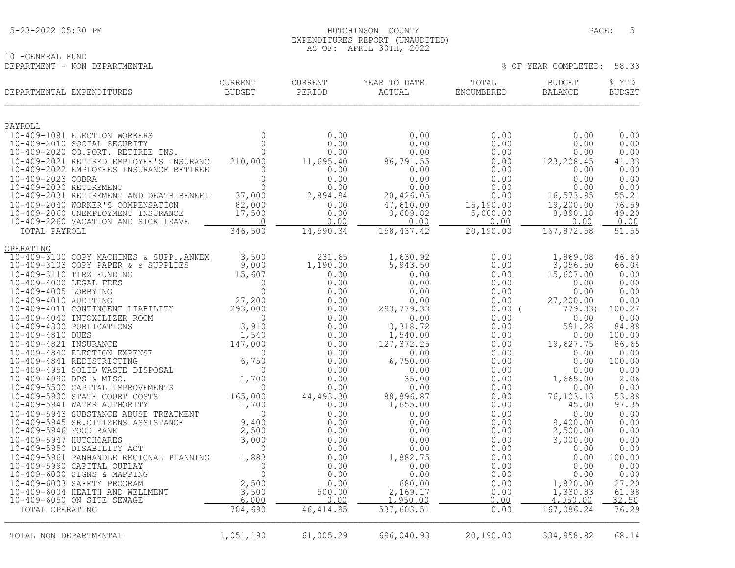HUTCHINSON COUNTY
EXPENDITURES REPORT (UNAUDITED)
AS OF: APRIL 30TH, 2022

10 -GENERAL FUND
DEPARTMENT - NON DEPARTMENTAL

% OF YEAR COMPLETED: 58.33

| DEPARTMENTAL EXPENDITURES | CURRENT BUDGET | CURRENT PERIOD | YEAR TO DATE ACTUAL | TOTAL ENCUMBERED | BUDGET BALANCE | % YTD BUDGET |
|---|---|---|---|---|---|---|
| **PAYROLL** | | | | | | |
| 10-409-1081 ELECTION WORKERS | 0 | 0.00 | 0.00 | 0.00 | 0.00 | 0.00 |
| 10-409-2010 SOCIAL SECURITY | 0 | 0.00 | 0.00 | 0.00 | 0.00 | 0.00 |
| 10-409-2020 CO.PORT. RETIREE INS. | 0 | 0.00 | 0.00 | 0.00 | 0.00 | 0.00 |
| 10-409-2021 RETIRED EMPLOYEE'S INSURANC | 210,000 | 11,695.40 | 86,791.55 | 0.00 | 123,208.45 | 41.33 |
| 10-409-2022 EMPLOYEES INSURANCE RETIREE | 0 | 0.00 | 0.00 | 0.00 | 0.00 | 0.00 |
| 10-409-2023 COBRA | 0 | 0.00 | 0.00 | 0.00 | 0.00 | 0.00 |
| 10-409-2030 RETIREMENT | 0 | 0.00 | 0.00 | 0.00 | 0.00 | 0.00 |
| 10-409-2031 RETIREMENT AND DEATH BENEFI | 37,000 | 2,894.94 | 20,426.05 | 0.00 | 16,573.95 | 55.21 |
| 10-409-2040 WORKER'S COMPENSATION | 82,000 | 0.00 | 47,610.00 | 15,190.00 | 19,200.00 | 76.59 |
| 10-409-2060 UNEMPLOYMENT INSURANCE | 17,500 | 0.00 | 3,609.82 | 5,000.00 | 8,890.18 | 49.20 |
| 10-409-2260 VACATION AND SICK LEAVE | 0 | 0.00 | 0.00 | 0.00 | 0.00 | 0.00 |
| TOTAL PAYROLL | 346,500 | 14,590.34 | 158,437.42 | 20,190.00 | 167,872.58 | 51.55 |
| **OPERATING** | | | | | | |
| 10-409-3100 COPY MACHINES & SUPP.,ANNEX | 3,500 | 231.65 | 1,630.92 | 0.00 | 1,869.08 | 46.60 |
| 10-409-3103 COPY PAPER & s SUPPLIES | 9,000 | 1,190.00 | 5,943.50 | 0.00 | 3,056.50 | 66.04 |
| 10-409-3110 TIRZ FUNDING | 15,607 | 0.00 | 0.00 | 0.00 | 15,607.00 | 0.00 |
| 10-409-4000 LEGAL FEES | 0 | 0.00 | 0.00 | 0.00 | 0.00 | 0.00 |
| 10-409-4005 LOBBYING | 0 | 0.00 | 0.00 | 0.00 | 0.00 | 0.00 |
| 10-409-4010 AUDITING | 27,200 | 0.00 | 0.00 | 0.00 | 27,200.00 | 0.00 |
| 10-409-4011 CONTINGENT LIABILITY | 293,000 | 0.00 | 293,779.33 | 0.00 | ( 779.33) | 100.27 |
| 10-409-4040 INTOXILIZER ROOM | 0 | 0.00 | 0.00 | 0.00 | 0.00 | 0.00 |
| 10-409-4300 PUBLICATIONS | 3,910 | 0.00 | 3,318.72 | 0.00 | 591.28 | 84.88 |
| 10-409-4810 DUES | 1,540 | 0.00 | 1,540.00 | 0.00 | 0.00 | 100.00 |
| 10-409-4821 INSURANCE | 147,000 | 0.00 | 127,372.25 | 0.00 | 19,627.75 | 86.65 |
| 10-409-4840 ELECTION EXPENSE | 0 | 0.00 | 0.00 | 0.00 | 0.00 | 0.00 |
| 10-409-4841 REDISTRICTING | 6,750 | 0.00 | 6,750.00 | 0.00 | 0.00 | 100.00 |
| 10-409-4951 SOLID WASTE DISPOSAL | 0 | 0.00 | 0.00 | 0.00 | 0.00 | 0.00 |
| 10-409-4990 DPS & MISC. | 1,700 | 0.00 | 35.00 | 0.00 | 1,665.00 | 2.06 |
| 10-409-5500 CAPITAL IMPROVEMENTS | 0 | 0.00 | 0.00 | 0.00 | 0.00 | 0.00 |
| 10-409-5900 STATE COURT COSTS | 165,000 | 44,493.30 | 88,896.87 | 0.00 | 76,103.13 | 53.88 |
| 10-409-5941 WATER AUTHORITY | 1,700 | 0.00 | 1,655.00 | 0.00 | 45.00 | 97.35 |
| 10-409-5943 SUBSTANCE ABUSE TREATMENT | 0 | 0.00 | 0.00 | 0.00 | 0.00 | 0.00 |
| 10-409-5945 SR.CITIZENS ASSISTANCE | 9,400 | 0.00 | 0.00 | 0.00 | 9,400.00 | 0.00 |
| 10-409-5946 FOOD BANK | 2,500 | 0.00 | 0.00 | 0.00 | 2,500.00 | 0.00 |
| 10-409-5947 HUTCHCARES | 3,000 | 0.00 | 0.00 | 0.00 | 3,000.00 | 0.00 |
| 10-409-5950 DISABILITY ACT | 0 | 0.00 | 0.00 | 0.00 | 0.00 | 0.00 |
| 10-409-5961 PANHANDLE REGIONAL PLANNING | 1,883 | 0.00 | 1,882.75 | 0.00 | 0.00 | 100.00 |
| 10-409-5990 CAPITAL OUTLAY | 0 | 0.00 | 0.00 | 0.00 | 0.00 | 0.00 |
| 10-409-6000 SIGNS & MAPPING | 0 | 0.00 | 0.00 | 0.00 | 0.00 | 0.00 |
| 10-409-6003 SAFETY PROGRAM | 2,500 | 0.00 | 680.00 | 0.00 | 1,820.00 | 27.20 |
| 10-409-6004 HEALTH AND WELLMENT | 3,500 | 500.00 | 2,169.17 | 0.00 | 1,330.83 | 61.98 |
| 10-409-6050 ON SITE SEWAGE | 6,000 | 0.00 | 1,950.00 | 0.00 | 4,050.00 | 32.50 |
| TOTAL OPERATING | 704,690 | 46,414.95 | 537,603.51 | 0.00 | 167,086.24 | 76.29 |
| TOTAL NON DEPARTMENTAL | 1,051,190 | 61,005.29 | 696,040.93 | 20,190.00 | 334,958.82 | 68.14 |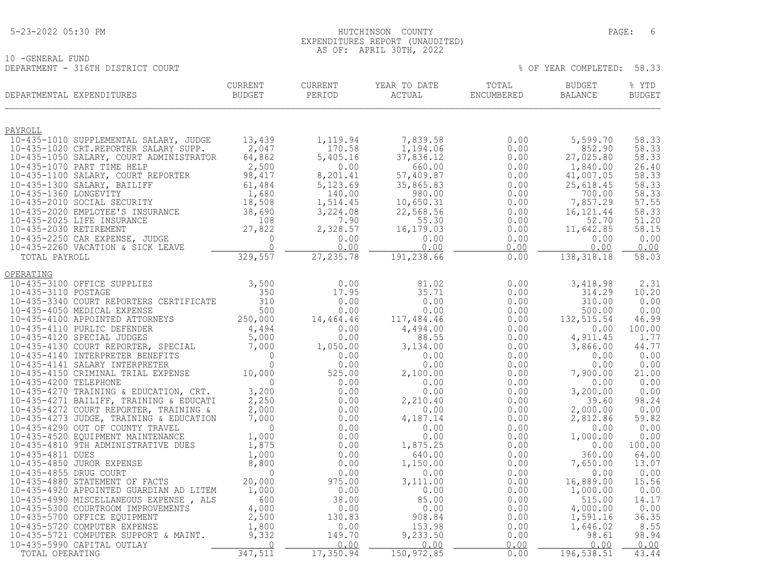HUTCHINSON COUNTY
EXPENDITURES REPORT (UNAUDITED)
AS OF: APRIL 30TH, 2022

10 -GENERAL FUND
DEPARTMENT - 316TH DISTRICT COURT

% OF YEAR COMPLETED: 58.33

| DEPARTMENTAL EXPENDITURES | CURRENT BUDGET | CURRENT PERIOD | YEAR TO DATE ACTUAL | TOTAL ENCUMBERED | BUDGET BALANCE | % YTD BUDGET |
|---|---|---|---|---|---|---|
| PAYROLL | | | | | | |
| 10-435-1010 SUPPLEMENTAL SALARY, JUDGE | 13,439 | 1,119.94 | 7,839.58 | 0.00 | 5,599.70 | 58.33 |
| 10-435-1020 CRT.REPORTER SALARY SUPP. | 2,047 | 170.58 | 1,194.06 | 0.00 | 852.90 | 58.33 |
| 10-435-1050 SALARY, COURT ADMINISTRATOR | 64,862 | 5,405.16 | 37,836.12 | 0.00 | 27,025.80 | 58.33 |
| 10-435-1070 PART TIME HELP | 2,500 | 0.00 | 660.00 | 0.00 | 1,840.00 | 26.40 |
| 10-435-1100 SALARY, COURT REPORTER | 98,417 | 8,201.41 | 57,409.87 | 0.00 | 41,007.05 | 58.33 |
| 10-435-1300 SALARY, BAILIFF | 61,484 | 5,123.69 | 35,865.83 | 0.00 | 25,618.45 | 58.33 |
| 10-435-1360 LONGEVITY | 1,680 | 140.00 | 980.00 | 0.00 | 700.00 | 58.33 |
| 10-435-2010 SOCIAL SECURITY | 18,508 | 1,514.45 | 10,650.31 | 0.00 | 7,857.29 | 57.55 |
| 10-435-2020 EMPLOYEE'S INSURANCE | 38,690 | 3,224.08 | 22,568.56 | 0.00 | 16,121.44 | 58.33 |
| 10-435-2025 LIFE INSURANCE | 108 | 7.90 | 55.30 | 0.00 | 52.70 | 51.20 |
| 10-435-2030 RETIREMENT | 27,822 | 2,328.57 | 16,179.03 | 0.00 | 11,642.85 | 58.15 |
| 10-435-2250 CAR EXPENSE, JUDGE | 0 | 0.00 | 0.00 | 0.00 | 0.00 | 0.00 |
| 10-435-2260 VACATION & SICK LEAVE | 0 | 0.00 | 0.00 | 0.00 | 0.00 | 0.00 |
| TOTAL PAYROLL | 329,557 | 27,235.78 | 191,238.66 | 0.00 | 138,318.18 | 58.03 |
| OPERATING | | | | | | |
| 10-435-3100 OFFICE SUPPLIES | 3,500 | 0.00 | 81.02 | 0.00 | 3,418.98 | 2.31 |
| 10-435-3110 POSTAGE | 350 | 17.95 | 35.71 | 0.00 | 314.29 | 10.20 |
| 10-435-3340 COURT REPORTERS CERTIFICATE | 310 | 0.00 | 0.00 | 0.00 | 310.00 | 0.00 |
| 10-435-4050 MEDICAL EXPENSE | 500 | 0.00 | 0.00 | 0.00 | 500.00 | 0.00 |
| 10-435-4100 APPOINTED ATTORNEYS | 250,000 | 14,464.46 | 117,484.46 | 0.00 | 132,515.54 | 46.99 |
| 10-435-4110 PURLIC DEFENDER | 4,494 | 0.00 | 4,494.00 | 0.00 | 0.00 | 100.00 |
| 10-435-4120 SPECIAL JUDGES | 5,000 | 0.00 | 88.55 | 0.00 | 4,911.45 | 1.77 |
| 10-435-4130 COURT REPORTER, SPECIAL | 7,000 | 1,050.00 | 3,134.00 | 0.00 | 3,866.00 | 44.77 |
| 10-435-4140 INTERPRETER BENEFITS | 0 | 0.00 | 0.00 | 0.00 | 0.00 | 0.00 |
| 10-435-4141 SALARY INTERPRETER | 0 | 0.00 | 0.00 | 0.00 | 0.00 | 0.00 |
| 10-435-4150 CRIMINAL TRIAL EXPENSE | 10,000 | 525.00 | 2,100.00 | 0.00 | 7,900.00 | 21.00 |
| 10-435-4200 TELEPHONE | 0 | 0.00 | 0.00 | 0.00 | 0.00 | 0.00 |
| 10-435-4270 TRAINING & EDUCATION, CRT. | 3,200 | 0.00 | 0.00 | 0.00 | 3,200.00 | 0.00 |
| 10-435-4271 BAILIFF, TRAINING & EDUCATI | 2,250 | 0.00 | 2,210.40 | 0.00 | 39.60 | 98.24 |
| 10-435-4272 COURT REPORTER, TRAINING & | 2,000 | 0.00 | 0.00 | 0.00 | 2,000.00 | 0.00 |
| 10-435-4273 JUDGE, TRAINING & EDUCATION | 7,000 | 0.00 | 4,187.14 | 0.00 | 2,812.86 | 59.82 |
| 10-435-4290 OUT OF COUNTY TRAVEL | 0 | 0.00 | 0.00 | 0.00 | 0.00 | 0.00 |
| 10-435-4520 EQUIPMENT MAINTENANCE | 1,000 | 0.00 | 0.00 | 0.00 | 1,000.00 | 0.00 |
| 10-435-4810 9TH ADMINISTRATIVE DUES | 1,875 | 0.00 | 1,875.25 | 0.00 | 0.00 | 100.00 |
| 10-435-4811 DUES | 1,000 | 0.00 | 640.00 | 0.00 | 360.00 | 64.00 |
| 10-435-4850 JUROR EXPENSE | 8,800 | 0.00 | 1,150.00 | 0.00 | 7,650.00 | 13.07 |
| 10-435-4855 DRUG COURT | 0 | 0.00 | 0.00 | 0.00 | 0.00 | 0.00 |
| 10-435-4880 STATEMENT OF FACTS | 20,000 | 975.00 | 3,111.00 | 0.00 | 16,889.00 | 15.56 |
| 10-435-4920 APPOINTED GUARDIAN AD LITEM | 1,000 | 0.00 | 0.00 | 0.00 | 1,000.00 | 0.00 |
| 10-435-4990 MISCELLANEOUS EXPENSE , ALS | 600 | 38.00 | 85.00 | 0.00 | 515.00 | 14.17 |
| 10-435-5300 COURTROOM IMPROVEMENTS | 4,000 | 0.00 | 0.00 | 0.00 | 4,000.00 | 0.00 |
| 10-435-5700 OFFICE EQUIPMENT | 2,500 | 130.83 | 908.84 | 0.00 | 1,591.16 | 36.35 |
| 10-435-5720 COMPUTER EXPENSE | 1,800 | 0.00 | 153.98 | 0.00 | 1,646.02 | 8.55 |
| 10-435-5721 COMPUTER SUPPORT & MAINT. | 9,332 | 149.70 | 9,233.50 | 0.00 | 98.61 | 98.94 |
| 10-435-5990 CAPITAL OUTLAY | 0 | 0.00 | 0.00 | 0.00 | 0.00 | 0.00 |
| TOTAL OPERATING | 347,511 | 17,350.94 | 150,972.85 | 0.00 | 196,538.51 | 43.44 |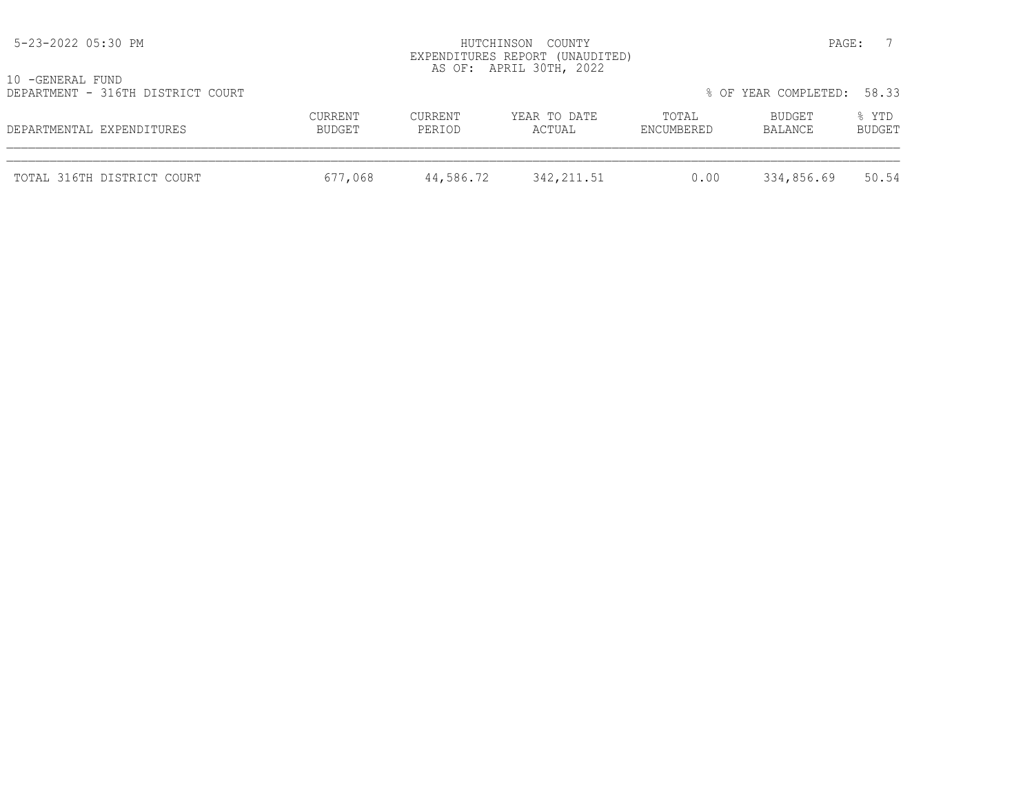HUTCHINSON COUNTY
EXPENDITURES REPORT (UNAUDITED)
AS OF: APRIL 30TH, 2022

10 -GENERAL FUND
DEPARTMENT - 316TH DISTRICT COURT

% OF YEAR COMPLETED: 58.33

| DEPARTMENTAL EXPENDITURES | CURRENT BUDGET | CURRENT PERIOD | YEAR TO DATE ACTUAL | TOTAL ENCUMBERED | BUDGET BALANCE | % YTD BUDGET |
|---|---|---|---|---|---|---|
| TOTAL 316TH DISTRICT COURT | 677,068 | 44,586.72 | 342,211.51 | 0.00 | 334,856.69 | 50.54 |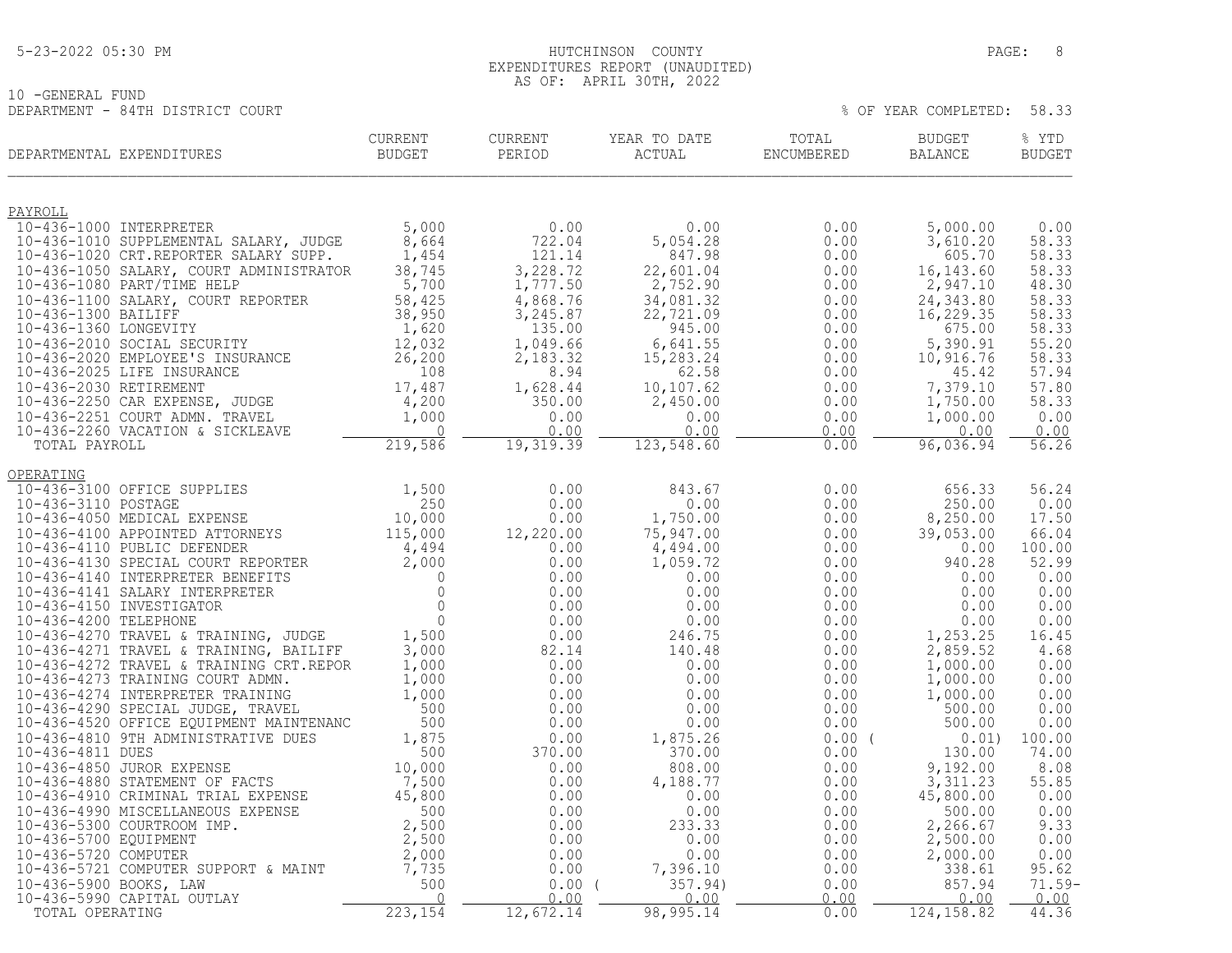10 -GENERAL FUND

DEPARTMENT - 84TH DISTRICT COURT

% OF YEAR COMPLETED: 58.33

| DEPARTMENTAL EXPENDITURES | CURRENT BUDGET | CURRENT PERIOD | YEAR TO DATE ACTUAL | TOTAL ENCUMBERED | BUDGET BALANCE | % YTD BUDGET |
|---|---|---|---|---|---|---|
| **PAYROLL** | | | | | | |
| 10-436-1000 INTERPRETER | 5,000 | 0.00 | 0.00 | 0.00 | 5,000.00 | 0.00 |
| 10-436-1010 SUPPLEMENTAL SALARY, JUDGE | 8,664 | 722.04 | 5,054.28 | 0.00 | 3,610.20 | 58.33 |
| 10-436-1020 CRT.REPORTER SALARY SUPP. | 1,454 | 121.14 | 847.98 | 0.00 | 605.70 | 58.33 |
| 10-436-1050 SALARY, COURT ADMINISTRATOR | 38,745 | 3,228.72 | 22,601.04 | 0.00 | 16,143.60 | 58.33 |
| 10-436-1080 PART/TIME HELP | 5,700 | 1,777.50 | 2,752.90 | 0.00 | 2,947.10 | 48.30 |
| 10-436-1100 SALARY, COURT REPORTER | 58,425 | 4,868.76 | 34,081.32 | 0.00 | 24,343.80 | 58.33 |
| 10-436-1300 BAILIFF | 38,950 | 3,245.87 | 22,721.09 | 0.00 | 16,229.35 | 58.33 |
| 10-436-1360 LONGEVITY | 1,620 | 135.00 | 945.00 | 0.00 | 675.00 | 58.33 |
| 10-436-2010 SOCIAL SECURITY | 12,032 | 1,049.66 | 6,641.55 | 0.00 | 5,390.91 | 55.20 |
| 10-436-2020 EMPLOYEE'S INSURANCE | 26,200 | 2,183.32 | 15,283.24 | 0.00 | 10,916.76 | 58.33 |
| 10-436-2025 LIFE INSURANCE | 108 | 8.94 | 62.58 | 0.00 | 45.42 | 57.94 |
| 10-436-2030 RETIREMENT | 17,487 | 1,628.44 | 10,107.62 | 0.00 | 7,379.10 | 57.80 |
| 10-436-2250 CAR EXPENSE, JUDGE | 4,200 | 350.00 | 2,450.00 | 0.00 | 1,750.00 | 58.33 |
| 10-436-2251 COURT ADMN. TRAVEL | 1,000 | 0.00 | 0.00 | 0.00 | 1,000.00 | 0.00 |
| 10-436-2260 VACATION & SICKLEAVE | 0 | 0.00 | 0.00 | 0.00 | 0.00 | 0.00 |
| TOTAL PAYROLL | 219,586 | 19,319.39 | 123,548.60 | 0.00 | 96,036.94 | 56.26 |
| **OPERATING** | | | | | | |
| 10-436-3100 OFFICE SUPPLIES | 1,500 | 0.00 | 843.67 | 0.00 | 656.33 | 56.24 |
| 10-436-3110 POSTAGE | 250 | 0.00 | 0.00 | 0.00 | 250.00 | 0.00 |
| 10-436-4050 MEDICAL EXPENSE | 10,000 | 0.00 | 1,750.00 | 0.00 | 8,250.00 | 17.50 |
| 10-436-4100 APPOINTED ATTORNEYS | 115,000 | 12,220.00 | 75,947.00 | 0.00 | 39,053.00 | 66.04 |
| 10-436-4110 PUBLIC DEFENDER | 4,494 | 0.00 | 4,494.00 | 0.00 | 0.00 | 100.00 |
| 10-436-4130 SPECIAL COURT REPORTER | 2,000 | 0.00 | 1,059.72 | 0.00 | 940.28 | 52.99 |
| 10-436-4140 INTERPRETER BENEFITS | 0 | 0.00 | 0.00 | 0.00 | 0.00 | 0.00 |
| 10-436-4141 SALARY INTERPRETER | 0 | 0.00 | 0.00 | 0.00 | 0.00 | 0.00 |
| 10-436-4150 INVESTIGATOR | 0 | 0.00 | 0.00 | 0.00 | 0.00 | 0.00 |
| 10-436-4200 TELEPHONE | 0 | 0.00 | 0.00 | 0.00 | 0.00 | 0.00 |
| 10-436-4270 TRAVEL & TRAINING, JUDGE | 1,500 | 0.00 | 246.75 | 0.00 | 1,253.25 | 16.45 |
| 10-436-4271 TRAVEL & TRAINING, BAILIFF | 3,000 | 82.14 | 140.48 | 0.00 | 2,859.52 | 4.68 |
| 10-436-4272 TRAVEL & TRAINING CRT.REPOR | 1,000 | 0.00 | 0.00 | 0.00 | 1,000.00 | 0.00 |
| 10-436-4273 TRAINING COURT ADMN. | 1,000 | 0.00 | 0.00 | 0.00 | 1,000.00 | 0.00 |
| 10-436-4274 INTERPRETER TRAINING | 1,000 | 0.00 | 0.00 | 0.00 | 1,000.00 | 0.00 |
| 10-436-4290 SPECIAL JUDGE, TRAVEL | 500 | 0.00 | 0.00 | 0.00 | 500.00 | 0.00 |
| 10-436-4520 OFFICE EQUIPMENT MAINTENANC | 500 | 0.00 | 0.00 | 0.00 | 500.00 | 0.00 |
| 10-436-4810 9TH ADMINISTRATIVE DUES | 1,875 | 0.00 | 1,875.26 | 0.00 | ( 0.01) | 100.00 |
| 10-436-4811 DUES | 500 | 370.00 | 370.00 | 0.00 | 130.00 | 74.00 |
| 10-436-4850 JUROR EXPENSE | 10,000 | 0.00 | 808.00 | 0.00 | 9,192.00 | 8.08 |
| 10-436-4880 STATEMENT OF FACTS | 7,500 | 0.00 | 4,188.77 | 0.00 | 3,311.23 | 55.85 |
| 10-436-4910 CRIMINAL TRIAL EXPENSE | 45,800 | 0.00 | 0.00 | 0.00 | 45,800.00 | 0.00 |
| 10-436-4990 MISCELLANEOUS EXPENSE | 500 | 0.00 | 0.00 | 0.00 | 500.00 | 0.00 |
| 10-436-5300 COURTROOM IMP. | 2,500 | 0.00 | 233.33 | 0.00 | 2,266.67 | 9.33 |
| 10-436-5700 EQUIPMENT | 2,500 | 0.00 | 0.00 | 0.00 | 2,500.00 | 0.00 |
| 10-436-5720 COMPUTER | 2,000 | 0.00 | 0.00 | 0.00 | 2,000.00 | 0.00 |
| 10-436-5721 COMPUTER SUPPORT & MAINT | 7,735 | 0.00 | 7,396.10 | 0.00 | 338.61 | 95.62 |
| 10-436-5900 BOOKS, LAW | 500 | 0.00 | ( 357.94) | 0.00 | 857.94 | 71.59- |
| 10-436-5990 CAPITAL OUTLAY | 0 | 0.00 | 0.00 | 0.00 | 0.00 | 0.00 |
| TOTAL OPERATING | 223,154 | 12,672.14 | 98,995.14 | 0.00 | 124,158.82 | 44.36 |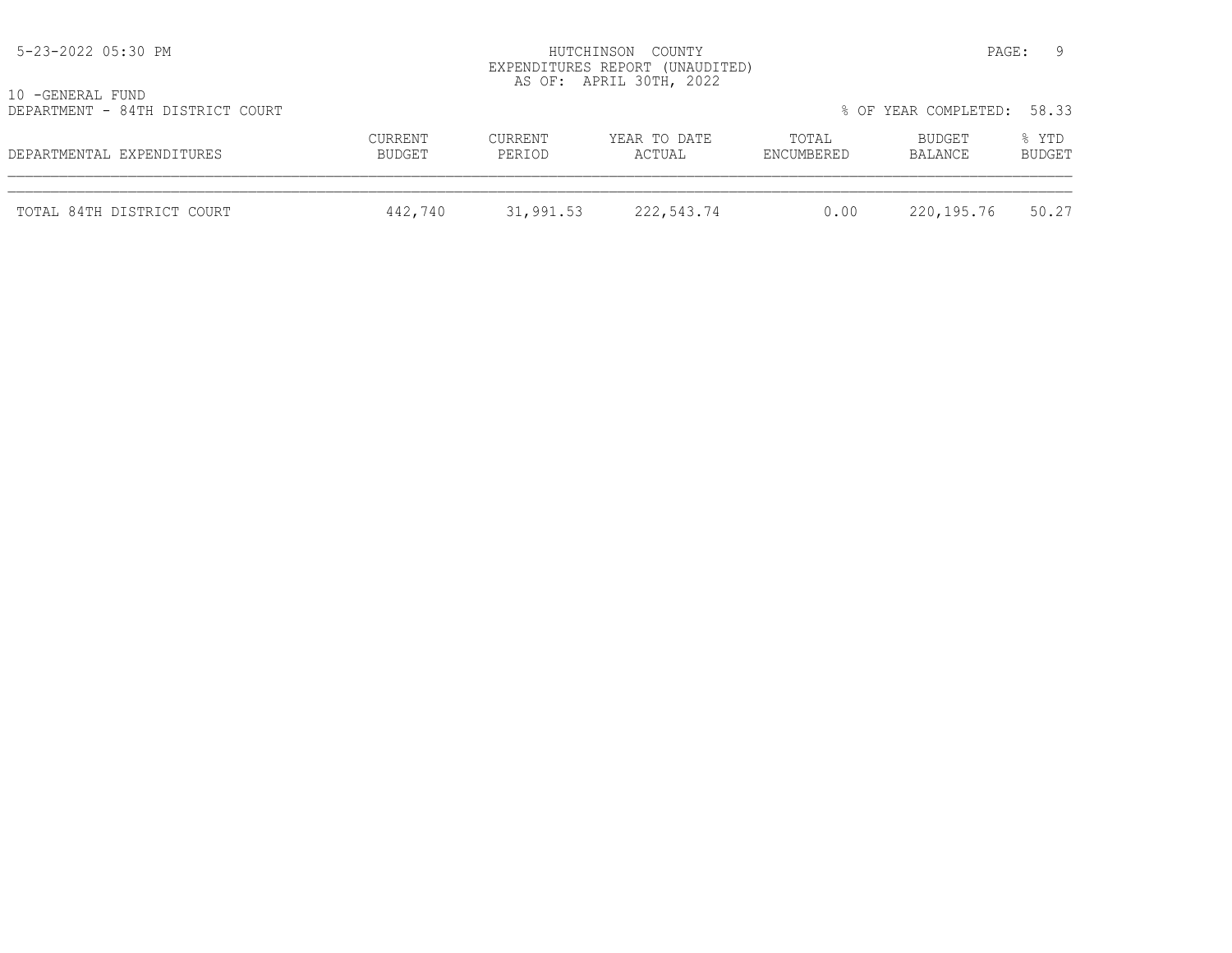HUTCHINSON COUNTY
EXPENDITURES REPORT (UNAUDITED)
AS OF: APRIL 30TH, 2022

10 -GENERAL FUND
DEPARTMENT - 84TH DISTRICT COURT

% OF YEAR COMPLETED: 58.33

| DEPARTMENTAL EXPENDITURES | CURRENT BUDGET | CURRENT PERIOD | YEAR TO DATE ACTUAL | TOTAL ENCUMBERED | BUDGET BALANCE | % YTD BUDGET |
|---|---|---|---|---|---|---|
| TOTAL 84TH DISTRICT COURT | 442,740 | 31,991.53 | 222,543.74 | 0.00 | 220,195.76 | 50.27 |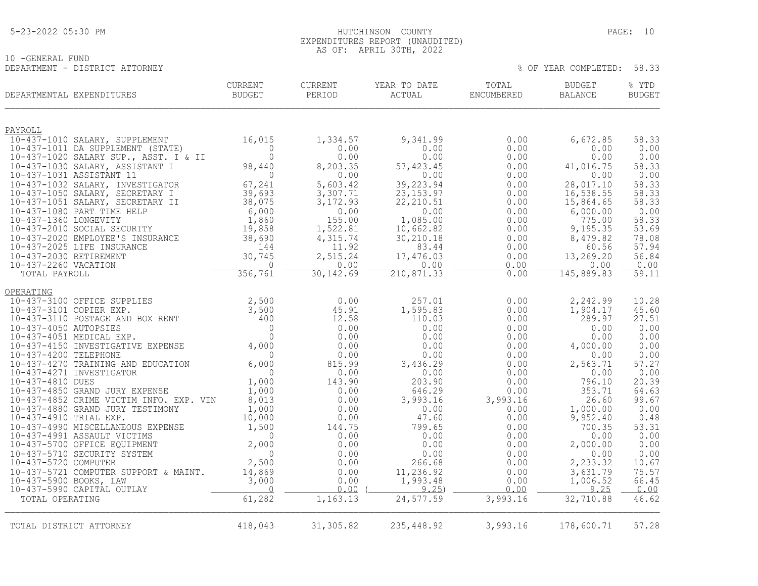HUTCHINSON COUNTY
EXPENDITURES REPORT (UNAUDITED)
AS OF: APRIL 30TH, 2022

10 -GENERAL FUND
DEPARTMENT - DISTRICT ATTORNEY

% OF YEAR COMPLETED: 58.33

| DEPARTMENTAL EXPENDITURES | CURRENT BUDGET | CURRENT PERIOD | YEAR TO DATE ACTUAL | TOTAL ENCUMBERED | BUDGET BALANCE | % YTD BUDGET |
|---|---|---|---|---|---|---|
| PAYROLL | | | | | | |
| 10-437-1010 SALARY, SUPPLEMENT | 16,015 | 1,334.57 | 9,341.99 | 0.00 | 6,672.85 | 58.33 |
| 10-437-1011 DA SUPPLEMENT (STATE) | 0 | 0.00 | 0.00 | 0.00 | 0.00 | 0.00 |
| 10-437-1020 SALARY SUP., ASST. I & II | 0 | 0.00 | 0.00 | 0.00 | 0.00 | 0.00 |
| 10-437-1030 SALARY, ASSISTANT I | 98,440 | 8,203.35 | 57,423.45 | 0.00 | 41,016.75 | 58.33 |
| 10-437-1031 ASSISTANT 11 | 0 | 0.00 | 0.00 | 0.00 | 0.00 | 0.00 |
| 10-437-1032 SALARY, INVESTIGATOR | 67,241 | 5,603.42 | 39,223.94 | 0.00 | 28,017.10 | 58.33 |
| 10-437-1050 SALARY, SECRETARY I | 39,693 | 3,307.71 | 23,153.97 | 0.00 | 16,538.55 | 58.33 |
| 10-437-1051 SALARY, SECRETARY II | 38,075 | 3,172.93 | 22,210.51 | 0.00 | 15,864.65 | 58.33 |
| 10-437-1080 PART TIME HELP | 6,000 | 0.00 | 0.00 | 0.00 | 6,000.00 | 0.00 |
| 10-437-1360 LONGEVITY | 1,860 | 155.00 | 1,085.00 | 0.00 | 775.00 | 58.33 |
| 10-437-2010 SOCIAL SECURITY | 19,858 | 1,522.81 | 10,662.82 | 0.00 | 9,195.35 | 53.69 |
| 10-437-2020 EMPLOYEE'S INSURANCE | 38,690 | 4,315.74 | 30,210.18 | 0.00 | 8,479.82 | 78.08 |
| 10-437-2025 LIFE INSURANCE | 144 | 11.92 | 83.44 | 0.00 | 60.56 | 57.94 |
| 10-437-2030 RETIREMENT | 30,745 | 2,515.24 | 17,476.03 | 0.00 | 13,269.20 | 56.84 |
| 10-437-2260 VACATION | 0 | 0.00 | 0.00 | 0.00 | 0.00 | 0.00 |
| TOTAL PAYROLL | 356,761 | 30,142.69 | 210,871.33 | 0.00 | 145,889.83 | 59.11 |
| OPERATING | | | | | | |
| 10-437-3100 OFFICE SUPPLIES | 2,500 | 0.00 | 257.01 | 0.00 | 2,242.99 | 10.28 |
| 10-437-3101 COPIER EXP. | 3,500 | 45.91 | 1,595.83 | 0.00 | 1,904.17 | 45.60 |
| 10-437-3110 POSTAGE AND BOX RENT | 400 | 12.58 | 110.03 | 0.00 | 289.97 | 27.51 |
| 10-437-4050 AUTOPSIES | 0 | 0.00 | 0.00 | 0.00 | 0.00 | 0.00 |
| 10-437-4051 MEDICAL EXP. | 0 | 0.00 | 0.00 | 0.00 | 0.00 | 0.00 |
| 10-437-4150 INVESTIGATIVE EXPENSE | 4,000 | 0.00 | 0.00 | 0.00 | 4,000.00 | 0.00 |
| 10-437-4200 TELEPHONE | 0 | 0.00 | 0.00 | 0.00 | 0.00 | 0.00 |
| 10-437-4270 TRAINING AND EDUCATION | 6,000 | 815.99 | 3,436.29 | 0.00 | 2,563.71 | 57.27 |
| 10-437-4271 INVESTIGATOR | 0 | 0.00 | 0.00 | 0.00 | 0.00 | 0.00 |
| 10-437-4810 DUES | 1,000 | 143.90 | 203.90 | 0.00 | 796.10 | 20.39 |
| 10-437-4850 GRAND JURY EXPENSE | 1,000 | 0.00 | 646.29 | 0.00 | 353.71 | 64.63 |
| 10-437-4852 CRIME VICTIM INFO. EXP. VIN | 8,013 | 0.00 | 3,993.16 | 3,993.16 | 26.60 | 99.67 |
| 10-437-4880 GRAND JURY TESTIMONY | 1,000 | 0.00 | 0.00 | 0.00 | 1,000.00 | 0.00 |
| 10-437-4910 TRIAL EXP. | 10,000 | 0.00 | 47.60 | 0.00 | 9,952.40 | 0.48 |
| 10-437-4990 MISCELLANEOUS EXPENSE | 1,500 | 144.75 | 799.65 | 0.00 | 700.35 | 53.31 |
| 10-437-4991 ASSAULT VICTIMS | 0 | 0.00 | 0.00 | 0.00 | 0.00 | 0.00 |
| 10-437-5700 OFFICE EQUIPMENT | 2,000 | 0.00 | 0.00 | 0.00 | 2,000.00 | 0.00 |
| 10-437-5710 SECURITY SYSTEM | 0 | 0.00 | 0.00 | 0.00 | 0.00 | 0.00 |
| 10-437-5720 COMPUTER | 2,500 | 0.00 | 266.68 | 0.00 | 2,233.32 | 10.67 |
| 10-437-5721 COMPUTER SUPPORT & MAINT. | 14,869 | 0.00 | 11,236.92 | 0.00 | 3,631.79 | 75.57 |
| 10-437-5900 BOOKS, LAW | 3,000 | 0.00 | 1,993.48 | 0.00 | 1,006.52 | 66.45 |
| 10-437-5990 CAPITAL OUTLAY | 0 | 0.00 | ( 9.25) | 0.00 | 9.25 | 0.00 |
| TOTAL OPERATING | 61,282 | 1,163.13 | 24,577.59 | 3,993.16 | 32,710.88 | 46.62 |
| TOTAL DISTRICT ATTORNEY | 418,043 | 31,305.82 | 235,448.92 | 3,993.16 | 178,600.71 | 57.28 |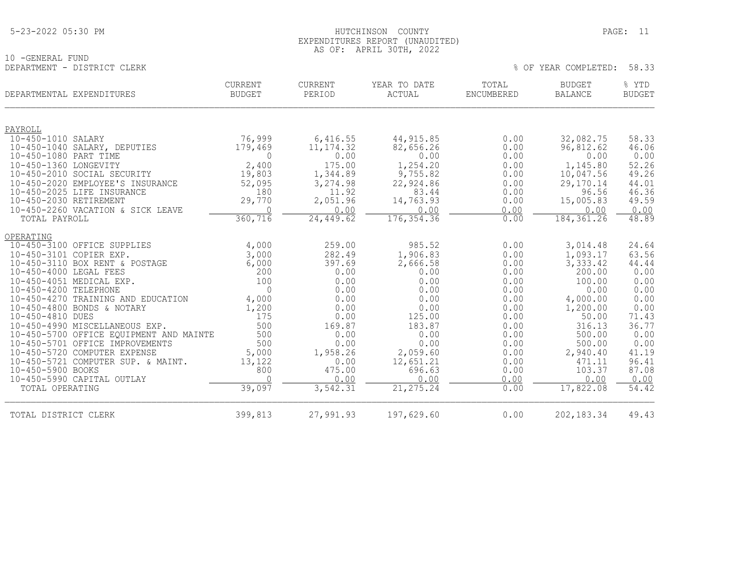HUTCHINSON COUNTY
EXPENDITURES REPORT (UNAUDITED)
AS OF: APRIL 30TH, 2022

10 -GENERAL FUND
DEPARTMENT - DISTRICT CLERK

% OF YEAR COMPLETED: 58.33

| DEPARTMENTAL EXPENDITURES | CURRENT BUDGET | CURRENT PERIOD | YEAR TO DATE ACTUAL | TOTAL ENCUMBERED | BUDGET BALANCE | % YTD BUDGET |
|---|---|---|---|---|---|---|
| PAYROLL | | | | | | |
| 10-450-1010 SALARY | 76,999 | 6,416.55 | 44,915.85 | 0.00 | 32,082.75 | 58.33 |
| 10-450-1040 SALARY, DEPUTIES | 179,469 | 11,174.32 | 82,656.26 | 0.00 | 96,812.62 | 46.06 |
| 10-450-1080 PART TIME | 0 | 0.00 | 0.00 | 0.00 | 0.00 | 0.00 |
| 10-450-1360 LONGEVITY | 2,400 | 175.00 | 1,254.20 | 0.00 | 1,145.80 | 52.26 |
| 10-450-2010 SOCIAL SECURITY | 19,803 | 1,344.89 | 9,755.82 | 0.00 | 10,047.56 | 49.26 |
| 10-450-2020 EMPLOYEE'S INSURANCE | 52,095 | 3,274.98 | 22,924.86 | 0.00 | 29,170.14 | 44.01 |
| 10-450-2025 LIFE INSURANCE | 180 | 11.92 | 83.44 | 0.00 | 96.56 | 46.36 |
| 10-450-2030 RETIREMENT | 29,770 | 2,051.96 | 14,763.93 | 0.00 | 15,005.83 | 49.59 |
| 10-450-2260 VACATION & SICK LEAVE | 0 | 0.00 | 0.00 | 0.00 | 0.00 | 0.00 |
| TOTAL PAYROLL | 360,716 | 24,449.62 | 176,354.36 | 0.00 | 184,361.26 | 48.89 |
| OPERATING | | | | | | |
| 10-450-3100 OFFICE SUPPLIES | 4,000 | 259.00 | 985.52 | 0.00 | 3,014.48 | 24.64 |
| 10-450-3101 COPIER EXP. | 3,000 | 282.49 | 1,906.83 | 0.00 | 1,093.17 | 63.56 |
| 10-450-3110 BOX RENT & POSTAGE | 6,000 | 397.69 | 2,666.58 | 0.00 | 3,333.42 | 44.44 |
| 10-450-4000 LEGAL FEES | 200 | 0.00 | 0.00 | 0.00 | 200.00 | 0.00 |
| 10-450-4051 MEDICAL EXP. | 100 | 0.00 | 0.00 | 0.00 | 100.00 | 0.00 |
| 10-450-4200 TELEPHONE | 0 | 0.00 | 0.00 | 0.00 | 0.00 | 0.00 |
| 10-450-4270 TRAINING AND EDUCATION | 4,000 | 0.00 | 0.00 | 0.00 | 4,000.00 | 0.00 |
| 10-450-4800 BONDS & NOTARY | 1,200 | 0.00 | 0.00 | 0.00 | 1,200.00 | 0.00 |
| 10-450-4810 DUES | 175 | 0.00 | 125.00 | 0.00 | 50.00 | 71.43 |
| 10-450-4990 MISCELLANEOUS EXP. | 500 | 169.87 | 183.87 | 0.00 | 316.13 | 36.77 |
| 10-450-5700 OFFICE EQUIPMENT AND MAINTE | 500 | 0.00 | 0.00 | 0.00 | 500.00 | 0.00 |
| 10-450-5701 OFFICE IMPROVEMENTS | 500 | 0.00 | 0.00 | 0.00 | 500.00 | 0.00 |
| 10-450-5720 COMPUTER EXPENSE | 5,000 | 1,958.26 | 2,059.60 | 0.00 | 2,940.40 | 41.19 |
| 10-450-5721 COMPUTER SUP. & MAINT. | 13,122 | 0.00 | 12,651.21 | 0.00 | 471.11 | 96.41 |
| 10-450-5900 BOOKS | 800 | 475.00 | 696.63 | 0.00 | 103.37 | 87.08 |
| 10-450-5990 CAPITAL OUTLAY | 0 | 0.00 | 0.00 | 0.00 | 0.00 | 0.00 |
| TOTAL OPERATING | 39,097 | 3,542.31 | 21,275.24 | 0.00 | 17,822.08 | 54.42 |
| TOTAL DISTRICT CLERK | 399,813 | 27,991.93 | 197,629.60 | 0.00 | 202,183.34 | 49.43 |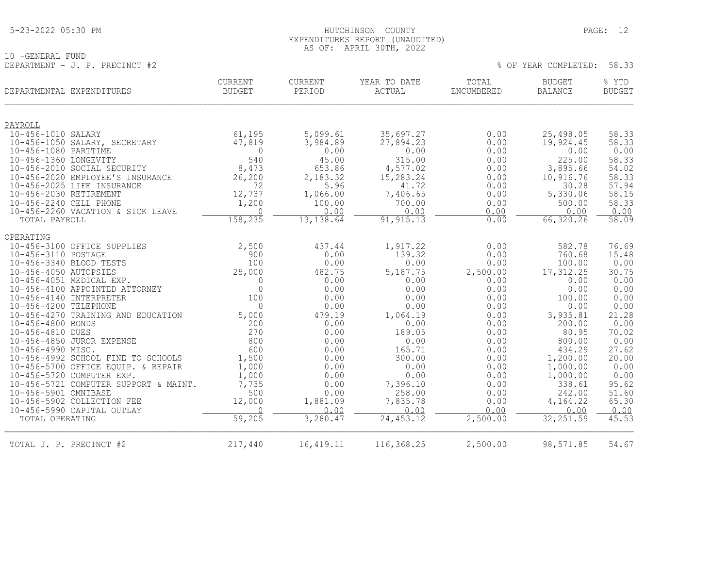HUTCHINSON COUNTY
EXPENDITURES REPORT (UNAUDITED)
AS OF: APRIL 30TH, 2022

10 -GENERAL FUND
DEPARTMENT - J. P. PRECINCT #2

% OF YEAR COMPLETED: 58.33

| DEPARTMENTAL EXPENDITURES | CURRENT BUDGET | CURRENT PERIOD | YEAR TO DATE ACTUAL | TOTAL ENCUMBERED | BUDGET BALANCE | % YTD BUDGET |
|---|---|---|---|---|---|---|
| PAYROLL | | | | | | |
| 10-456-1010 SALARY | 61,195 | 5,099.61 | 35,697.27 | 0.00 | 25,498.05 | 58.33 |
| 10-456-1050 SALARY, SECRETARY | 47,819 | 3,984.89 | 27,894.23 | 0.00 | 19,924.45 | 58.33 |
| 10-456-1080 PARTTIME | 0 | 0.00 | 0.00 | 0.00 | 0.00 | 0.00 |
| 10-456-1360 LONGEVITY | 540 | 45.00 | 315.00 | 0.00 | 225.00 | 58.33 |
| 10-456-2010 SOCIAL SECURITY | 8,473 | 653.86 | 4,577.02 | 0.00 | 3,895.66 | 54.02 |
| 10-456-2020 EMPLOYEE'S INSURANCE | 26,200 | 2,183.32 | 15,283.24 | 0.00 | 10,916.76 | 58.33 |
| 10-456-2025 LIFE INSURANCE | 72 | 5.96 | 41.72 | 0.00 | 30.28 | 57.94 |
| 10-456-2030 RETIREMENT | 12,737 | 1,066.00 | 7,406.65 | 0.00 | 5,330.06 | 58.15 |
| 10-456-2240 CELL PHONE | 1,200 | 100.00 | 700.00 | 0.00 | 500.00 | 58.33 |
| 10-456-2260 VACATION & SICK LEAVE | 0 | 0.00 | 0.00 | 0.00 | 0.00 | 0.00 |
| TOTAL PAYROLL | 158,235 | 13,138.64 | 91,915.13 | 0.00 | 66,320.26 | 58.09 |
| OPERATING | | | | | | |
| 10-456-3100 OFFICE SUPPLIES | 2,500 | 437.44 | 1,917.22 | 0.00 | 582.78 | 76.69 |
| 10-456-3110 POSTAGE | 900 | 0.00 | 139.32 | 0.00 | 760.68 | 15.48 |
| 10-456-3340 BLOOD TESTS | 100 | 0.00 | 0.00 | 0.00 | 100.00 | 0.00 |
| 10-456-4050 AUTOPSIES | 25,000 | 482.75 | 5,187.75 | 2,500.00 | 17,312.25 | 30.75 |
| 10-456-4051 MEDICAL EXP. | 0 | 0.00 | 0.00 | 0.00 | 0.00 | 0.00 |
| 10-456-4100 APPOINTED ATTORNEY | 0 | 0.00 | 0.00 | 0.00 | 0.00 | 0.00 |
| 10-456-4140 INTERPRETER | 100 | 0.00 | 0.00 | 0.00 | 100.00 | 0.00 |
| 10-456-4200 TELEPHONE | 0 | 0.00 | 0.00 | 0.00 | 0.00 | 0.00 |
| 10-456-4270 TRAINING AND EDUCATION | 5,000 | 479.19 | 1,064.19 | 0.00 | 3,935.81 | 21.28 |
| 10-456-4800 BONDS | 200 | 0.00 | 0.00 | 0.00 | 200.00 | 0.00 |
| 10-456-4810 DUES | 270 | 0.00 | 189.05 | 0.00 | 80.95 | 70.02 |
| 10-456-4850 JUROR EXPENSE | 800 | 0.00 | 0.00 | 0.00 | 800.00 | 0.00 |
| 10-456-4990 MISC. | 600 | 0.00 | 165.71 | 0.00 | 434.29 | 27.62 |
| 10-456-4992 SCHOOL FINE TO SCHOOLS | 1,500 | 0.00 | 300.00 | 0.00 | 1,200.00 | 20.00 |
| 10-456-5700 OFFICE EQUIP. & REPAIR | 1,000 | 0.00 | 0.00 | 0.00 | 1,000.00 | 0.00 |
| 10-456-5720 COMPUTER EXP. | 1,000 | 0.00 | 0.00 | 0.00 | 1,000.00 | 0.00 |
| 10-456-5721 COMPUTER SUPPORT & MAINT. | 7,735 | 0.00 | 7,396.10 | 0.00 | 338.61 | 95.62 |
| 10-456-5901 OMNIBASE | 500 | 0.00 | 258.00 | 0.00 | 242.00 | 51.60 |
| 10-456-5902 COLLECTION FEE | 12,000 | 1,881.09 | 7,835.78 | 0.00 | 4,164.22 | 65.30 |
| 10-456-5990 CAPITAL OUTLAY | 0 | 0.00 | 0.00 | 0.00 | 0.00 | 0.00 |
| TOTAL OPERATING | 59,205 | 3,280.47 | 24,453.12 | 2,500.00 | 32,251.59 | 45.53 |
| TOTAL J. P. PRECINCT #2 | 217,440 | 16,419.11 | 116,368.25 | 2,500.00 | 98,571.85 | 54.67 |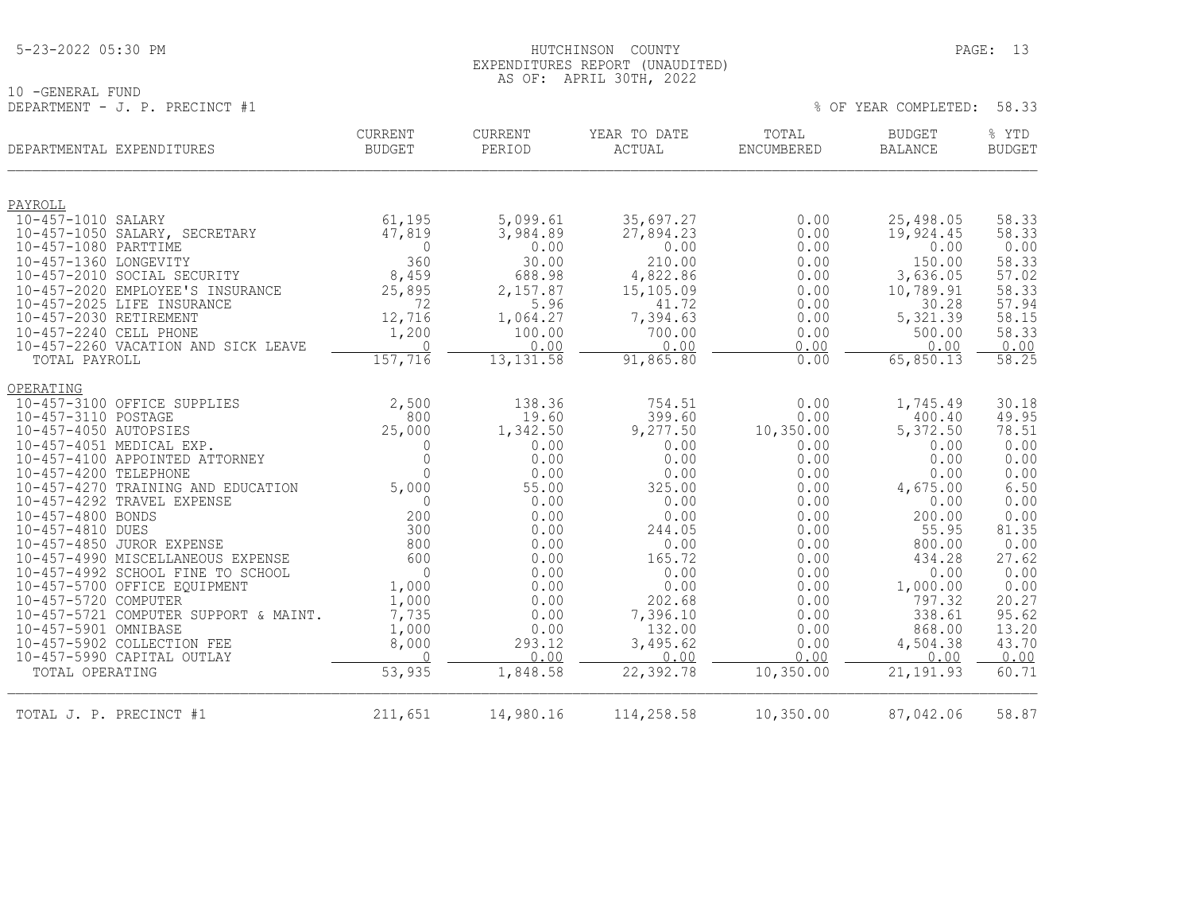HUTCHINSON COUNTY
EXPENDITURES REPORT (UNAUDITED)
AS OF: APRIL 30TH, 2022

10 -GENERAL FUND
DEPARTMENT - J. P. PRECINCT #1

% OF YEAR COMPLETED: 58.33

| DEPARTMENTAL EXPENDITURES | CURRENT BUDGET | CURRENT PERIOD | YEAR TO DATE ACTUAL | TOTAL ENCUMBERED | BUDGET BALANCE | % YTD BUDGET |
|---|---|---|---|---|---|---|
| PAYROLL | | | | | | |
| 10-457-1010 SALARY | 61,195 | 5,099.61 | 35,697.27 | 0.00 | 25,498.05 | 58.33 |
| 10-457-1050 SALARY, SECRETARY | 47,819 | 3,984.89 | 27,894.23 | 0.00 | 19,924.45 | 58.33 |
| 10-457-1080 PARTTIME | 0 | 0.00 | 0.00 | 0.00 | 0.00 | 0.00 |
| 10-457-1360 LONGEVITY | 360 | 30.00 | 210.00 | 0.00 | 150.00 | 58.33 |
| 10-457-2010 SOCIAL SECURITY | 8,459 | 688.98 | 4,822.86 | 0.00 | 3,636.05 | 57.02 |
| 10-457-2020 EMPLOYEE'S INSURANCE | 25,895 | 2,157.87 | 15,105.09 | 0.00 | 10,789.91 | 58.33 |
| 10-457-2025 LIFE INSURANCE | 72 | 5.96 | 41.72 | 0.00 | 30.28 | 57.94 |
| 10-457-2030 RETIREMENT | 12,716 | 1,064.27 | 7,394.63 | 0.00 | 5,321.39 | 58.15 |
| 10-457-2240 CELL PHONE | 1,200 | 100.00 | 700.00 | 0.00 | 500.00 | 58.33 |
| 10-457-2260 VACATION AND SICK LEAVE | 0 | 0.00 | 0.00 | 0.00 | 0.00 | 0.00 |
| TOTAL PAYROLL | 157,716 | 13,131.58 | 91,865.80 | 0.00 | 65,850.13 | 58.25 |
| OPERATING | | | | | | |
| 10-457-3100 OFFICE SUPPLIES | 2,500 | 138.36 | 754.51 | 0.00 | 1,745.49 | 30.18 |
| 10-457-3110 POSTAGE | 800 | 19.60 | 399.60 | 0.00 | 400.40 | 49.95 |
| 10-457-4050 AUTOPSIES | 25,000 | 1,342.50 | 9,277.50 | 10,350.00 | 5,372.50 | 78.51 |
| 10-457-4051 MEDICAL EXP. | 0 | 0.00 | 0.00 | 0.00 | 0.00 | 0.00 |
| 10-457-4100 APPOINTED ATTORNEY | 0 | 0.00 | 0.00 | 0.00 | 0.00 | 0.00 |
| 10-457-4200 TELEPHONE | 0 | 0.00 | 0.00 | 0.00 | 0.00 | 0.00 |
| 10-457-4270 TRAINING AND EDUCATION | 5,000 | 55.00 | 325.00 | 0.00 | 4,675.00 | 6.50 |
| 10-457-4292 TRAVEL EXPENSE | 0 | 0.00 | 0.00 | 0.00 | 0.00 | 0.00 |
| 10-457-4800 BONDS | 200 | 0.00 | 0.00 | 0.00 | 200.00 | 0.00 |
| 10-457-4810 DUES | 300 | 0.00 | 244.05 | 0.00 | 55.95 | 81.35 |
| 10-457-4850 JUROR EXPENSE | 800 | 0.00 | 0.00 | 0.00 | 800.00 | 0.00 |
| 10-457-4990 MISCELLANEOUS EXPENSE | 600 | 0.00 | 165.72 | 0.00 | 434.28 | 27.62 |
| 10-457-4992 SCHOOL FINE TO SCHOOL | 0 | 0.00 | 0.00 | 0.00 | 0.00 | 0.00 |
| 10-457-5700 OFFICE EQUIPMENT | 1,000 | 0.00 | 0.00 | 0.00 | 1,000.00 | 0.00 |
| 10-457-5720 COMPUTER | 1,000 | 0.00 | 202.68 | 0.00 | 797.32 | 20.27 |
| 10-457-5721 COMPUTER SUPPORT & MAINT. | 7,735 | 0.00 | 7,396.10 | 0.00 | 338.61 | 95.62 |
| 10-457-5901 OMNIBASE | 1,000 | 0.00 | 132.00 | 0.00 | 868.00 | 13.20 |
| 10-457-5902 COLLECTION FEE | 8,000 | 293.12 | 3,495.62 | 0.00 | 4,504.38 | 43.70 |
| 10-457-5990 CAPITAL OUTLAY | 0 | 0.00 | 0.00 | 0.00 | 0.00 | 0.00 |
| TOTAL OPERATING | 53,935 | 1,848.58 | 22,392.78 | 10,350.00 | 21,191.93 | 60.71 |
| TOTAL J. P. PRECINCT #1 | 211,651 | 14,980.16 | 114,258.58 | 10,350.00 | 87,042.06 | 58.87 |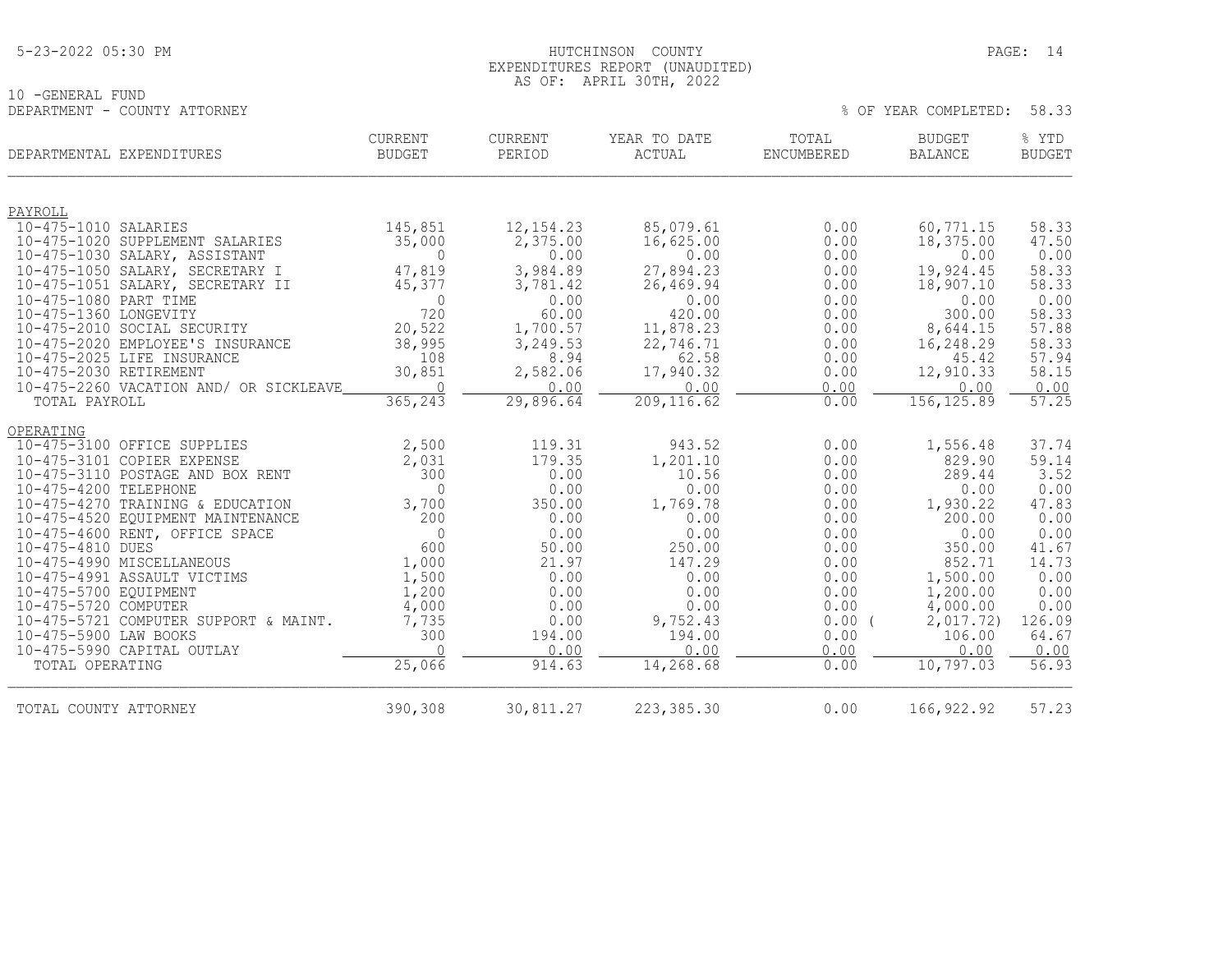10 -GENERAL FUND
DEPARTMENT - COUNTY ATTORNEY

HUTCHINSON COUNTY
EXPENDITURES REPORT (UNAUDITED)
AS OF: APRIL 30TH, 2022

% OF YEAR COMPLETED: 58.33

| DEPARTMENTAL EXPENDITURES | CURRENT BUDGET | CURRENT PERIOD | YEAR TO DATE ACTUAL | TOTAL ENCUMBERED | BUDGET BALANCE | % YTD BUDGET |
|---|---|---|---|---|---|---|
| **PAYROLL** | | | | | | |
| 10-475-1010 SALARIES | 145,851 | 12,154.23 | 85,079.61 | 0.00 | 60,771.15 | 58.33 |
| 10-475-1020 SUPPLEMENT SALARIES | 35,000 | 2,375.00 | 16,625.00 | 0.00 | 18,375.00 | 47.50 |
| 10-475-1030 SALARY, ASSISTANT | 0 | 0.00 | 0.00 | 0.00 | 0.00 | 0.00 |
| 10-475-1050 SALARY, SECRETARY I | 47,819 | 3,984.89 | 27,894.23 | 0.00 | 19,924.45 | 58.33 |
| 10-475-1051 SALARY, SECRETARY II | 45,377 | 3,781.42 | 26,469.94 | 0.00 | 18,907.10 | 58.33 |
| 10-475-1080 PART TIME | 0 | 0.00 | 0.00 | 0.00 | 0.00 | 0.00 |
| 10-475-1360 LONGEVITY | 720 | 60.00 | 420.00 | 0.00 | 300.00 | 58.33 |
| 10-475-2010 SOCIAL SECURITY | 20,522 | 1,700.57 | 11,878.23 | 0.00 | 8,644.15 | 57.88 |
| 10-475-2020 EMPLOYEE'S INSURANCE | 38,995 | 3,249.53 | 22,746.71 | 0.00 | 16,248.29 | 58.33 |
| 10-475-2025 LIFE INSURANCE | 108 | 8.94 | 62.58 | 0.00 | 45.42 | 57.94 |
| 10-475-2030 RETIREMENT | 30,851 | 2,582.06 | 17,940.32 | 0.00 | 12,910.33 | 58.15 |
| 10-475-2260 VACATION AND/ OR SICKLEAVE | 0 | 0.00 | 0.00 | 0.00 | 0.00 | 0.00 |
| TOTAL PAYROLL | 365,243 | 29,896.64 | 209,116.62 | 0.00 | 156,125.89 | 57.25 |
| **OPERATING** | | | | | | |
| 10-475-3100 OFFICE SUPPLIES | 2,500 | 119.31 | 943.52 | 0.00 | 1,556.48 | 37.74 |
| 10-475-3101 COPIER EXPENSE | 2,031 | 179.35 | 1,201.10 | 0.00 | 829.90 | 59.14 |
| 10-475-3110 POSTAGE AND BOX RENT | 300 | 0.00 | 10.56 | 0.00 | 289.44 | 3.52 |
| 10-475-4200 TELEPHONE | 0 | 0.00 | 0.00 | 0.00 | 0.00 | 0.00 |
| 10-475-4270 TRAINING & EDUCATION | 3,700 | 350.00 | 1,769.78 | 0.00 | 1,930.22 | 47.83 |
| 10-475-4520 EQUIPMENT MAINTENANCE | 200 | 0.00 | 0.00 | 0.00 | 200.00 | 0.00 |
| 10-475-4600 RENT, OFFICE SPACE | 0 | 0.00 | 0.00 | 0.00 | 0.00 | 0.00 |
| 10-475-4810 DUES | 600 | 50.00 | 250.00 | 0.00 | 350.00 | 41.67 |
| 10-475-4990 MISCELLANEOUS | 1,000 | 21.97 | 147.29 | 0.00 | 852.71 | 14.73 |
| 10-475-4991 ASSAULT VICTIMS | 1,500 | 0.00 | 0.00 | 0.00 | 1,500.00 | 0.00 |
| 10-475-5700 EQUIPMENT | 1,200 | 0.00 | 0.00 | 0.00 | 1,200.00 | 0.00 |
| 10-475-5720 COMPUTER | 4,000 | 0.00 | 0.00 | 0.00 | 4,000.00 | 0.00 |
| 10-475-5721 COMPUTER SUPPORT & MAINT. | 7,735 | 0.00 | 9,752.43 | 0.00 | (2,017.72) | 126.09 |
| 10-475-5900 LAW BOOKS | 300 | 194.00 | 194.00 | 0.00 | 106.00 | 64.67 |
| 10-475-5990 CAPITAL OUTLAY | 0 | 0.00 | 0.00 | 0.00 | 0.00 | 0.00 |
| TOTAL OPERATING | 25,066 | 914.63 | 14,268.68 | 0.00 | 10,797.03 | 56.93 |
| TOTAL COUNTY ATTORNEY | 390,308 | 30,811.27 | 223,385.30 | 0.00 | 166,922.92 | 57.23 |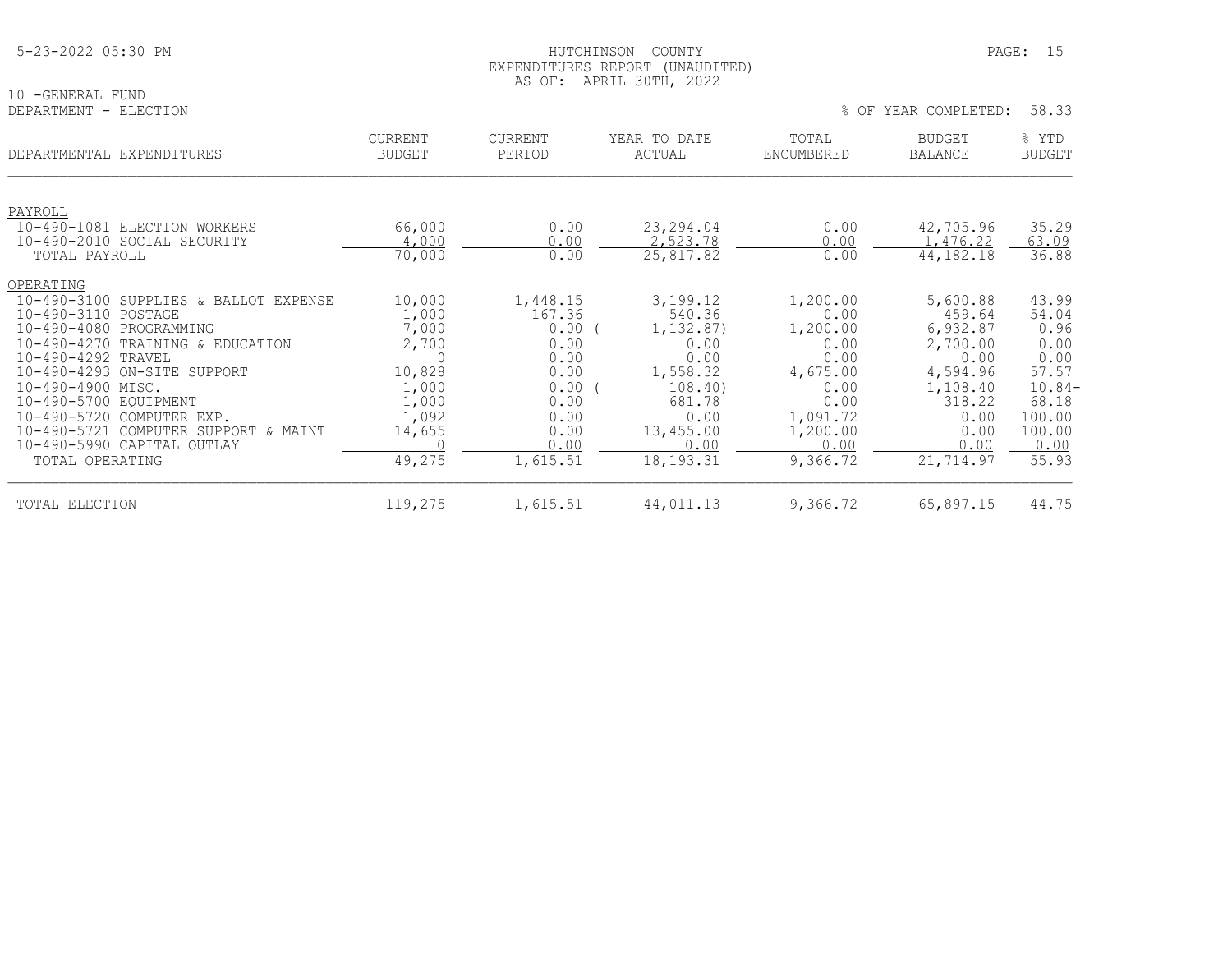5-23-2022 05:30 PM

HUTCHINSON COUNTY
EXPENDITURES REPORT (UNAUDITED)
AS OF: APRIL 30TH, 2022

10 -GENERAL FUND
DEPARTMENT - ELECTION

% OF YEAR COMPLETED: 58.33

| DEPARTMENTAL EXPENDITURES | CURRENT BUDGET | CURRENT PERIOD | YEAR TO DATE ACTUAL | TOTAL ENCUMBERED | BUDGET BALANCE | % YTD BUDGET |
|---|---|---|---|---|---|---|
| PAYROLL | | | | | | |
| 10-490-1081 ELECTION WORKERS | 66,000 | 0.00 | 23,294.04 | 0.00 | 42,705.96 | 35.29 |
| 10-490-2010 SOCIAL SECURITY | 4,000 | 0.00 | 2,523.78 | 0.00 | 1,476.22 | 63.09 |
| TOTAL PAYROLL | 70,000 | 0.00 | 25,817.82 | 0.00 | 44,182.18 | 36.88 |
| OPERATING | | | | | | |
| 10-490-3100 SUPPLIES & BALLOT EXPENSE | 10,000 | 1,448.15 | 3,199.12 | 1,200.00 | 5,600.88 | 43.99 |
| 10-490-3110 POSTAGE | 1,000 | 167.36 | 540.36 | 0.00 | 459.64 | 54.04 |
| 10-490-4080 PROGRAMMING | 7,000 | 0.00 | ( 1,132.87) | 1,200.00 | 6,932.87 | 0.96 |
| 10-490-4270 TRAINING & EDUCATION | 2,700 | 0.00 | 0.00 | 0.00 | 2,700.00 | 0.00 |
| 10-490-4292 TRAVEL | 0 | 0.00 | 0.00 | 0.00 | 0.00 | 0.00 |
| 10-490-4293 ON-SITE SUPPORT | 10,828 | 0.00 | 1,558.32 | 4,675.00 | 4,594.96 | 57.57 |
| 10-490-4900 MISC. | 1,000 | 0.00 | ( 108.40) | 0.00 | 1,108.40 | 10.84- |
| 10-490-5700 EQUIPMENT | 1,000 | 0.00 | 681.78 | 0.00 | 318.22 | 68.18 |
| 10-490-5720 COMPUTER EXP. | 1,092 | 0.00 | 0.00 | 1,091.72 | 0.00 | 100.00 |
| 10-490-5721 COMPUTER SUPPORT & MAINT | 14,655 | 0.00 | 13,455.00 | 1,200.00 | 0.00 | 100.00 |
| 10-490-5990 CAPITAL OUTLAY | 0 | 0.00 | 0.00 | 0.00 | 0.00 | 0.00 |
| TOTAL OPERATING | 49,275 | 1,615.51 | 18,193.31 | 9,366.72 | 21,714.97 | 55.93 |
| TOTAL ELECTION | 119,275 | 1,615.51 | 44,011.13 | 9,366.72 | 65,897.15 | 44.75 |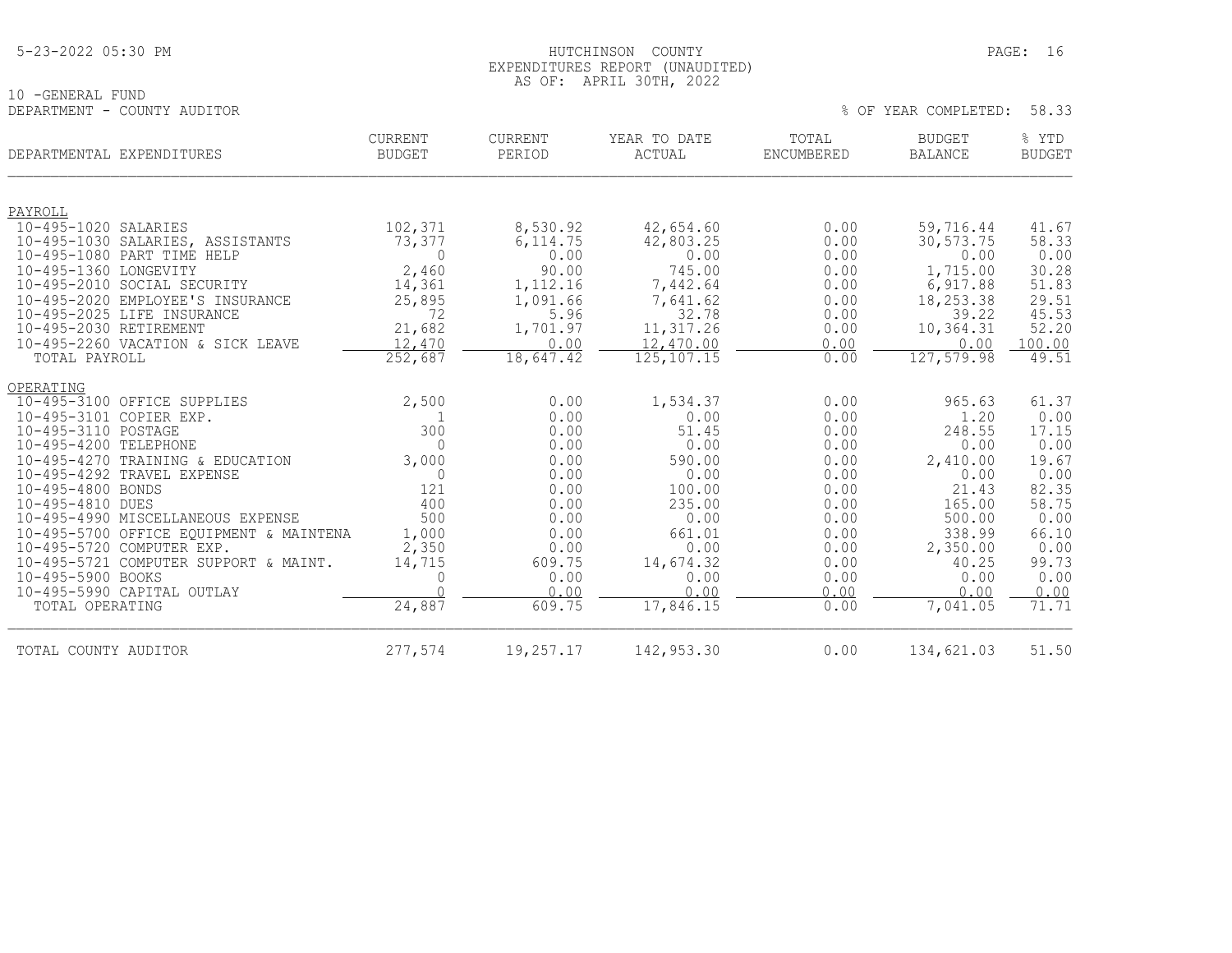HUTCHINSON COUNTY
EXPENDITURES REPORT (UNAUDITED)
AS OF: APRIL 30TH, 2022

5-23-2022 05:30 PM

10 -GENERAL FUND
DEPARTMENT - COUNTY AUDITOR

% OF YEAR COMPLETED: 58.33

| DEPARTMENTAL EXPENDITURES | CURRENT BUDGET | CURRENT PERIOD | YEAR TO DATE ACTUAL | TOTAL ENCUMBERED | BUDGET BALANCE | % YTD BUDGET |
|---|---|---|---|---|---|---|
| PAYROLL | | | | | | |
| 10-495-1020 SALARIES | 102,371 | 8,530.92 | 42,654.60 | 0.00 | 59,716.44 | 41.67 |
| 10-495-1030 SALARIES, ASSISTANTS | 73,377 | 6,114.75 | 42,803.25 | 0.00 | 30,573.75 | 58.33 |
| 10-495-1080 PART TIME HELP | 0 | 0.00 | 0.00 | 0.00 | 0.00 | 0.00 |
| 10-495-1360 LONGEVITY | 2,460 | 90.00 | 745.00 | 0.00 | 1,715.00 | 30.28 |
| 10-495-2010 SOCIAL SECURITY | 14,361 | 1,112.16 | 7,442.64 | 0.00 | 6,917.88 | 51.83 |
| 10-495-2020 EMPLOYEE'S INSURANCE | 25,895 | 1,091.66 | 7,641.62 | 0.00 | 18,253.38 | 29.51 |
| 10-495-2025 LIFE INSURANCE | 72 | 5.96 | 32.78 | 0.00 | 39.22 | 45.53 |
| 10-495-2030 RETIREMENT | 21,682 | 1,701.97 | 11,317.26 | 0.00 | 10,364.31 | 52.20 |
| 10-495-2260 VACATION & SICK LEAVE | 12,470 | 0.00 | 12,470.00 | 0.00 | 0.00 | 100.00 |
| TOTAL PAYROLL | 252,687 | 18,647.42 | 125,107.15 | 0.00 | 127,579.98 | 49.51 |
| OPERATING | | | | | | |
| 10-495-3100 OFFICE SUPPLIES | 2,500 | 0.00 | 1,534.37 | 0.00 | 965.63 | 61.37 |
| 10-495-3101 COPIER EXP. | 1 | 0.00 | 0.00 | 0.00 | 1.20 | 0.00 |
| 10-495-3110 POSTAGE | 300 | 0.00 | 51.45 | 0.00 | 248.55 | 17.15 |
| 10-495-4200 TELEPHONE | 0 | 0.00 | 0.00 | 0.00 | 0.00 | 0.00 |
| 10-495-4270 TRAINING & EDUCATION | 3,000 | 0.00 | 590.00 | 0.00 | 2,410.00 | 19.67 |
| 10-495-4292 TRAVEL EXPENSE | 0 | 0.00 | 0.00 | 0.00 | 0.00 | 0.00 |
| 10-495-4800 BONDS | 121 | 0.00 | 100.00 | 0.00 | 21.43 | 82.35 |
| 10-495-4810 DUES | 400 | 0.00 | 235.00 | 0.00 | 165.00 | 58.75 |
| 10-495-4990 MISCELLANEOUS EXPENSE | 500 | 0.00 | 0.00 | 0.00 | 500.00 | 0.00 |
| 10-495-5700 OFFICE EQUIPMENT & MAINTENA | 1,000 | 0.00 | 661.01 | 0.00 | 338.99 | 66.10 |
| 10-495-5720 COMPUTER EXP. | 2,350 | 0.00 | 0.00 | 0.00 | 2,350.00 | 0.00 |
| 10-495-5721 COMPUTER SUPPORT & MAINT. | 14,715 | 609.75 | 14,674.32 | 0.00 | 40.25 | 99.73 |
| 10-495-5900 BOOKS | 0 | 0.00 | 0.00 | 0.00 | 0.00 | 0.00 |
| 10-495-5990 CAPITAL OUTLAY | 0 | 0.00 | 0.00 | 0.00 | 0.00 | 0.00 |
| TOTAL OPERATING | 24,887 | 609.75 | 17,846.15 | 0.00 | 7,041.05 | 71.71 |
| TOTAL COUNTY AUDITOR | 277,574 | 19,257.17 | 142,953.30 | 0.00 | 134,621.03 | 51.50 |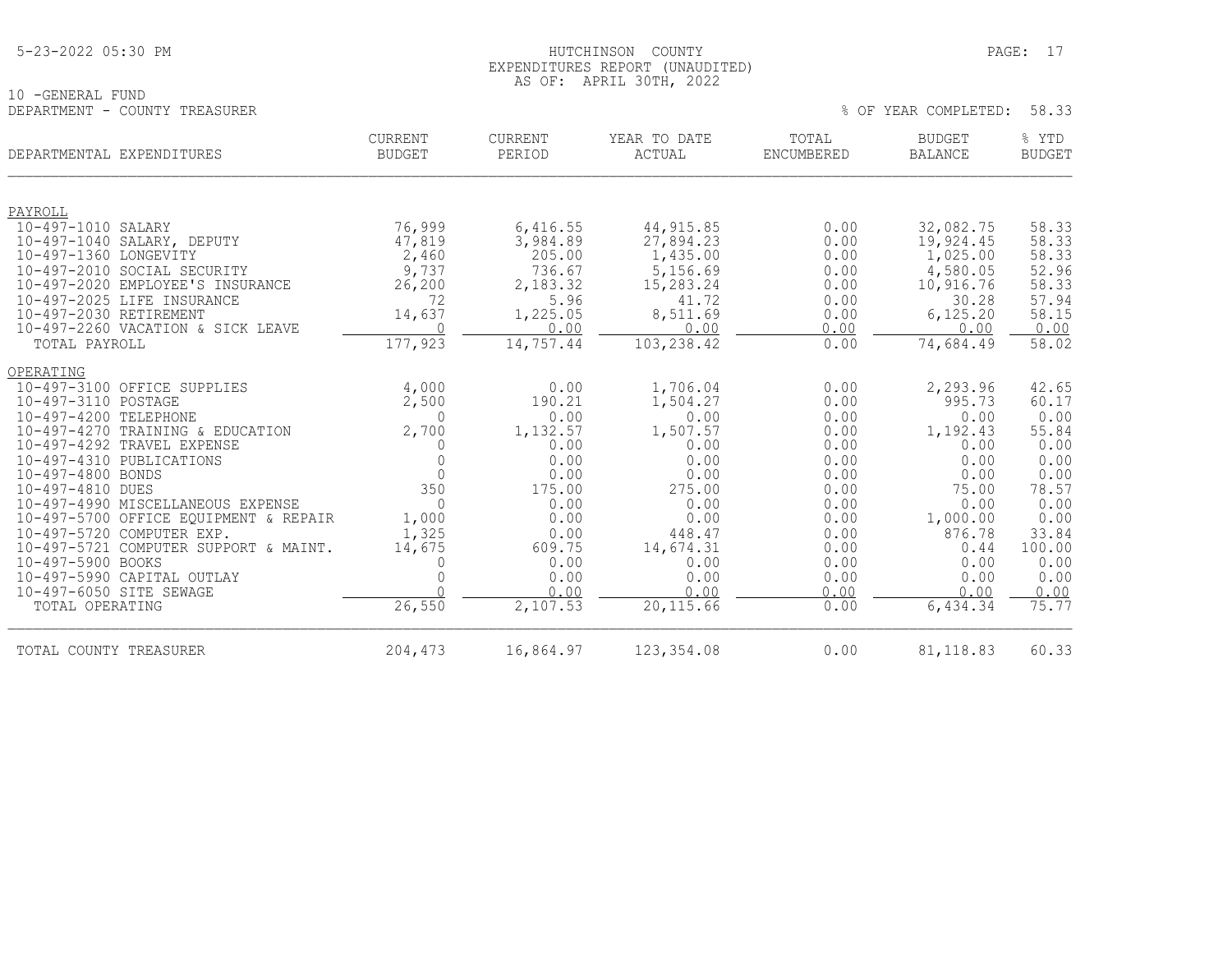5-23-2022 05:30 PM

HUTCHINSON COUNTY
EXPENDITURES REPORT (UNAUDITED)
AS OF: APRIL 30TH, 2022

10 -GENERAL FUND
DEPARTMENT - COUNTY TREASURER

% OF YEAR COMPLETED: 58.33

| DEPARTMENTAL EXPENDITURES | CURRENT BUDGET | CURRENT PERIOD | YEAR TO DATE ACTUAL | TOTAL ENCUMBERED | BUDGET BALANCE | % YTD BUDGET |
|---|---|---|---|---|---|---|
| PAYROLL | | | | | | |
| 10-497-1010 SALARY | 76,999 | 6,416.55 | 44,915.85 | 0.00 | 32,082.75 | 58.33 |
| 10-497-1040 SALARY, DEPUTY | 47,819 | 3,984.89 | 27,894.23 | 0.00 | 19,924.45 | 58.33 |
| 10-497-1360 LONGEVITY | 2,460 | 205.00 | 1,435.00 | 0.00 | 1,025.00 | 58.33 |
| 10-497-2010 SOCIAL SECURITY | 9,737 | 736.67 | 5,156.69 | 0.00 | 4,580.05 | 52.96 |
| 10-497-2020 EMPLOYEE'S INSURANCE | 26,200 | 2,183.32 | 15,283.24 | 0.00 | 10,916.76 | 58.33 |
| 10-497-2025 LIFE INSURANCE | 72 | 5.96 | 41.72 | 0.00 | 30.28 | 57.94 |
| 10-497-2030 RETIREMENT | 14,637 | 1,225.05 | 8,511.69 | 0.00 | 6,125.20 | 58.15 |
| 10-497-2260 VACATION & SICK LEAVE | 0 | 0.00 | 0.00 | 0.00 | 0.00 | 0.00 |
| TOTAL PAYROLL | 177,923 | 14,757.44 | 103,238.42 | 0.00 | 74,684.49 | 58.02 |
| OPERATING | | | | | | |
| 10-497-3100 OFFICE SUPPLIES | 4,000 | 0.00 | 1,706.04 | 0.00 | 2,293.96 | 42.65 |
| 10-497-3110 POSTAGE | 2,500 | 190.21 | 1,504.27 | 0.00 | 995.73 | 60.17 |
| 10-497-4200 TELEPHONE | 0 | 0.00 | 0.00 | 0.00 | 0.00 | 0.00 |
| 10-497-4270 TRAINING & EDUCATION | 2,700 | 1,132.57 | 1,507.57 | 0.00 | 1,192.43 | 55.84 |
| 10-497-4292 TRAVEL EXPENSE | 0 | 0.00 | 0.00 | 0.00 | 0.00 | 0.00 |
| 10-497-4310 PUBLICATIONS | 0 | 0.00 | 0.00 | 0.00 | 0.00 | 0.00 |
| 10-497-4800 BONDS | 0 | 0.00 | 0.00 | 0.00 | 0.00 | 0.00 |
| 10-497-4810 DUES | 350 | 175.00 | 275.00 | 0.00 | 75.00 | 78.57 |
| 10-497-4990 MISCELLANEOUS EXPENSE | 0 | 0.00 | 0.00 | 0.00 | 0.00 | 0.00 |
| 10-497-5700 OFFICE EQUIPMENT & REPAIR | 1,000 | 0.00 | 0.00 | 0.00 | 1,000.00 | 0.00 |
| 10-497-5720 COMPUTER EXP. | 1,325 | 0.00 | 448.47 | 0.00 | 876.78 | 33.84 |
| 10-497-5721 COMPUTER SUPPORT & MAINT. | 14,675 | 609.75 | 14,674.31 | 0.00 | 0.44 | 100.00 |
| 10-497-5900 BOOKS | 0 | 0.00 | 0.00 | 0.00 | 0.00 | 0.00 |
| 10-497-5990 CAPITAL OUTLAY | 0 | 0.00 | 0.00 | 0.00 | 0.00 | 0.00 |
| 10-497-6050 SITE SEWAGE | 0 | 0.00 | 0.00 | 0.00 | 0.00 | 0.00 |
| TOTAL OPERATING | 26,550 | 2,107.53 | 20,115.66 | 0.00 | 6,434.34 | 75.77 |
| TOTAL COUNTY TREASURER | 204,473 | 16,864.97 | 123,354.08 | 0.00 | 81,118.83 | 60.33 |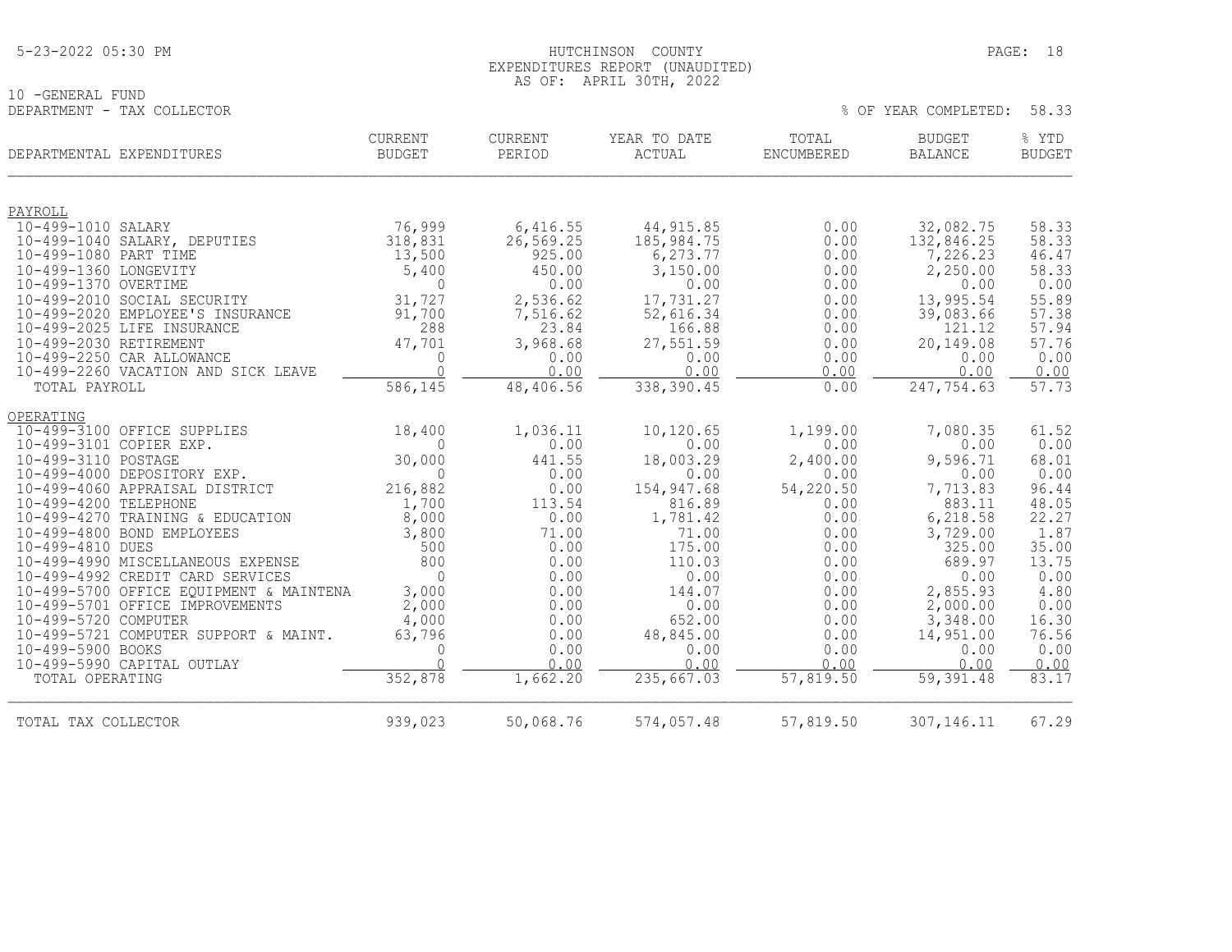# HUTCHINSON COUNTY

## EXPENDITURES REPORT (UNAUDITED)

AS OF: APRIL 30TH, 2022

10 -GENERAL FUND

DEPARTMENT - TAX COLLECTOR

% OF YEAR COMPLETED: 58.33

| DEPARTMENTAL EXPENDITURES | CURRENT BUDGET | CURRENT PERIOD | YEAR TO DATE ACTUAL | TOTAL ENCUMBERED | BUDGET BALANCE | % YTD BUDGET |
|---|---|---|---|---|---|---|
| **PAYROLL** | | | | | | |
| 10-499-1010 SALARY | 76,999 | 6,416.55 | 44,915.85 | 0.00 | 32,082.75 | 58.33 |
| 10-499-1040 SALARY, DEPUTIES | 318,831 | 26,569.25 | 185,984.75 | 0.00 | 132,846.25 | 58.33 |
| 10-499-1080 PART TIME | 13,500 | 925.00 | 6,273.77 | 0.00 | 7,226.23 | 46.47 |
| 10-499-1360 LONGEVITY | 5,400 | 450.00 | 3,150.00 | 0.00 | 2,250.00 | 58.33 |
| 10-499-1370 OVERTIME | 0 | 0.00 | 0.00 | 0.00 | 0.00 | 0.00 |
| 10-499-2010 SOCIAL SECURITY | 31,727 | 2,536.62 | 17,731.27 | 0.00 | 13,995.54 | 55.89 |
| 10-499-2020 EMPLOYEE'S INSURANCE | 91,700 | 7,516.62 | 52,616.34 | 0.00 | 39,083.66 | 57.38 |
| 10-499-2025 LIFE INSURANCE | 288 | 23.84 | 166.88 | 0.00 | 121.12 | 57.94 |
| 10-499-2030 RETIREMENT | 47,701 | 3,968.68 | 27,551.59 | 0.00 | 20,149.08 | 57.76 |
| 10-499-2250 CAR ALLOWANCE | 0 | 0.00 | 0.00 | 0.00 | 0.00 | 0.00 |
| 10-499-2260 VACATION AND SICK LEAVE | 0 | 0.00 | 0.00 | 0.00 | 0.00 | 0.00 |
| TOTAL PAYROLL | 586,145 | 48,406.56 | 338,390.45 | 0.00 | 247,754.63 | 57.73 |
| **OPERATING** | | | | | | |
| 10-499-3100 OFFICE SUPPLIES | 18,400 | 1,036.11 | 10,120.65 | 1,199.00 | 7,080.35 | 61.52 |
| 10-499-3101 COPIER EXP. | 0 | 0.00 | 0.00 | 0.00 | 0.00 | 0.00 |
| 10-499-3110 POSTAGE | 30,000 | 441.55 | 18,003.29 | 2,400.00 | 9,596.71 | 68.01 |
| 10-499-4000 DEPOSITORY EXP. | 0 | 0.00 | 0.00 | 0.00 | 0.00 | 0.00 |
| 10-499-4060 APPRAISAL DISTRICT | 216,882 | 0.00 | 154,947.68 | 54,220.50 | 7,713.83 | 96.44 |
| 10-499-4200 TELEPHONE | 1,700 | 113.54 | 816.89 | 0.00 | 883.11 | 48.05 |
| 10-499-4270 TRAINING & EDUCATION | 8,000 | 0.00 | 1,781.42 | 0.00 | 6,218.58 | 22.27 |
| 10-499-4800 BOND EMPLOYEES | 3,800 | 71.00 | 71.00 | 0.00 | 3,729.00 | 1.87 |
| 10-499-4810 DUES | 500 | 0.00 | 175.00 | 0.00 | 325.00 | 35.00 |
| 10-499-4990 MISCELLANEOUS EXPENSE | 800 | 0.00 | 110.03 | 0.00 | 689.97 | 13.75 |
| 10-499-4992 CREDIT CARD SERVICES | 0 | 0.00 | 0.00 | 0.00 | 0.00 | 0.00 |
| 10-499-5700 OFFICE EQUIPMENT & MAINTENA | 3,000 | 0.00 | 144.07 | 0.00 | 2,855.93 | 4.80 |
| 10-499-5701 OFFICE IMPROVEMENTS | 2,000 | 0.00 | 0.00 | 0.00 | 2,000.00 | 0.00 |
| 10-499-5720 COMPUTER | 4,000 | 0.00 | 652.00 | 0.00 | 3,348.00 | 16.30 |
| 10-499-5721 COMPUTER SUPPORT & MAINT. | 63,796 | 0.00 | 48,845.00 | 0.00 | 14,951.00 | 76.56 |
| 10-499-5900 BOOKS | 0 | 0.00 | 0.00 | 0.00 | 0.00 | 0.00 |
| 10-499-5990 CAPITAL OUTLAY | 0 | 0.00 | 0.00 | 0.00 | 0.00 | 0.00 |
| TOTAL OPERATING | 352,878 | 1,662.20 | 235,667.03 | 57,819.50 | 59,391.48 | 83.17 |
| TOTAL TAX COLLECTOR | 939,023 | 50,068.76 | 574,057.48 | 57,819.50 | 307,146.11 | 67.29 |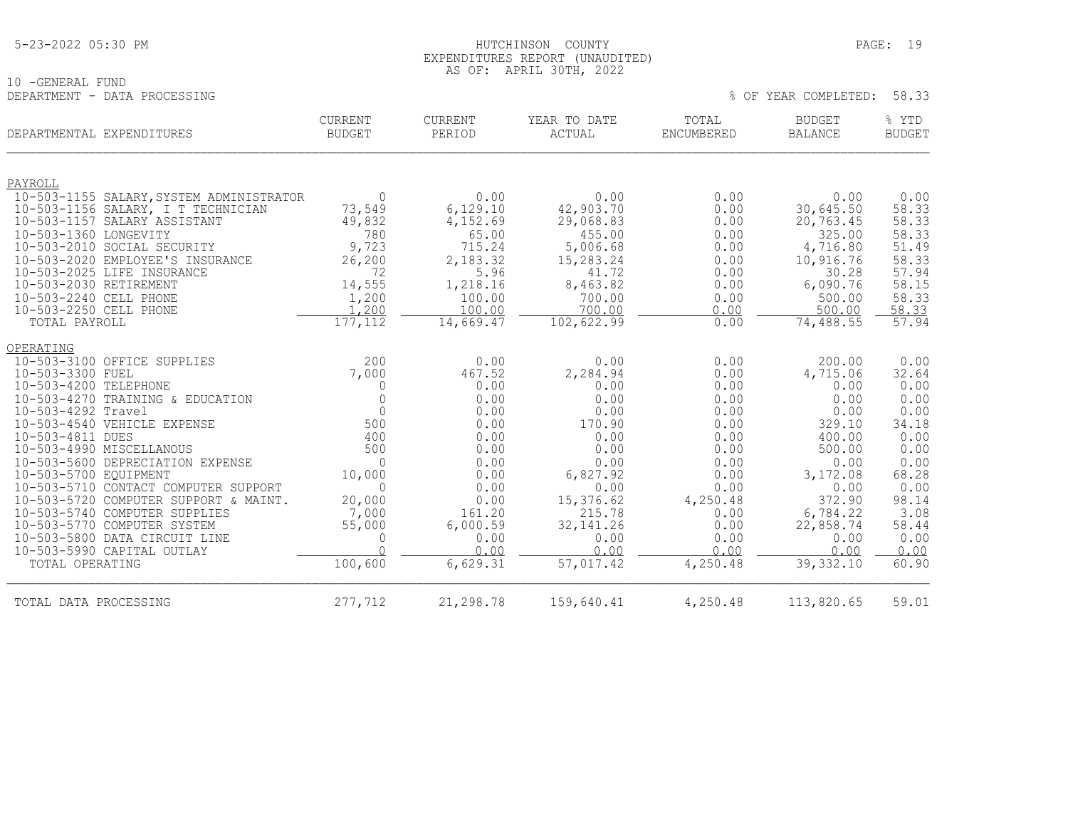# HUTCHINSON COUNTY
## EXPENDITURES REPORT (UNAUDITED)
### AS OF: APRIL 30TH, 2022

10 -GENERAL FUND

DEPARTMENT - DATA PROCESSING

% OF YEAR COMPLETED: 58.33

| DEPARTMENTAL EXPENDITURES | CURRENT BUDGET | CURRENT PERIOD | YEAR TO DATE ACTUAL | TOTAL ENCUMBERED | BUDGET BALANCE | % YTD BUDGET |
|---|---|---|---|---|---|---|
| PAYROLL | | | | | | |
| 10-503-1155 SALARY,SYSTEM ADMINISTRATOR | 0 | 0.00 | 0.00 | 0.00 | 0.00 | 0.00 |
| 10-503-1156 SALARY, I T TECHNICIAN | 73,549 | 6,129.10 | 42,903.70 | 0.00 | 30,645.50 | 58.33 |
| 10-503-1157 SALARY ASSISTANT | 49,832 | 4,152.69 | 29,068.83 | 0.00 | 20,763.45 | 58.33 |
| 10-503-1360 LONGEVITY | 780 | 65.00 | 455.00 | 0.00 | 325.00 | 58.33 |
| 10-503-2010 SOCIAL SECURITY | 9,723 | 715.24 | 5,006.68 | 0.00 | 4,716.80 | 51.49 |
| 10-503-2020 EMPLOYEE'S INSURANCE | 26,200 | 2,183.32 | 15,283.24 | 0.00 | 10,916.76 | 58.33 |
| 10-503-2025 LIFE INSURANCE | 72 | 5.96 | 41.72 | 0.00 | 30.28 | 57.94 |
| 10-503-2030 RETIREMENT | 14,555 | 1,218.16 | 8,463.82 | 0.00 | 6,090.76 | 58.15 |
| 10-503-2240 CELL PHONE | 1,200 | 100.00 | 700.00 | 0.00 | 500.00 | 58.33 |
| 10-503-2250 CELL PHONE | 1,200 | 100.00 | 700.00 | 0.00 | 500.00 | 58.33 |
| TOTAL PAYROLL | 177,112 | 14,669.47 | 102,622.99 | 0.00 | 74,488.55 | 57.94 |
| OPERATING | | | | | | |
| 10-503-3100 OFFICE SUPPLIES | 200 | 0.00 | 0.00 | 0.00 | 200.00 | 0.00 |
| 10-503-3300 FUEL | 7,000 | 467.52 | 2,284.94 | 0.00 | 4,715.06 | 32.64 |
| 10-503-4200 TELEPHONE | 0 | 0.00 | 0.00 | 0.00 | 0.00 | 0.00 |
| 10-503-4270 TRAINING & EDUCATION | 0 | 0.00 | 0.00 | 0.00 | 0.00 | 0.00 |
| 10-503-4292 Travel | 0 | 0.00 | 0.00 | 0.00 | 0.00 | 0.00 |
| 10-503-4540 VEHICLE EXPENSE | 500 | 0.00 | 170.90 | 0.00 | 329.10 | 34.18 |
| 10-503-4811 DUES | 400 | 0.00 | 0.00 | 0.00 | 400.00 | 0.00 |
| 10-503-4990 MISCELLANOUS | 500 | 0.00 | 0.00 | 0.00 | 500.00 | 0.00 |
| 10-503-5600 DEPRECIATION EXPENSE | 0 | 0.00 | 0.00 | 0.00 | 0.00 | 0.00 |
| 10-503-5700 EQUIPMENT | 10,000 | 0.00 | 6,827.92 | 0.00 | 3,172.08 | 68.28 |
| 10-503-5710 CONTACT COMPUTER SUPPORT | 0 | 0.00 | 0.00 | 0.00 | 0.00 | 0.00 |
| 10-503-5720 COMPUTER SUPPORT & MAINT. | 20,000 | 0.00 | 15,376.62 | 4,250.48 | 372.90 | 98.14 |
| 10-503-5740 COMPUTER SUPPLIES | 7,000 | 161.20 | 215.78 | 0.00 | 6,784.22 | 3.08 |
| 10-503-5770 COMPUTER SYSTEM | 55,000 | 6,000.59 | 32,141.26 | 0.00 | 22,858.74 | 58.44 |
| 10-503-5800 DATA CIRCUIT LINE | 0 | 0.00 | 0.00 | 0.00 | 0.00 | 0.00 |
| 10-503-5990 CAPITAL OUTLAY | 0 | 0.00 | 0.00 | 0.00 | 0.00 | 0.00 |
| TOTAL OPERATING | 100,600 | 6,629.31 | 57,017.42 | 4,250.48 | 39,332.10 | 60.90 |
| TOTAL DATA PROCESSING | 277,712 | 21,298.78 | 159,640.41 | 4,250.48 | 113,820.65 | 59.01 |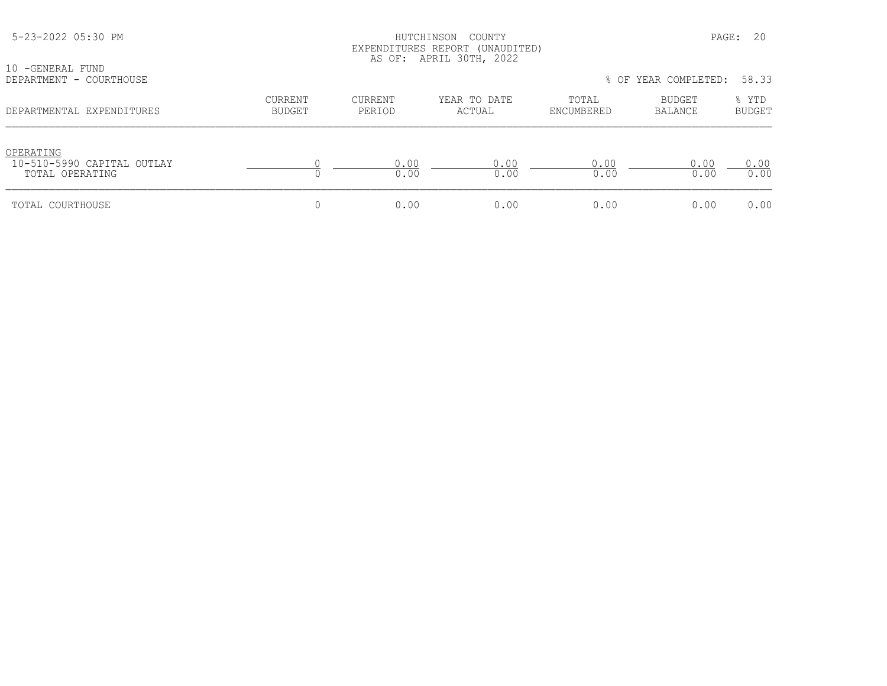10 -GENERAL FUND

DEPARTMENT - COURTHOUSE

% OF YEAR COMPLETED: 58.33

| DEPARTMENTAL EXPENDITURES | CURRENT BUDGET | CURRENT PERIOD | YEAR TO DATE ACTUAL | TOTAL ENCUMBERED | BUDGET BALANCE | % YTD BUDGET |
|---|---|---|---|---|---|---|
| OPERATING | | | | | | |
| 10-510-5990 CAPITAL OUTLAY | 0 | 0.00 | 0.00 | 0.00 | 0.00 | 0.00 |
| TOTAL OPERATING | 0 | 0.00 | 0.00 | 0.00 | 0.00 | 0.00 |
| TOTAL COURTHOUSE | 0 | 0.00 | 0.00 | 0.00 | 0.00 | 0.00 |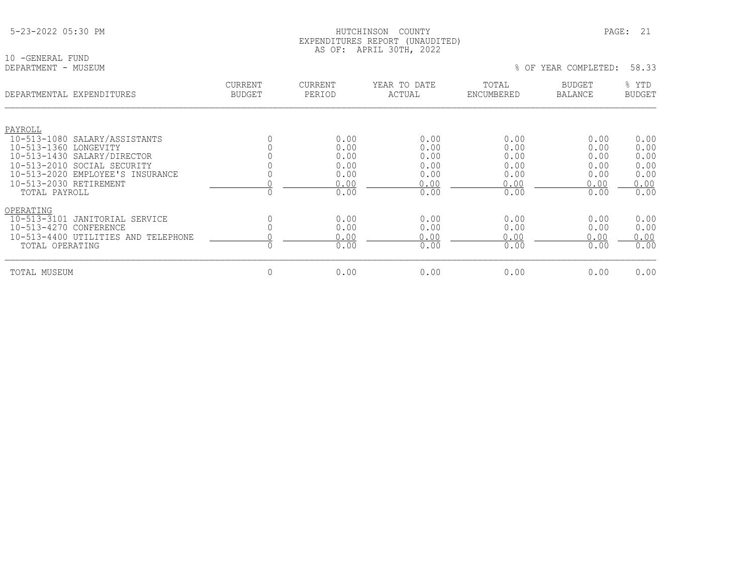HUTCHINSON COUNTY
EXPENDITURES REPORT (UNAUDITED)
AS OF: APRIL 30TH, 2022

10 -GENERAL FUND
DEPARTMENT - MUSEUM

% OF YEAR COMPLETED: 58.33

| DEPARTMENTAL EXPENDITURES | CURRENT BUDGET | CURRENT PERIOD | YEAR TO DATE ACTUAL | TOTAL ENCUMBERED | BUDGET BALANCE | % YTD BUDGET |
|---|---|---|---|---|---|---|
| PAYROLL | | | | | | |
| 10-513-1080 SALARY/ASSISTANTS | 0 | 0.00 | 0.00 | 0.00 | 0.00 | 0.00 |
| 10-513-1360 LONGEVITY | 0 | 0.00 | 0.00 | 0.00 | 0.00 | 0.00 |
| 10-513-1430 SALARY/DIRECTOR | 0 | 0.00 | 0.00 | 0.00 | 0.00 | 0.00 |
| 10-513-2010 SOCIAL SECURITY | 0 | 0.00 | 0.00 | 0.00 | 0.00 | 0.00 |
| 10-513-2020 EMPLOYEE'S INSURANCE | 0 | 0.00 | 0.00 | 0.00 | 0.00 | 0.00 |
| 10-513-2030 RETIREMENT | 0 | 0.00 | 0.00 | 0.00 | 0.00 | 0.00 |
| TOTAL PAYROLL | 0 | 0.00 | 0.00 | 0.00 | 0.00 | 0.00 |
| OPERATING | | | | | | |
| 10-513-3101 JANITORIAL SERVICE | 0 | 0.00 | 0.00 | 0.00 | 0.00 | 0.00 |
| 10-513-4270 CONFERENCE | 0 | 0.00 | 0.00 | 0.00 | 0.00 | 0.00 |
| 10-513-4400 UTILITIES AND TELEPHONE | 0 | 0.00 | 0.00 | 0.00 | 0.00 | 0.00 |
| TOTAL OPERATING | 0 | 0.00 | 0.00 | 0.00 | 0.00 | 0.00 |
| TOTAL MUSEUM | 0 | 0.00 | 0.00 | 0.00 | 0.00 | 0.00 |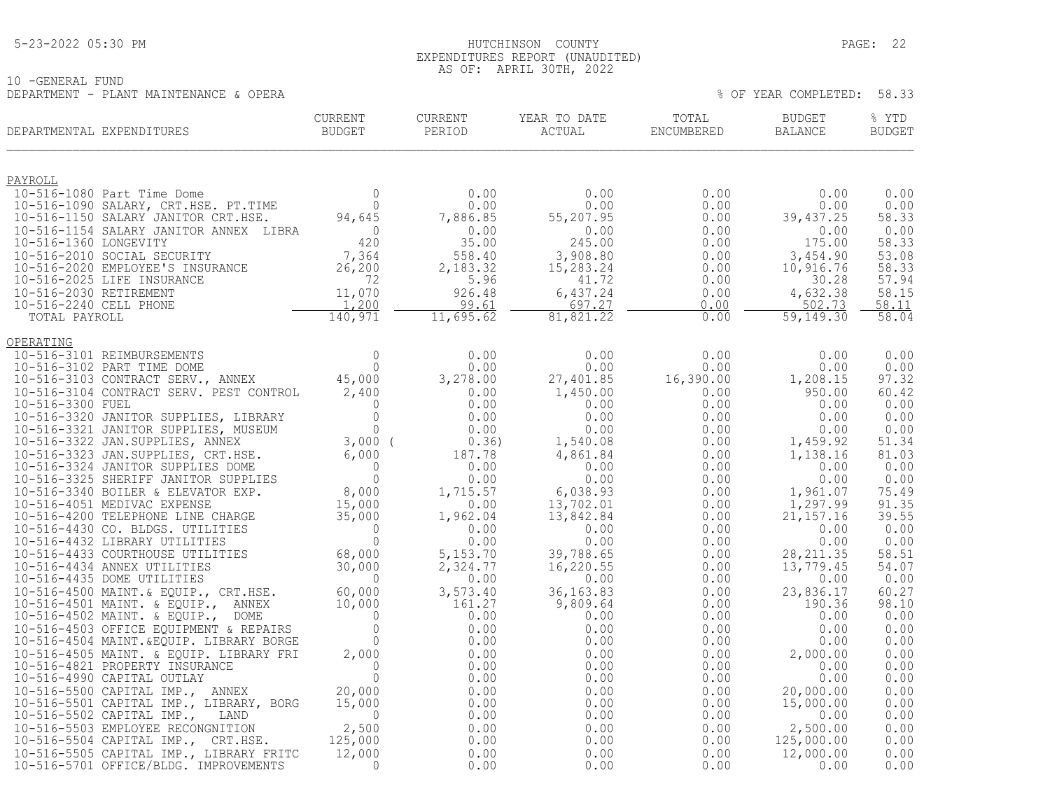HUTCHINSON COUNTY
EXPENDITURES REPORT (UNAUDITED)
AS OF: APRIL 30TH, 2022

10 -GENERAL FUND
DEPARTMENT - PLANT MAINTENANCE & OPERA

% OF YEAR COMPLETED: 58.33

| DEPARTMENTAL EXPENDITURES | CURRENT BUDGET | CURRENT PERIOD | YEAR TO DATE ACTUAL | TOTAL ENCUMBERED | BUDGET BALANCE | % YTD BUDGET |
|---|---|---|---|---|---|---|
| **PAYROLL** | | | | | | |
| 10-516-1080 Part Time Dome | 0 | 0.00 | 0.00 | 0.00 | 0.00 | 0.00 |
| 10-516-1090 SALARY, CRT.HSE. PT.TIME | 0 | 0.00 | 0.00 | 0.00 | 0.00 | 0.00 |
| 10-516-1150 SALARY JANITOR CRT.HSE. | 94,645 | 7,886.85 | 55,207.95 | 0.00 | 39,437.25 | 58.33 |
| 10-516-1154 SALARY JANITOR ANNEX LIBRA | 0 | 0.00 | 0.00 | 0.00 | 0.00 | 0.00 |
| 10-516-1360 LONGEVITY | 420 | 35.00 | 245.00 | 0.00 | 175.00 | 58.33 |
| 10-516-2010 SOCIAL SECURITY | 7,364 | 558.40 | 3,908.80 | 0.00 | 3,454.90 | 53.08 |
| 10-516-2020 EMPLOYEE'S INSURANCE | 26,200 | 2,183.32 | 15,283.24 | 0.00 | 10,916.76 | 58.33 |
| 10-516-2025 LIFE INSURANCE | 72 | 5.96 | 41.72 | 0.00 | 30.28 | 57.94 |
| 10-516-2030 RETIREMENT | 11,070 | 926.48 | 6,437.24 | 0.00 | 4,632.38 | 58.15 |
| 10-516-2240 CELL PHONE | 1,200 | 99.61 | 697.27 | 0.00 | 502.73 | 58.11 |
| TOTAL PAYROLL | 140,971 | 11,695.62 | 81,821.22 | 0.00 | 59,149.30 | 58.04 |
| **OPERATING** | | | | | | |
| 10-516-3101 REIMBURSEMENTS | 0 | 0.00 | 0.00 | 0.00 | 0.00 | 0.00 |
| 10-516-3102 PART TIME DOME | 0 | 0.00 | 0.00 | 0.00 | 0.00 | 0.00 |
| 10-516-3103 CONTRACT SERV., ANNEX | 45,000 | 3,278.00 | 27,401.85 | 16,390.00 | 1,208.15 | 97.32 |
| 10-516-3104 CONTRACT SERV. PEST CONTROL | 2,400 | 0.00 | 1,450.00 | 0.00 | 950.00 | 60.42 |
| 10-516-3300 FUEL | 0 | 0.00 | 0.00 | 0.00 | 0.00 | 0.00 |
| 10-516-3320 JANITOR SUPPLIES, LIBRARY | 0 | 0.00 | 0.00 | 0.00 | 0.00 | 0.00 |
| 10-516-3321 JANITOR SUPPLIES, MUSEUM | 0 | 0.00 | 0.00 | 0.00 | 0.00 | 0.00 |
| 10-516-3322 JAN.SUPPLIES, ANNEX | 3,000 | ( 0.36) | 1,540.08 | 0.00 | 1,459.92 | 51.34 |
| 10-516-3323 JAN.SUPPLIES, CRT.HSE. | 6,000 | 187.78 | 4,861.84 | 0.00 | 1,138.16 | 81.03 |
| 10-516-3324 JANITOR SUPPLIES DOME | 0 | 0.00 | 0.00 | 0.00 | 0.00 | 0.00 |
| 10-516-3325 SHERIFF JANITOR SUPPLIES | 0 | 0.00 | 0.00 | 0.00 | 0.00 | 0.00 |
| 10-516-3340 BOILER & ELEVATOR EXP. | 8,000 | 1,715.57 | 6,038.93 | 0.00 | 1,961.07 | 75.49 |
| 10-516-4051 MEDIVAC EXPENSE | 15,000 | 0.00 | 13,702.01 | 0.00 | 1,297.99 | 91.35 |
| 10-516-4200 TELEPHONE LINE CHARGE | 35,000 | 1,962.04 | 13,842.84 | 0.00 | 21,157.16 | 39.55 |
| 10-516-4430 CO. BLDGS. UTILITIES | 0 | 0.00 | 0.00 | 0.00 | 0.00 | 0.00 |
| 10-516-4432 LIBRARY UTILITIES | 0 | 0.00 | 0.00 | 0.00 | 0.00 | 0.00 |
| 10-516-4433 COURTHOUSE UTILITIES | 68,000 | 5,153.70 | 39,788.65 | 0.00 | 28,211.35 | 58.51 |
| 10-516-4434 ANNEX UTILITIES | 30,000 | 2,324.77 | 16,220.55 | 0.00 | 13,779.45 | 54.07 |
| 10-516-4435 DOME UTILITIES | 0 | 0.00 | 0.00 | 0.00 | 0.00 | 0.00 |
| 10-516-4500 MAINT.& EQUIP., CRT.HSE. | 60,000 | 3,573.40 | 36,163.83 | 0.00 | 23,836.17 | 60.27 |
| 10-516-4501 MAINT. & EQUIP., ANNEX | 10,000 | 161.27 | 9,809.64 | 0.00 | 190.36 | 98.10 |
| 10-516-4502 MAINT. & EQUIP., DOME | 0 | 0.00 | 0.00 | 0.00 | 0.00 | 0.00 |
| 10-516-4503 OFFICE EQUIPMENT & REPAIRS | 0 | 0.00 | 0.00 | 0.00 | 0.00 | 0.00 |
| 10-516-4504 MAINT.&EQUIP. LIBRARY BORGE | 0 | 0.00 | 0.00 | 0.00 | 0.00 | 0.00 |
| 10-516-4505 MAINT. & EQUIP. LIBRARY FRI | 2,000 | 0.00 | 0.00 | 0.00 | 2,000.00 | 0.00 |
| 10-516-4821 PROPERTY INSURANCE | 0 | 0.00 | 0.00 | 0.00 | 0.00 | 0.00 |
| 10-516-4990 CAPITAL OUTLAY | 0 | 0.00 | 0.00 | 0.00 | 0.00 | 0.00 |
| 10-516-5500 CAPITAL IMP., ANNEX | 20,000 | 0.00 | 0.00 | 0.00 | 20,000.00 | 0.00 |
| 10-516-5501 CAPITAL IMP., LIBRARY, BORG | 15,000 | 0.00 | 0.00 | 0.00 | 15,000.00 | 0.00 |
| 10-516-5502 CAPITAL IMP., LAND | 0 | 0.00 | 0.00 | 0.00 | 0.00 | 0.00 |
| 10-516-5503 EMPLOYEE RECONGNITION | 2,500 | 0.00 | 0.00 | 0.00 | 2,500.00 | 0.00 |
| 10-516-5504 CAPITAL IMP., CRT.HSE. | 125,000 | 0.00 | 0.00 | 0.00 | 125,000.00 | 0.00 |
| 10-516-5505 CAPITAL IMP., LIBRARY FRITC | 12,000 | 0.00 | 0.00 | 0.00 | 12,000.00 | 0.00 |
| 10-516-5701 OFFICE/BLDG. IMPROVEMENTS | 0 | 0.00 | 0.00 | 0.00 | 0.00 | 0.00 |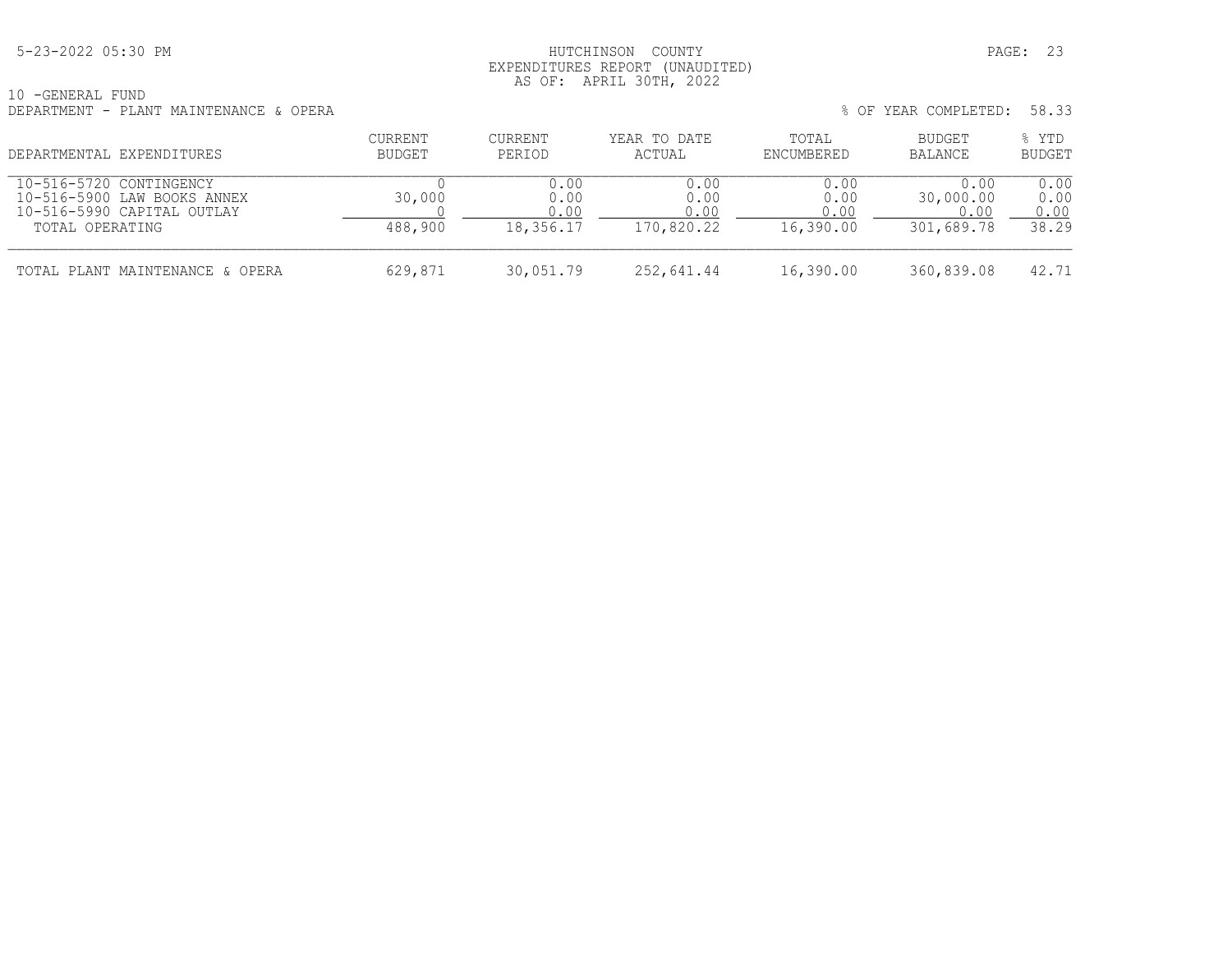10 -GENERAL FUND

DEPARTMENT - PLANT MAINTENANCE & OPERA

% OF YEAR COMPLETED: 58.33

| DEPARTMENTAL EXPENDITURES | CURRENT BUDGET | CURRENT PERIOD | YEAR TO DATE ACTUAL | TOTAL ENCUMBERED | BUDGET BALANCE | % YTD BUDGET |
|---|---|---|---|---|---|---|
| 10-516-5720 CONTINGENCY | 0 | 0.00 | 0.00 | 0.00 | 0.00 | 0.00 |
| 10-516-5900 LAW BOOKS ANNEX | 30,000 | 0.00 | 0.00 | 0.00 | 30,000.00 | 0.00 |
| 10-516-5990 CAPITAL OUTLAY | 0 | 0.00 | 0.00 | 0.00 | 0.00 | 0.00 |
| TOTAL OPERATING | 488,900 | 18,356.17 | 170,820.22 | 16,390.00 | 301,689.78 | 38.29 |
| TOTAL PLANT MAINTENANCE & OPERA | 629,871 | 30,051.79 | 252,641.44 | 16,390.00 | 360,839.08 | 42.71 |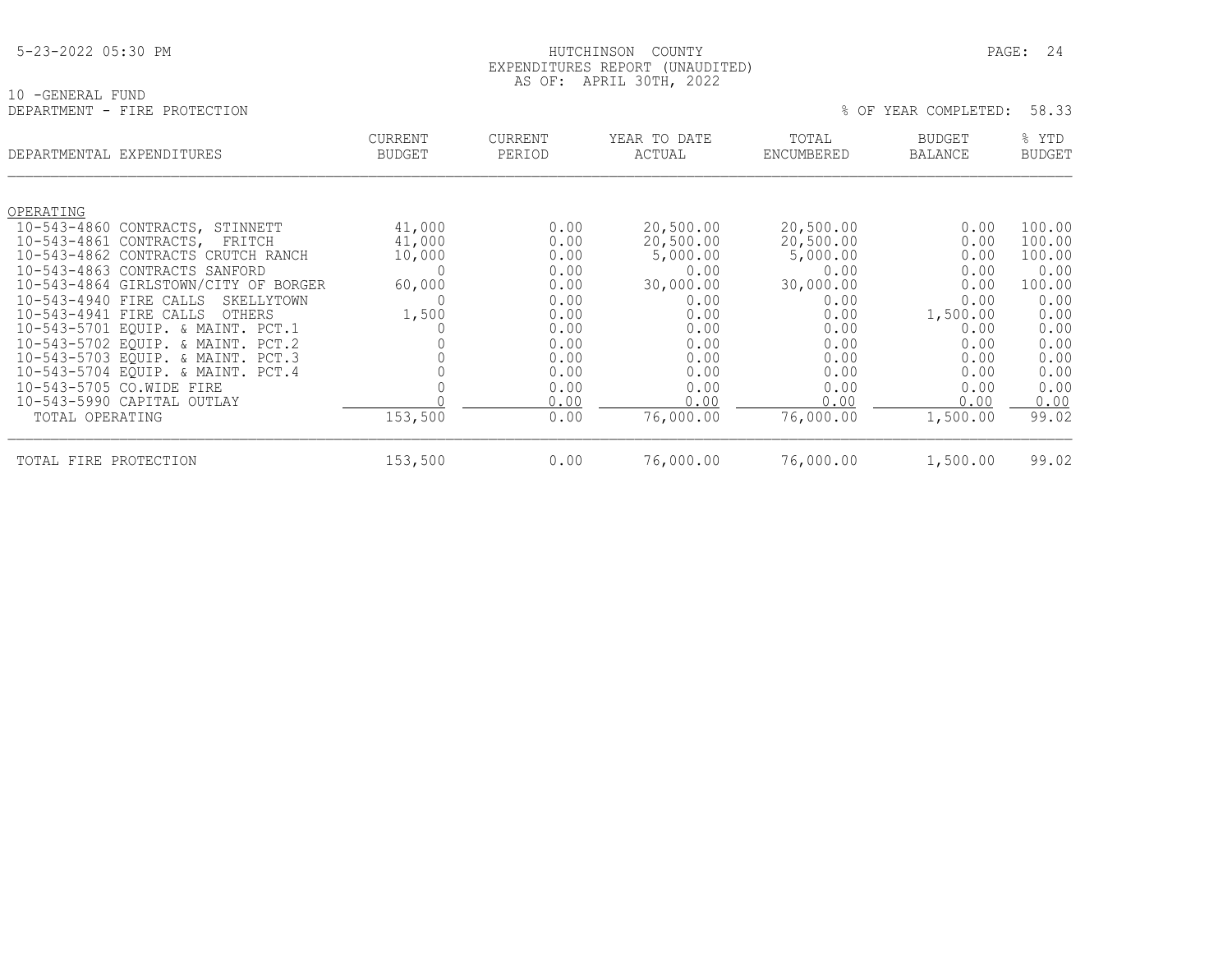HUTCHINSON COUNTY
EXPENDITURES REPORT (UNAUDITED)
AS OF: APRIL 30TH, 2022

10 -GENERAL FUND
DEPARTMENT - FIRE PROTECTION

% OF YEAR COMPLETED: 58.33

| DEPARTMENTAL EXPENDITURES | CURRENT BUDGET | CURRENT PERIOD | YEAR TO DATE ACTUAL | TOTAL ENCUMBERED | BUDGET BALANCE | % YTD BUDGET |
|---|---|---|---|---|---|---|
| OPERATING | | | | | | |
| 10-543-4860 CONTRACTS, STINNETT | 41,000 | 0.00 | 20,500.00 | 20,500.00 | 0.00 | 100.00 |
| 10-543-4861 CONTRACTS, FRITCH | 41,000 | 0.00 | 20,500.00 | 20,500.00 | 0.00 | 100.00 |
| 10-543-4862 CONTRACTS CRUTCH RANCH | 10,000 | 0.00 | 5,000.00 | 5,000.00 | 0.00 | 100.00 |
| 10-543-4863 CONTRACTS SANFORD | 0 | 0.00 | 0.00 | 0.00 | 0.00 | 0.00 |
| 10-543-4864 GIRLSTOWN/CITY OF BORGER | 60,000 | 0.00 | 30,000.00 | 30,000.00 | 0.00 | 100.00 |
| 10-543-4940 FIRE CALLS SKELLYTOWN | 0 | 0.00 | 0.00 | 0.00 | 0.00 | 0.00 |
| 10-543-4941 FIRE CALLS OTHERS | 1,500 | 0.00 | 0.00 | 0.00 | 1,500.00 | 0.00 |
| 10-543-5701 EQUIP. & MAINT. PCT.1 | 0 | 0.00 | 0.00 | 0.00 | 0.00 | 0.00 |
| 10-543-5702 EQUIP. & MAINT. PCT.2 | 0 | 0.00 | 0.00 | 0.00 | 0.00 | 0.00 |
| 10-543-5703 EQUIP. & MAINT. PCT.3 | 0 | 0.00 | 0.00 | 0.00 | 0.00 | 0.00 |
| 10-543-5704 EQUIP. & MAINT. PCT.4 | 0 | 0.00 | 0.00 | 0.00 | 0.00 | 0.00 |
| 10-543-5705 CO.WIDE FIRE | 0 | 0.00 | 0.00 | 0.00 | 0.00 | 0.00 |
| 10-543-5990 CAPITAL OUTLAY | 0 | 0.00 | 0.00 | 0.00 | 0.00 | 0.00 |
| TOTAL OPERATING | 153,500 | 0.00 | 76,000.00 | 76,000.00 | 1,500.00 | 99.02 |
| TOTAL FIRE PROTECTION | 153,500 | 0.00 | 76,000.00 | 76,000.00 | 1,500.00 | 99.02 |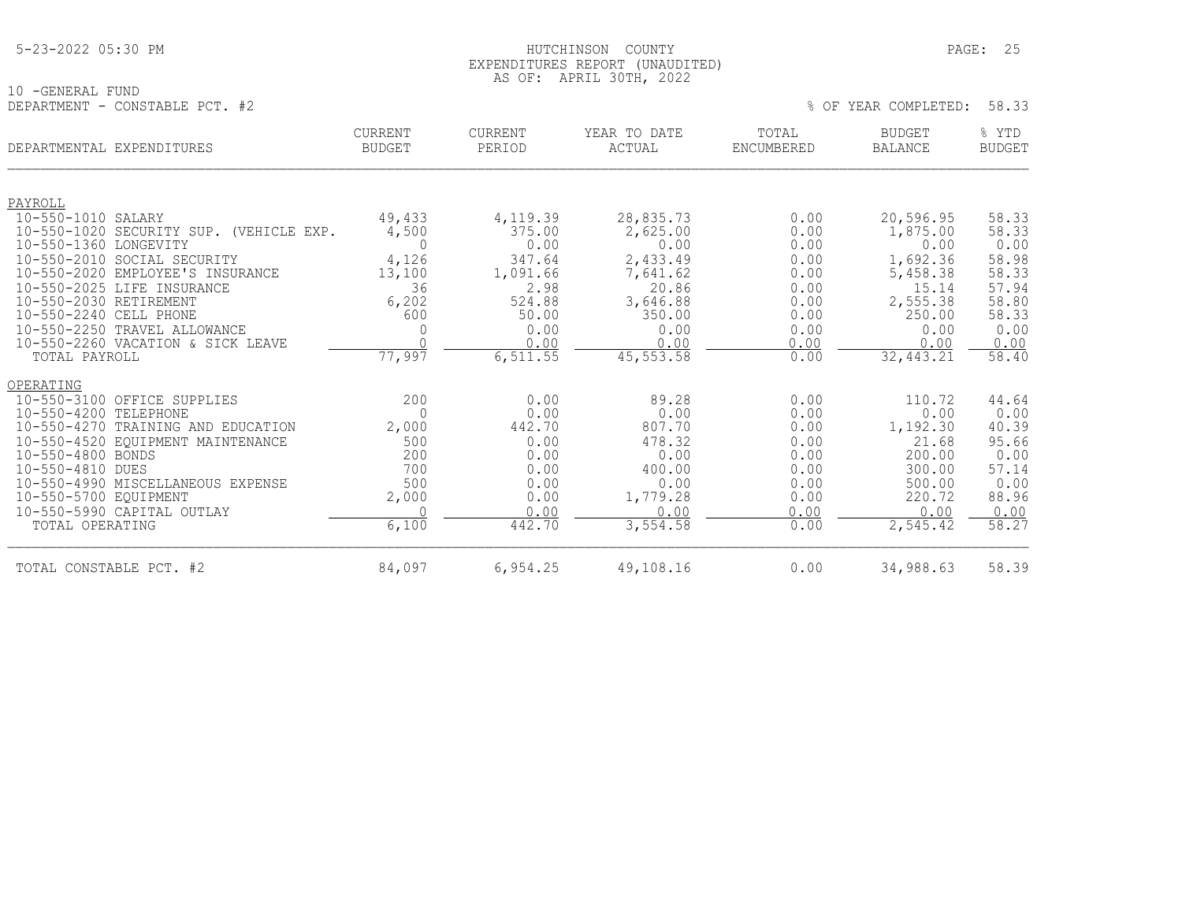HUTCHINSON COUNTY
EXPENDITURES REPORT (UNAUDITED)
AS OF: APRIL 30TH, 2022

10 -GENERAL FUND
DEPARTMENT - CONSTABLE PCT. #2

% OF YEAR COMPLETED: 58.33

| DEPARTMENTAL EXPENDITURES | CURRENT BUDGET | CURRENT PERIOD | YEAR TO DATE ACTUAL | TOTAL ENCUMBERED | BUDGET BALANCE | % YTD BUDGET |
|---|---|---|---|---|---|---|
| PAYROLL | | | | | | |
| 10-550-1010 SALARY | 49,433 | 4,119.39 | 28,835.73 | 0.00 | 20,596.95 | 58.33 |
| 10-550-1020 SECURITY SUP. (VEHICLE EXP. | 4,500 | 375.00 | 2,625.00 | 0.00 | 1,875.00 | 58.33 |
| 10-550-1360 LONGEVITY | 0 | 0.00 | 0.00 | 0.00 | 0.00 | 0.00 |
| 10-550-2010 SOCIAL SECURITY | 4,126 | 347.64 | 2,433.49 | 0.00 | 1,692.36 | 58.98 |
| 10-550-2020 EMPLOYEE'S INSURANCE | 13,100 | 1,091.66 | 7,641.62 | 0.00 | 5,458.38 | 58.33 |
| 10-550-2025 LIFE INSURANCE | 36 | 2.98 | 20.86 | 0.00 | 15.14 | 57.94 |
| 10-550-2030 RETIREMENT | 6,202 | 524.88 | 3,646.88 | 0.00 | 2,555.38 | 58.80 |
| 10-550-2240 CELL PHONE | 600 | 50.00 | 350.00 | 0.00 | 250.00 | 58.33 |
| 10-550-2250 TRAVEL ALLOWANCE | 0 | 0.00 | 0.00 | 0.00 | 0.00 | 0.00 |
| 10-550-2260 VACATION & SICK LEAVE | 0 | 0.00 | 0.00 | 0.00 | 0.00 | 0.00 |
| TOTAL PAYROLL | 77,997 | 6,511.55 | 45,553.58 | 0.00 | 32,443.21 | 58.40 |
| OPERATING | | | | | | |
| 10-550-3100 OFFICE SUPPLIES | 200 | 0.00 | 89.28 | 0.00 | 110.72 | 44.64 |
| 10-550-4200 TELEPHONE | 0 | 0.00 | 0.00 | 0.00 | 0.00 | 0.00 |
| 10-550-4270 TRAINING AND EDUCATION | 2,000 | 442.70 | 807.70 | 0.00 | 1,192.30 | 40.39 |
| 10-550-4520 EQUIPMENT MAINTENANCE | 500 | 0.00 | 478.32 | 0.00 | 21.68 | 95.66 |
| 10-550-4800 BONDS | 200 | 0.00 | 0.00 | 0.00 | 200.00 | 0.00 |
| 10-550-4810 DUES | 700 | 0.00 | 400.00 | 0.00 | 300.00 | 57.14 |
| 10-550-4990 MISCELLANEOUS EXPENSE | 500 | 0.00 | 0.00 | 0.00 | 500.00 | 0.00 |
| 10-550-5700 EQUIPMENT | 2,000 | 0.00 | 1,779.28 | 0.00 | 220.72 | 88.96 |
| 10-550-5990 CAPITAL OUTLAY | 0 | 0.00 | 0.00 | 0.00 | 0.00 | 0.00 |
| TOTAL OPERATING | 6,100 | 442.70 | 3,554.58 | 0.00 | 2,545.42 | 58.27 |
| TOTAL CONSTABLE PCT. #2 | 84,097 | 6,954.25 | 49,108.16 | 0.00 | 34,988.63 | 58.39 |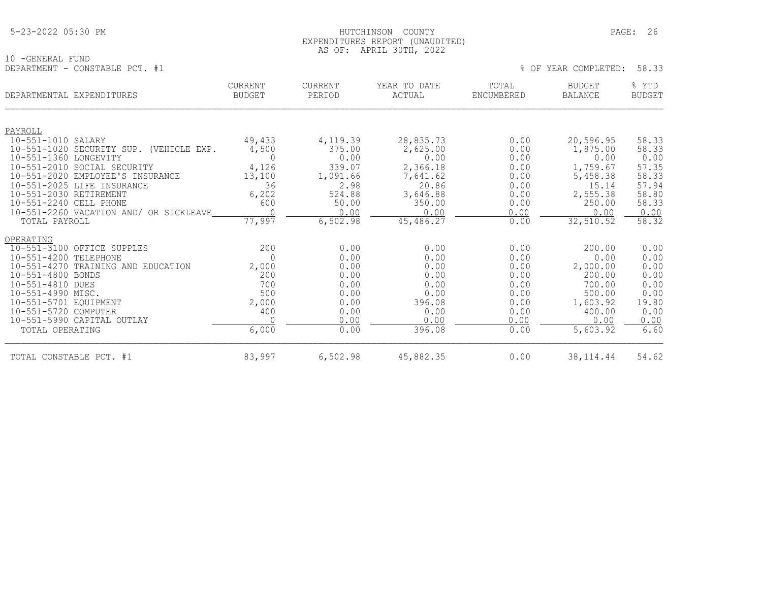HUTCHINSON COUNTY
EXPENDITURES REPORT (UNAUDITED)
AS OF: APRIL 30TH, 2022

10 -GENERAL FUND
DEPARTMENT - CONSTABLE PCT. #1

% OF YEAR COMPLETED: 58.33

| DEPARTMENTAL EXPENDITURES | CURRENT BUDGET | CURRENT PERIOD | YEAR TO DATE ACTUAL | TOTAL ENCUMBERED | BUDGET BALANCE | % YTD BUDGET |
|---|---|---|---|---|---|---|
| PAYROLL | | | | | | |
| 10-551-1010 SALARY | 49,433 | 4,119.39 | 28,835.73 | 0.00 | 20,596.95 | 58.33 |
| 10-551-1020 SECURITY SUP. (VEHICLE EXP. | 4,500 | 375.00 | 2,625.00 | 0.00 | 1,875.00 | 58.33 |
| 10-551-1360 LONGEVITY | 0 | 0.00 | 0.00 | 0.00 | 0.00 | 0.00 |
| 10-551-2010 SOCIAL SECURITY | 4,126 | 339.07 | 2,366.18 | 0.00 | 1,759.67 | 57.35 |
| 10-551-2020 EMPLOYEE'S INSURANCE | 13,100 | 1,091.66 | 7,641.62 | 0.00 | 5,458.38 | 58.33 |
| 10-551-2025 LIFE INSURANCE | 36 | 2.98 | 20.86 | 0.00 | 15.14 | 57.94 |
| 10-551-2030 RETIREMENT | 6,202 | 524.88 | 3,646.88 | 0.00 | 2,555.38 | 58.80 |
| 10-551-2240 CELL PHONE | 600 | 50.00 | 350.00 | 0.00 | 250.00 | 58.33 |
| 10-551-2260 VACATION AND/ OR SICKLEAVE | 0 | 0.00 | 0.00 | 0.00 | 0.00 | 0.00 |
| TOTAL PAYROLL | 77,997 | 6,502.98 | 45,486.27 | 0.00 | 32,510.52 | 58.32 |
| OPERATING | | | | | | |
| 10-551-3100 OFFICE SUPPLES | 200 | 0.00 | 0.00 | 0.00 | 200.00 | 0.00 |
| 10-551-4200 TELEPHONE | 0 | 0.00 | 0.00 | 0.00 | 0.00 | 0.00 |
| 10-551-4270 TRAINING AND EDUCATION | 2,000 | 0.00 | 0.00 | 0.00 | 2,000.00 | 0.00 |
| 10-551-4800 BONDS | 200 | 0.00 | 0.00 | 0.00 | 200.00 | 0.00 |
| 10-551-4810 DUES | 700 | 0.00 | 0.00 | 0.00 | 700.00 | 0.00 |
| 10-551-4990 MISC. | 500 | 0.00 | 0.00 | 0.00 | 500.00 | 0.00 |
| 10-551-5701 EQUIPMENT | 2,000 | 0.00 | 396.08 | 0.00 | 1,603.92 | 19.80 |
| 10-551-5720 COMPUTER | 400 | 0.00 | 0.00 | 0.00 | 400.00 | 0.00 |
| 10-551-5990 CAPITAL OUTLAY | 0 | 0.00 | 0.00 | 0.00 | 0.00 | 0.00 |
| TOTAL OPERATING | 6,000 | 0.00 | 396.08 | 0.00 | 5,603.92 | 6.60 |
| TOTAL CONSTABLE PCT. #1 | 83,997 | 6,502.98 | 45,882.35 | 0.00 | 38,114.44 | 54.62 |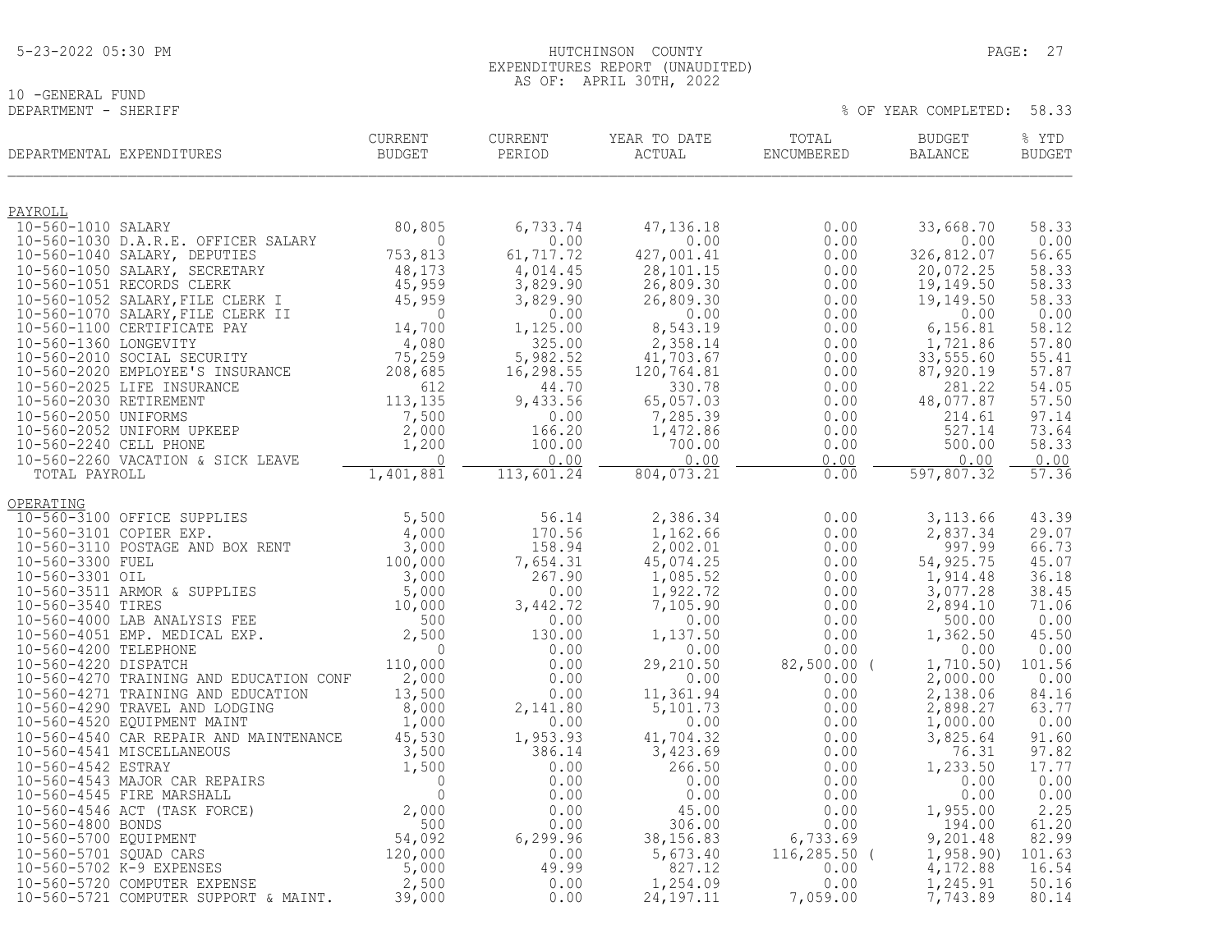HUTCHINSON COUNTY
EXPENDITURES REPORT (UNAUDITED)
AS OF: APRIL 30TH, 2022

10 -GENERAL FUND
DEPARTMENT - SHERIFF

% OF YEAR COMPLETED: 58.33

| DEPARTMENTAL EXPENDITURES | CURRENT BUDGET | CURRENT PERIOD | YEAR TO DATE ACTUAL | TOTAL ENCUMBERED | BUDGET BALANCE | % YTD BUDGET |
|---|---|---|---|---|---|---|
| **PAYROLL** | | | | | | |
| 10-560-1010 SALARY | 80,805 | 6,733.74 | 47,136.18 | 0.00 | 33,668.70 | 58.33 |
| 10-560-1030 D.A.R.E. OFFICER SALARY | 0 | 0.00 | 0.00 | 0.00 | 0.00 | 0.00 |
| 10-560-1040 SALARY, DEPUTIES | 753,813 | 61,717.72 | 427,001.41 | 0.00 | 326,812.07 | 56.65 |
| 10-560-1050 SALARY, SECRETARY | 48,173 | 4,014.45 | 28,101.15 | 0.00 | 20,072.25 | 58.33 |
| 10-560-1051 RECORDS CLERK | 45,959 | 3,829.90 | 26,809.30 | 0.00 | 19,149.50 | 58.33 |
| 10-560-1052 SALARY,FILE CLERK I | 45,959 | 3,829.90 | 26,809.30 | 0.00 | 19,149.50 | 58.33 |
| 10-560-1070 SALARY,FILE CLERK II | 0 | 0.00 | 0.00 | 0.00 | 0.00 | 0.00 |
| 10-560-1100 CERTIFICATE PAY | 14,700 | 1,125.00 | 8,543.19 | 0.00 | 6,156.81 | 58.12 |
| 10-560-1360 LONGEVITY | 4,080 | 325.00 | 2,358.14 | 0.00 | 1,721.86 | 57.80 |
| 10-560-2010 SOCIAL SECURITY | 75,259 | 5,982.52 | 41,703.67 | 0.00 | 33,555.60 | 55.41 |
| 10-560-2020 EMPLOYEE'S INSURANCE | 208,685 | 16,298.55 | 120,764.81 | 0.00 | 87,920.19 | 57.87 |
| 10-560-2025 LIFE INSURANCE | 612 | 44.70 | 330.78 | 0.00 | 281.22 | 54.05 |
| 10-560-2030 RETIREMENT | 113,135 | 9,433.56 | 65,057.03 | 0.00 | 48,077.87 | 57.50 |
| 10-560-2050 UNIFORMS | 7,500 | 0.00 | 7,285.39 | 0.00 | 214.61 | 97.14 |
| 10-560-2052 UNIFORM UPKEEP | 2,000 | 166.20 | 1,472.86 | 0.00 | 527.14 | 73.64 |
| 10-560-2240 CELL PHONE | 1,200 | 100.00 | 700.00 | 0.00 | 500.00 | 58.33 |
| 10-560-2260 VACATION & SICK LEAVE | 0 | 0.00 | 0.00 | 0.00 | 0.00 | 0.00 |
| TOTAL PAYROLL | 1,401,881 | 113,601.24 | 804,073.21 | 0.00 | 597,807.32 | 57.36 |
| **OPERATING** | | | | | | |
| 10-560-3100 OFFICE SUPPLIES | 5,500 | 56.14 | 2,386.34 | 0.00 | 3,113.66 | 43.39 |
| 10-560-3101 COPIER EXP. | 4,000 | 170.56 | 1,162.66 | 0.00 | 2,837.34 | 29.07 |
| 10-560-3110 POSTAGE AND BOX RENT | 3,000 | 158.94 | 2,002.01 | 0.00 | 997.99 | 66.73 |
| 10-560-3300 FUEL | 100,000 | 7,654.31 | 45,074.25 | 0.00 | 54,925.75 | 45.07 |
| 10-560-3301 OIL | 3,000 | 267.90 | 1,085.52 | 0.00 | 1,914.48 | 36.18 |
| 10-560-3511 ARMOR & SUPPLIES | 5,000 | 0.00 | 1,922.72 | 0.00 | 3,077.28 | 38.45 |
| 10-560-3540 TIRES | 10,000 | 3,442.72 | 7,105.90 | 0.00 | 2,894.10 | 71.06 |
| 10-560-4000 LAB ANALYSIS FEE | 500 | 0.00 | 0.00 | 0.00 | 500.00 | 0.00 |
| 10-560-4051 EMP. MEDICAL EXP. | 2,500 | 130.00 | 1,137.50 | 0.00 | 1,362.50 | 45.50 |
| 10-560-4200 TELEPHONE | 0 | 0.00 | 0.00 | 0.00 | 0.00 | 0.00 |
| 10-560-4220 DISPATCH | 110,000 | 0.00 | 29,210.50 | 82,500.00 | ( 1,710.50) | 101.56 |
| 10-560-4270 TRAINING AND EDUCATION CONF | 2,000 | 0.00 | 0.00 | 0.00 | 2,000.00 | 0.00 |
| 10-560-4271 TRAINING AND EDUCATION | 13,500 | 0.00 | 11,361.94 | 0.00 | 2,138.06 | 84.16 |
| 10-560-4290 TRAVEL AND LODGING | 8,000 | 2,141.80 | 5,101.73 | 0.00 | 2,898.27 | 63.77 |
| 10-560-4520 EQUIPMENT MAINT | 1,000 | 0.00 | 0.00 | 0.00 | 1,000.00 | 0.00 |
| 10-560-4540 CAR REPAIR AND MAINTENANCE | 45,530 | 1,953.93 | 41,704.32 | 0.00 | 3,825.64 | 91.60 |
| 10-560-4541 MISCELLANEOUS | 3,500 | 386.14 | 3,423.69 | 0.00 | 76.31 | 97.82 |
| 10-560-4542 ESTRAY | 1,500 | 0.00 | 266.50 | 0.00 | 1,233.50 | 17.77 |
| 10-560-4543 MAJOR CAR REPAIRS | 0 | 0.00 | 0.00 | 0.00 | 0.00 | 0.00 |
| 10-560-4545 FIRE MARSHALL | 0 | 0.00 | 0.00 | 0.00 | 0.00 | 0.00 |
| 10-560-4546 ACT (TASK FORCE) | 2,000 | 0.00 | 45.00 | 0.00 | 1,955.00 | 2.25 |
| 10-560-4800 BONDS | 500 | 0.00 | 306.00 | 0.00 | 194.00 | 61.20 |
| 10-560-5700 EQUIPMENT | 54,092 | 6,299.96 | 38,156.83 | 6,733.69 | 9,201.48 | 82.99 |
| 10-560-5701 SQUAD CARS | 120,000 | 0.00 | 5,673.40 | 116,285.50 | ( 1,958.90) | 101.63 |
| 10-560-5702 K-9 EXPENSES | 5,000 | 49.99 | 827.12 | 0.00 | 4,172.88 | 16.54 |
| 10-560-5720 COMPUTER EXPENSE | 2,500 | 0.00 | 1,254.09 | 0.00 | 1,245.91 | 50.16 |
| 10-560-5721 COMPUTER SUPPORT & MAINT. | 39,000 | 0.00 | 24,197.11 | 7,059.00 | 7,743.89 | 80.14 |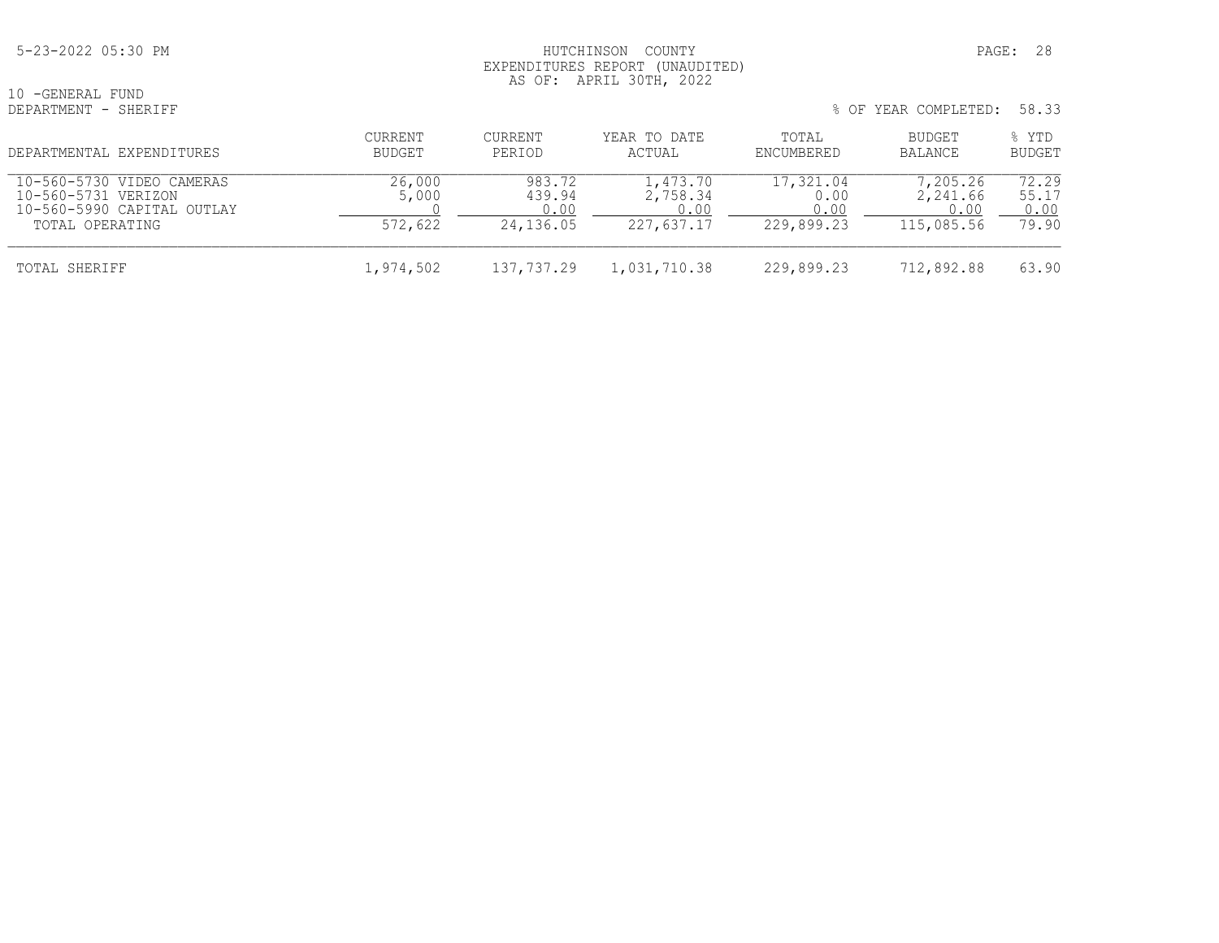10 -GENERAL FUND
DEPARTMENT - SHERIFF

HUTCHINSON COUNTY
EXPENDITURES REPORT (UNAUDITED)
AS OF: APRIL 30TH, 2022

% OF YEAR COMPLETED: 58.33

| DEPARTMENTAL EXPENDITURES | CURRENT BUDGET | CURRENT PERIOD | YEAR TO DATE ACTUAL | TOTAL ENCUMBERED | BUDGET BALANCE | % YTD BUDGET |
|---|---|---|---|---|---|---|
| 10-560-5730 VIDEO CAMERAS | 26,000 | 983.72 | 1,473.70 | 17,321.04 | 7,205.26 | 72.29 |
| 10-560-5731 VERIZON | 5,000 | 439.94 | 2,758.34 | 0.00 | 2,241.66 | 55.17 |
| 10-560-5990 CAPITAL OUTLAY | 0 | 0.00 | 0.00 | 0.00 | 0.00 | 0.00 |
| TOTAL OPERATING | 572,622 | 24,136.05 | 227,637.17 | 229,899.23 | 115,085.56 | 79.90 |
| TOTAL SHERIFF | 1,974,502 | 137,737.29 | 1,031,710.38 | 229,899.23 | 712,892.88 | 63.90 |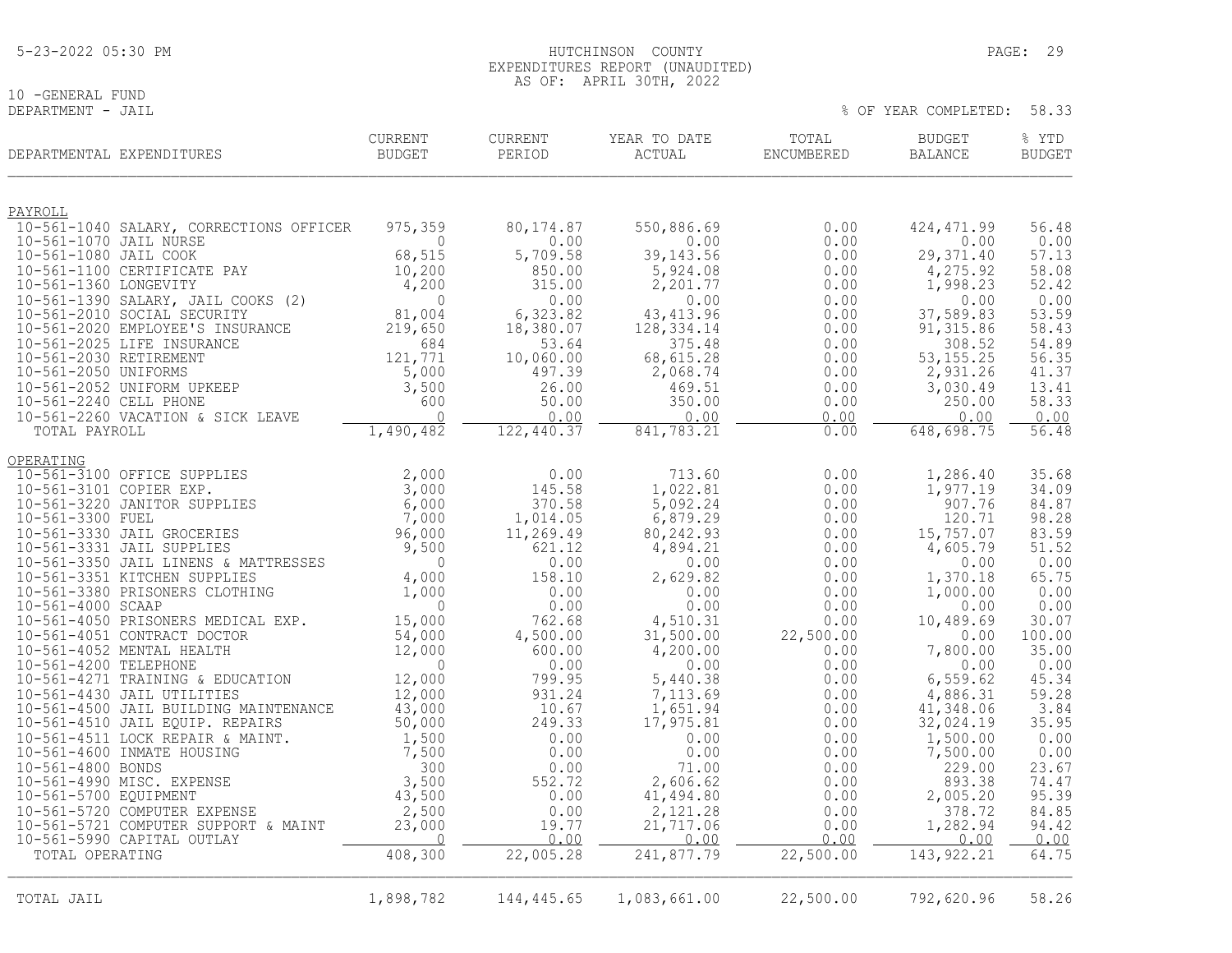5-23-2022 05:30 PM

# HUTCHINSON COUNTY
## EXPENDITURES REPORT (UNAUDITED)
### AS OF: APRIL 30TH, 2022

10 -GENERAL FUND
DEPARTMENT - JAIL

% OF YEAR COMPLETED: 58.33

| DEPARTMENTAL EXPENDITURES | CURRENT BUDGET | CURRENT PERIOD | YEAR TO DATE ACTUAL | TOTAL ENCUMBERED | BUDGET BALANCE | % YTD BUDGET |
|---|---|---|---|---|---|---|
| **PAYROLL** | | | | | | |
| 10-561-1040 SALARY, CORRECTIONS OFFICER | 975,359 | 80,174.87 | 550,886.69 | 0.00 | 424,471.99 | 56.48 |
| 10-561-1070 JAIL NURSE | 0 | 0.00 | 0.00 | 0.00 | 0.00 | 0.00 |
| 10-561-1080 JAIL COOK | 68,515 | 5,709.58 | 39,143.56 | 0.00 | 29,371.40 | 57.13 |
| 10-561-1100 CERTIFICATE PAY | 10,200 | 850.00 | 5,924.08 | 0.00 | 4,275.92 | 58.08 |
| 10-561-1360 LONGEVITY | 4,200 | 315.00 | 2,201.77 | 0.00 | 1,998.23 | 52.42 |
| 10-561-1390 SALARY, JAIL COOKS (2) | 0 | 0.00 | 0.00 | 0.00 | 0.00 | 0.00 |
| 10-561-2010 SOCIAL SECURITY | 81,004 | 6,323.82 | 43,413.96 | 0.00 | 37,589.83 | 53.59 |
| 10-561-2020 EMPLOYEE'S INSURANCE | 219,650 | 18,380.07 | 128,334.14 | 0.00 | 91,315.86 | 58.43 |
| 10-561-2025 LIFE INSURANCE | 684 | 53.64 | 375.48 | 0.00 | 308.52 | 54.89 |
| 10-561-2030 RETIREMENT | 121,771 | 10,060.00 | 68,615.28 | 0.00 | 53,155.25 | 56.35 |
| 10-561-2050 UNIFORMS | 5,000 | 497.39 | 2,068.74 | 0.00 | 2,931.26 | 41.37 |
| 10-561-2052 UNIFORM UPKEEP | 3,500 | 26.00 | 469.51 | 0.00 | 3,030.49 | 13.41 |
| 10-561-2240 CELL PHONE | 600 | 50.00 | 350.00 | 0.00 | 250.00 | 58.33 |
| 10-561-2260 VACATION & SICK LEAVE | 0 | 0.00 | 0.00 | 0.00 | 0.00 | 0.00 |
| TOTAL PAYROLL | 1,490,482 | 122,440.37 | 841,783.21 | 0.00 | 648,698.75 | 56.48 |
| **OPERATING** | | | | | | |
| 10-561-3100 OFFICE SUPPLIES | 2,000 | 0.00 | 713.60 | 0.00 | 1,286.40 | 35.68 |
| 10-561-3101 COPIER EXP. | 3,000 | 145.58 | 1,022.81 | 0.00 | 1,977.19 | 34.09 |
| 10-561-3220 JANITOR SUPPLIES | 6,000 | 370.58 | 5,092.24 | 0.00 | 907.76 | 84.87 |
| 10-561-3300 FUEL | 7,000 | 1,014.05 | 6,879.29 | 0.00 | 120.71 | 98.28 |
| 10-561-3330 JAIL GROCERIES | 96,000 | 11,269.49 | 80,242.93 | 0.00 | 15,757.07 | 83.59 |
| 10-561-3331 JAIL SUPPLIES | 9,500 | 621.12 | 4,894.21 | 0.00 | 4,605.79 | 51.52 |
| 10-561-3350 JAIL LINENS & MATTRESSES | 0 | 0.00 | 0.00 | 0.00 | 0.00 | 0.00 |
| 10-561-3351 KITCHEN SUPPLIES | 4,000 | 158.10 | 2,629.82 | 0.00 | 1,370.18 | 65.75 |
| 10-561-3380 PRISONERS CLOTHING | 1,000 | 0.00 | 0.00 | 0.00 | 1,000.00 | 0.00 |
| 10-561-4000 SCAAP | 0 | 0.00 | 0.00 | 0.00 | 0.00 | 0.00 |
| 10-561-4050 PRISONERS MEDICAL EXP. | 15,000 | 762.68 | 4,510.31 | 0.00 | 10,489.69 | 30.07 |
| 10-561-4051 CONTRACT DOCTOR | 54,000 | 4,500.00 | 31,500.00 | 22,500.00 | 0.00 | 100.00 |
| 10-561-4052 MENTAL HEALTH | 12,000 | 600.00 | 4,200.00 | 0.00 | 7,800.00 | 35.00 |
| 10-561-4200 TELEPHONE | 0 | 0.00 | 0.00 | 0.00 | 0.00 | 0.00 |
| 10-561-4271 TRAINING & EDUCATION | 12,000 | 799.95 | 5,440.38 | 0.00 | 6,559.62 | 45.34 |
| 10-561-4430 JAIL UTILITIES | 12,000 | 931.24 | 7,113.69 | 0.00 | 4,886.31 | 59.28 |
| 10-561-4500 JAIL BUILDING MAINTENANCE | 43,000 | 10.67 | 1,651.94 | 0.00 | 41,348.06 | 3.84 |
| 10-561-4510 JAIL EQUIP. REPAIRS | 50,000 | 249.33 | 17,975.81 | 0.00 | 32,024.19 | 35.95 |
| 10-561-4511 LOCK REPAIR & MAINT. | 1,500 | 0.00 | 0.00 | 0.00 | 1,500.00 | 0.00 |
| 10-561-4600 INMATE HOUSING | 7,500 | 0.00 | 0.00 | 0.00 | 7,500.00 | 0.00 |
| 10-561-4800 BONDS | 300 | 0.00 | 71.00 | 0.00 | 229.00 | 23.67 |
| 10-561-4990 MISC. EXPENSE | 3,500 | 552.72 | 2,606.62 | 0.00 | 893.38 | 74.47 |
| 10-561-5700 EQUIPMENT | 43,500 | 0.00 | 41,494.80 | 0.00 | 2,005.20 | 95.39 |
| 10-561-5720 COMPUTER EXPENSE | 2,500 | 0.00 | 2,121.28 | 0.00 | 378.72 | 84.85 |
| 10-561-5721 COMPUTER SUPPORT & MAINT | 23,000 | 19.77 | 21,717.06 | 0.00 | 1,282.94 | 94.42 |
| 10-561-5990 CAPITAL OUTLAY | 0 | 0.00 | 0.00 | 0.00 | 0.00 | 0.00 |
| TOTAL OPERATING | 408,300 | 22,005.28 | 241,877.79 | 22,500.00 | 143,922.21 | 64.75 |
| TOTAL JAIL | 1,898,782 | 144,445.65 | 1,083,661.00 | 22,500.00 | 792,620.96 | 58.26 |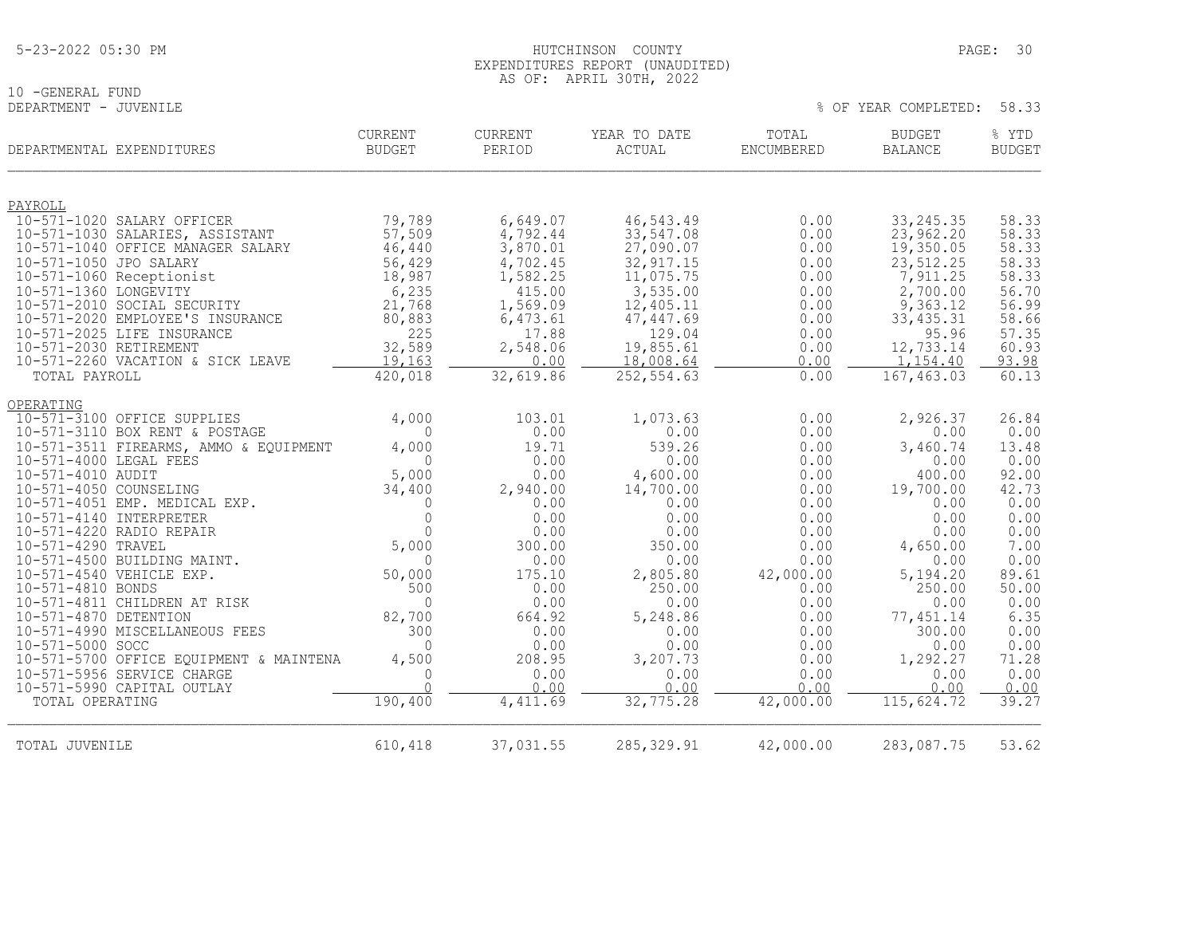HUTCHINSON COUNTY
EXPENDITURES REPORT (UNAUDITED)
AS OF: APRIL 30TH, 2022

5-23-2022 05:30 PM

10 -GENERAL FUND
DEPARTMENT - JUVENILE

% OF YEAR COMPLETED: 58.33

| DEPARTMENTAL EXPENDITURES | CURRENT BUDGET | CURRENT PERIOD | YEAR TO DATE ACTUAL | TOTAL ENCUMBERED | BUDGET BALANCE | % YTD BUDGET |
|---|---|---|---|---|---|---|
| PAYROLL | | | | | | |
| 10-571-1020 SALARY OFFICER | 79,789 | 6,649.07 | 46,543.49 | 0.00 | 33,245.35 | 58.33 |
| 10-571-1030 SALARIES, ASSISTANT | 57,509 | 4,792.44 | 33,547.08 | 0.00 | 23,962.20 | 58.33 |
| 10-571-1040 OFFICE MANAGER SALARY | 46,440 | 3,870.01 | 27,090.07 | 0.00 | 19,350.05 | 58.33 |
| 10-571-1050 JPO SALARY | 56,429 | 4,702.45 | 32,917.15 | 0.00 | 23,512.25 | 58.33 |
| 10-571-1060 Receptionist | 18,987 | 1,582.25 | 11,075.75 | 0.00 | 7,911.25 | 58.33 |
| 10-571-1360 LONGEVITY | 6,235 | 415.00 | 3,535.00 | 0.00 | 2,700.00 | 56.70 |
| 10-571-2010 SOCIAL SECURITY | 21,768 | 1,569.09 | 12,405.11 | 0.00 | 9,363.12 | 56.99 |
| 10-571-2020 EMPLOYEE'S INSURANCE | 80,883 | 6,473.61 | 47,447.69 | 0.00 | 33,435.31 | 58.66 |
| 10-571-2025 LIFE INSURANCE | 225 | 17.88 | 129.04 | 0.00 | 95.96 | 57.35 |
| 10-571-2030 RETIREMENT | 32,589 | 2,548.06 | 19,855.61 | 0.00 | 12,733.14 | 60.93 |
| 10-571-2260 VACATION & SICK LEAVE | 19,163 | 0.00 | 18,008.64 | 0.00 | 1,154.40 | 93.98 |
| TOTAL PAYROLL | 420,018 | 32,619.86 | 252,554.63 | 0.00 | 167,463.03 | 60.13 |
| OPERATING | | | | | | |
| 10-571-3100 OFFICE SUPPLIES | 4,000 | 103.01 | 1,073.63 | 0.00 | 2,926.37 | 26.84 |
| 10-571-3110 BOX RENT & POSTAGE | 0 | 0.00 | 0.00 | 0.00 | 0.00 | 0.00 |
| 10-571-3511 FIREARMS, AMMO & EQUIPMENT | 4,000 | 19.71 | 539.26 | 0.00 | 3,460.74 | 13.48 |
| 10-571-4000 LEGAL FEES | 0 | 0.00 | 0.00 | 0.00 | 0.00 | 0.00 |
| 10-571-4010 AUDIT | 5,000 | 0.00 | 4,600.00 | 0.00 | 400.00 | 92.00 |
| 10-571-4050 COUNSELING | 34,400 | 2,940.00 | 14,700.00 | 0.00 | 19,700.00 | 42.73 |
| 10-571-4051 EMP. MEDICAL EXP. | 0 | 0.00 | 0.00 | 0.00 | 0.00 | 0.00 |
| 10-571-4140 INTERPRETER | 0 | 0.00 | 0.00 | 0.00 | 0.00 | 0.00 |
| 10-571-4220 RADIO REPAIR | 0 | 0.00 | 0.00 | 0.00 | 0.00 | 0.00 |
| 10-571-4290 TRAVEL | 5,000 | 300.00 | 350.00 | 0.00 | 4,650.00 | 7.00 |
| 10-571-4500 BUILDING MAINT. | 0 | 0.00 | 0.00 | 0.00 | 0.00 | 0.00 |
| 10-571-4540 VEHICLE EXP. | 50,000 | 175.10 | 2,805.80 | 42,000.00 | 5,194.20 | 89.61 |
| 10-571-4810 BONDS | 500 | 0.00 | 250.00 | 0.00 | 250.00 | 50.00 |
| 10-571-4811 CHILDREN AT RISK | 0 | 0.00 | 0.00 | 0.00 | 0.00 | 0.00 |
| 10-571-4870 DETENTION | 82,700 | 664.92 | 5,248.86 | 0.00 | 77,451.14 | 6.35 |
| 10-571-4990 MISCELLANEOUS FEES | 300 | 0.00 | 0.00 | 0.00 | 300.00 | 0.00 |
| 10-571-5000 SOCC | 0 | 0.00 | 0.00 | 0.00 | 0.00 | 0.00 |
| 10-571-5700 OFFICE EQUIPMENT & MAINTENA | 4,500 | 208.95 | 3,207.73 | 0.00 | 1,292.27 | 71.28 |
| 10-571-5956 SERVICE CHARGE | 0 | 0.00 | 0.00 | 0.00 | 0.00 | 0.00 |
| 10-571-5990 CAPITAL OUTLAY | 0 | 0.00 | 0.00 | 0.00 | 0.00 | 0.00 |
| TOTAL OPERATING | 190,400 | 4,411.69 | 32,775.28 | 42,000.00 | 115,624.72 | 39.27 |
| TOTAL JUVENILE | 610,418 | 37,031.55 | 285,329.91 | 42,000.00 | 283,087.75 | 53.62 |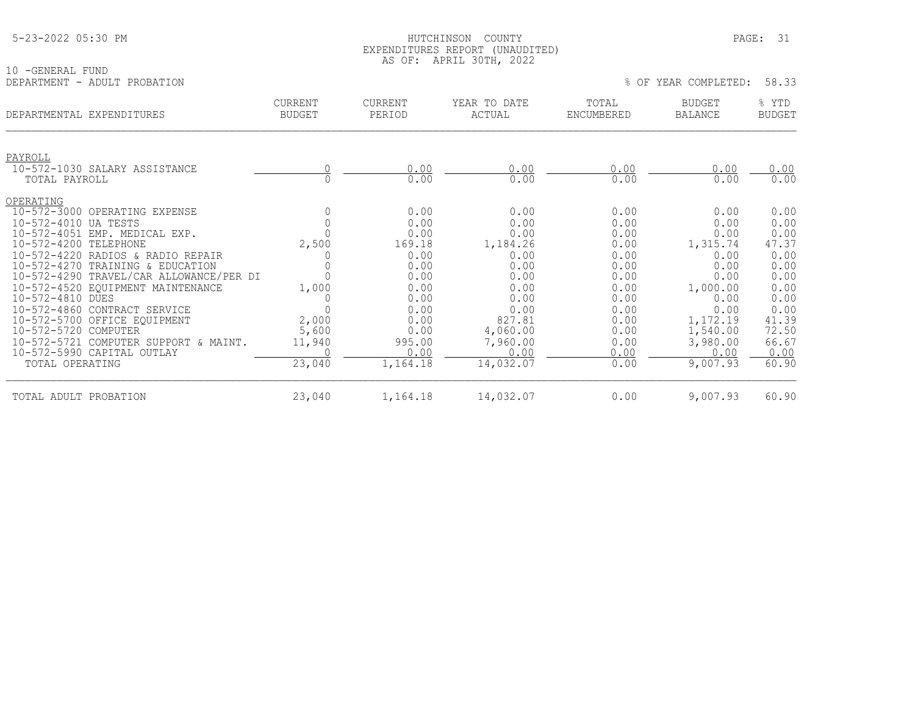5-23-2022 05:30 PM

HUTCHINSON COUNTY
EXPENDITURES REPORT (UNAUDITED)
AS OF: APRIL 30TH, 2022

10 -GENERAL FUND
DEPARTMENT - ADULT PROBATION

% OF YEAR COMPLETED: 58.33

| DEPARTMENTAL EXPENDITURES | CURRENT BUDGET | CURRENT PERIOD | YEAR TO DATE ACTUAL | TOTAL ENCUMBERED | BUDGET BALANCE | % YTD BUDGET |
|---|---|---|---|---|---|---|
| PAYROLL | | | | | | |
| 10-572-1030 SALARY ASSISTANCE | 0 | 0.00 | 0.00 | 0.00 | 0.00 | 0.00 |
| TOTAL PAYROLL | 0 | 0.00 | 0.00 | 0.00 | 0.00 | 0.00 |
| OPERATING | | | | | | |
| 10-572-3000 OPERATING EXPENSE | 0 | 0.00 | 0.00 | 0.00 | 0.00 | 0.00 |
| 10-572-4010 UA TESTS | 0 | 0.00 | 0.00 | 0.00 | 0.00 | 0.00 |
| 10-572-4051 EMP. MEDICAL EXP. | 0 | 0.00 | 0.00 | 0.00 | 0.00 | 0.00 |
| 10-572-4200 TELEPHONE | 2,500 | 169.18 | 1,184.26 | 0.00 | 1,315.74 | 47.37 |
| 10-572-4220 RADIOS & RADIO REPAIR | 0 | 0.00 | 0.00 | 0.00 | 0.00 | 0.00 |
| 10-572-4270 TRAINING & EDUCATION | 0 | 0.00 | 0.00 | 0.00 | 0.00 | 0.00 |
| 10-572-4290 TRAVEL/CAR ALLOWANCE/PER DI | 0 | 0.00 | 0.00 | 0.00 | 0.00 | 0.00 |
| 10-572-4520 EQUIPMENT MAINTENANCE | 1,000 | 0.00 | 0.00 | 0.00 | 1,000.00 | 0.00 |
| 10-572-4810 DUES | 0 | 0.00 | 0.00 | 0.00 | 0.00 | 0.00 |
| 10-572-4860 CONTRACT SERVICE | 0 | 0.00 | 0.00 | 0.00 | 0.00 | 0.00 |
| 10-572-5700 OFFICE EQUIPMENT | 2,000 | 0.00 | 827.81 | 0.00 | 1,172.19 | 41.39 |
| 10-572-5720 COMPUTER | 5,600 | 0.00 | 4,060.00 | 0.00 | 1,540.00 | 72.50 |
| 10-572-5721 COMPUTER SUPPORT & MAINT. | 11,940 | 995.00 | 7,960.00 | 0.00 | 3,980.00 | 66.67 |
| 10-572-5990 CAPITAL OUTLAY | 0 | 0.00 | 0.00 | 0.00 | 0.00 | 0.00 |
| TOTAL OPERATING | 23,040 | 1,164.18 | 14,032.07 | 0.00 | 9,007.93 | 60.90 |
| TOTAL ADULT PROBATION | 23,040 | 1,164.18 | 14,032.07 | 0.00 | 9,007.93 | 60.90 |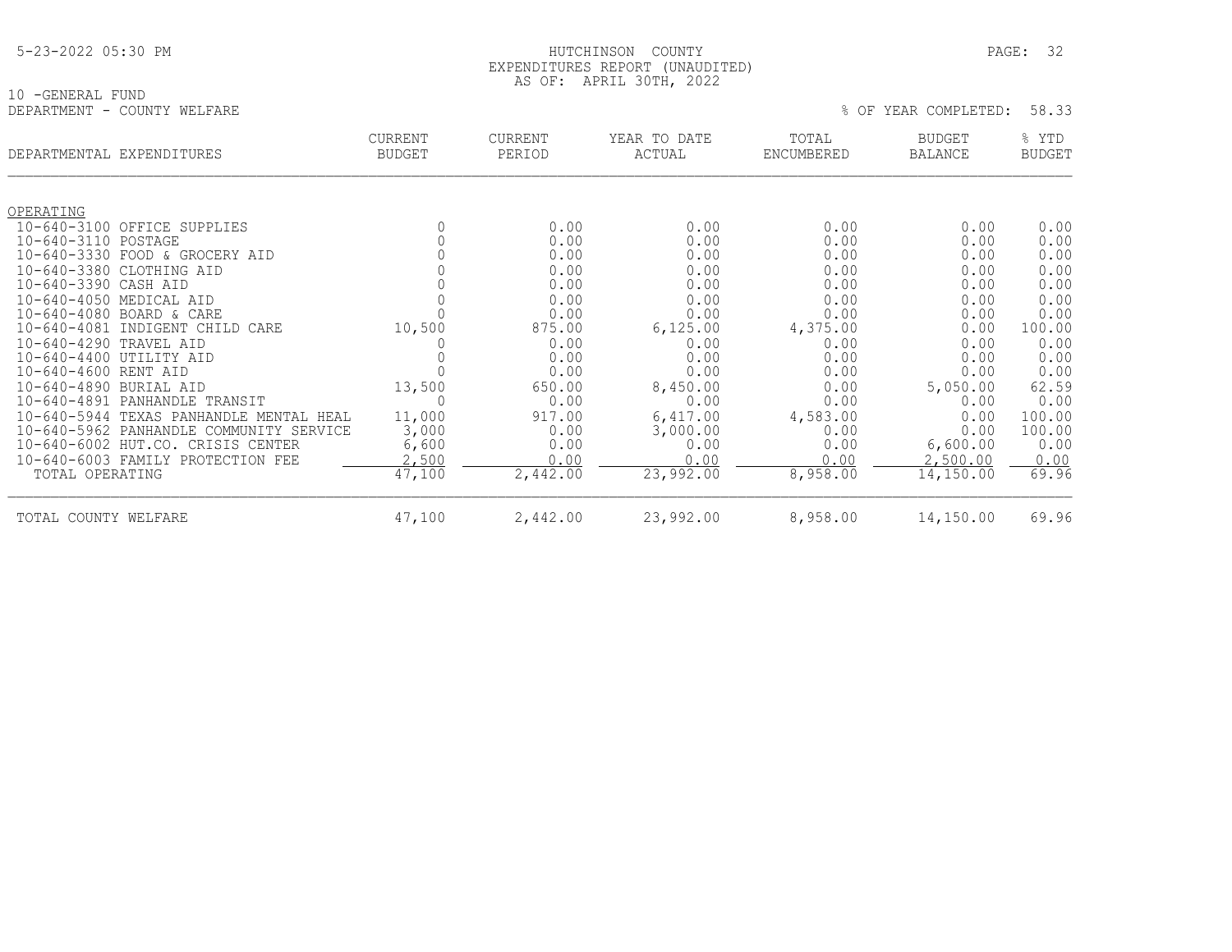10 -GENERAL FUND
DEPARTMENT - COUNTY WELFARE

HUTCHINSON COUNTY
EXPENDITURES REPORT (UNAUDITED)
AS OF: APRIL 30TH, 2022

% OF YEAR COMPLETED: 58.33

| DEPARTMENTAL EXPENDITURES | CURRENT BUDGET | CURRENT PERIOD | YEAR TO DATE ACTUAL | TOTAL ENCUMBERED | BUDGET BALANCE | % YTD BUDGET |
|---|---|---|---|---|---|---|
| OPERATING | | | | | | |
| 10-640-3100 OFFICE SUPPLIES | 0 | 0.00 | 0.00 | 0.00 | 0.00 | 0.00 |
| 10-640-3110 POSTAGE | 0 | 0.00 | 0.00 | 0.00 | 0.00 | 0.00 |
| 10-640-3330 FOOD & GROCERY AID | 0 | 0.00 | 0.00 | 0.00 | 0.00 | 0.00 |
| 10-640-3380 CLOTHING AID | 0 | 0.00 | 0.00 | 0.00 | 0.00 | 0.00 |
| 10-640-3390 CASH AID | 0 | 0.00 | 0.00 | 0.00 | 0.00 | 0.00 |
| 10-640-4050 MEDICAL AID | 0 | 0.00 | 0.00 | 0.00 | 0.00 | 0.00 |
| 10-640-4080 BOARD & CARE | 0 | 0.00 | 0.00 | 0.00 | 0.00 | 0.00 |
| 10-640-4081 INDIGENT CHILD CARE | 10,500 | 875.00 | 6,125.00 | 4,375.00 | 0.00 | 100.00 |
| 10-640-4290 TRAVEL AID | 0 | 0.00 | 0.00 | 0.00 | 0.00 | 0.00 |
| 10-640-4400 UTILITY AID | 0 | 0.00 | 0.00 | 0.00 | 0.00 | 0.00 |
| 10-640-4600 RENT AID | 0 | 0.00 | 0.00 | 0.00 | 0.00 | 0.00 |
| 10-640-4890 BURIAL AID | 13,500 | 650.00 | 8,450.00 | 0.00 | 5,050.00 | 62.59 |
| 10-640-4891 PANHANDLE TRANSIT | 0 | 0.00 | 0.00 | 0.00 | 0.00 | 0.00 |
| 10-640-5944 TEXAS PANHANDLE MENTAL HEAL | 11,000 | 917.00 | 6,417.00 | 4,583.00 | 0.00 | 100.00 |
| 10-640-5962 PANHANDLE COMMUNITY SERVICE | 3,000 | 0.00 | 3,000.00 | 0.00 | 0.00 | 100.00 |
| 10-640-6002 HUT.CO. CRISIS CENTER | 6,600 | 0.00 | 0.00 | 0.00 | 6,600.00 | 0.00 |
| 10-640-6003 FAMILY PROTECTION FEE | 2,500 | 0.00 | 0.00 | 0.00 | 2,500.00 | 0.00 |
| TOTAL OPERATING | 47,100 | 2,442.00 | 23,992.00 | 8,958.00 | 14,150.00 | 69.96 |
| TOTAL COUNTY WELFARE | 47,100 | 2,442.00 | 23,992.00 | 8,958.00 | 14,150.00 | 69.96 |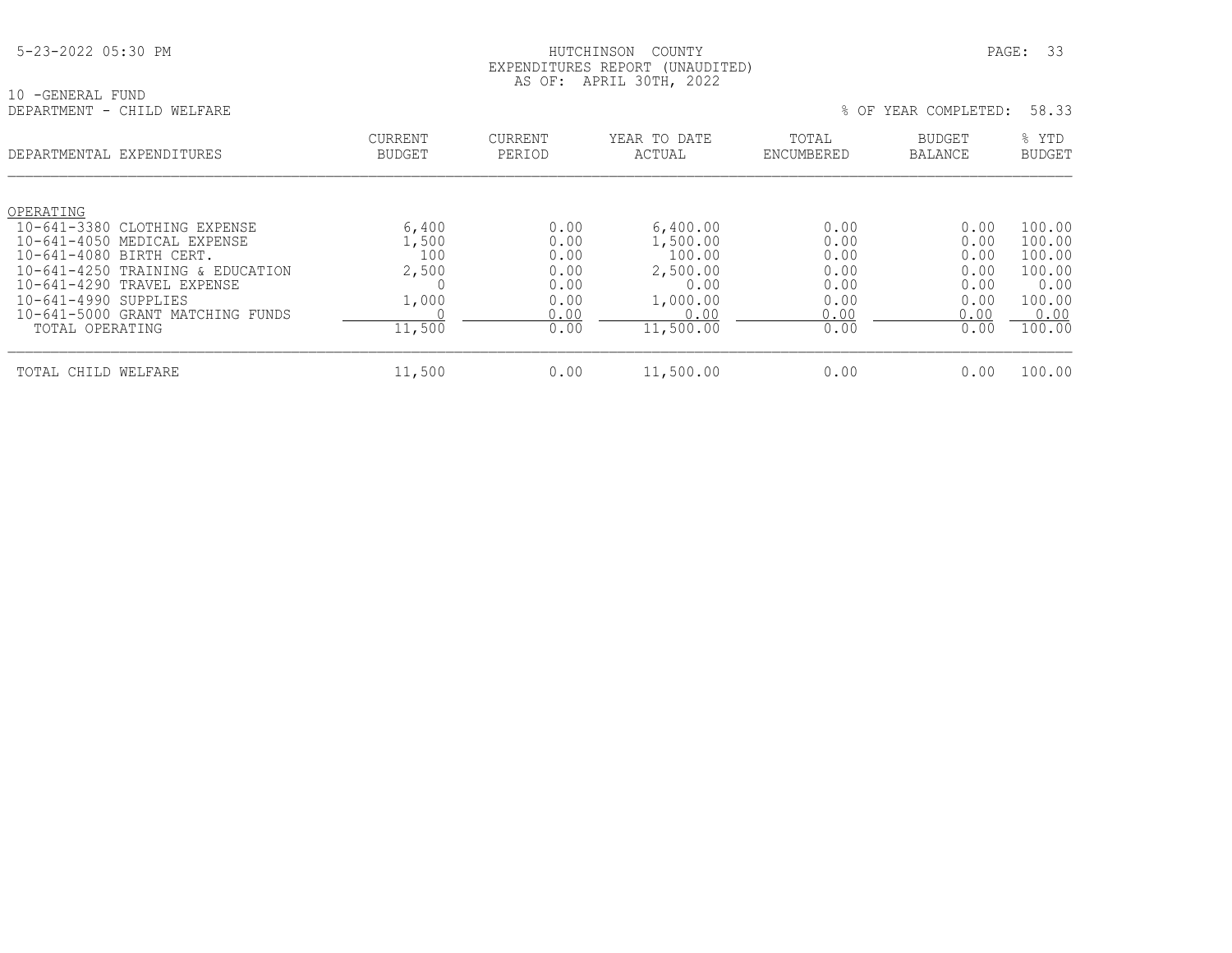HUTCHINSON COUNTY
EXPENDITURES REPORT (UNAUDITED)
AS OF: APRIL 30TH, 2022

10 -GENERAL FUND
DEPARTMENT - CHILD WELFARE

% OF YEAR COMPLETED: 58.33

| DEPARTMENTAL EXPENDITURES | CURRENT BUDGET | CURRENT PERIOD | YEAR TO DATE ACTUAL | TOTAL ENCUMBERED | BUDGET BALANCE | % YTD BUDGET |
|---|---|---|---|---|---|---|
| OPERATING | | | | | | |
| 10-641-3380 CLOTHING EXPENSE | 6,400 | 0.00 | 6,400.00 | 0.00 | 0.00 | 100.00 |
| 10-641-4050 MEDICAL EXPENSE | 1,500 | 0.00 | 1,500.00 | 0.00 | 0.00 | 100.00 |
| 10-641-4080 BIRTH CERT. | 100 | 0.00 | 100.00 | 0.00 | 0.00 | 100.00 |
| 10-641-4250 TRAINING & EDUCATION | 2,500 | 0.00 | 2,500.00 | 0.00 | 0.00 | 100.00 |
| 10-641-4290 TRAVEL EXPENSE | 0 | 0.00 | 0.00 | 0.00 | 0.00 | 0.00 |
| 10-641-4990 SUPPLIES | 1,000 | 0.00 | 1,000.00 | 0.00 | 0.00 | 100.00 |
| 10-641-5000 GRANT MATCHING FUNDS | 0 | 0.00 | 0.00 | 0.00 | 0.00 | 0.00 |
| TOTAL OPERATING | 11,500 | 0.00 | 11,500.00 | 0.00 | 0.00 | 100.00 |
| TOTAL CHILD WELFARE | 11,500 | 0.00 | 11,500.00 | 0.00 | 0.00 | 100.00 |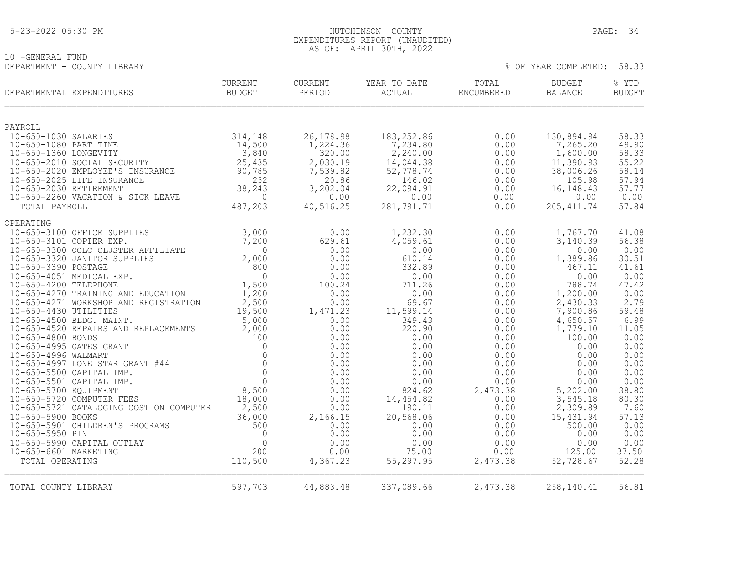HUTCHINSON COUNTY
EXPENDITURES REPORT (UNAUDITED)
AS OF: APRIL 30TH, 2022

10 -GENERAL FUND
DEPARTMENT - COUNTY LIBRARY

% OF YEAR COMPLETED: 58.33

| DEPARTMENTAL EXPENDITURES | CURRENT BUDGET | CURRENT PERIOD | YEAR TO DATE ACTUAL | TOTAL ENCUMBERED | BUDGET BALANCE | % YTD BUDGET |
|---|---|---|---|---|---|---|
| PAYROLL | | | | | | |
| 10-650-1030 SALARIES | 314,148 | 26,178.98 | 183,252.86 | 0.00 | 130,894.94 | 58.33 |
| 10-650-1080 PART TIME | 14,500 | 1,224.36 | 7,234.80 | 0.00 | 7,265.20 | 49.90 |
| 10-650-1360 LONGEVITY | 3,840 | 320.00 | 2,240.00 | 0.00 | 1,600.00 | 58.33 |
| 10-650-2010 SOCIAL SECURITY | 25,435 | 2,030.19 | 14,044.38 | 0.00 | 11,390.93 | 55.22 |
| 10-650-2020 EMPLOYEE'S INSURANCE | 90,785 | 7,539.82 | 52,778.74 | 0.00 | 38,006.26 | 58.14 |
| 10-650-2025 LIFE INSURANCE | 252 | 20.86 | 146.02 | 0.00 | 105.98 | 57.94 |
| 10-650-2030 RETIREMENT | 38,243 | 3,202.04 | 22,094.91 | 0.00 | 16,148.43 | 57.77 |
| 10-650-2260 VACATION & SICK LEAVE | 0 | 0.00 | 0.00 | 0.00 | 0.00 | 0.00 |
| TOTAL PAYROLL | 487,203 | 40,516.25 | 281,791.71 | 0.00 | 205,411.74 | 57.84 |
| OPERATING | | | | | | |
| 10-650-3100 OFFICE SUPPLIES | 3,000 | 0.00 | 1,232.30 | 0.00 | 1,767.70 | 41.08 |
| 10-650-3101 COPIER EXP. | 7,200 | 629.61 | 4,059.61 | 0.00 | 3,140.39 | 56.38 |
| 10-650-3300 OCLC CLUSTER AFFILIATE | 0 | 0.00 | 0.00 | 0.00 | 0.00 | 0.00 |
| 10-650-3320 JANITOR SUPPLIES | 2,000 | 0.00 | 610.14 | 0.00 | 1,389.86 | 30.51 |
| 10-650-3390 POSTAGE | 800 | 0.00 | 332.89 | 0.00 | 467.11 | 41.61 |
| 10-650-4051 MEDICAL EXP. | 0 | 0.00 | 0.00 | 0.00 | 0.00 | 0.00 |
| 10-650-4200 TELEPHONE | 1,500 | 100.24 | 711.26 | 0.00 | 788.74 | 47.42 |
| 10-650-4270 TRAINING AND EDUCATION | 1,200 | 0.00 | 0.00 | 0.00 | 1,200.00 | 0.00 |
| 10-650-4271 WORKSHOP AND REGISTRATION | 2,500 | 0.00 | 69.67 | 0.00 | 2,430.33 | 2.79 |
| 10-650-4430 UTILITIES | 19,500 | 1,471.23 | 11,599.14 | 0.00 | 7,900.86 | 59.48 |
| 10-650-4500 BLDG. MAINT. | 5,000 | 0.00 | 349.43 | 0.00 | 4,650.57 | 6.99 |
| 10-650-4520 REPAIRS AND REPLACEMENTS | 2,000 | 0.00 | 220.90 | 0.00 | 1,779.10 | 11.05 |
| 10-650-4800 BONDS | 100 | 0.00 | 0.00 | 0.00 | 100.00 | 0.00 |
| 10-650-4995 GATES GRANT | 0 | 0.00 | 0.00 | 0.00 | 0.00 | 0.00 |
| 10-650-4996 WALMART | 0 | 0.00 | 0.00 | 0.00 | 0.00 | 0.00 |
| 10-650-4997 LONE STAR GRANT #44 | 0 | 0.00 | 0.00 | 0.00 | 0.00 | 0.00 |
| 10-650-5500 CAPITAL IMP. | 0 | 0.00 | 0.00 | 0.00 | 0.00 | 0.00 |
| 10-650-5501 CAPITAL IMP. | 0 | 0.00 | 0.00 | 0.00 | 0.00 | 0.00 |
| 10-650-5700 EQUIPMENT | 8,500 | 0.00 | 824.62 | 2,473.38 | 5,202.00 | 38.80 |
| 10-650-5720 COMPUTER FEES | 18,000 | 0.00 | 14,454.82 | 0.00 | 3,545.18 | 80.30 |
| 10-650-5721 CATALOGING COST ON COMPUTER | 2,500 | 0.00 | 190.11 | 0.00 | 2,309.89 | 7.60 |
| 10-650-5900 BOOKS | 36,000 | 2,166.15 | 20,568.06 | 0.00 | 15,431.94 | 57.13 |
| 10-650-5901 CHILDREN'S PROGRAMS | 500 | 0.00 | 0.00 | 0.00 | 500.00 | 0.00 |
| 10-650-5950 PIN | 0 | 0.00 | 0.00 | 0.00 | 0.00 | 0.00 |
| 10-650-5990 CAPITAL OUTLAY | 0 | 0.00 | 0.00 | 0.00 | 0.00 | 0.00 |
| 10-650-6601 MARKETING | 200 | 0.00 | 75.00 | 0.00 | 125.00 | 37.50 |
| TOTAL OPERATING | 110,500 | 4,367.23 | 55,297.95 | 2,473.38 | 52,728.67 | 52.28 |
| TOTAL COUNTY LIBRARY | 597,703 | 44,883.48 | 337,089.66 | 2,473.38 | 258,140.41 | 56.81 |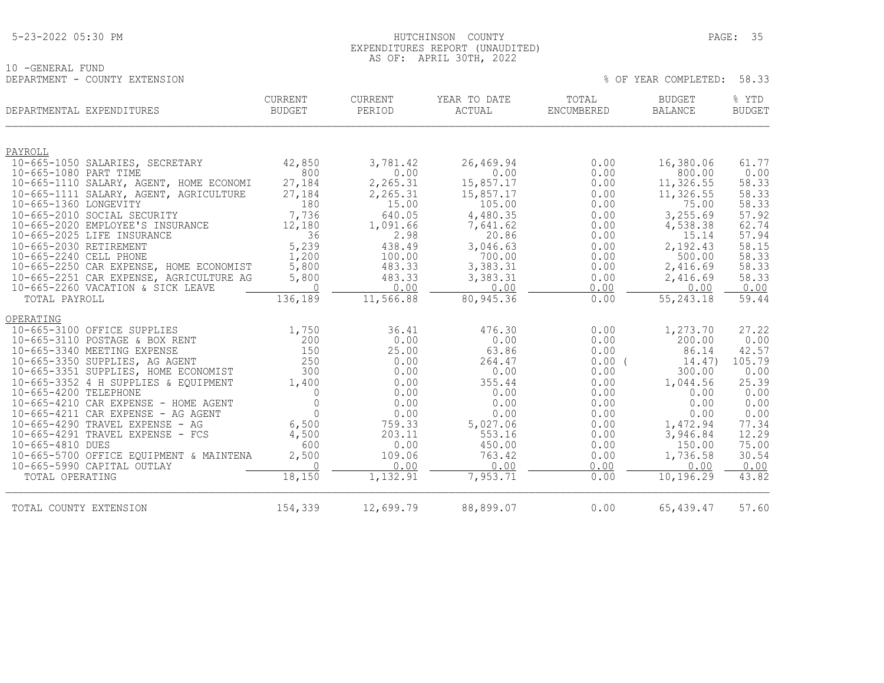5-23-2022 05:30 PM

HUTCHINSON COUNTY
EXPENDITURES REPORT (UNAUDITED)
AS OF: APRIL 30TH, 2022

10 -GENERAL FUND
DEPARTMENT - COUNTY EXTENSION

% OF YEAR COMPLETED: 58.33

| DEPARTMENTAL EXPENDITURES | CURRENT BUDGET | CURRENT PERIOD | YEAR TO DATE ACTUAL | TOTAL ENCUMBERED | BUDGET BALANCE | % YTD BUDGET |
|---|---|---|---|---|---|---|
| PAYROLL | | | | | | |
| 10-665-1050 SALARIES, SECRETARY | 42,850 | 3,781.42 | 26,469.94 | 0.00 | 16,380.06 | 61.77 |
| 10-665-1080 PART TIME | 800 | 0.00 | 0.00 | 0.00 | 800.00 | 0.00 |
| 10-665-1110 SALARY, AGENT, HOME ECONOMI | 27,184 | 2,265.31 | 15,857.17 | 0.00 | 11,326.55 | 58.33 |
| 10-665-1111 SALARY, AGENT, AGRICULTURE | 27,184 | 2,265.31 | 15,857.17 | 0.00 | 11,326.55 | 58.33 |
| 10-665-1360 LONGEVITY | 180 | 15.00 | 105.00 | 0.00 | 75.00 | 58.33 |
| 10-665-2010 SOCIAL SECURITY | 7,736 | 640.05 | 4,480.35 | 0.00 | 3,255.69 | 57.92 |
| 10-665-2020 EMPLOYEE'S INSURANCE | 12,180 | 1,091.66 | 7,641.62 | 0.00 | 4,538.38 | 62.74 |
| 10-665-2025 LIFE INSURANCE | 36 | 2.98 | 20.86 | 0.00 | 15.14 | 57.94 |
| 10-665-2030 RETIREMENT | 5,239 | 438.49 | 3,046.63 | 0.00 | 2,192.43 | 58.15 |
| 10-665-2240 CELL PHONE | 1,200 | 100.00 | 700.00 | 0.00 | 500.00 | 58.33 |
| 10-665-2250 CAR EXPENSE, HOME ECONOMIST | 5,800 | 483.33 | 3,383.31 | 0.00 | 2,416.69 | 58.33 |
| 10-665-2251 CAR EXPENSE, AGRICULTURE AG | 5,800 | 483.33 | 3,383.31 | 0.00 | 2,416.69 | 58.33 |
| 10-665-2260 VACATION & SICK LEAVE | 0 | 0.00 | 0.00 | 0.00 | 0.00 | 0.00 |
| TOTAL PAYROLL | 136,189 | 11,566.88 | 80,945.36 | 0.00 | 55,243.18 | 59.44 |
| OPERATING | | | | | | |
| 10-665-3100 OFFICE SUPPLIES | 1,750 | 36.41 | 476.30 | 0.00 | 1,273.70 | 27.22 |
| 10-665-3110 POSTAGE & BOX RENT | 200 | 0.00 | 0.00 | 0.00 | 200.00 | 0.00 |
| 10-665-3340 MEETING EXPENSE | 150 | 25.00 | 63.86 | 0.00 | 86.14 | 42.57 |
| 10-665-3350 SUPPLIES, AG AGENT | 250 | 0.00 | 264.47 | 0.00 | ( 14.47) | 105.79 |
| 10-665-3351 SUPPLIES, HOME ECONOMIST | 300 | 0.00 | 0.00 | 0.00 | 300.00 | 0.00 |
| 10-665-3352 4 H SUPPLIES & EQUIPMENT | 1,400 | 0.00 | 355.44 | 0.00 | 1,044.56 | 25.39 |
| 10-665-4200 TELEPHONE | 0 | 0.00 | 0.00 | 0.00 | 0.00 | 0.00 |
| 10-665-4210 CAR EXPENSE - HOME AGENT | 0 | 0.00 | 0.00 | 0.00 | 0.00 | 0.00 |
| 10-665-4211 CAR EXPENSE - AG AGENT | 0 | 0.00 | 0.00 | 0.00 | 0.00 | 0.00 |
| 10-665-4290 TRAVEL EXPENSE - AG | 6,500 | 759.33 | 5,027.06 | 0.00 | 1,472.94 | 77.34 |
| 10-665-4291 TRAVEL EXPENSE - FCS | 4,500 | 203.11 | 553.16 | 0.00 | 3,946.84 | 12.29 |
| 10-665-4810 DUES | 600 | 0.00 | 450.00 | 0.00 | 150.00 | 75.00 |
| 10-665-5700 OFFICE EQUIPMENT & MAINTENA | 2,500 | 109.06 | 763.42 | 0.00 | 1,736.58 | 30.54 |
| 10-665-5990 CAPITAL OUTLAY | 0 | 0.00 | 0.00 | 0.00 | 0.00 | 0.00 |
| TOTAL OPERATING | 18,150 | 1,132.91 | 7,953.71 | 0.00 | 10,196.29 | 43.82 |
| TOTAL COUNTY EXTENSION | 154,339 | 12,699.79 | 88,899.07 | 0.00 | 65,439.47 | 57.60 |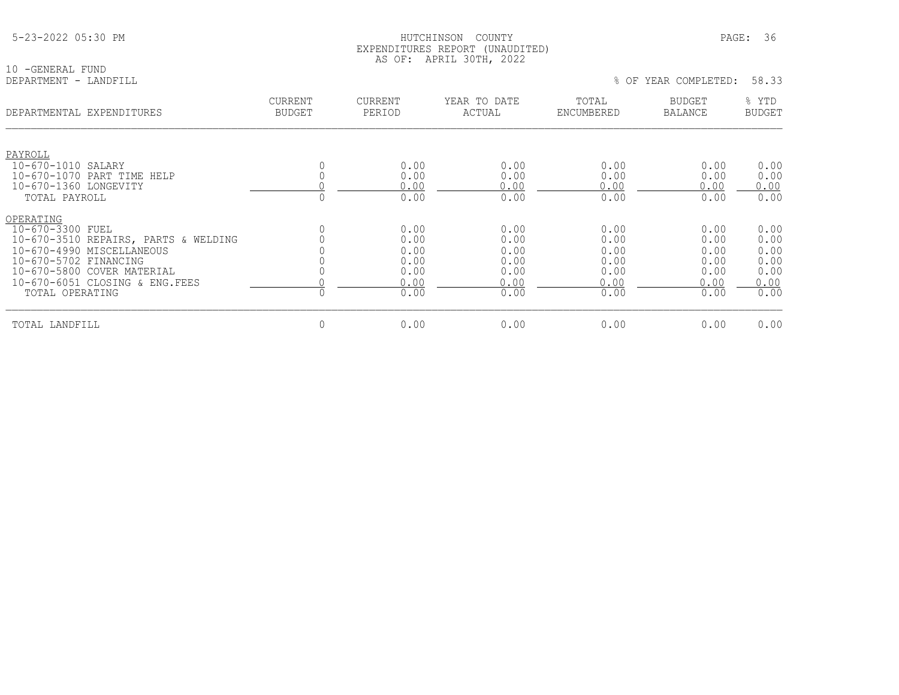HUTCHINSON COUNTY
EXPENDITURES REPORT (UNAUDITED)
AS OF: APRIL 30TH, 2022

10 -GENERAL FUND
DEPARTMENT - LANDFILL

% OF YEAR COMPLETED: 58.33

| DEPARTMENTAL EXPENDITURES | CURRENT BUDGET | CURRENT PERIOD | YEAR TO DATE ACTUAL | TOTAL ENCUMBERED | BUDGET BALANCE | % YTD BUDGET |
|---|---|---|---|---|---|---|
| PAYROLL | | | | | | |
| 10-670-1010 SALARY | 0 | 0.00 | 0.00 | 0.00 | 0.00 | 0.00 |
| 10-670-1070 PART TIME HELP | 0 | 0.00 | 0.00 | 0.00 | 0.00 | 0.00 |
| 10-670-1360 LONGEVITY | 0 | 0.00 | 0.00 | 0.00 | 0.00 | 0.00 |
| TOTAL PAYROLL | 0 | 0.00 | 0.00 | 0.00 | 0.00 | 0.00 |
| OPERATING | | | | | | |
| 10-670-3300 FUEL | 0 | 0.00 | 0.00 | 0.00 | 0.00 | 0.00 |
| 10-670-3510 REPAIRS, PARTS & WELDING | 0 | 0.00 | 0.00 | 0.00 | 0.00 | 0.00 |
| 10-670-4990 MISCELLANEOUS | 0 | 0.00 | 0.00 | 0.00 | 0.00 | 0.00 |
| 10-670-5702 FINANCING | 0 | 0.00 | 0.00 | 0.00 | 0.00 | 0.00 |
| 10-670-5800 COVER MATERIAL | 0 | 0.00 | 0.00 | 0.00 | 0.00 | 0.00 |
| 10-670-6051 CLOSING & ENG.FEES | 0 | 0.00 | 0.00 | 0.00 | 0.00 | 0.00 |
| TOTAL OPERATING | 0 | 0.00 | 0.00 | 0.00 | 0.00 | 0.00 |
| TOTAL LANDFILL | 0 | 0.00 | 0.00 | 0.00 | 0.00 | 0.00 |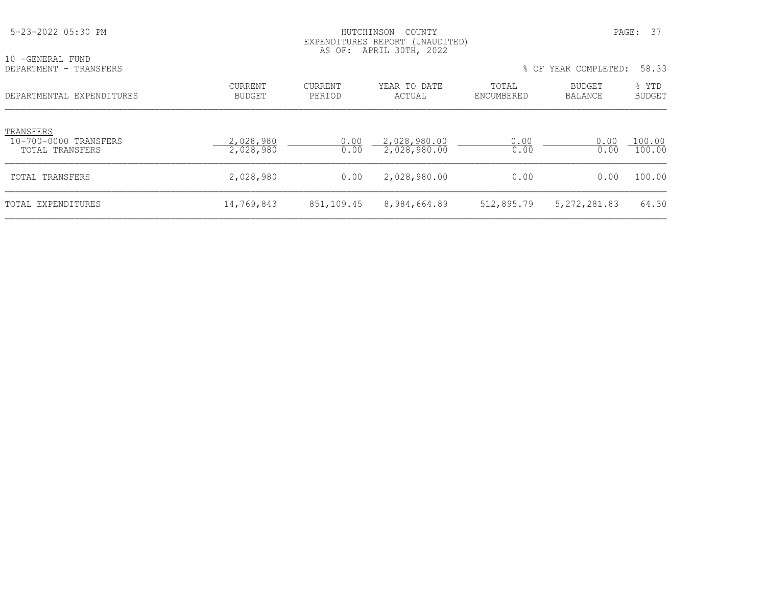HUTCHINSON COUNTY
EXPENDITURES REPORT (UNAUDITED)
AS OF: APRIL 30TH, 2022

10 -GENERAL FUND
DEPARTMENT - TRANSFERS

% OF YEAR COMPLETED: 58.33

| DEPARTMENTAL EXPENDITURES | CURRENT BUDGET | CURRENT PERIOD | YEAR TO DATE ACTUAL | TOTAL ENCUMBERED | BUDGET BALANCE | % YTD BUDGET |
|---|---|---|---|---|---|---|
| TRANSFERS | | | | | | |
| 10-700-0000 TRANSFERS | 2,028,980 | 0.00 | 2,028,980.00 | 0.00 | 0.00 | 100.00 |
| TOTAL TRANSFERS | 2,028,980 | 0.00 | 2,028,980.00 | 0.00 | 0.00 | 100.00 |
| TOTAL TRANSFERS | 2,028,980 | 0.00 | 2,028,980.00 | 0.00 | 0.00 | 100.00 |
| TOTAL EXPENDITURES | 14,769,843 | 851,109.45 | 8,984,664.89 | 512,895.79 | 5,272,281.83 | 64.30 |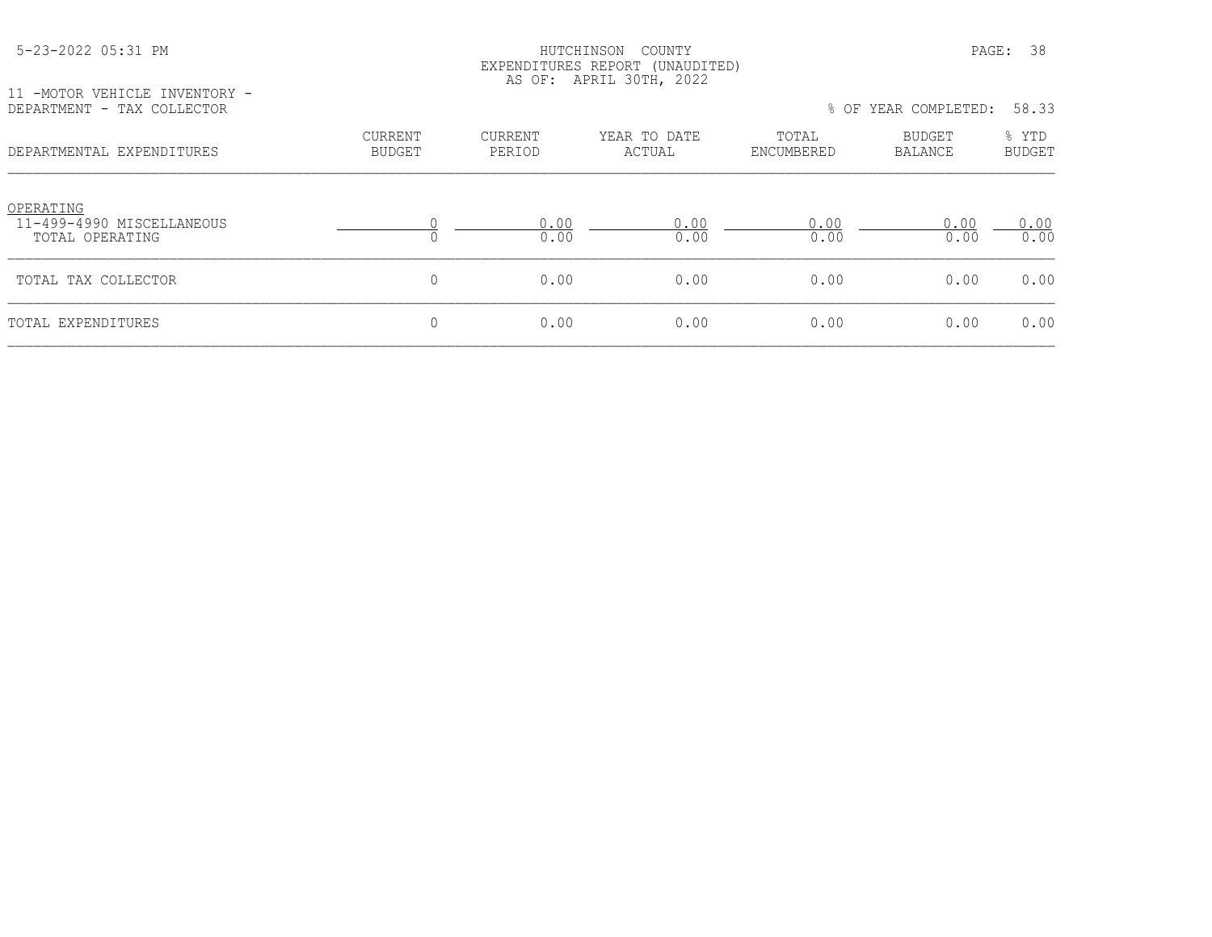HUTCHINSON COUNTY
EXPENDITURES REPORT (UNAUDITED)
AS OF: APRIL 30TH, 2022

11 -MOTOR VEHICLE INVENTORY -
DEPARTMENT - TAX COLLECTOR

% OF YEAR COMPLETED: 58.33

| DEPARTMENTAL EXPENDITURES | CURRENT BUDGET | CURRENT PERIOD | YEAR TO DATE ACTUAL | TOTAL ENCUMBERED | BUDGET BALANCE | % YTD BUDGET |
|---|---|---|---|---|---|---|
| OPERATING | | | | | | |
| 11-499-4990 MISCELLANEOUS | 0 | 0.00 | 0.00 | 0.00 | 0.00 | 0.00 |
| TOTAL OPERATING | 0 | 0.00 | 0.00 | 0.00 | 0.00 | 0.00 |
| TOTAL TAX COLLECTOR | 0 | 0.00 | 0.00 | 0.00 | 0.00 | 0.00 |
| TOTAL EXPENDITURES | 0 | 0.00 | 0.00 | 0.00 | 0.00 | 0.00 |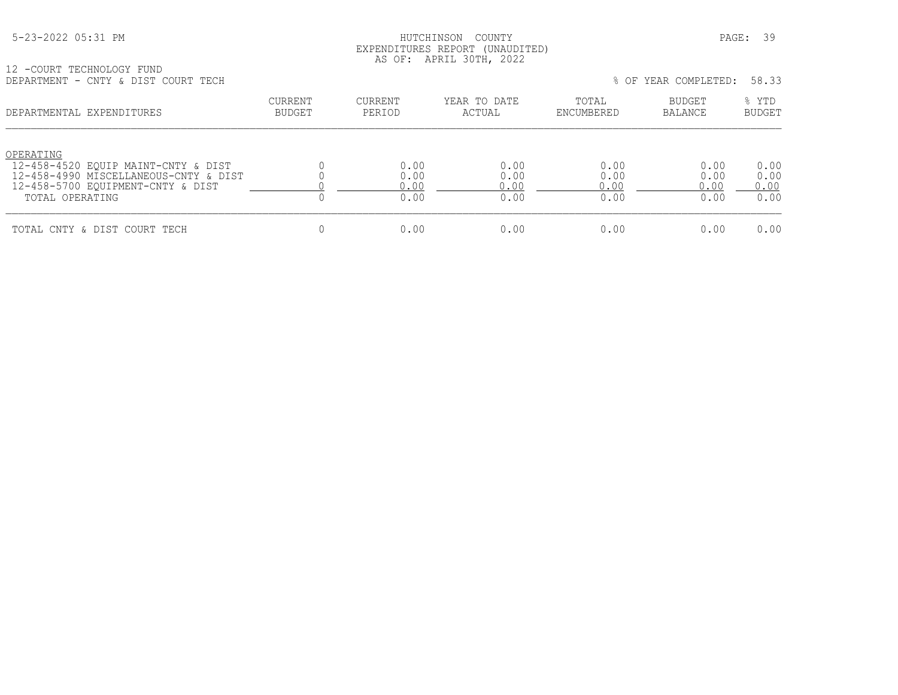HUTCHINSON COUNTY
EXPENDITURES REPORT (UNAUDITED)
AS OF: APRIL 30TH, 2022

12 -COURT TECHNOLOGY FUND
DEPARTMENT - CNTY & DIST COURT TECH

% OF YEAR COMPLETED: 58.33

| DEPARTMENTAL EXPENDITURES | CURRENT BUDGET | CURRENT PERIOD | YEAR TO DATE ACTUAL | TOTAL ENCUMBERED | BUDGET BALANCE | % YTD BUDGET |
|---|---|---|---|---|---|---|
| OPERATING | | | | | | |
| 12-458-4520 EQUIP MAINT-CNTY & DIST | 0 | 0.00 | 0.00 | 0.00 | 0.00 | 0.00 |
| 12-458-4990 MISCELLANEOUS-CNTY & DIST | 0 | 0.00 | 0.00 | 0.00 | 0.00 | 0.00 |
| 12-458-5700 EQUIPMENT-CNTY & DIST | 0 | 0.00 | 0.00 | 0.00 | 0.00 | 0.00 |
| TOTAL OPERATING | 0 | 0.00 | 0.00 | 0.00 | 0.00 | 0.00 |
| TOTAL CNTY & DIST COURT TECH | 0 | 0.00 | 0.00 | 0.00 | 0.00 | 0.00 |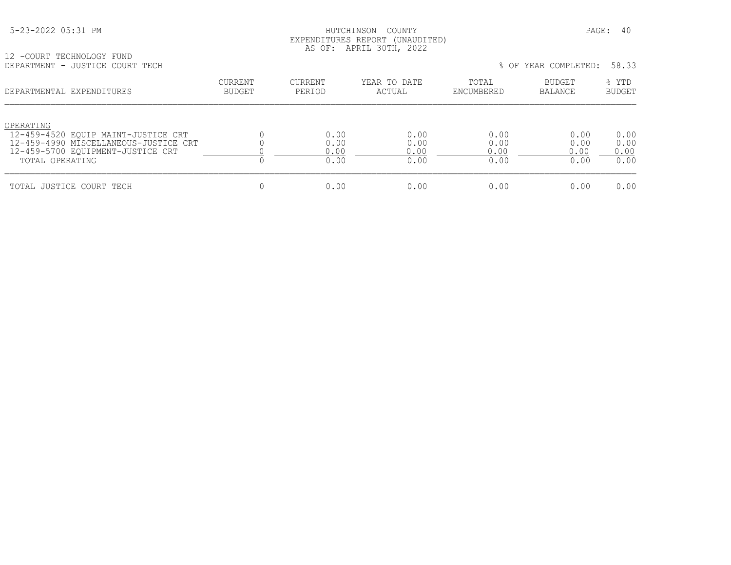HUTCHINSON COUNTY
EXPENDITURES REPORT (UNAUDITED)
AS OF: APRIL 30TH, 2022

12 -COURT TECHNOLOGY FUND
DEPARTMENT - JUSTICE COURT TECH

% OF YEAR COMPLETED: 58.33

| DEPARTMENTAL EXPENDITURES | CURRENT BUDGET | CURRENT PERIOD | YEAR TO DATE ACTUAL | TOTAL ENCUMBERED | BUDGET BALANCE | % YTD BUDGET |
|---|---|---|---|---|---|---|
| OPERATING | | | | | | |
| 12-459-4520 EQUIP MAINT-JUSTICE CRT | 0 | 0.00 | 0.00 | 0.00 | 0.00 | 0.00 |
| 12-459-4990 MISCELLANEOUS-JUSTICE CRT | 0 | 0.00 | 0.00 | 0.00 | 0.00 | 0.00 |
| 12-459-5700 EQUIPMENT-JUSTICE CRT | 0 | 0.00 | 0.00 | 0.00 | 0.00 | 0.00 |
| TOTAL OPERATING | 0 | 0.00 | 0.00 | 0.00 | 0.00 | 0.00 |
| TOTAL JUSTICE COURT TECH | 0 | 0.00 | 0.00 | 0.00 | 0.00 | 0.00 |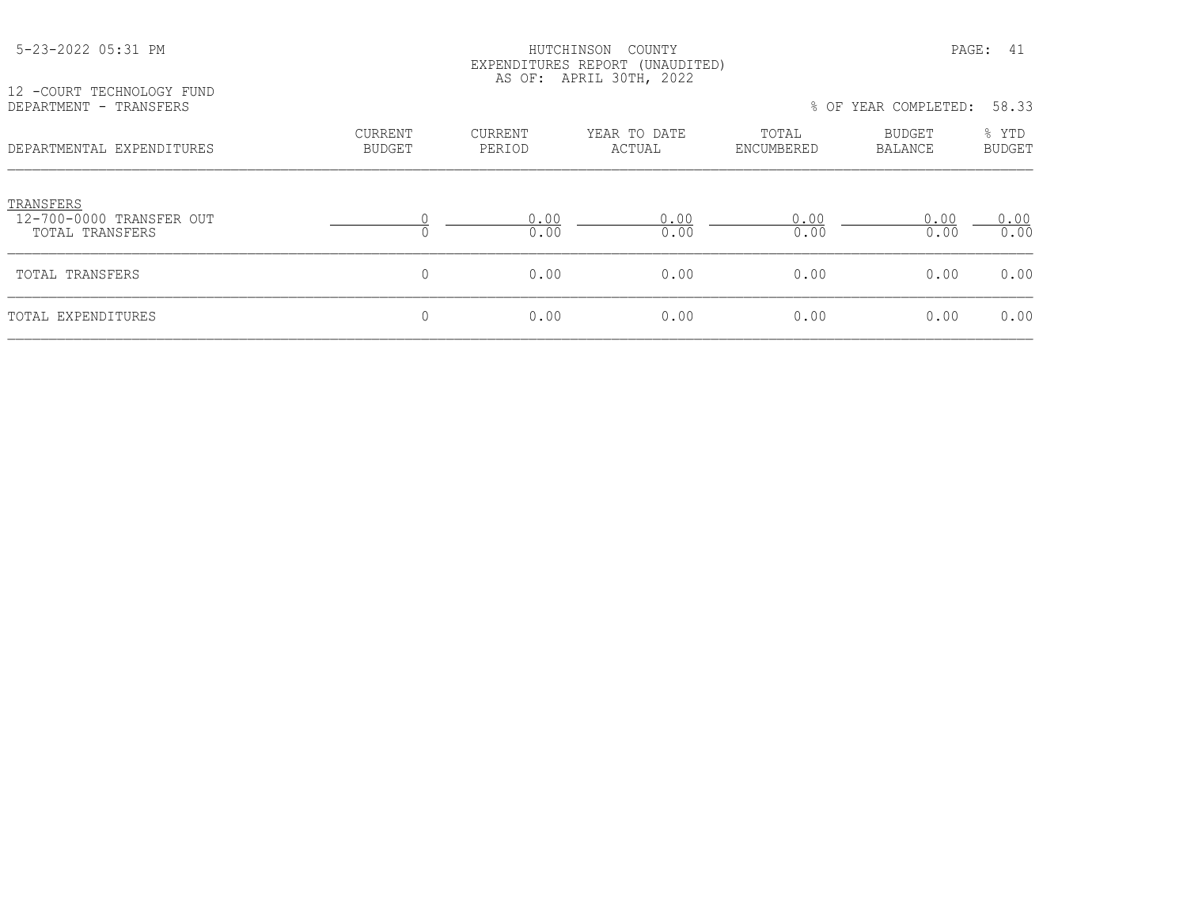HUTCHINSON COUNTY
EXPENDITURES REPORT (UNAUDITED)
AS OF: APRIL 30TH, 2022

12 -COURT TECHNOLOGY FUND
DEPARTMENT - TRANSFERS

% OF YEAR COMPLETED: 58.33

| DEPARTMENTAL EXPENDITURES | CURRENT BUDGET | CURRENT PERIOD | YEAR TO DATE ACTUAL | TOTAL ENCUMBERED | BUDGET BALANCE | % YTD BUDGET |
|---|---|---|---|---|---|---|
| TRANSFERS | | | | | | |
| 12-700-0000 TRANSFER OUT | 0 | 0.00 | 0.00 | 0.00 | 0.00 | 0.00 |
| TOTAL TRANSFERS | 0 | 0.00 | 0.00 | 0.00 | 0.00 | 0.00 |
| TOTAL TRANSFERS | 0 | 0.00 | 0.00 | 0.00 | 0.00 | 0.00 |
| TOTAL EXPENDITURES | 0 | 0.00 | 0.00 | 0.00 | 0.00 | 0.00 |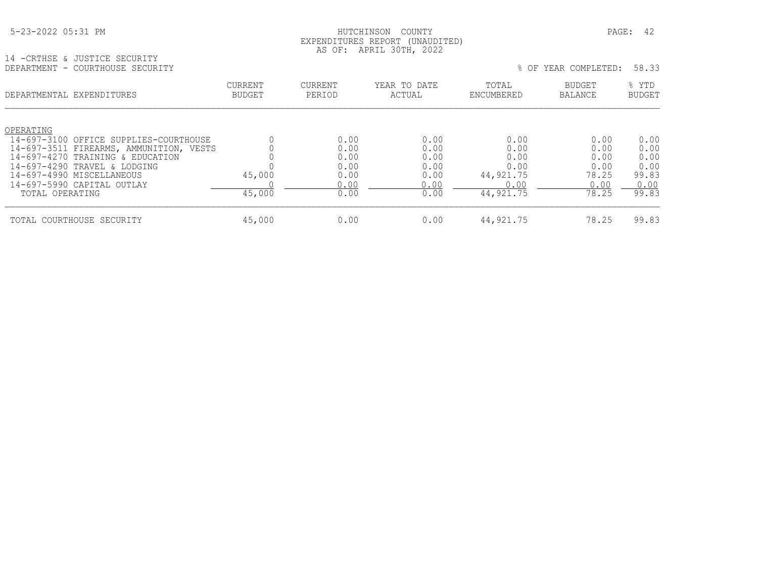HUTCHINSON COUNTY
EXPENDITURES REPORT (UNAUDITED)
AS OF: APRIL 30TH, 2022

14 -CRTHSE & JUSTICE SECURITY
DEPARTMENT - COURTHOUSE SECURITY

% OF YEAR COMPLETED: 58.33

| DEPARTMENTAL EXPENDITURES | CURRENT BUDGET | CURRENT PERIOD | YEAR TO DATE ACTUAL | TOTAL ENCUMBERED | BUDGET BALANCE | % YTD BUDGET |
|---|---|---|---|---|---|---|
| OPERATING | | | | | | |
| 14-697-3100 OFFICE SUPPLIES-COURTHOUSE | 0 | 0.00 | 0.00 | 0.00 | 0.00 | 0.00 |
| 14-697-3511 FIREARMS, AMMUNITION, VESTS | 0 | 0.00 | 0.00 | 0.00 | 0.00 | 0.00 |
| 14-697-4270 TRAINING & EDUCATION | 0 | 0.00 | 0.00 | 0.00 | 0.00 | 0.00 |
| 14-697-4290 TRAVEL & LODGING | 0 | 0.00 | 0.00 | 0.00 | 0.00 | 0.00 |
| 14-697-4990 MISCELLANEOUS | 45,000 | 0.00 | 0.00 | 44,921.75 | 78.25 | 99.83 |
| 14-697-5990 CAPITAL OUTLAY | 0 | 0.00 | 0.00 | 0.00 | 0.00 | 0.00 |
| TOTAL OPERATING | 45,000 | 0.00 | 0.00 | 44,921.75 | 78.25 | 99.83 |
| TOTAL COURTHOUSE SECURITY | 45,000 | 0.00 | 0.00 | 44,921.75 | 78.25 | 99.83 |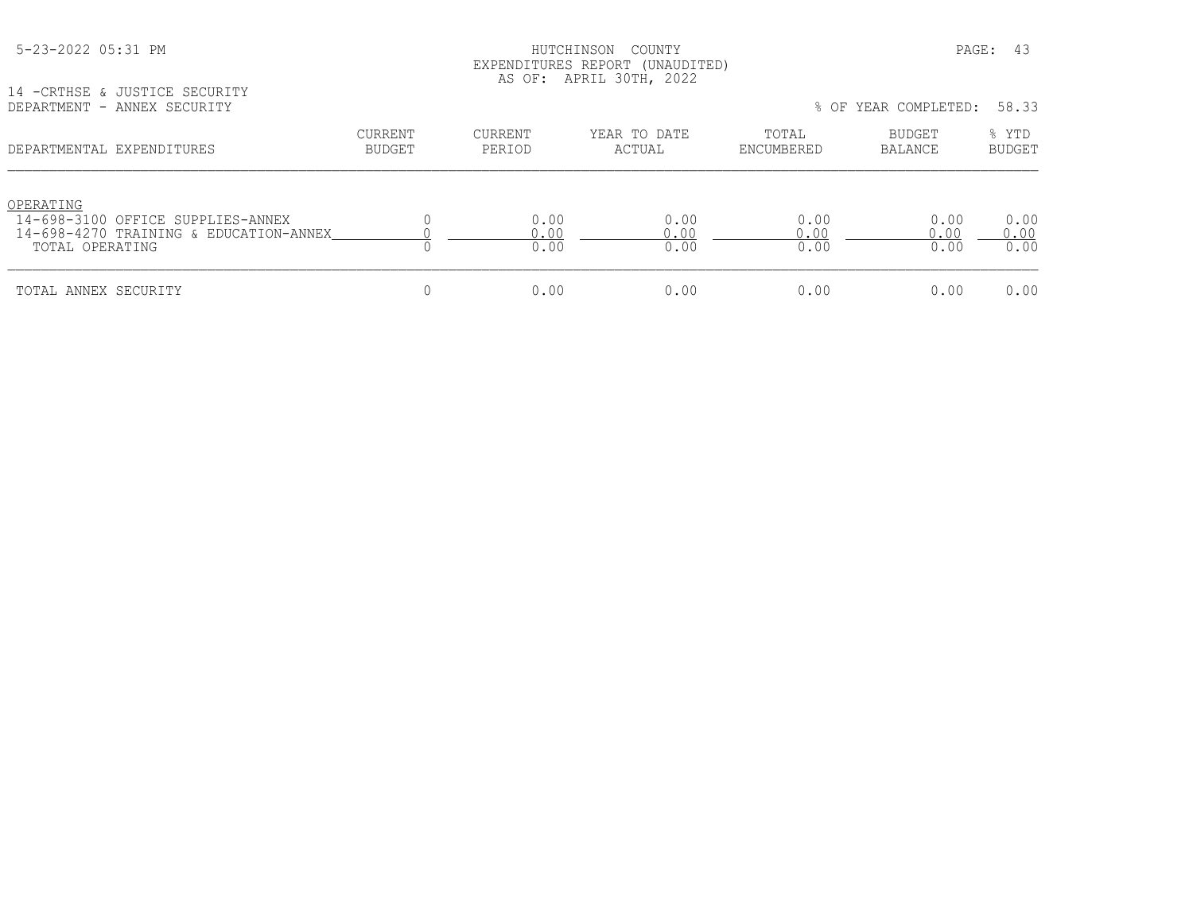HUTCHINSON COUNTY
EXPENDITURES REPORT (UNAUDITED)
AS OF: APRIL 30TH, 2022

14 -CRTHSE & JUSTICE SECURITY
DEPARTMENT - ANNEX SECURITY

% OF YEAR COMPLETED: 58.33

| DEPARTMENTAL EXPENDITURES | CURRENT BUDGET | CURRENT PERIOD | YEAR TO DATE ACTUAL | TOTAL ENCUMBERED | BUDGET BALANCE | % YTD BUDGET |
|---|---|---|---|---|---|---|
| OPERATING | | | | | | |
| 14-698-3100 OFFICE SUPPLIES-ANNEX | 0 | 0.00 | 0.00 | 0.00 | 0.00 | 0.00 |
| 14-698-4270 TRAINING & EDUCATION-ANNEX | 0 | 0.00 | 0.00 | 0.00 | 0.00 | 0.00 |
| TOTAL OPERATING | 0 | 0.00 | 0.00 | 0.00 | 0.00 | 0.00 |
| TOTAL ANNEX SECURITY | 0 | 0.00 | 0.00 | 0.00 | 0.00 | 0.00 |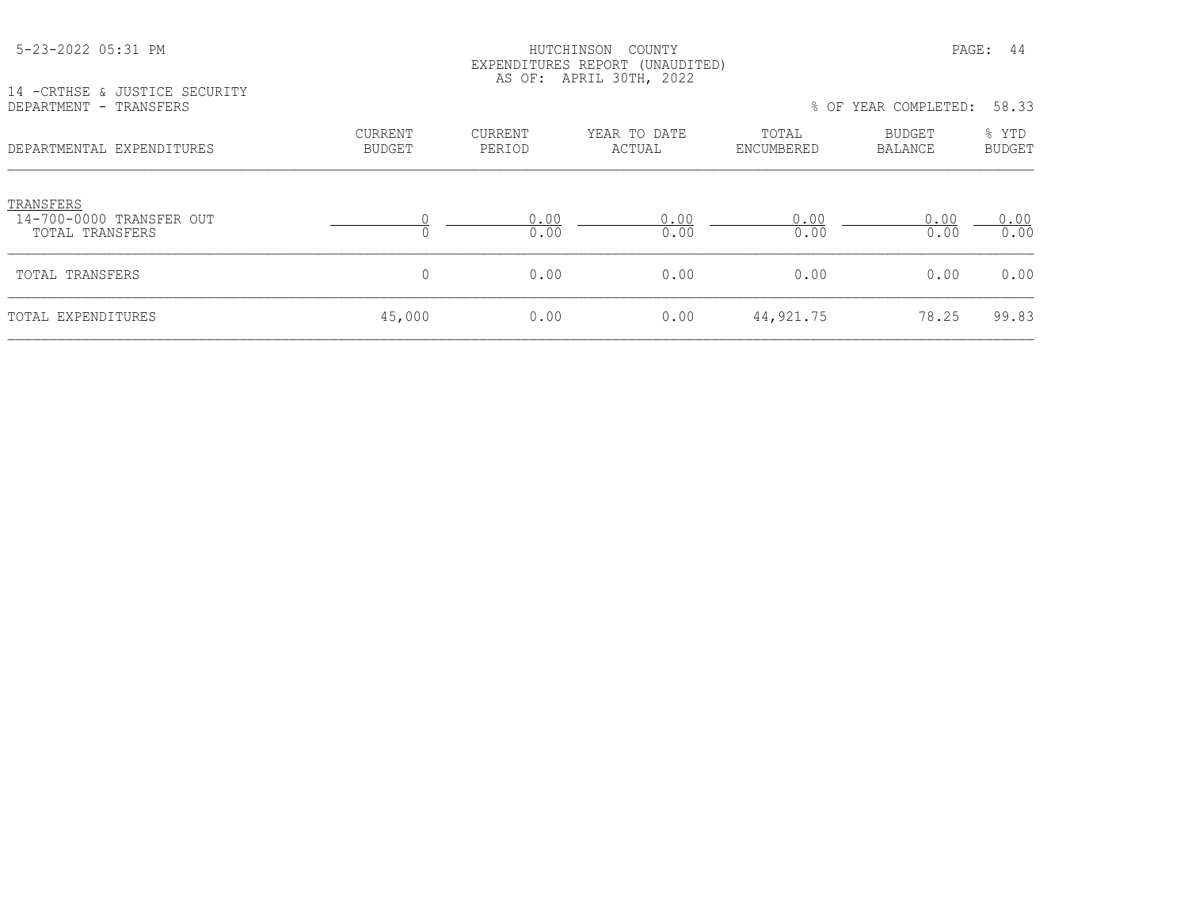HUTCHINSON COUNTY
EXPENDITURES REPORT (UNAUDITED)
AS OF: APRIL 30TH, 2022

14 -CRTHSE & JUSTICE SECURITY
DEPARTMENT - TRANSFERS

% OF YEAR COMPLETED: 58.33

| DEPARTMENTAL EXPENDITURES | CURRENT BUDGET | CURRENT PERIOD | YEAR TO DATE ACTUAL | TOTAL ENCUMBERED | BUDGET BALANCE | % YTD BUDGET |
|---|---|---|---|---|---|---|
| TRANSFERS | | | | | | |
| 14-700-0000 TRANSFER OUT | 0 | 0.00 | 0.00 | 0.00 | 0.00 | 0.00 |
| TOTAL TRANSFERS | 0 | 0.00 | 0.00 | 0.00 | 0.00 | 0.00 |
| TOTAL TRANSFERS | 0 | 0.00 | 0.00 | 0.00 | 0.00 | 0.00 |
| TOTAL EXPENDITURES | 45,000 | 0.00 | 0.00 | 44,921.75 | 78.25 | 99.83 |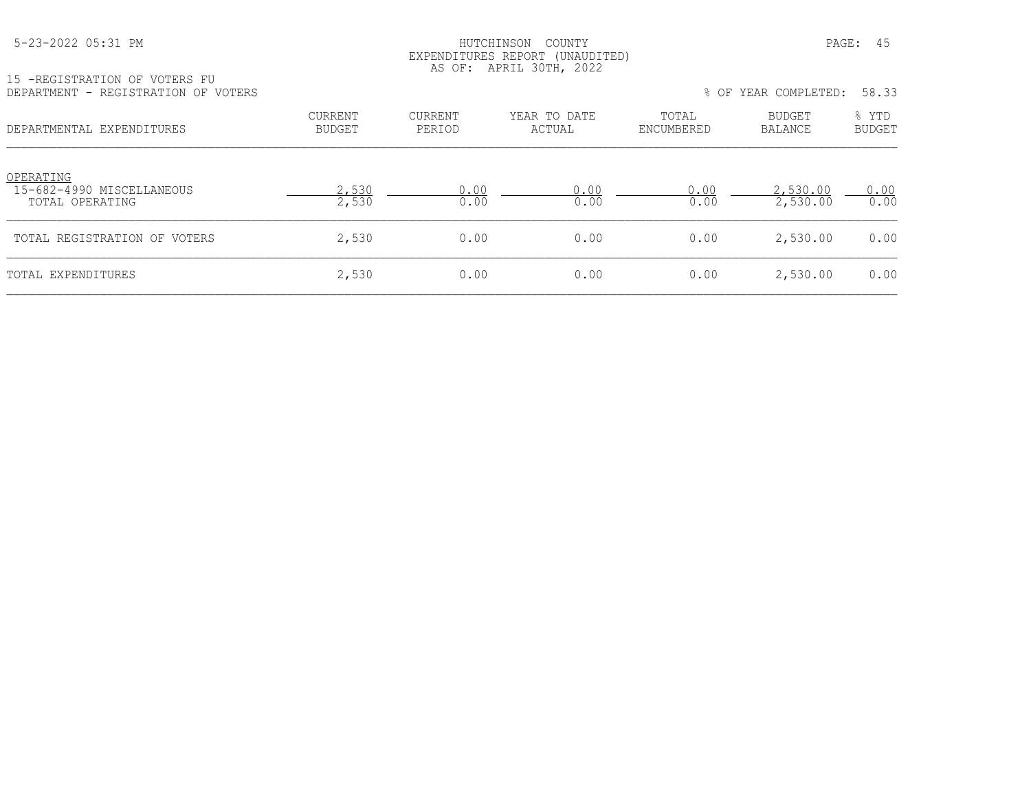HUTCHINSON COUNTY
EXPENDITURES REPORT (UNAUDITED)
AS OF: APRIL 30TH, 2022

15 -REGISTRATION OF VOTERS FU
DEPARTMENT - REGISTRATION OF VOTERS

% OF YEAR COMPLETED: 58.33

| DEPARTMENTAL EXPENDITURES | CURRENT BUDGET | CURRENT PERIOD | YEAR TO DATE ACTUAL | TOTAL ENCUMBERED | BUDGET BALANCE | % YTD BUDGET |
|---|---|---|---|---|---|---|
| OPERATING | | | | | | |
| 15-682-4990 MISCELLANEOUS | 2,530 | 0.00 | 0.00 | 0.00 | 2,530.00 | 0.00 |
| TOTAL OPERATING | 2,530 | 0.00 | 0.00 | 0.00 | 2,530.00 | 0.00 |
| TOTAL REGISTRATION OF VOTERS | 2,530 | 0.00 | 0.00 | 0.00 | 2,530.00 | 0.00 |
| TOTAL EXPENDITURES | 2,530 | 0.00 | 0.00 | 0.00 | 2,530.00 | 0.00 |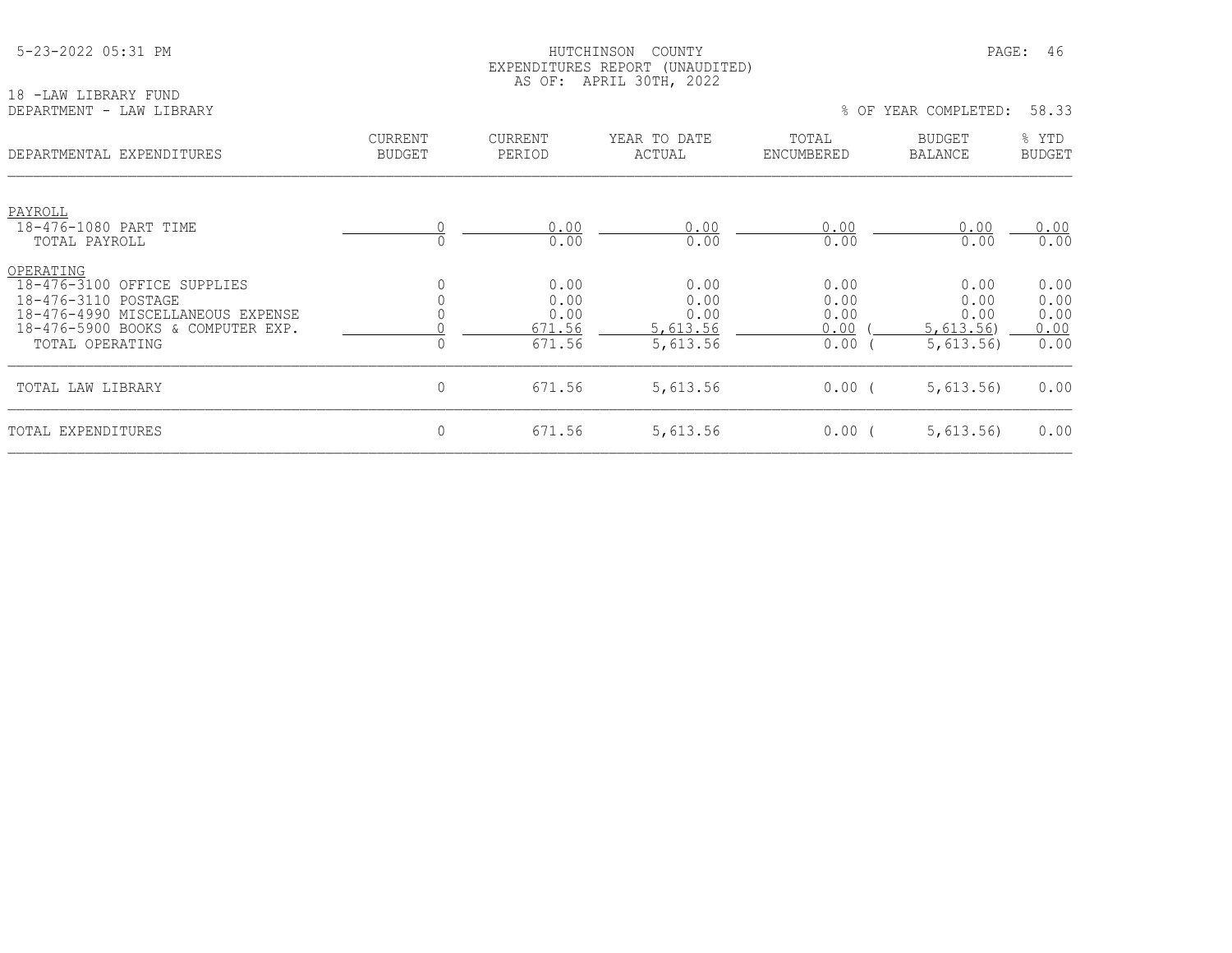HUTCHINSON COUNTY
EXPENDITURES REPORT (UNAUDITED)
AS OF: APRIL 30TH, 2022

18 -LAW LIBRARY FUND
DEPARTMENT - LAW LIBRARY

% OF YEAR COMPLETED: 58.33

| DEPARTMENTAL EXPENDITURES | CURRENT BUDGET | CURRENT PERIOD | YEAR TO DATE ACTUAL | TOTAL ENCUMBERED | BUDGET BALANCE | % YTD BUDGET |
|---|---|---|---|---|---|---|
| PAYROLL | | | | | | |
| 18-476-1080 PART TIME | 0 | 0.00 | 0.00 | 0.00 | 0.00 | 0.00 |
| TOTAL PAYROLL | 0 | 0.00 | 0.00 | 0.00 | 0.00 | 0.00 |
| OPERATING | | | | | | |
| 18-476-3100 OFFICE SUPPLIES | 0 | 0.00 | 0.00 | 0.00 | 0.00 | 0.00 |
| 18-476-3110 POSTAGE | 0 | 0.00 | 0.00 | 0.00 | 0.00 | 0.00 |
| 18-476-4990 MISCELLANEOUS EXPENSE | 0 | 0.00 | 0.00 | 0.00 | 0.00 | 0.00 |
| 18-476-5900 BOOKS & COMPUTER EXP. | 0 | 671.56 | 5,613.56 | 0.00 | (5,613.56) | 0.00 |
| TOTAL OPERATING | 0 | 671.56 | 5,613.56 | 0.00 | (5,613.56) | 0.00 |
| TOTAL LAW LIBRARY | 0 | 671.56 | 5,613.56 | 0.00 | (5,613.56) | 0.00 |
| TOTAL EXPENDITURES | 0 | 671.56 | 5,613.56 | 0.00 | (5,613.56) | 0.00 |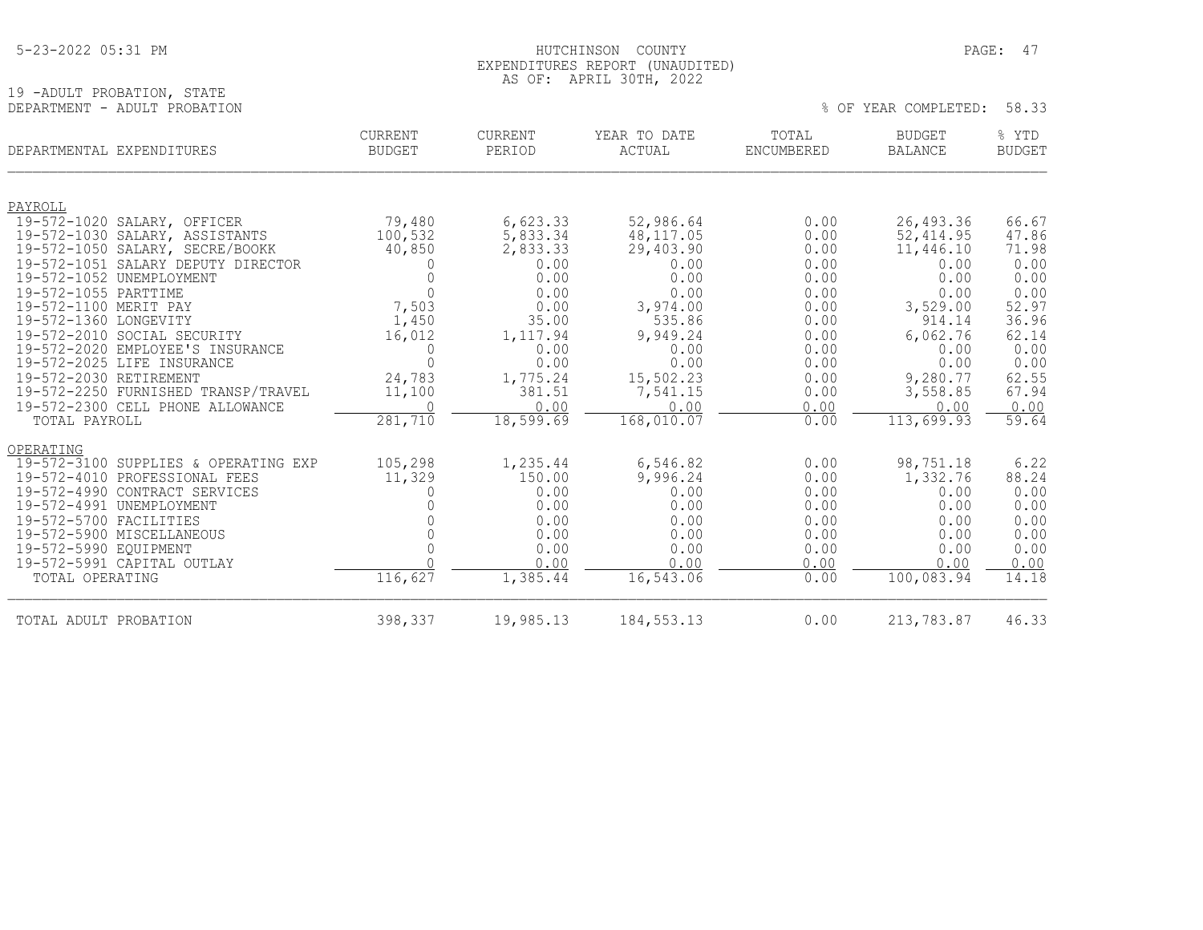HUTCHINSON COUNTY
EXPENDITURES REPORT (UNAUDITED)
AS OF: APRIL 30TH, 2022

19 -ADULT PROBATION, STATE
DEPARTMENT - ADULT PROBATION

% OF YEAR COMPLETED: 58.33

| DEPARTMENTAL EXPENDITURES | CURRENT BUDGET | CURRENT PERIOD | YEAR TO DATE ACTUAL | TOTAL ENCUMBERED | BUDGET BALANCE | % YTD BUDGET |
|---|---|---|---|---|---|---|
| **PAYROLL** | | | | | | |
| 19-572-1020 SALARY, OFFICER | 79,480 | 6,623.33 | 52,986.64 | 0.00 | 26,493.36 | 66.67 |
| 19-572-1030 SALARY, ASSISTANTS | 100,532 | 5,833.34 | 48,117.05 | 0.00 | 52,414.95 | 47.86 |
| 19-572-1050 SALARY, SECRE/BOOKK | 40,850 | 2,833.33 | 29,403.90 | 0.00 | 11,446.10 | 71.98 |
| 19-572-1051 SALARY DEPUTY DIRECTOR | 0 | 0.00 | 0.00 | 0.00 | 0.00 | 0.00 |
| 19-572-1052 UNEMPLOYMENT | 0 | 0.00 | 0.00 | 0.00 | 0.00 | 0.00 |
| 19-572-1055 PARTTIME | 0 | 0.00 | 0.00 | 0.00 | 0.00 | 0.00 |
| 19-572-1100 MERIT PAY | 7,503 | 0.00 | 3,974.00 | 0.00 | 3,529.00 | 52.97 |
| 19-572-1360 LONGEVITY | 1,450 | 35.00 | 535.86 | 0.00 | 914.14 | 36.96 |
| 19-572-2010 SOCIAL SECURITY | 16,012 | 1,117.94 | 9,949.24 | 0.00 | 6,062.76 | 62.14 |
| 19-572-2020 EMPLOYEE'S INSURANCE | 0 | 0.00 | 0.00 | 0.00 | 0.00 | 0.00 |
| 19-572-2025 LIFE INSURANCE | 0 | 0.00 | 0.00 | 0.00 | 0.00 | 0.00 |
| 19-572-2030 RETIREMENT | 24,783 | 1,775.24 | 15,502.23 | 0.00 | 9,280.77 | 62.55 |
| 19-572-2250 FURNISHED TRANSP/TRAVEL | 11,100 | 381.51 | 7,541.15 | 0.00 | 3,558.85 | 67.94 |
| 19-572-2300 CELL PHONE ALLOWANCE | 0 | 0.00 | 0.00 | 0.00 | 0.00 | 0.00 |
| TOTAL PAYROLL | 281,710 | 18,599.69 | 168,010.07 | 0.00 | 113,699.93 | 59.64 |
| **OPERATING** | | | | | | |
| 19-572-3100 SUPPLIES & OPERATING EXP | 105,298 | 1,235.44 | 6,546.82 | 0.00 | 98,751.18 | 6.22 |
| 19-572-4010 PROFESSIONAL FEES | 11,329 | 150.00 | 9,996.24 | 0.00 | 1,332.76 | 88.24 |
| 19-572-4990 CONTRACT SERVICES | 0 | 0.00 | 0.00 | 0.00 | 0.00 | 0.00 |
| 19-572-4991 UNEMPLOYMENT | 0 | 0.00 | 0.00 | 0.00 | 0.00 | 0.00 |
| 19-572-5700 FACILITIES | 0 | 0.00 | 0.00 | 0.00 | 0.00 | 0.00 |
| 19-572-5900 MISCELLANEOUS | 0 | 0.00 | 0.00 | 0.00 | 0.00 | 0.00 |
| 19-572-5990 EQUIPMENT | 0 | 0.00 | 0.00 | 0.00 | 0.00 | 0.00 |
| 19-572-5991 CAPITAL OUTLAY | 0 | 0.00 | 0.00 | 0.00 | 0.00 | 0.00 |
| TOTAL OPERATING | 116,627 | 1,385.44 | 16,543.06 | 0.00 | 100,083.94 | 14.18 |
| TOTAL ADULT PROBATION | 398,337 | 19,985.13 | 184,553.13 | 0.00 | 213,783.87 | 46.33 |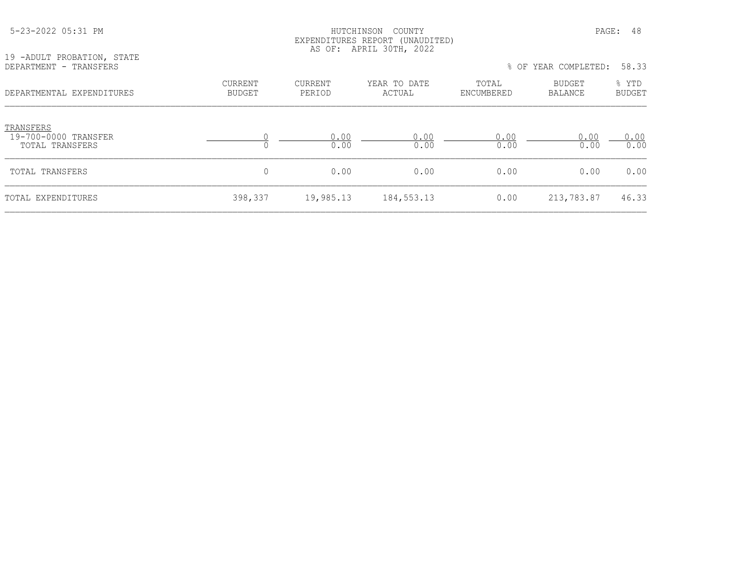HUTCHINSON COUNTY
EXPENDITURES REPORT (UNAUDITED)
AS OF: APRIL 30TH, 2022

19 -ADULT PROBATION, STATE
DEPARTMENT - TRANSFERS

% OF YEAR COMPLETED: 58.33

| DEPARTMENTAL EXPENDITURES | CURRENT BUDGET | CURRENT PERIOD | YEAR TO DATE ACTUAL | TOTAL ENCUMBERED | BUDGET BALANCE | % YTD BUDGET |
|---|---|---|---|---|---|---|
| TRANSFERS | | | | | | |
| 19-700-0000 TRANSFER | 0 | 0.00 | 0.00 | 0.00 | 0.00 | 0.00 |
| TOTAL TRANSFERS | 0 | 0.00 | 0.00 | 0.00 | 0.00 | 0.00 |
| TOTAL TRANSFERS | 0 | 0.00 | 0.00 | 0.00 | 0.00 | 0.00 |
| TOTAL EXPENDITURES | 398,337 | 19,985.13 | 184,553.13 | 0.00 | 213,783.87 | 46.33 |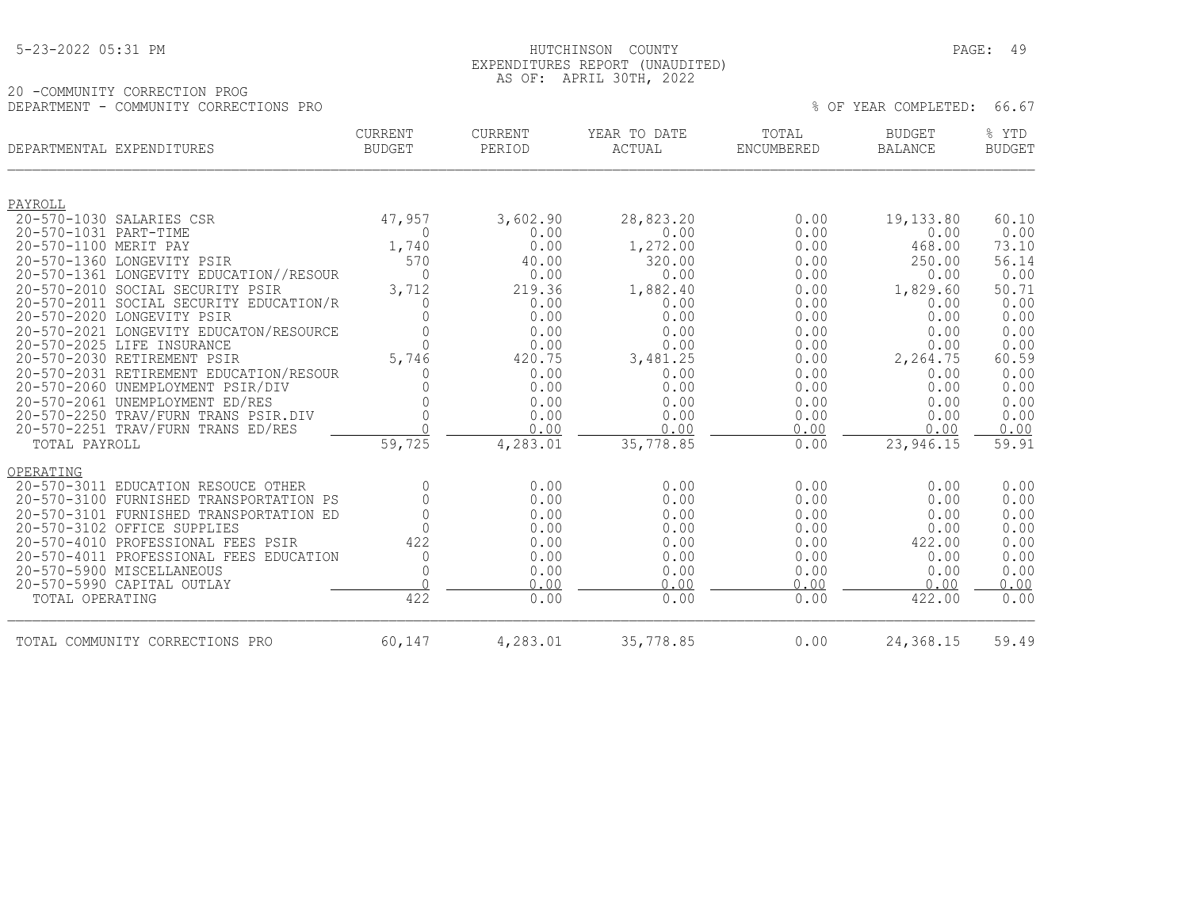HUTCHINSON COUNTY
EXPENDITURES REPORT (UNAUDITED)
AS OF: APRIL 30TH, 2022

20 -COMMUNITY CORRECTION PROG
DEPARTMENT - COMMUNITY CORRECTIONS PRO

% OF YEAR COMPLETED: 66.67

| DEPARTMENTAL EXPENDITURES | CURRENT BUDGET | CURRENT PERIOD | YEAR TO DATE ACTUAL | TOTAL ENCUMBERED | BUDGET BALANCE | % YTD BUDGET |
|---|---|---|---|---|---|---|
| **PAYROLL** | | | | | | |
| 20-570-1030 SALARIES CSR | 47,957 | 3,602.90 | 28,823.20 | 0.00 | 19,133.80 | 60.10 |
| 20-570-1031 PART-TIME | 0 | 0.00 | 0.00 | 0.00 | 0.00 | 0.00 |
| 20-570-1100 MERIT PAY | 1,740 | 0.00 | 1,272.00 | 0.00 | 468.00 | 73.10 |
| 20-570-1360 LONGEVITY PSIR | 570 | 40.00 | 320.00 | 0.00 | 250.00 | 56.14 |
| 20-570-1361 LONGEVITY EDUCATION//RESOUR | 0 | 0.00 | 0.00 | 0.00 | 0.00 | 0.00 |
| 20-570-2010 SOCIAL SECURITY PSIR | 3,712 | 219.36 | 1,882.40 | 0.00 | 1,829.60 | 50.71 |
| 20-570-2011 SOCIAL SECURITY EDUCATION/R | 0 | 0.00 | 0.00 | 0.00 | 0.00 | 0.00 |
| 20-570-2020 LONGEVITY PSIR | 0 | 0.00 | 0.00 | 0.00 | 0.00 | 0.00 |
| 20-570-2021 LONGEVITY EDUCATON/RESOURCE | 0 | 0.00 | 0.00 | 0.00 | 0.00 | 0.00 |
| 20-570-2025 LIFE INSURANCE | 0 | 0.00 | 0.00 | 0.00 | 0.00 | 0.00 |
| 20-570-2030 RETIREMENT PSIR | 5,746 | 420.75 | 3,481.25 | 0.00 | 2,264.75 | 60.59 |
| 20-570-2031 RETIREMENT EDUCATION/RESOUR | 0 | 0.00 | 0.00 | 0.00 | 0.00 | 0.00 |
| 20-570-2060 UNEMPLOYMENT PSIR/DIV | 0 | 0.00 | 0.00 | 0.00 | 0.00 | 0.00 |
| 20-570-2061 UNEMPLOYMENT ED/RES | 0 | 0.00 | 0.00 | 0.00 | 0.00 | 0.00 |
| 20-570-2250 TRAV/FURN TRANS PSIR.DIV | 0 | 0.00 | 0.00 | 0.00 | 0.00 | 0.00 |
| 20-570-2251 TRAV/FURN TRANS ED/RES | 0 | 0.00 | 0.00 | 0.00 | 0.00 | 0.00 |
| TOTAL PAYROLL | 59,725 | 4,283.01 | 35,778.85 | 0.00 | 23,946.15 | 59.91 |
| **OPERATING** | | | | | | |
| 20-570-3011 EDUCATION RESOUCE OTHER | 0 | 0.00 | 0.00 | 0.00 | 0.00 | 0.00 |
| 20-570-3100 FURNISHED TRANSPORTATION PS | 0 | 0.00 | 0.00 | 0.00 | 0.00 | 0.00 |
| 20-570-3101 FURNISHED TRANSPORTATION ED | 0 | 0.00 | 0.00 | 0.00 | 0.00 | 0.00 |
| 20-570-3102 OFFICE SUPPLIES | 0 | 0.00 | 0.00 | 0.00 | 0.00 | 0.00 |
| 20-570-4010 PROFESSIONAL FEES PSIR | 422 | 0.00 | 0.00 | 0.00 | 422.00 | 0.00 |
| 20-570-4011 PROFESSIONAL FEES EDUCATION | 0 | 0.00 | 0.00 | 0.00 | 0.00 | 0.00 |
| 20-570-5900 MISCELLANEOUS | 0 | 0.00 | 0.00 | 0.00 | 0.00 | 0.00 |
| 20-570-5990 CAPITAL OUTLAY | 0 | 0.00 | 0.00 | 0.00 | 0.00 | 0.00 |
| TOTAL OPERATING | 422 | 0.00 | 0.00 | 0.00 | 422.00 | 0.00 |
| TOTAL COMMUNITY CORRECTIONS PRO | 60,147 | 4,283.01 | 35,778.85 | 0.00 | 24,368.15 | 59.49 |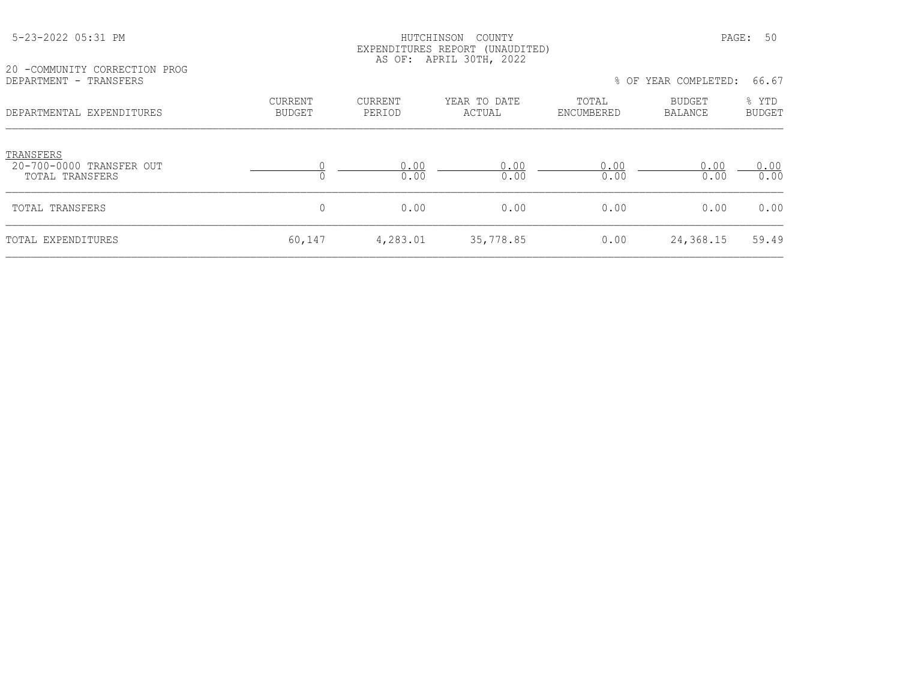20 -COMMUNITY CORRECTION PROG

DEPARTMENT - TRANSFERS

% OF YEAR COMPLETED: 66.67

HUTCHINSON COUNTY

EXPENDITURES REPORT (UNAUDITED)

AS OF: APRIL 30TH, 2022

| DEPARTMENTAL EXPENDITURES | CURRENT BUDGET | CURRENT PERIOD | YEAR TO DATE ACTUAL | TOTAL ENCUMBERED | BUDGET BALANCE | % YTD BUDGET |
|---|---|---|---|---|---|---|
| TRANSFERS | | | | | | |
| 20-700-0000 TRANSFER OUT | 0 | 0.00 | 0.00 | 0.00 | 0.00 | 0.00 |
| TOTAL TRANSFERS | 0 | 0.00 | 0.00 | 0.00 | 0.00 | 0.00 |
| TOTAL TRANSFERS | 0 | 0.00 | 0.00 | 0.00 | 0.00 | 0.00 |
| TOTAL EXPENDITURES | 60,147 | 4,283.01 | 35,778.85 | 0.00 | 24,368.15 | 59.49 |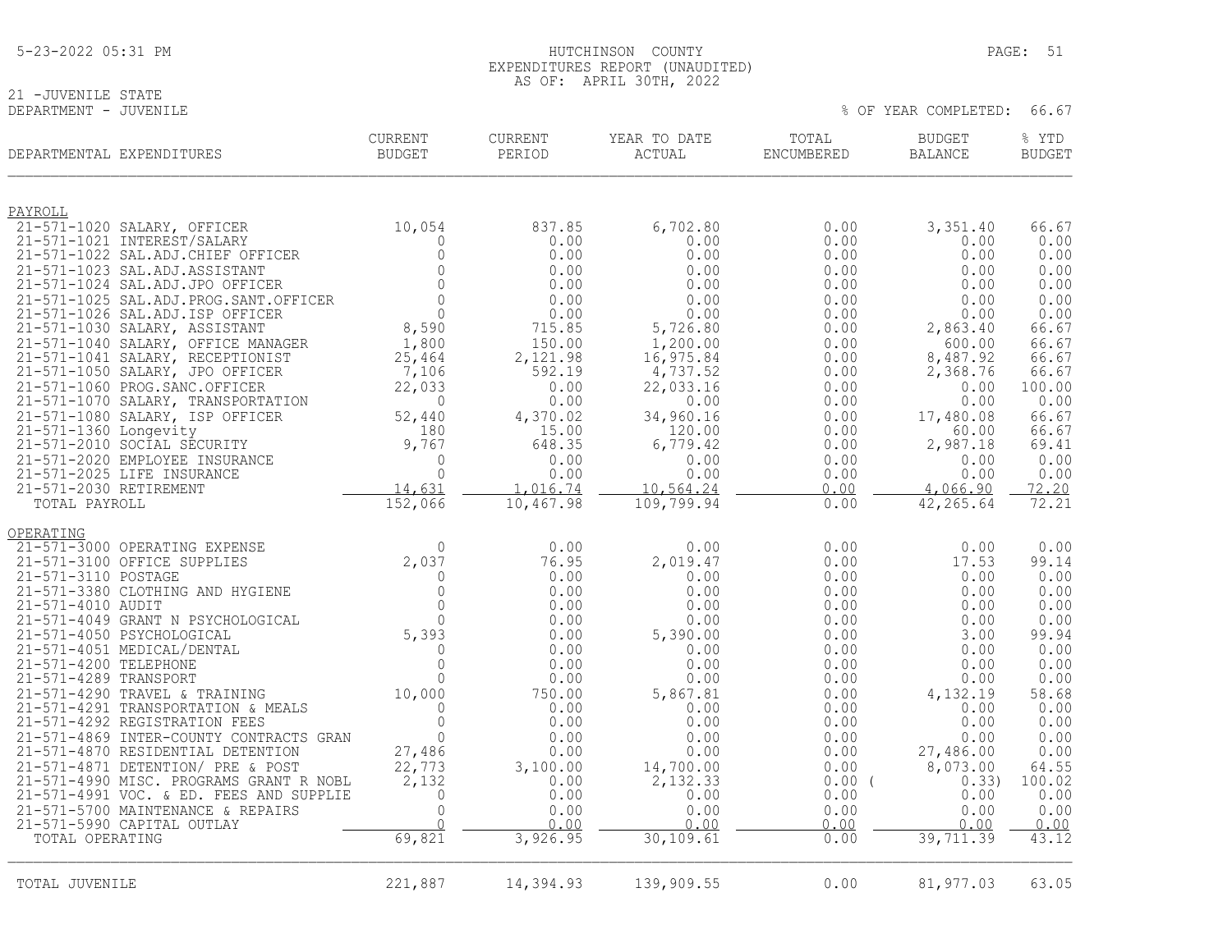HUTCHINSON COUNTY
EXPENDITURES REPORT (UNAUDITED)
AS OF: APRIL 30TH, 2022

21 -JUVENILE STATE
DEPARTMENT - JUVENILE

% OF YEAR COMPLETED: 66.67

| DEPARTMENTAL EXPENDITURES | CURRENT BUDGET | CURRENT PERIOD | YEAR TO DATE ACTUAL | TOTAL ENCUMBERED | BUDGET BALANCE | % YTD BUDGET |
|---|---|---|---|---|---|---|
| **PAYROLL** | | | | | | |
| 21-571-1020 SALARY, OFFICER | 10,054 | 837.85 | 6,702.80 | 0.00 | 3,351.40 | 66.67 |
| 21-571-1021 INTEREST/SALARY | 0 | 0.00 | 0.00 | 0.00 | 0.00 | 0.00 |
| 21-571-1022 SAL.ADJ.CHIEF OFFICER | 0 | 0.00 | 0.00 | 0.00 | 0.00 | 0.00 |
| 21-571-1023 SAL.ADJ.ASSISTANT | 0 | 0.00 | 0.00 | 0.00 | 0.00 | 0.00 |
| 21-571-1024 SAL.ADJ.JPO OFFICER | 0 | 0.00 | 0.00 | 0.00 | 0.00 | 0.00 |
| 21-571-1025 SAL.ADJ.PROG.SANT.OFFICER | 0 | 0.00 | 0.00 | 0.00 | 0.00 | 0.00 |
| 21-571-1026 SAL.ADJ.ISP OFFICER | 0 | 0.00 | 0.00 | 0.00 | 0.00 | 0.00 |
| 21-571-1030 SALARY, ASSISTANT | 8,590 | 715.85 | 5,726.80 | 0.00 | 2,863.40 | 66.67 |
| 21-571-1040 SALARY, OFFICE MANAGER | 1,800 | 150.00 | 1,200.00 | 0.00 | 600.00 | 66.67 |
| 21-571-1041 SALARY, RECEPTIONIST | 25,464 | 2,121.98 | 16,975.84 | 0.00 | 8,487.92 | 66.67 |
| 21-571-1050 SALARY, JPO OFFICER | 7,106 | 592.19 | 4,737.52 | 0.00 | 2,368.76 | 66.67 |
| 21-571-1060 PROG.SANC.OFFICER | 22,033 | 0.00 | 22,033.16 | 0.00 | 0.00 | 100.00 |
| 21-571-1070 SALARY, TRANSPORTATION | 0 | 0.00 | 0.00 | 0.00 | 0.00 | 0.00 |
| 21-571-1080 SALARY, ISP OFFICER | 52,440 | 4,370.02 | 34,960.16 | 0.00 | 17,480.08 | 66.67 |
| 21-571-1360 Longevity | 180 | 15.00 | 120.00 | 0.00 | 60.00 | 66.67 |
| 21-571-2010 SOCIAL SECURITY | 9,767 | 648.35 | 6,779.42 | 0.00 | 2,987.18 | 69.41 |
| 21-571-2020 EMPLOYEE INSURANCE | 0 | 0.00 | 0.00 | 0.00 | 0.00 | 0.00 |
| 21-571-2025 LIFE INSURANCE | 0 | 0.00 | 0.00 | 0.00 | 0.00 | 0.00 |
| 21-571-2030 RETIREMENT | 14,631 | 1,016.74 | 10,564.24 | 0.00 | 4,066.90 | 72.20 |
| TOTAL PAYROLL | 152,066 | 10,467.98 | 109,799.94 | 0.00 | 42,265.64 | 72.21 |
| **OPERATING** | | | | | | |
| 21-571-3000 OPERATING EXPENSE | 0 | 0.00 | 0.00 | 0.00 | 0.00 | 0.00 |
| 21-571-3100 OFFICE SUPPLIES | 2,037 | 76.95 | 2,019.47 | 0.00 | 17.53 | 99.14 |
| 21-571-3110 POSTAGE | 0 | 0.00 | 0.00 | 0.00 | 0.00 | 0.00 |
| 21-571-3380 CLOTHING AND HYGIENE | 0 | 0.00 | 0.00 | 0.00 | 0.00 | 0.00 |
| 21-571-4010 AUDIT | 0 | 0.00 | 0.00 | 0.00 | 0.00 | 0.00 |
| 21-571-4049 GRANT N PSYCHOLOGICAL | 0 | 0.00 | 0.00 | 0.00 | 0.00 | 0.00 |
| 21-571-4050 PSYCHOLOGICAL | 5,393 | 0.00 | 5,390.00 | 0.00 | 3.00 | 99.94 |
| 21-571-4051 MEDICAL/DENTAL | 0 | 0.00 | 0.00 | 0.00 | 0.00 | 0.00 |
| 21-571-4200 TELEPHONE | 0 | 0.00 | 0.00 | 0.00 | 0.00 | 0.00 |
| 21-571-4289 TRANSPORT | 0 | 0.00 | 0.00 | 0.00 | 0.00 | 0.00 |
| 21-571-4290 TRAVEL & TRAINING | 10,000 | 750.00 | 5,867.81 | 0.00 | 4,132.19 | 58.68 |
| 21-571-4291 TRANSPORTATION & MEALS | 0 | 0.00 | 0.00 | 0.00 | 0.00 | 0.00 |
| 21-571-4292 REGISTRATION FEES | 0 | 0.00 | 0.00 | 0.00 | 0.00 | 0.00 |
| 21-571-4869 INTER-COUNTY CONTRACTS GRAN | 0 | 0.00 | 0.00 | 0.00 | 0.00 | 0.00 |
| 21-571-4870 RESIDENTIAL DETENTION | 27,486 | 0.00 | 0.00 | 0.00 | 27,486.00 | 0.00 |
| 21-571-4871 DETENTION/ PRE & POST | 22,773 | 3,100.00 | 14,700.00 | 0.00 | 8,073.00 | 64.55 |
| 21-571-4990 MISC. PROGRAMS GRANT R NOBL | 2,132 | 0.00 | 2,132.33 | 0.00 | ( 0.33) | 100.02 |
| 21-571-4991 VOC. & ED. FEES AND SUPPLIE | 0 | 0.00 | 0.00 | 0.00 | 0.00 | 0.00 |
| 21-571-5700 MAINTENANCE & REPAIRS | 0 | 0.00 | 0.00 | 0.00 | 0.00 | 0.00 |
| 21-571-5990 CAPITAL OUTLAY | 0 | 0.00 | 0.00 | 0.00 | 0.00 | 0.00 |
| TOTAL OPERATING | 69,821 | 3,926.95 | 30,109.61 | 0.00 | 39,711.39 | 43.12 |
| TOTAL JUVENILE | 221,887 | 14,394.93 | 139,909.55 | 0.00 | 81,977.03 | 63.05 |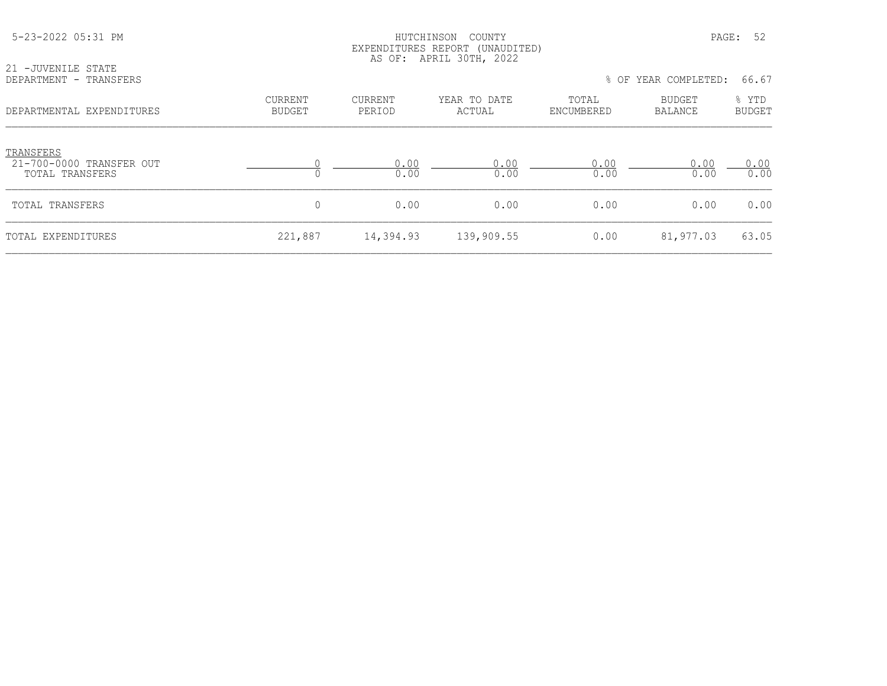HUTCHINSON COUNTY
EXPENDITURES REPORT (UNAUDITED)
AS OF: APRIL 30TH, 2022

21 -JUVENILE STATE
DEPARTMENT - TRANSFERS

% OF YEAR COMPLETED: 66.67

| DEPARTMENTAL EXPENDITURES | CURRENT BUDGET | CURRENT PERIOD | YEAR TO DATE ACTUAL | TOTAL ENCUMBERED | BUDGET BALANCE | % YTD BUDGET |
|---|---|---|---|---|---|---|
| TRANSFERS | | | | | | |
| 21-700-0000 TRANSFER OUT | 0 | 0.00 | 0.00 | 0.00 | 0.00 | 0.00 |
| TOTAL TRANSFERS | 0 | 0.00 | 0.00 | 0.00 | 0.00 | 0.00 |
| TOTAL TRANSFERS | 0 | 0.00 | 0.00 | 0.00 | 0.00 | 0.00 |
| TOTAL EXPENDITURES | 221,887 | 14,394.93 | 139,909.55 | 0.00 | 81,977.03 | 63.05 |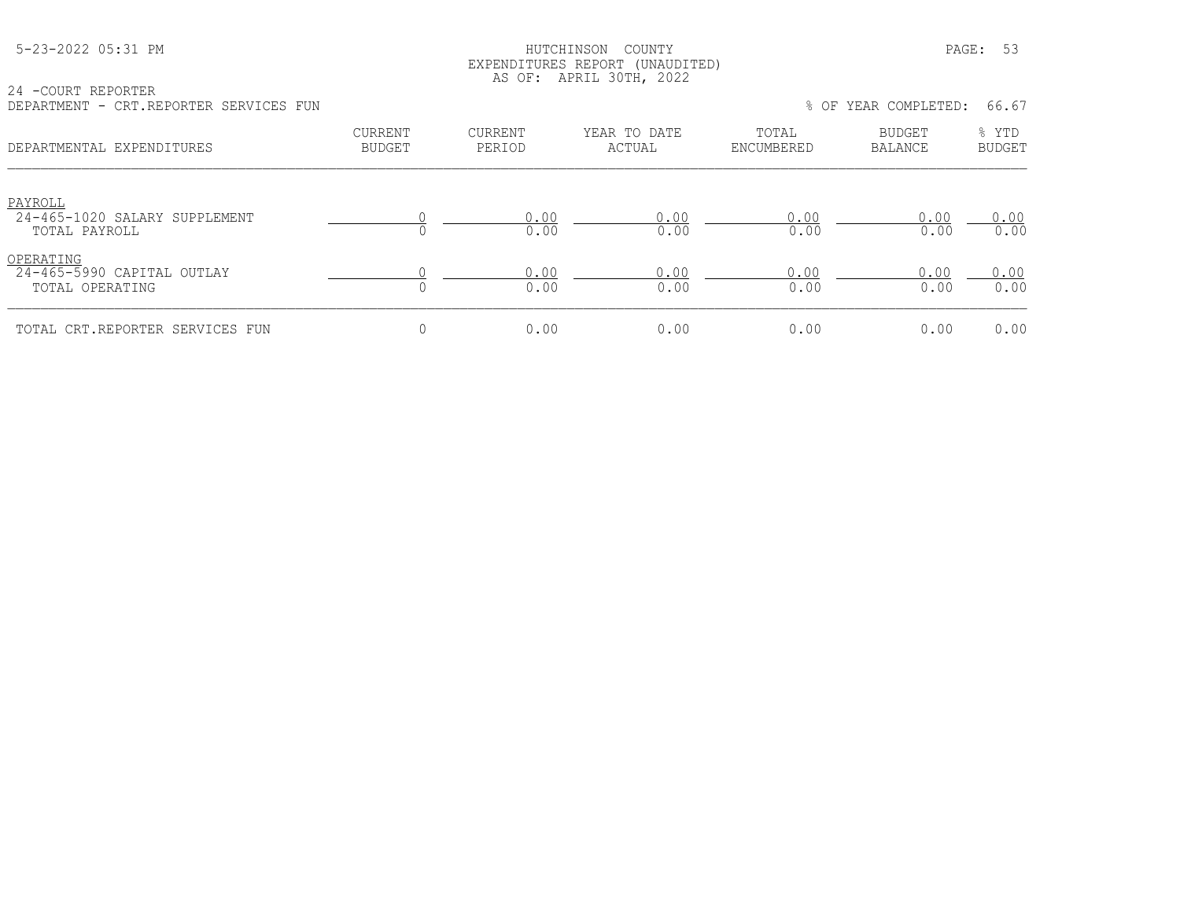HUTCHINSON COUNTY
EXPENDITURES REPORT (UNAUDITED)
AS OF: APRIL 30TH, 2022

24 -COURT REPORTER
DEPARTMENT - CRT.REPORTER SERVICES FUN

% OF YEAR COMPLETED: 66.67

| DEPARTMENTAL EXPENDITURES | CURRENT BUDGET | CURRENT PERIOD | YEAR TO DATE ACTUAL | TOTAL ENCUMBERED | BUDGET BALANCE | % YTD BUDGET |
|---|---|---|---|---|---|---|
| PAYROLL | | | | | | |
| 24-465-1020 SALARY SUPPLEMENT | 0 | 0.00 | 0.00 | 0.00 | 0.00 | 0.00 |
| TOTAL PAYROLL | 0 | 0.00 | 0.00 | 0.00 | 0.00 | 0.00 |
| OPERATING | | | | | | |
| 24-465-5990 CAPITAL OUTLAY | 0 | 0.00 | 0.00 | 0.00 | 0.00 | 0.00 |
| TOTAL OPERATING | 0 | 0.00 | 0.00 | 0.00 | 0.00 | 0.00 |
| TOTAL CRT.REPORTER SERVICES FUN | 0 | 0.00 | 0.00 | 0.00 | 0.00 | 0.00 |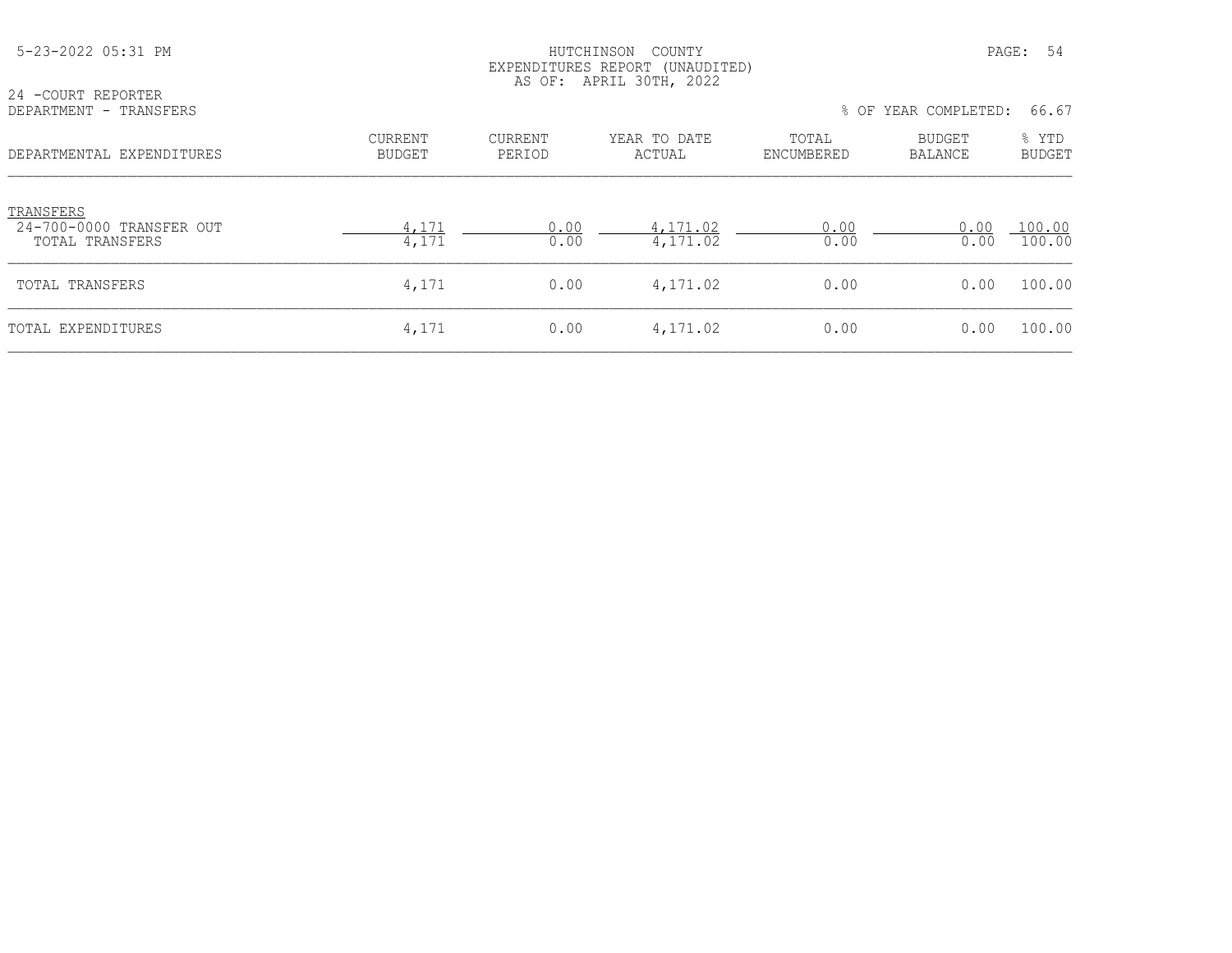24 -COURT REPORTER
DEPARTMENT - TRANSFERS

% OF YEAR COMPLETED: 66.67

| DEPARTMENTAL EXPENDITURES | CURRENT BUDGET | CURRENT PERIOD | YEAR TO DATE ACTUAL | TOTAL ENCUMBERED | BUDGET BALANCE | % YTD BUDGET |
|---|---|---|---|---|---|---|
| TRANSFERS | | | | | | |
| 24-700-0000 TRANSFER OUT | 4,171 | 0.00 | 4,171.02 | 0.00 | 0.00 | 100.00 |
| TOTAL TRANSFERS | 4,171 | 0.00 | 4,171.02 | 0.00 | 0.00 | 100.00 |
| TOTAL TRANSFERS | 4,171 | 0.00 | 4,171.02 | 0.00 | 0.00 | 100.00 |
| TOTAL EXPENDITURES | 4,171 | 0.00 | 4,171.02 | 0.00 | 0.00 | 100.00 |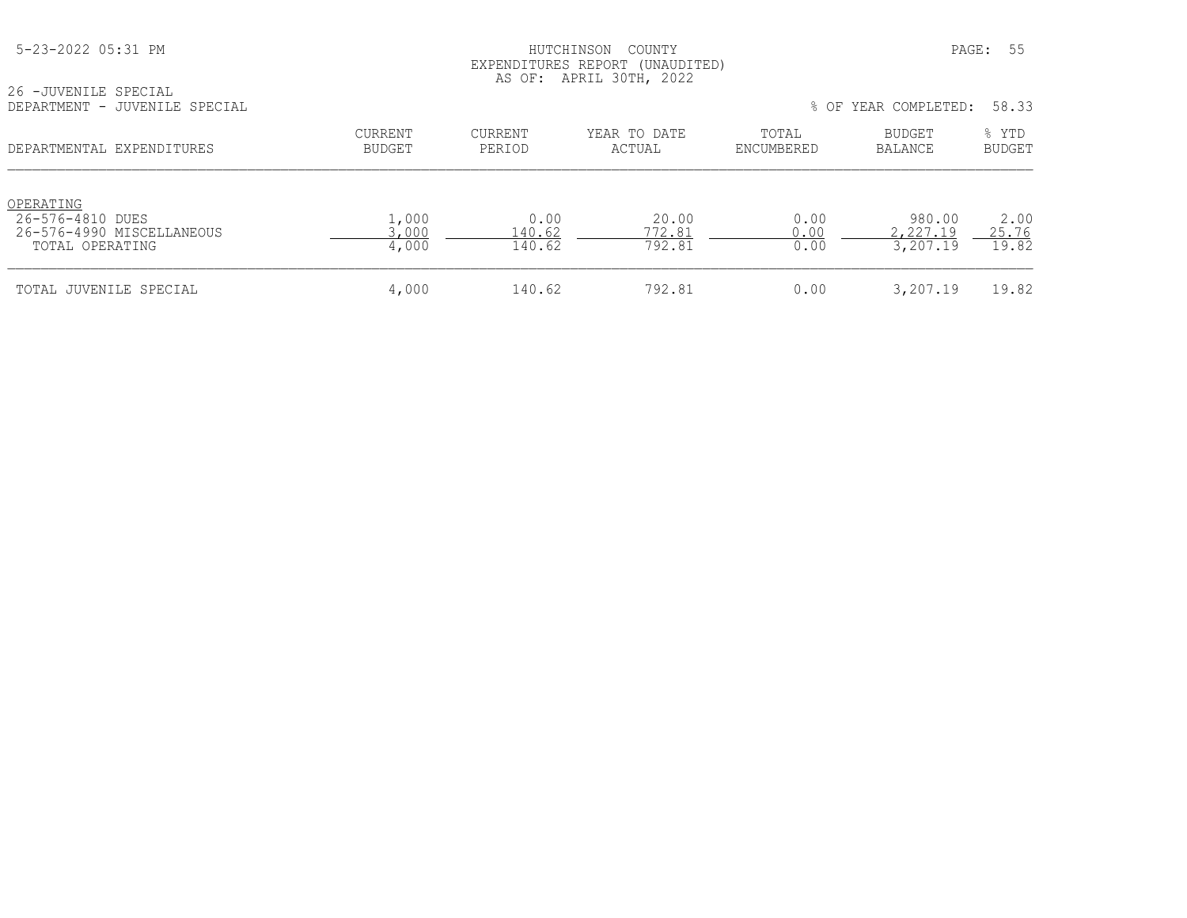HUTCHINSON COUNTY
EXPENDITURES REPORT (UNAUDITED)
AS OF: APRIL 30TH, 2022

26 -JUVENILE SPECIAL
DEPARTMENT - JUVENILE SPECIAL

% OF YEAR COMPLETED: 58.33

| DEPARTMENTAL EXPENDITURES | CURRENT BUDGET | CURRENT PERIOD | YEAR TO DATE ACTUAL | TOTAL ENCUMBERED | BUDGET BALANCE | % YTD BUDGET |
|---|---|---|---|---|---|---|
| OPERATING | | | | | | |
| 26-576-4810 DUES | 1,000 | 0.00 | 20.00 | 0.00 | 980.00 | 2.00 |
| 26-576-4990 MISCELLANEOUS | 3,000 | 140.62 | 772.81 | 0.00 | 2,227.19 | 25.76 |
| TOTAL OPERATING | 4,000 | 140.62 | 792.81 | 0.00 | 3,207.19 | 19.82 |
| TOTAL JUVENILE SPECIAL | 4,000 | 140.62 | 792.81 | 0.00 | 3,207.19 | 19.82 |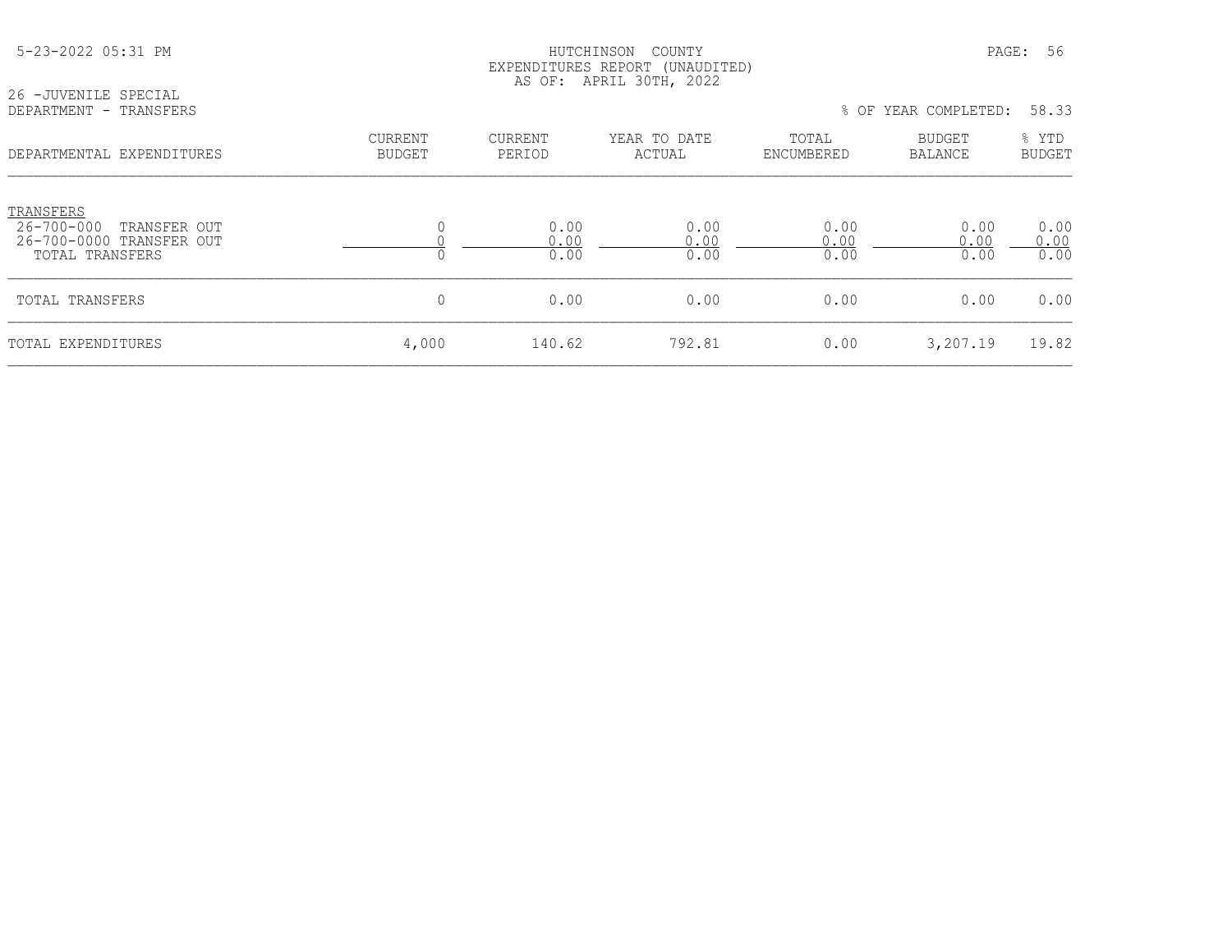HUTCHINSON COUNTY
EXPENDITURES REPORT (UNAUDITED)
AS OF: APRIL 30TH, 2022

26 -JUVENILE SPECIAL
DEPARTMENT - TRANSFERS

% OF YEAR COMPLETED: 58.33

| DEPARTMENTAL EXPENDITURES | CURRENT BUDGET | CURRENT PERIOD | YEAR TO DATE ACTUAL | TOTAL ENCUMBERED | BUDGET BALANCE | % YTD BUDGET |
|---|---|---|---|---|---|---|
| TRANSFERS | | | | | | |
| 26-700-000 TRANSFER OUT | 0 | 0.00 | 0.00 | 0.00 | 0.00 | 0.00 |
| 26-700-0000 TRANSFER OUT | 0 | 0.00 | 0.00 | 0.00 | 0.00 | 0.00 |
| TOTAL TRANSFERS | 0 | 0.00 | 0.00 | 0.00 | 0.00 | 0.00 |
| TOTAL TRANSFERS | 0 | 0.00 | 0.00 | 0.00 | 0.00 | 0.00 |
| TOTAL EXPENDITURES | 4,000 | 140.62 | 792.81 | 0.00 | 3,207.19 | 19.82 |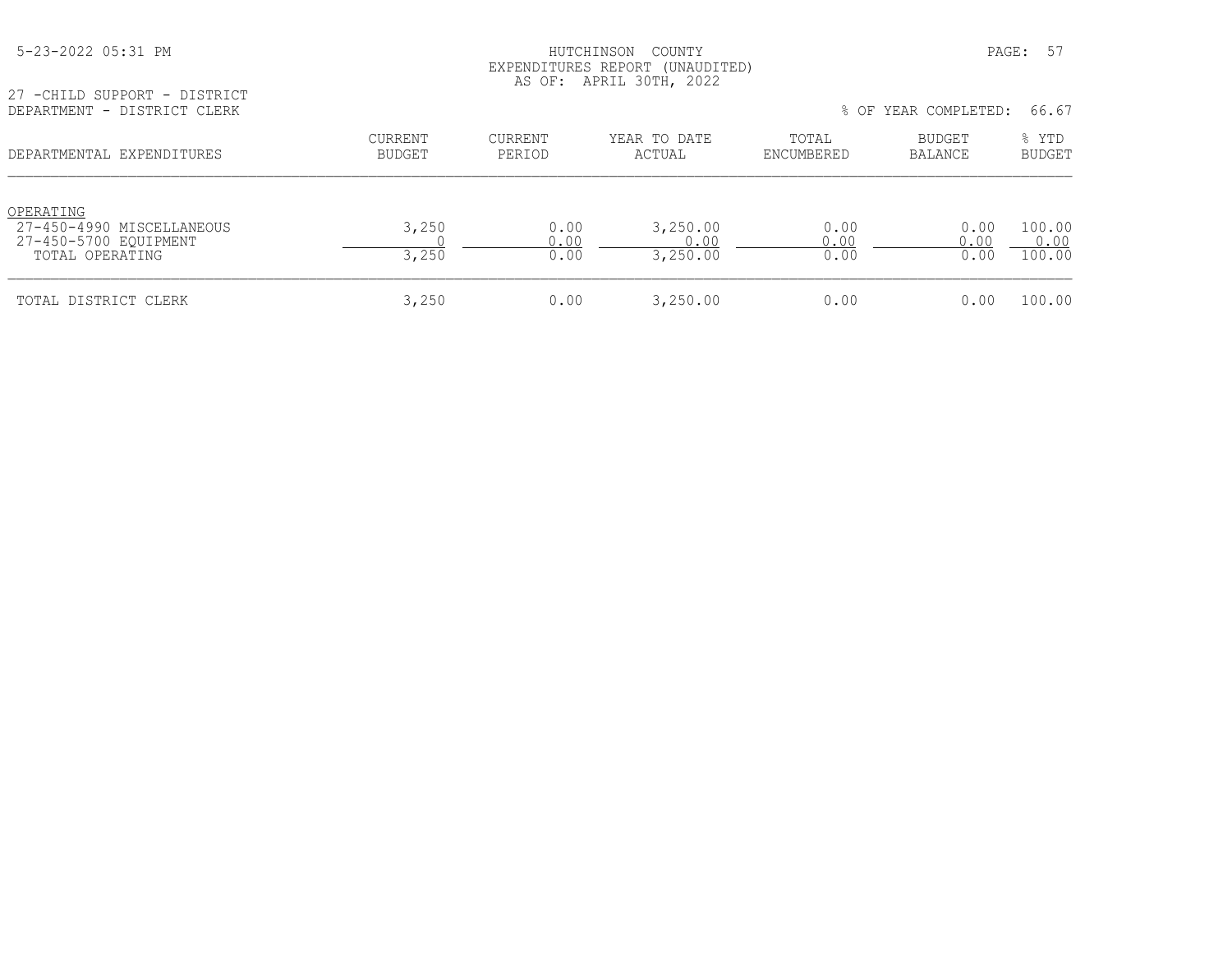HUTCHINSON COUNTY
EXPENDITURES REPORT (UNAUDITED)
AS OF: APRIL 30TH, 2022

27 -CHILD SUPPORT - DISTRICT
DEPARTMENT - DISTRICT CLERK

% OF YEAR COMPLETED: 66.67

| DEPARTMENTAL EXPENDITURES | CURRENT BUDGET | CURRENT PERIOD | YEAR TO DATE ACTUAL | TOTAL ENCUMBERED | BUDGET BALANCE | % YTD BUDGET |
|---|---|---|---|---|---|---|
| OPERATING | | | | | | |
| 27-450-4990 MISCELLANEOUS | 3,250 | 0.00 | 3,250.00 | 0.00 | 0.00 | 100.00 |
| 27-450-5700 EQUIPMENT | 0 | 0.00 | 0.00 | 0.00 | 0.00 | 0.00 |
| TOTAL OPERATING | 3,250 | 0.00 | 3,250.00 | 0.00 | 0.00 | 100.00 |
| TOTAL DISTRICT CLERK | 3,250 | 0.00 | 3,250.00 | 0.00 | 0.00 | 100.00 |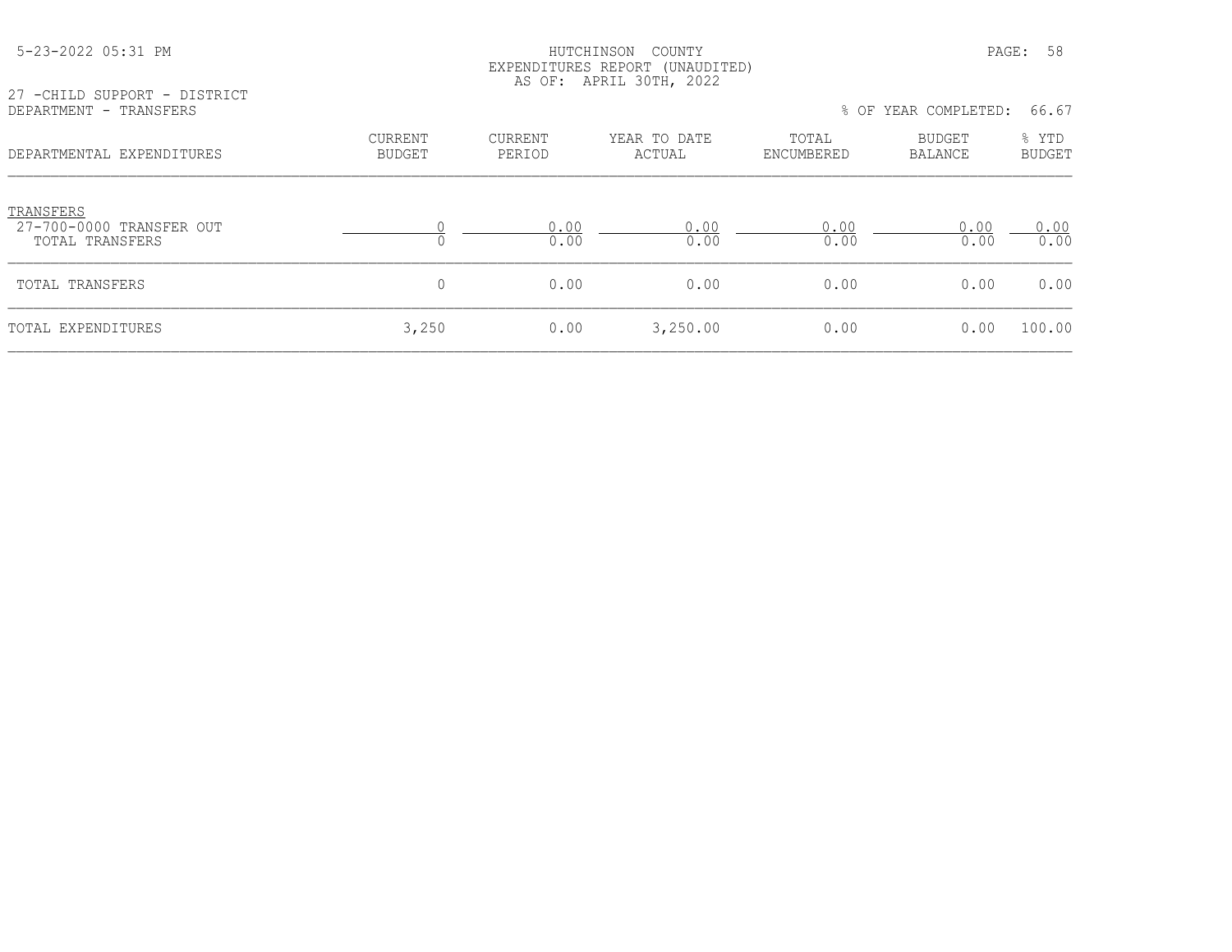HUTCHINSON COUNTY
EXPENDITURES REPORT (UNAUDITED)
AS OF: APRIL 30TH, 2022

27 -CHILD SUPPORT - DISTRICT
DEPARTMENT - TRANSFERS

% OF YEAR COMPLETED: 66.67

| DEPARTMENTAL EXPENDITURES | CURRENT BUDGET | CURRENT PERIOD | YEAR TO DATE ACTUAL | TOTAL ENCUMBERED | BUDGET BALANCE | % YTD BUDGET |
|---|---|---|---|---|---|---|
| TRANSFERS | | | | | | |
| 27-700-0000 TRANSFER OUT | 0 | 0.00 | 0.00 | 0.00 | 0.00 | 0.00 |
| TOTAL TRANSFERS | 0 | 0.00 | 0.00 | 0.00 | 0.00 | 0.00 |
| TOTAL TRANSFERS | 0 | 0.00 | 0.00 | 0.00 | 0.00 | 0.00 |
| TOTAL EXPENDITURES | 3,250 | 0.00 | 3,250.00 | 0.00 | 0.00 | 100.00 |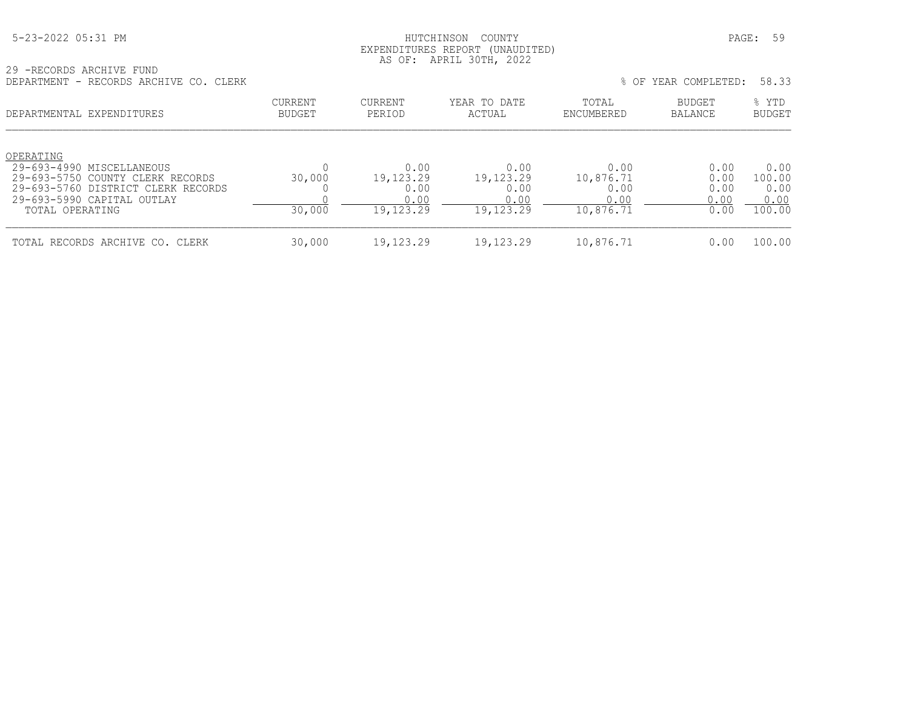HUTCHINSON COUNTY
EXPENDITURES REPORT (UNAUDITED)
AS OF: APRIL 30TH, 2022

29 -RECORDS ARCHIVE FUND
DEPARTMENT - RECORDS ARCHIVE CO. CLERK

% OF YEAR COMPLETED: 58.33

| DEPARTMENTAL EXPENDITURES | CURRENT BUDGET | CURRENT PERIOD | YEAR TO DATE ACTUAL | TOTAL ENCUMBERED | BUDGET BALANCE | % YTD BUDGET |
|---|---|---|---|---|---|---|
| OPERATING | | | | | | |
| 29-693-4990 MISCELLANEOUS | 0 | 0.00 | 0.00 | 0.00 | 0.00 | 0.00 |
| 29-693-5750 COUNTY CLERK RECORDS | 30,000 | 19,123.29 | 19,123.29 | 10,876.71 | 0.00 | 100.00 |
| 29-693-5760 DISTRICT CLERK RECORDS | 0 | 0.00 | 0.00 | 0.00 | 0.00 | 0.00 |
| 29-693-5990 CAPITAL OUTLAY | 0 | 0.00 | 0.00 | 0.00 | 0.00 | 0.00 |
| TOTAL OPERATING | 30,000 | 19,123.29 | 19,123.29 | 10,876.71 | 0.00 | 100.00 |
| TOTAL RECORDS ARCHIVE CO. CLERK | 30,000 | 19,123.29 | 19,123.29 | 10,876.71 | 0.00 | 100.00 |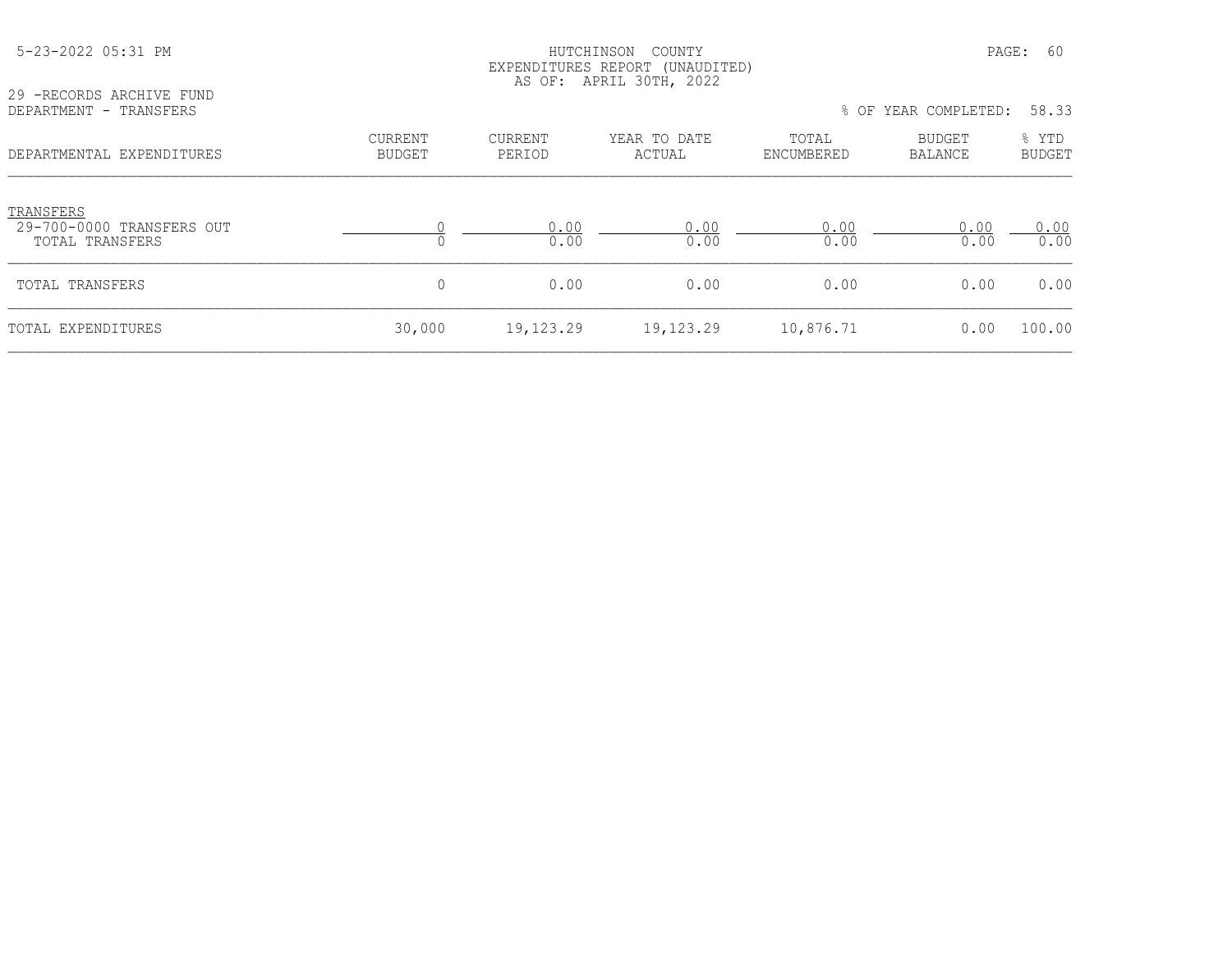HUTCHINSON COUNTY
EXPENDITURES REPORT (UNAUDITED)
AS OF: APRIL 30TH, 2022

29 -RECORDS ARCHIVE FUND
DEPARTMENT - TRANSFERS

% OF YEAR COMPLETED: 58.33

| DEPARTMENTAL EXPENDITURES | CURRENT BUDGET | CURRENT PERIOD | YEAR TO DATE ACTUAL | TOTAL ENCUMBERED | BUDGET BALANCE | % YTD BUDGET |
|---|---|---|---|---|---|---|
| TRANSFERS | | | | | | |
| 29-700-0000 TRANSFERS OUT | 0 | 0.00 | 0.00 | 0.00 | 0.00 | 0.00 |
| TOTAL TRANSFERS | 0 | 0.00 | 0.00 | 0.00 | 0.00 | 0.00 |
| TOTAL TRANSFERS | 0 | 0.00 | 0.00 | 0.00 | 0.00 | 0.00 |
| TOTAL EXPENDITURES | 30,000 | 19,123.29 | 19,123.29 | 10,876.71 | 0.00 | 100.00 |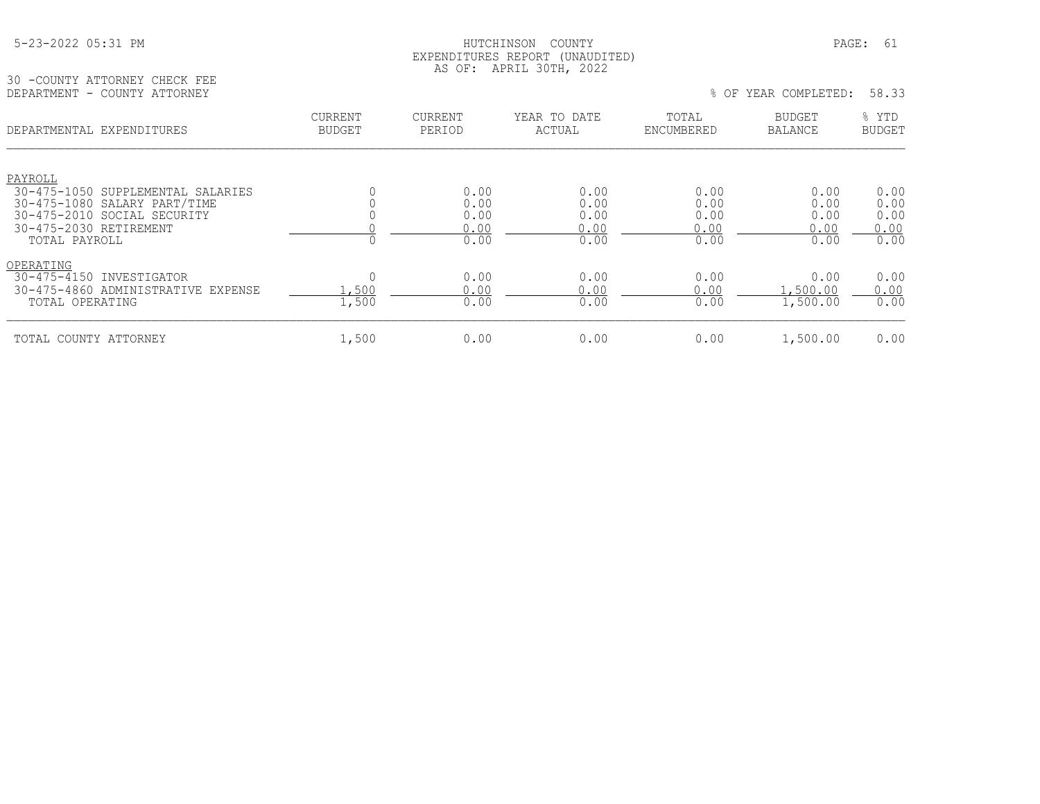HUTCHINSON COUNTY
EXPENDITURES REPORT (UNAUDITED)
AS OF: APRIL 30TH, 2022

30 -COUNTY ATTORNEY CHECK FEE
DEPARTMENT - COUNTY ATTORNEY

% OF YEAR COMPLETED: 58.33

| DEPARTMENTAL EXPENDITURES | CURRENT BUDGET | CURRENT PERIOD | YEAR TO DATE ACTUAL | TOTAL ENCUMBERED | BUDGET BALANCE | % YTD BUDGET |
|---|---|---|---|---|---|---|
| PAYROLL | | | | | | |
| 30-475-1050 SUPPLEMENTAL SALARIES | 0 | 0.00 | 0.00 | 0.00 | 0.00 | 0.00 |
| 30-475-1080 SALARY PART/TIME | 0 | 0.00 | 0.00 | 0.00 | 0.00 | 0.00 |
| 30-475-2010 SOCIAL SECURITY | 0 | 0.00 | 0.00 | 0.00 | 0.00 | 0.00 |
| 30-475-2030 RETIREMENT | 0 | 0.00 | 0.00 | 0.00 | 0.00 | 0.00 |
| TOTAL PAYROLL | 0 | 0.00 | 0.00 | 0.00 | 0.00 | 0.00 |
| OPERATING | | | | | | |
| 30-475-4150 INVESTIGATOR | 0 | 0.00 | 0.00 | 0.00 | 0.00 | 0.00 |
| 30-475-4860 ADMINISTRATIVE EXPENSE | 1,500 | 0.00 | 0.00 | 0.00 | 1,500.00 | 0.00 |
| TOTAL OPERATING | 1,500 | 0.00 | 0.00 | 0.00 | 1,500.00 | 0.00 |
| TOTAL COUNTY ATTORNEY | 1,500 | 0.00 | 0.00 | 0.00 | 1,500.00 | 0.00 |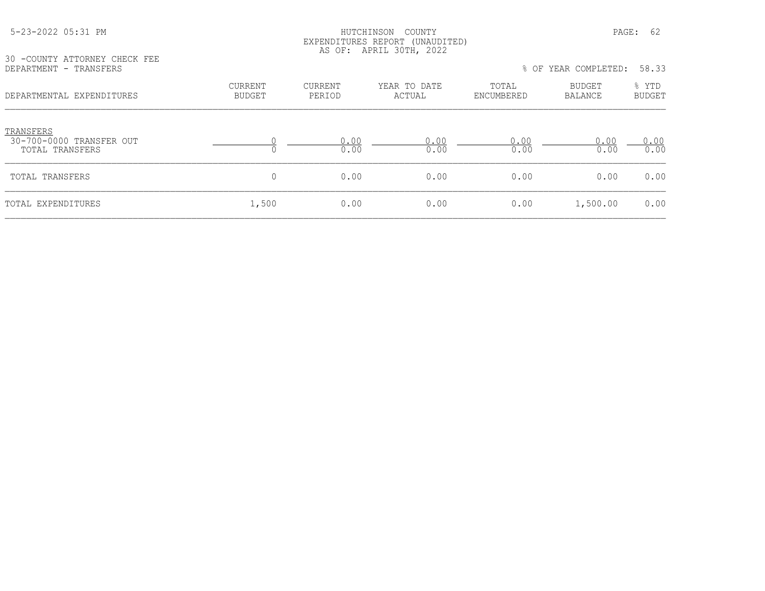HUTCHINSON COUNTY
EXPENDITURES REPORT (UNAUDITED)
AS OF: APRIL 30TH, 2022

30 -COUNTY ATTORNEY CHECK FEE
DEPARTMENT - TRANSFERS

% OF YEAR COMPLETED: 58.33

| DEPARTMENTAL EXPENDITURES | CURRENT BUDGET | CURRENT PERIOD | YEAR TO DATE ACTUAL | TOTAL ENCUMBERED | BUDGET BALANCE | % YTD BUDGET |
|---|---|---|---|---|---|---|
| TRANSFERS | | | | | | |
| 30-700-0000 TRANSFER OUT | 0 | 0.00 | 0.00 | 0.00 | 0.00 | 0.00 |
| TOTAL TRANSFERS | 0 | 0.00 | 0.00 | 0.00 | 0.00 | 0.00 |
| TOTAL TRANSFERS | 0 | 0.00 | 0.00 | 0.00 | 0.00 | 0.00 |
| TOTAL EXPENDITURES | 1,500 | 0.00 | 0.00 | 0.00 | 1,500.00 | 0.00 |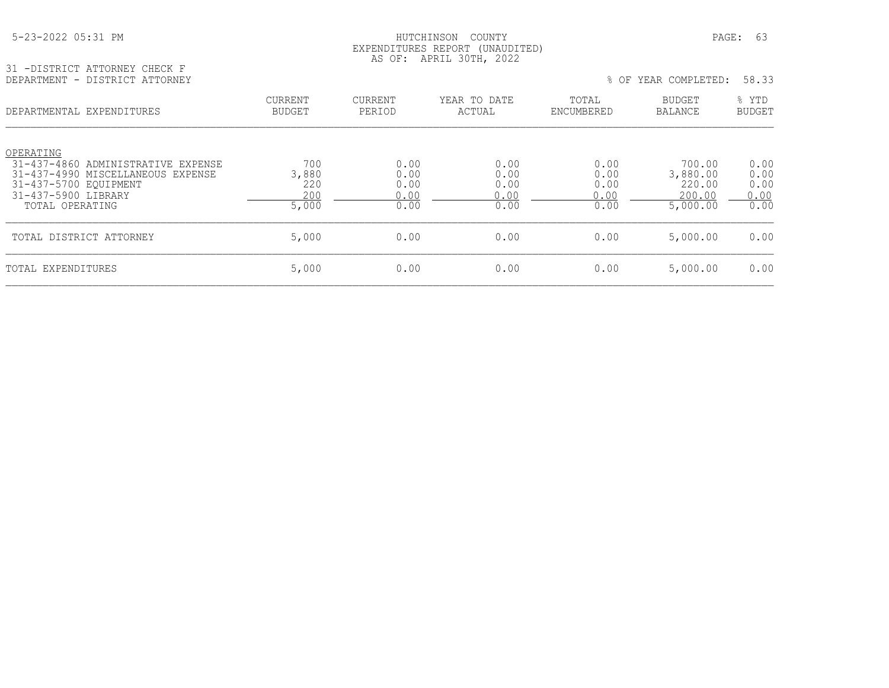HUTCHINSON COUNTY
EXPENDITURES REPORT (UNAUDITED)
AS OF: APRIL 30TH, 2022

31 -DISTRICT ATTORNEY CHECK F
DEPARTMENT - DISTRICT ATTORNEY

% OF YEAR COMPLETED: 58.33

| DEPARTMENTAL EXPENDITURES | CURRENT BUDGET | CURRENT PERIOD | YEAR TO DATE ACTUAL | TOTAL ENCUMBERED | BUDGET BALANCE | % YTD BUDGET |
|---|---|---|---|---|---|---|
| OPERATING | | | | | | |
| 31-437-4860 ADMINISTRATIVE EXPENSE | 700 | 0.00 | 0.00 | 0.00 | 700.00 | 0.00 |
| 31-437-4990 MISCELLANEOUS EXPENSE | 3,880 | 0.00 | 0.00 | 0.00 | 3,880.00 | 0.00 |
| 31-437-5700 EQUIPMENT | 220 | 0.00 | 0.00 | 0.00 | 220.00 | 0.00 |
| 31-437-5900 LIBRARY | 200 | 0.00 | 0.00 | 0.00 | 200.00 | 0.00 |
| TOTAL OPERATING | 5,000 | 0.00 | 0.00 | 0.00 | 5,000.00 | 0.00 |
| TOTAL DISTRICT ATTORNEY | 5,000 | 0.00 | 0.00 | 0.00 | 5,000.00 | 0.00 |
| TOTAL EXPENDITURES | 5,000 | 0.00 | 0.00 | 0.00 | 5,000.00 | 0.00 |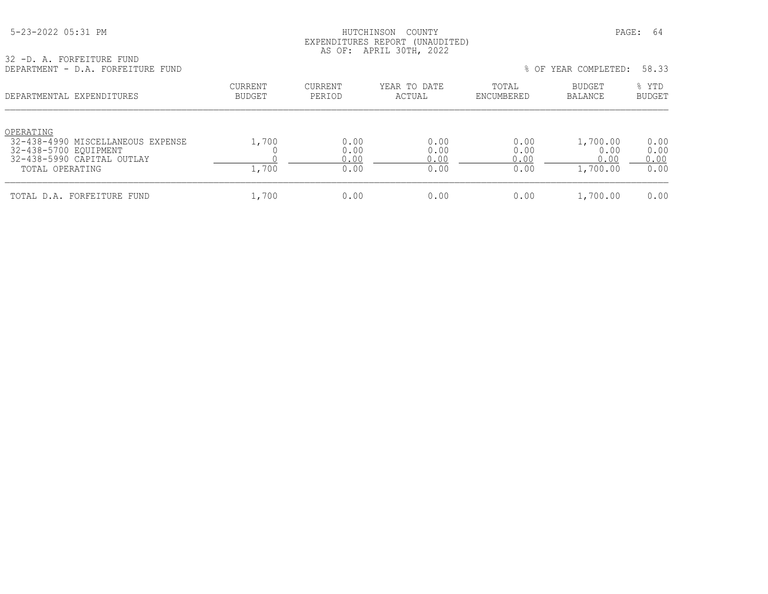# HUTCHINSON COUNTY
## EXPENDITURES REPORT (UNAUDITED)
### AS OF: APRIL 30TH, 2022

5-23-2022 05:31 PM

32 -D. A. FORFEITURE FUND
DEPARTMENT - D.A. FORFEITURE FUND

% OF YEAR COMPLETED: 58.33

| DEPARTMENTAL EXPENDITURES | CURRENT BUDGET | CURRENT PERIOD | YEAR TO DATE ACTUAL | TOTAL ENCUMBERED | BUDGET BALANCE | % YTD BUDGET |
|---|---|---|---|---|---|---|
| OPERATING | | | | | | |
| 32-438-4990 MISCELLANEOUS EXPENSE | 1,700 | 0.00 | 0.00 | 0.00 | 1,700.00 | 0.00 |
| 32-438-5700 EQUIPMENT | 0 | 0.00 | 0.00 | 0.00 | 0.00 | 0.00 |
| 32-438-5990 CAPITAL OUTLAY | 0 | 0.00 | 0.00 | 0.00 | 0.00 | 0.00 |
| TOTAL OPERATING | 1,700 | 0.00 | 0.00 | 0.00 | 1,700.00 | 0.00 |
| TOTAL D.A. FORFEITURE FUND | 1,700 | 0.00 | 0.00 | 0.00 | 1,700.00 | 0.00 |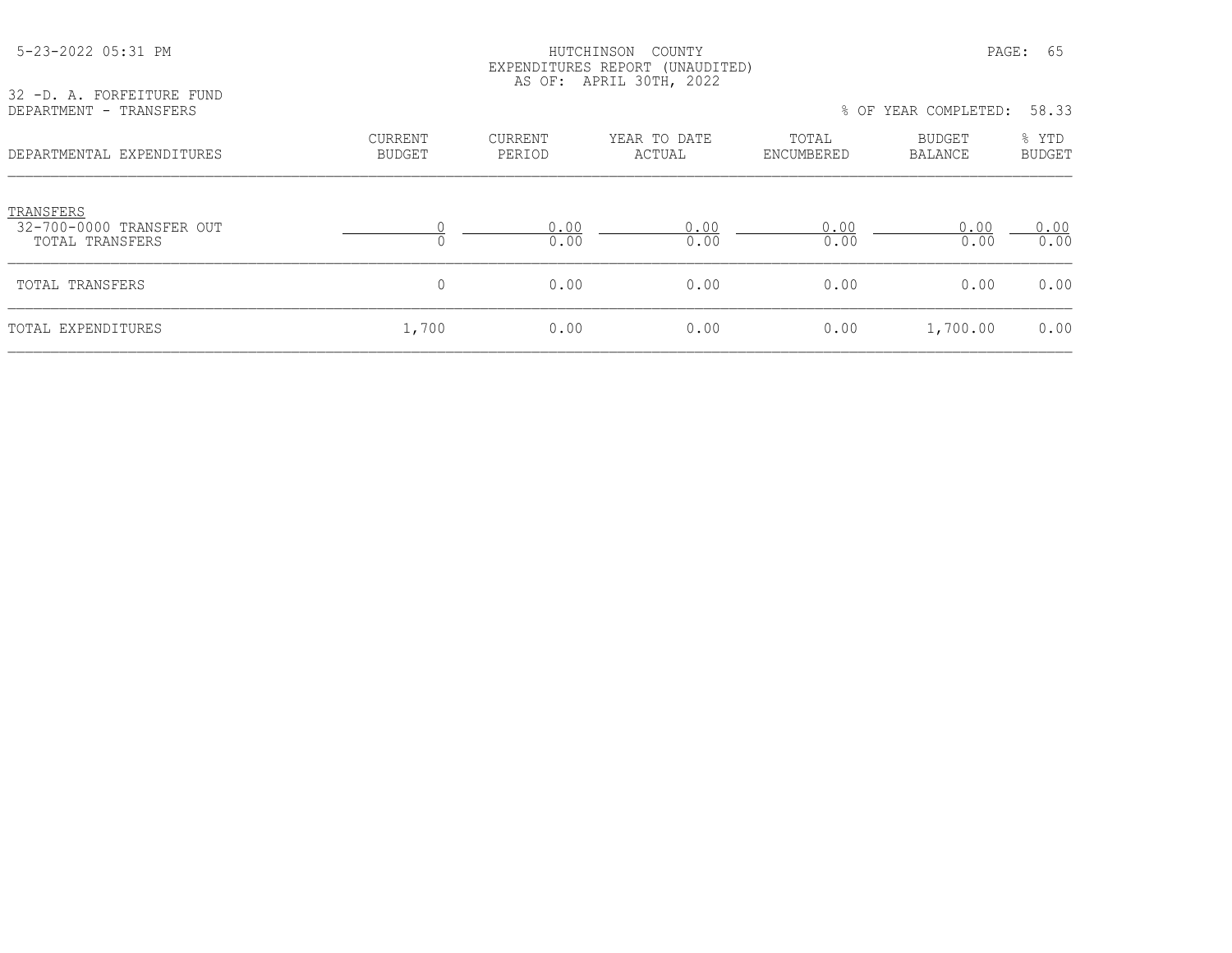HUTCHINSON COUNTY
EXPENDITURES REPORT (UNAUDITED)
AS OF: APRIL 30TH, 2022

32 -D. A. FORFEITURE FUND
DEPARTMENT - TRANSFERS

% OF YEAR COMPLETED: 58.33

| DEPARTMENTAL EXPENDITURES | CURRENT BUDGET | CURRENT PERIOD | YEAR TO DATE ACTUAL | TOTAL ENCUMBERED | BUDGET BALANCE | % YTD BUDGET |
|---|---|---|---|---|---|---|
| TRANSFERS | | | | | | |
| 32-700-0000 TRANSFER OUT | 0 | 0.00 | 0.00 | 0.00 | 0.00 | 0.00 |
| TOTAL TRANSFERS | 0 | 0.00 | 0.00 | 0.00 | 0.00 | 0.00 |
| TOTAL TRANSFERS | 0 | 0.00 | 0.00 | 0.00 | 0.00 | 0.00 |
| TOTAL EXPENDITURES | 1,700 | 0.00 | 0.00 | 0.00 | 1,700.00 | 0.00 |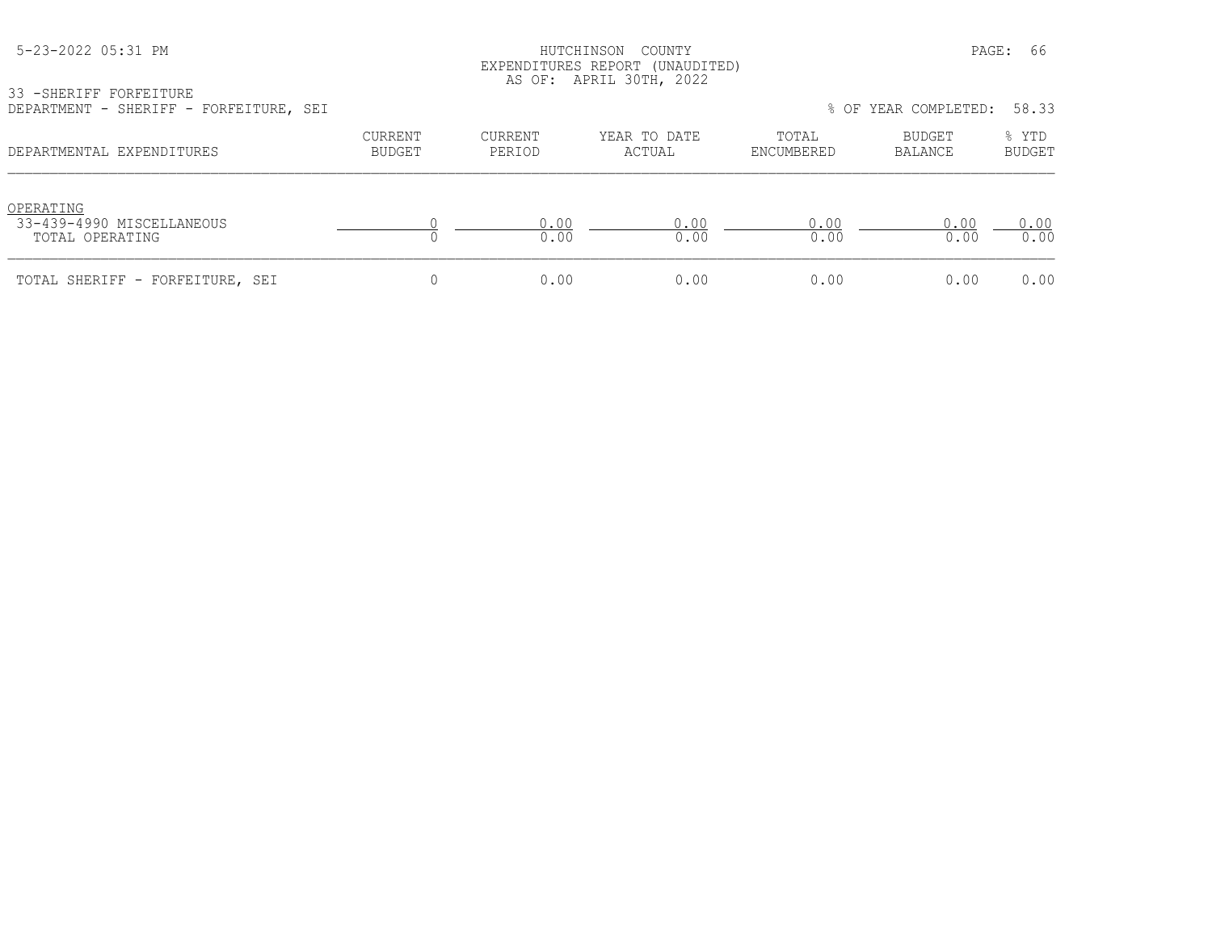33 -SHERIFF FORFEITURE

DEPARTMENT - SHERIFF - FORFEITURE, SEI

% OF YEAR COMPLETED: 58.33

HUTCHINSON COUNTY
EXPENDITURES REPORT (UNAUDITED)
AS OF: APRIL 30TH, 2022

| DEPARTMENTAL EXPENDITURES | CURRENT BUDGET | CURRENT PERIOD | YEAR TO DATE ACTUAL | TOTAL ENCUMBERED | BUDGET BALANCE | % YTD BUDGET |
|---|---|---|---|---|---|---|
| OPERATING | | | | | | |
| 33-439-4990 MISCELLANEOUS | 0 | 0.00 | 0.00 | 0.00 | 0.00 | 0.00 |
| TOTAL OPERATING | 0 | 0.00 | 0.00 | 0.00 | 0.00 | 0.00 |
| TOTAL SHERIFF - FORFEITURE, SEI | 0 | 0.00 | 0.00 | 0.00 | 0.00 | 0.00 |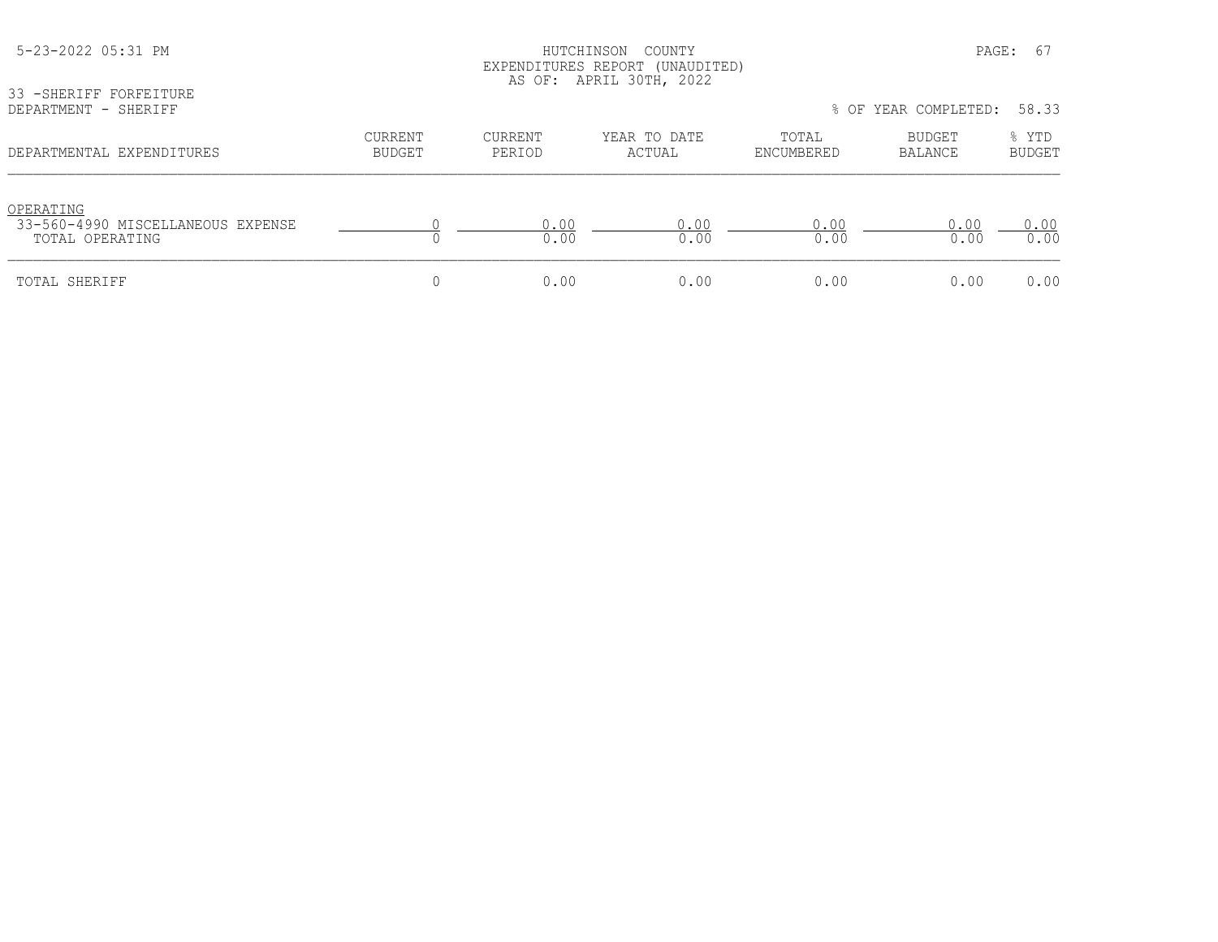HUTCHINSON COUNTY
EXPENDITURES REPORT (UNAUDITED)
AS OF: APRIL 30TH, 2022

33 -SHERIFF FORFEITURE
DEPARTMENT - SHERIFF

% OF YEAR COMPLETED: 58.33

| DEPARTMENTAL EXPENDITURES | CURRENT BUDGET | CURRENT PERIOD | YEAR TO DATE ACTUAL | TOTAL ENCUMBERED | BUDGET BALANCE | % YTD BUDGET |
|---|---|---|---|---|---|---|
| OPERATING | | | | | | |
| 33-560-4990 MISCELLANEOUS EXPENSE | 0 | 0.00 | 0.00 | 0.00 | 0.00 | 0.00 |
| TOTAL OPERATING | 0 | 0.00 | 0.00 | 0.00 | 0.00 | 0.00 |
| TOTAL SHERIFF | 0 | 0.00 | 0.00 | 0.00 | 0.00 | 0.00 |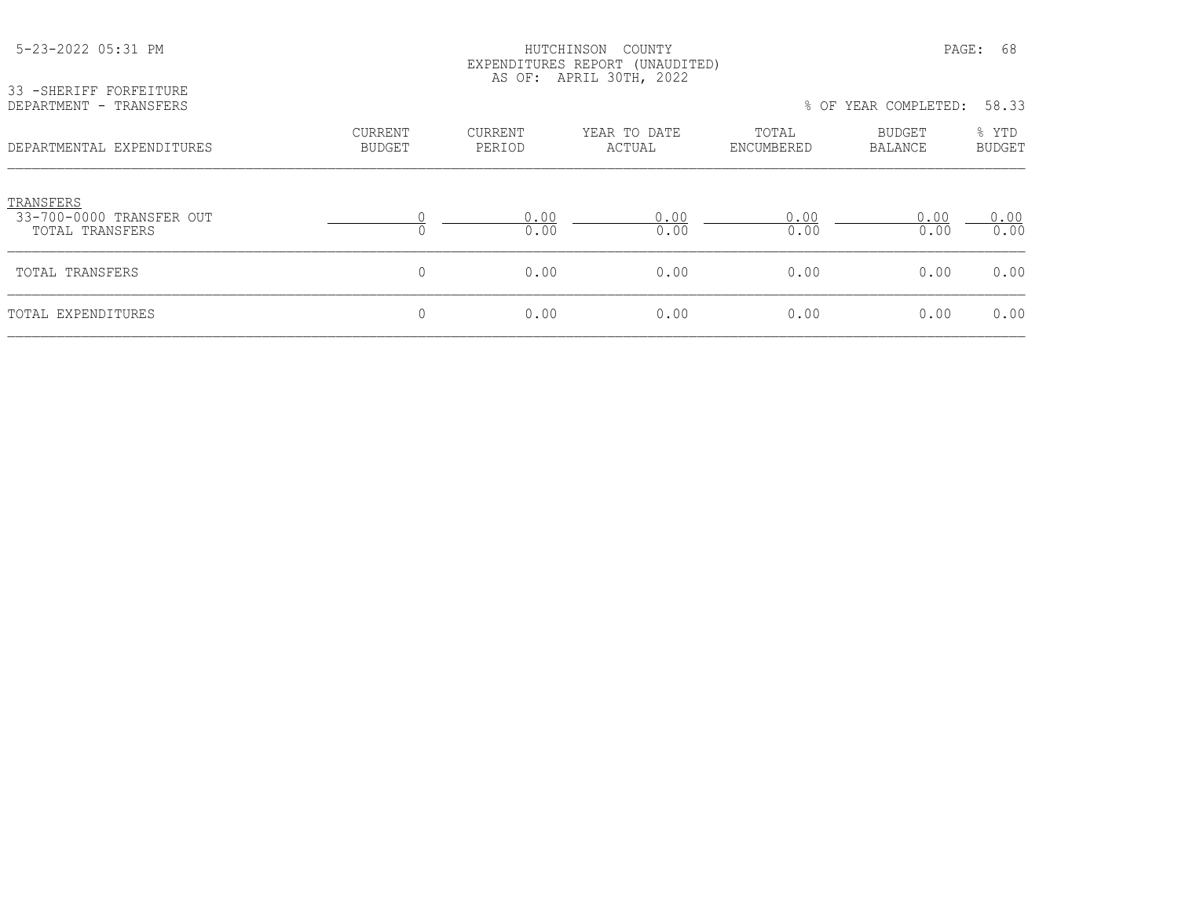HUTCHINSON COUNTY
EXPENDITURES REPORT (UNAUDITED)
AS OF: APRIL 30TH, 2022

33 -SHERIFF FORFEITURE
DEPARTMENT - TRANSFERS

% OF YEAR COMPLETED: 58.33

| DEPARTMENTAL EXPENDITURES | CURRENT BUDGET | CURRENT PERIOD | YEAR TO DATE ACTUAL | TOTAL ENCUMBERED | BUDGET BALANCE | % YTD BUDGET |
|---|---|---|---|---|---|---|
| TRANSFERS | | | | | | |
| 33-700-0000 TRANSFER OUT | 0 | 0.00 | 0.00 | 0.00 | 0.00 | 0.00 |
| TOTAL TRANSFERS | 0 | 0.00 | 0.00 | 0.00 | 0.00 | 0.00 |
| TOTAL TRANSFERS | 0 | 0.00 | 0.00 | 0.00 | 0.00 | 0.00 |
| TOTAL EXPENDITURES | 0 | 0.00 | 0.00 | 0.00 | 0.00 | 0.00 |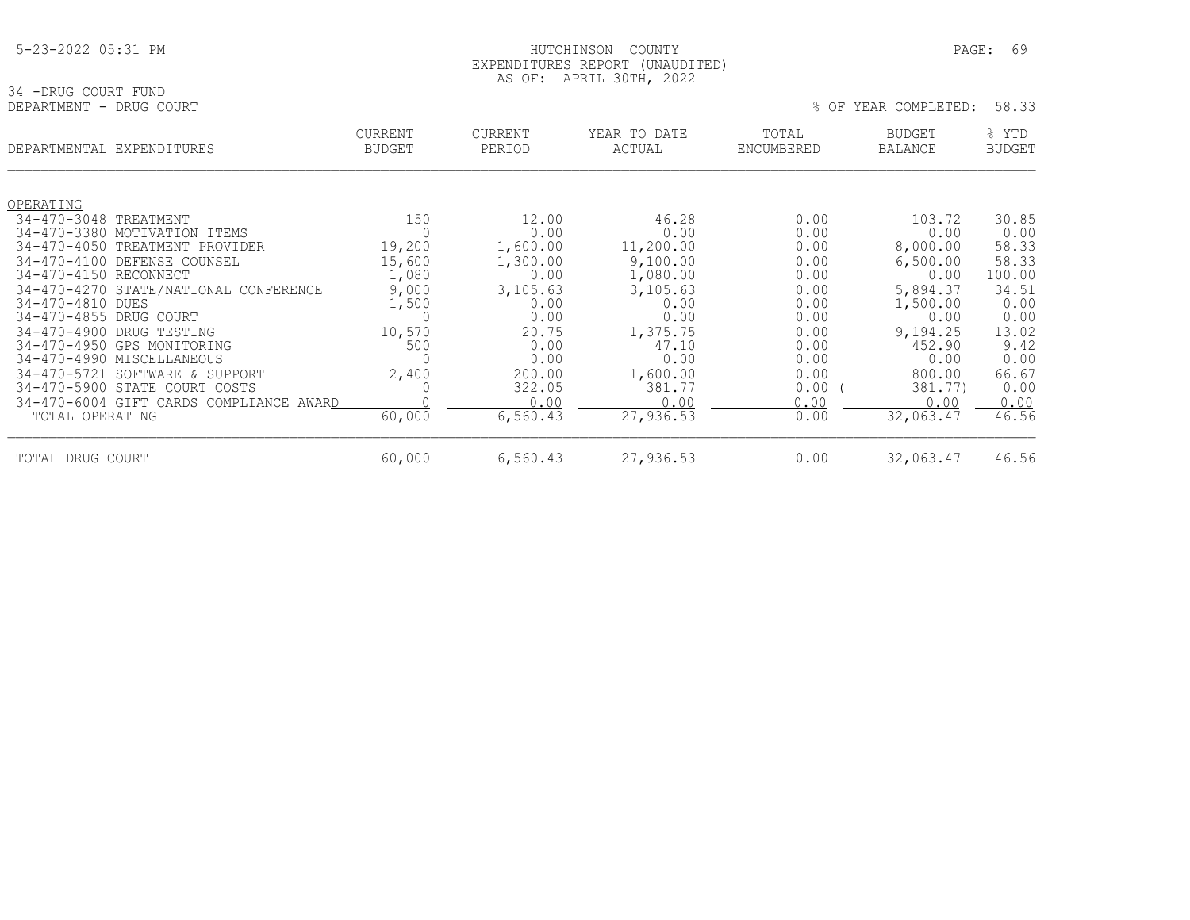5-23-2022 05:31 PM

# HUTCHINSON COUNTY
## EXPENDITURES REPORT (UNAUDITED)
### AS OF: APRIL 30TH, 2022

34 -DRUG COURT FUND
DEPARTMENT - DRUG COURT

% OF YEAR COMPLETED: 58.33

| DEPARTMENTAL EXPENDITURES | CURRENT BUDGET | CURRENT PERIOD | YEAR TO DATE ACTUAL | TOTAL ENCUMBERED | BUDGET BALANCE | % YTD BUDGET |
|---|---|---|---|---|---|---|
| OPERATING | | | | | | |
| 34-470-3048 TREATMENT | 150 | 12.00 | 46.28 | 0.00 | 103.72 | 30.85 |
| 34-470-3380 MOTIVATION ITEMS | 0 | 0.00 | 0.00 | 0.00 | 0.00 | 0.00 |
| 34-470-4050 TREATMENT PROVIDER | 19,200 | 1,600.00 | 11,200.00 | 0.00 | 8,000.00 | 58.33 |
| 34-470-4100 DEFENSE COUNSEL | 15,600 | 1,300.00 | 9,100.00 | 0.00 | 6,500.00 | 58.33 |
| 34-470-4150 RECONNECT | 1,080 | 0.00 | 1,080.00 | 0.00 | 0.00 | 100.00 |
| 34-470-4270 STATE/NATIONAL CONFERENCE | 9,000 | 3,105.63 | 3,105.63 | 0.00 | 5,894.37 | 34.51 |
| 34-470-4810 DUES | 1,500 | 0.00 | 0.00 | 0.00 | 1,500.00 | 0.00 |
| 34-470-4855 DRUG COURT | 0 | 0.00 | 0.00 | 0.00 | 0.00 | 0.00 |
| 34-470-4900 DRUG TESTING | 10,570 | 20.75 | 1,375.75 | 0.00 | 9,194.25 | 13.02 |
| 34-470-4950 GPS MONITORING | 500 | 0.00 | 47.10 | 0.00 | 452.90 | 9.42 |
| 34-470-4990 MISCELLANEOUS | 0 | 0.00 | 0.00 | 0.00 | 0.00 | 0.00 |
| 34-470-5721 SOFTWARE & SUPPORT | 2,400 | 200.00 | 1,600.00 | 0.00 | 800.00 | 66.67 |
| 34-470-5900 STATE COURT COSTS | 0 | 322.05 | 381.77 | 0.00 | ( 381.77) | 0.00 |
| 34-470-6004 GIFT CARDS COMPLIANCE AWARD | 0 | 0.00 | 0.00 | 0.00 | 0.00 | 0.00 |
| TOTAL OPERATING | 60,000 | 6,560.43 | 27,936.53 | 0.00 | 32,063.47 | 46.56 |
| TOTAL DRUG COURT | 60,000 | 6,560.43 | 27,936.53 | 0.00 | 32,063.47 | 46.56 |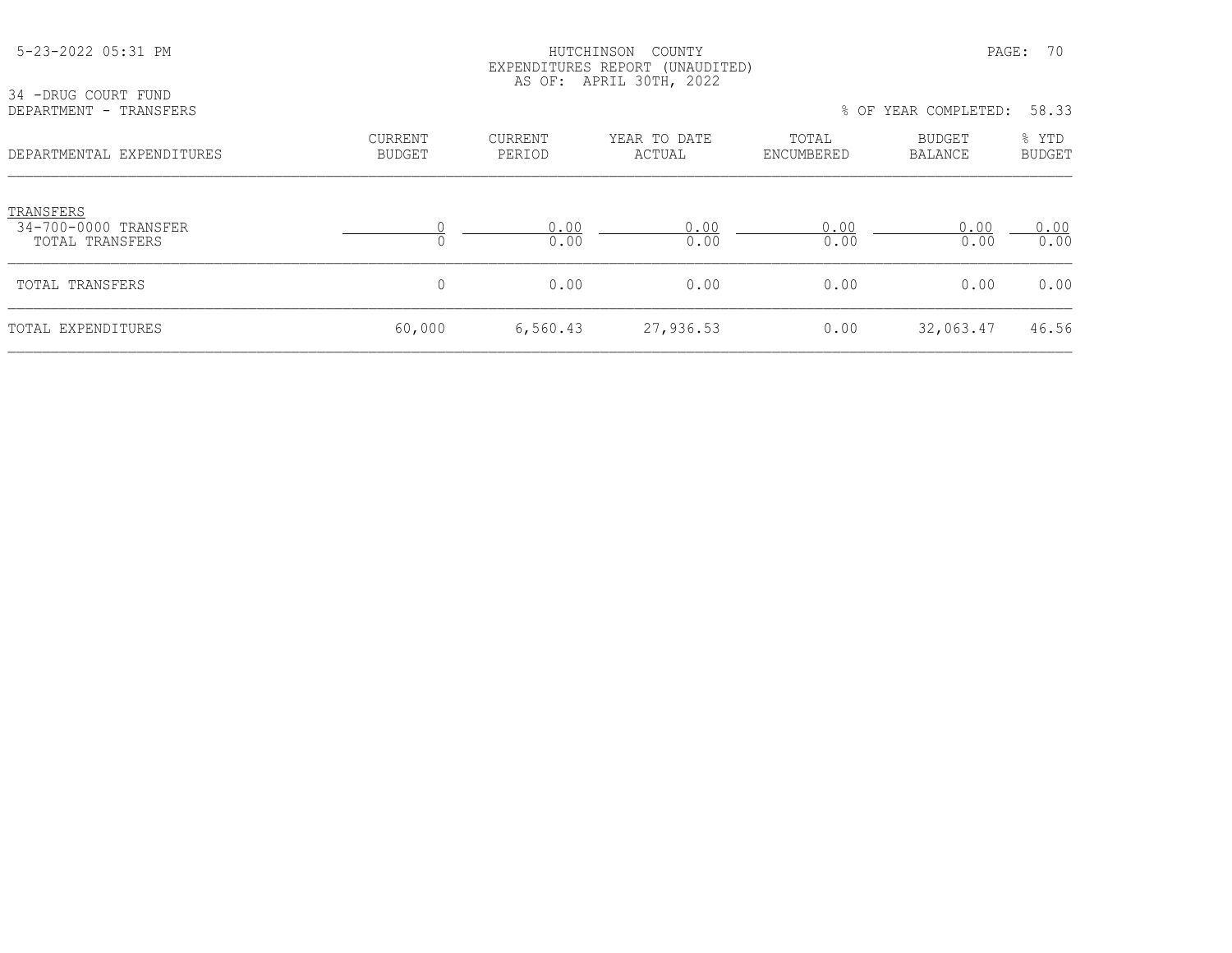HUTCHINSON COUNTY
EXPENDITURES REPORT (UNAUDITED)
AS OF: APRIL 30TH, 2022

34 -DRUG COURT FUND
DEPARTMENT - TRANSFERS

% OF YEAR COMPLETED: 58.33

| DEPARTMENTAL EXPENDITURES | CURRENT BUDGET | CURRENT PERIOD | YEAR TO DATE ACTUAL | TOTAL ENCUMBERED | BUDGET BALANCE | % YTD BUDGET |
|---|---|---|---|---|---|---|
| TRANSFERS | | | | | | |
| 34-700-0000 TRANSFER | 0 | 0.00 | 0.00 | 0.00 | 0.00 | 0.00 |
| TOTAL TRANSFERS | 0 | 0.00 | 0.00 | 0.00 | 0.00 | 0.00 |
| TOTAL TRANSFERS | 0 | 0.00 | 0.00 | 0.00 | 0.00 | 0.00 |
| TOTAL EXPENDITURES | 60,000 | 6,560.43 | 27,936.53 | 0.00 | 32,063.47 | 46.56 |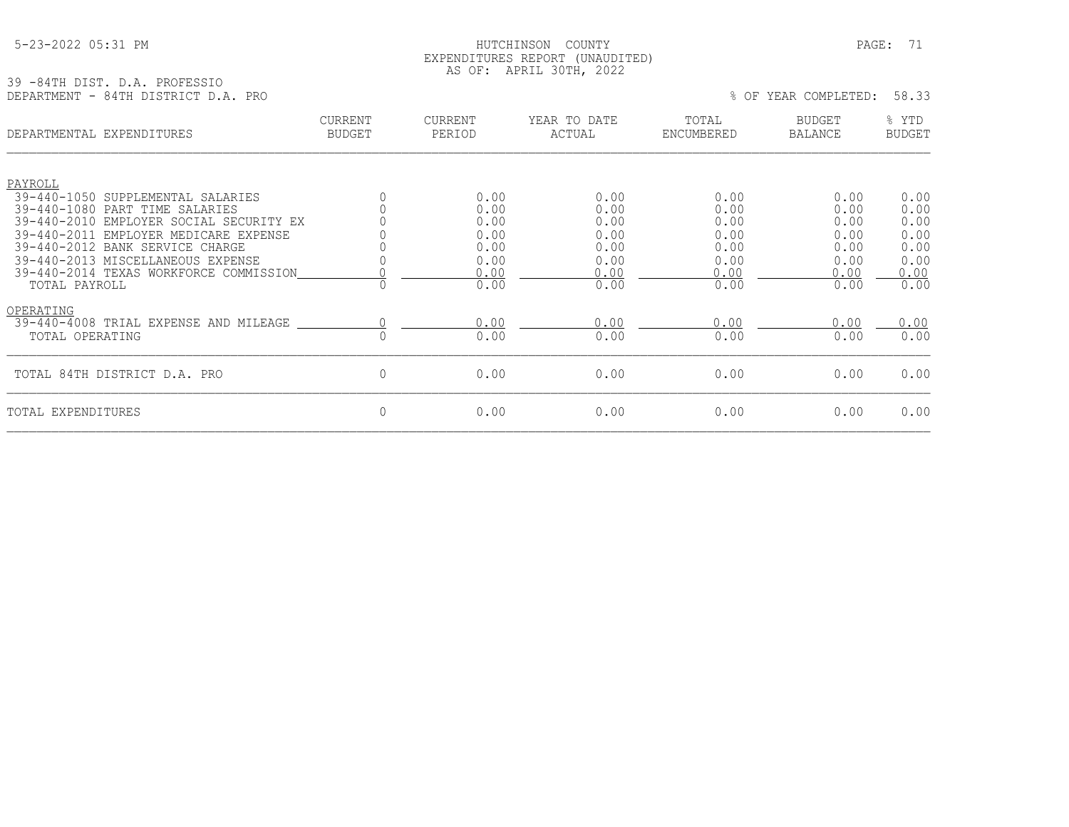5-23-2022 05:31 PM

HUTCHINSON COUNTY
EXPENDITURES REPORT (UNAUDITED)
AS OF: APRIL 30TH, 2022

39 -84TH DIST. D.A. PROFESSIO
DEPARTMENT - 84TH DISTRICT D.A. PRO

% OF YEAR COMPLETED: 58.33

| DEPARTMENTAL EXPENDITURES | CURRENT BUDGET | CURRENT PERIOD | YEAR TO DATE ACTUAL | TOTAL ENCUMBERED | BUDGET BALANCE | % YTD BUDGET |
|---|---|---|---|---|---|---|
| PAYROLL | | | | | | |
| 39-440-1050 SUPPLEMENTAL SALARIES | 0 | 0.00 | 0.00 | 0.00 | 0.00 | 0.00 |
| 39-440-1080 PART TIME SALARIES | 0 | 0.00 | 0.00 | 0.00 | 0.00 | 0.00 |
| 39-440-2010 EMPLOYER SOCIAL SECURITY EX | 0 | 0.00 | 0.00 | 0.00 | 0.00 | 0.00 |
| 39-440-2011 EMPLOYER MEDICARE EXPENSE | 0 | 0.00 | 0.00 | 0.00 | 0.00 | 0.00 |
| 39-440-2012 BANK SERVICE CHARGE | 0 | 0.00 | 0.00 | 0.00 | 0.00 | 0.00 |
| 39-440-2013 MISCELLANEOUS EXPENSE | 0 | 0.00 | 0.00 | 0.00 | 0.00 | 0.00 |
| 39-440-2014 TEXAS WORKFORCE COMMISSION | 0 | 0.00 | 0.00 | 0.00 | 0.00 | 0.00 |
| TOTAL PAYROLL | 0 | 0.00 | 0.00 | 0.00 | 0.00 | 0.00 |
| OPERATING | | | | | | |
| 39-440-4008 TRIAL EXPENSE AND MILEAGE | 0 | 0.00 | 0.00 | 0.00 | 0.00 | 0.00 |
| TOTAL OPERATING | 0 | 0.00 | 0.00 | 0.00 | 0.00 | 0.00 |
| TOTAL 84TH DISTRICT D.A. PRO | 0 | 0.00 | 0.00 | 0.00 | 0.00 | 0.00 |
| TOTAL EXPENDITURES | 0 | 0.00 | 0.00 | 0.00 | 0.00 | 0.00 |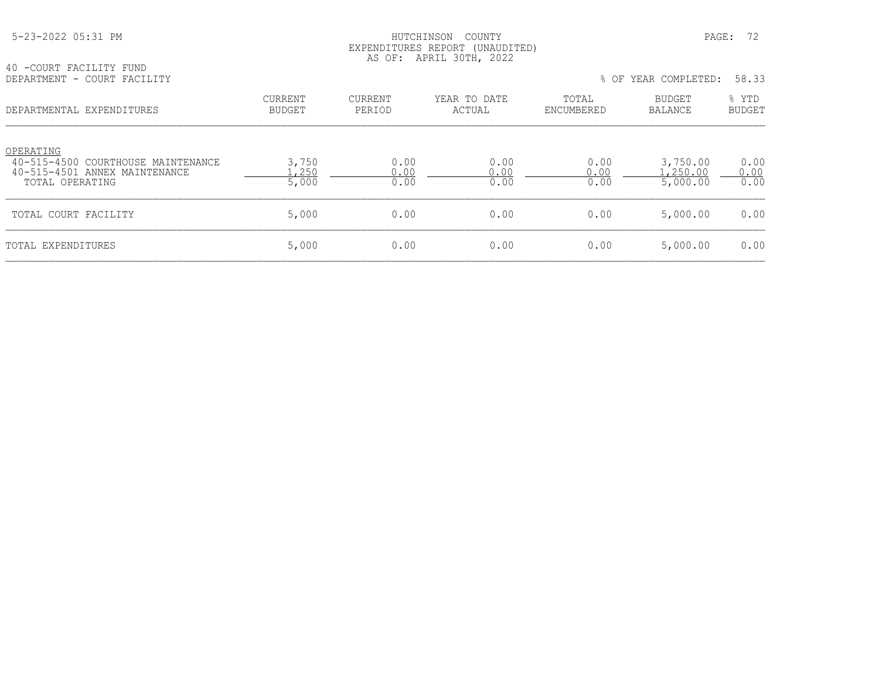HUTCHINSON COUNTY
EXPENDITURES REPORT (UNAUDITED)
AS OF: APRIL 30TH, 2022

40 -COURT FACILITY FUND
DEPARTMENT - COURT FACILITY

% OF YEAR COMPLETED: 58.33

| DEPARTMENTAL EXPENDITURES | CURRENT BUDGET | CURRENT PERIOD | YEAR TO DATE ACTUAL | TOTAL ENCUMBERED | BUDGET BALANCE | % YTD BUDGET |
|---|---|---|---|---|---|---|
| OPERATING | | | | | | |
| 40-515-4500 COURTHOUSE MAINTENANCE | 3,750 | 0.00 | 0.00 | 0.00 | 3,750.00 | 0.00 |
| 40-515-4501 ANNEX MAINTENANCE | 1,250 | 0.00 | 0.00 | 0.00 | 1,250.00 | 0.00 |
| TOTAL OPERATING | 5,000 | 0.00 | 0.00 | 0.00 | 5,000.00 | 0.00 |
| TOTAL COURT FACILITY | 5,000 | 0.00 | 0.00 | 0.00 | 5,000.00 | 0.00 |
| TOTAL EXPENDITURES | 5,000 | 0.00 | 0.00 | 0.00 | 5,000.00 | 0.00 |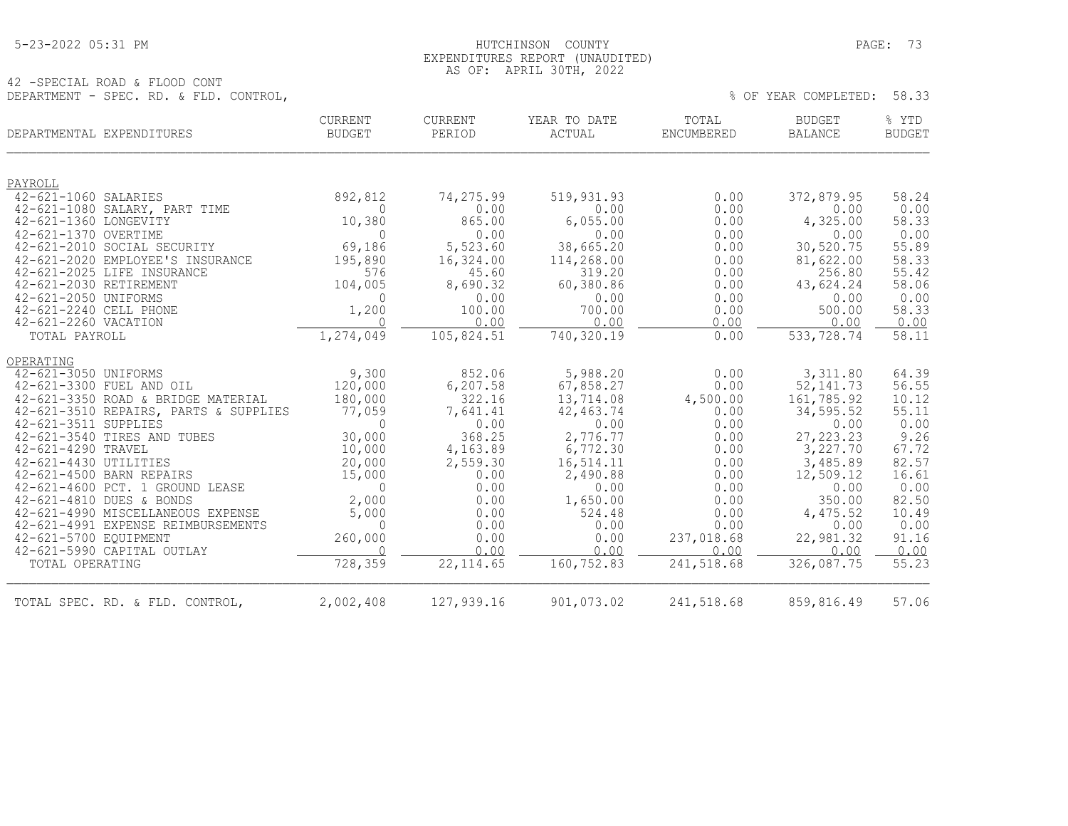HUTCHINSON COUNTY
EXPENDITURES REPORT (UNAUDITED)
AS OF: APRIL 30TH, 2022

5-23-2022 05:31 PM

42 -SPECIAL ROAD & FLOOD CONT
DEPARTMENT - SPEC. RD. & FLD. CONTROL,

% OF YEAR COMPLETED: 58.33

| DEPARTMENTAL EXPENDITURES | CURRENT BUDGET | CURRENT PERIOD | YEAR TO DATE ACTUAL | TOTAL ENCUMBERED | BUDGET BALANCE | % YTD BUDGET |
|---|---|---|---|---|---|---|
| **PAYROLL** | | | | | | |
| 42-621-1060 SALARIES | 892,812 | 74,275.99 | 519,931.93 | 0.00 | 372,879.95 | 58.24 |
| 42-621-1080 SALARY, PART TIME | 0 | 0.00 | 0.00 | 0.00 | 0.00 | 0.00 |
| 42-621-1360 LONGEVITY | 10,380 | 865.00 | 6,055.00 | 0.00 | 4,325.00 | 58.33 |
| 42-621-1370 OVERTIME | 0 | 0.00 | 0.00 | 0.00 | 0.00 | 0.00 |
| 42-621-2010 SOCIAL SECURITY | 69,186 | 5,523.60 | 38,665.20 | 0.00 | 30,520.75 | 55.89 |
| 42-621-2020 EMPLOYEE'S INSURANCE | 195,890 | 16,324.00 | 114,268.00 | 0.00 | 81,622.00 | 58.33 |
| 42-621-2025 LIFE INSURANCE | 576 | 45.60 | 319.20 | 0.00 | 256.80 | 55.42 |
| 42-621-2030 RETIREMENT | 104,005 | 8,690.32 | 60,380.86 | 0.00 | 43,624.24 | 58.06 |
| 42-621-2050 UNIFORMS | 0 | 0.00 | 0.00 | 0.00 | 0.00 | 0.00 |
| 42-621-2240 CELL PHONE | 1,200 | 100.00 | 700.00 | 0.00 | 500.00 | 58.33 |
| 42-621-2260 VACATION | 0 | 0.00 | 0.00 | 0.00 | 0.00 | 0.00 |
| TOTAL PAYROLL | 1,274,049 | 105,824.51 | 740,320.19 | 0.00 | 533,728.74 | 58.11 |
| **OPERATING** | | | | | | |
| 42-621-3050 UNIFORMS | 9,300 | 852.06 | 5,988.20 | 0.00 | 3,311.80 | 64.39 |
| 42-621-3300 FUEL AND OIL | 120,000 | 6,207.58 | 67,858.27 | 0.00 | 52,141.73 | 56.55 |
| 42-621-3350 ROAD & BRIDGE MATERIAL | 180,000 | 322.16 | 13,714.08 | 4,500.00 | 161,785.92 | 10.12 |
| 42-621-3510 REPAIRS, PARTS & SUPPLIES | 77,059 | 7,641.41 | 42,463.74 | 0.00 | 34,595.52 | 55.11 |
| 42-621-3511 SUPPLIES | 0 | 0.00 | 0.00 | 0.00 | 0.00 | 0.00 |
| 42-621-3540 TIRES AND TUBES | 30,000 | 368.25 | 2,776.77 | 0.00 | 27,223.23 | 9.26 |
| 42-621-4290 TRAVEL | 10,000 | 4,163.89 | 6,772.30 | 0.00 | 3,227.70 | 67.72 |
| 42-621-4430 UTILITIES | 20,000 | 2,559.30 | 16,514.11 | 0.00 | 3,485.89 | 82.57 |
| 42-621-4500 BARN REPAIRS | 15,000 | 0.00 | 2,490.88 | 0.00 | 12,509.12 | 16.61 |
| 42-621-4600 PCT. 1 GROUND LEASE | 0 | 0.00 | 0.00 | 0.00 | 0.00 | 0.00 |
| 42-621-4810 DUES & BONDS | 2,000 | 0.00 | 1,650.00 | 0.00 | 350.00 | 82.50 |
| 42-621-4990 MISCELLANEOUS EXPENSE | 5,000 | 0.00 | 524.48 | 0.00 | 4,475.52 | 10.49 |
| 42-621-4991 EXPENSE REIMBURSEMENTS | 0 | 0.00 | 0.00 | 0.00 | 0.00 | 0.00 |
| 42-621-5700 EQUIPMENT | 260,000 | 0.00 | 0.00 | 237,018.68 | 22,981.32 | 91.16 |
| 42-621-5990 CAPITAL OUTLAY | 0 | 0.00 | 0.00 | 0.00 | 0.00 | 0.00 |
| TOTAL OPERATING | 728,359 | 22,114.65 | 160,752.83 | 241,518.68 | 326,087.75 | 55.23 |
| TOTAL SPEC. RD. & FLD. CONTROL, | 2,002,408 | 127,939.16 | 901,073.02 | 241,518.68 | 859,816.49 | 57.06 |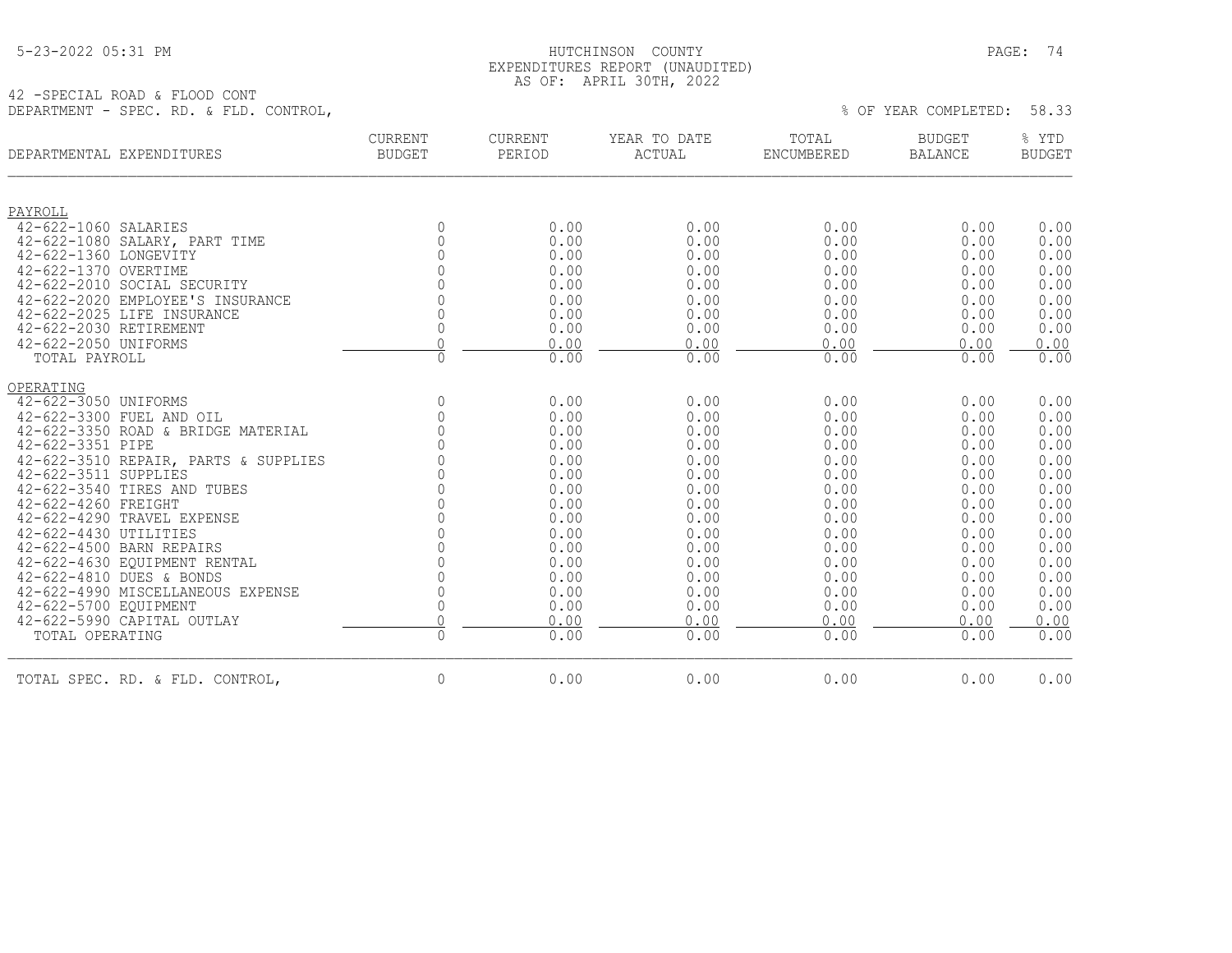42 -SPECIAL ROAD & FLOOD CONT
DEPARTMENT - SPEC. RD. & FLD. CONTROL,

% OF YEAR COMPLETED: 58.33

| DEPARTMENTAL EXPENDITURES | CURRENT BUDGET | CURRENT PERIOD | YEAR TO DATE ACTUAL | TOTAL ENCUMBERED | BUDGET BALANCE | % YTD BUDGET |
|---|---|---|---|---|---|---|
| PAYROLL | | | | | | |
| 42-622-1060 SALARIES | 0 | 0.00 | 0.00 | 0.00 | 0.00 | 0.00 |
| 42-622-1080 SALARY, PART TIME | 0 | 0.00 | 0.00 | 0.00 | 0.00 | 0.00 |
| 42-622-1360 LONGEVITY | 0 | 0.00 | 0.00 | 0.00 | 0.00 | 0.00 |
| 42-622-1370 OVERTIME | 0 | 0.00 | 0.00 | 0.00 | 0.00 | 0.00 |
| 42-622-2010 SOCIAL SECURITY | 0 | 0.00 | 0.00 | 0.00 | 0.00 | 0.00 |
| 42-622-2020 EMPLOYEE'S INSURANCE | 0 | 0.00 | 0.00 | 0.00 | 0.00 | 0.00 |
| 42-622-2025 LIFE INSURANCE | 0 | 0.00 | 0.00 | 0.00 | 0.00 | 0.00 |
| 42-622-2030 RETIREMENT | 0 | 0.00 | 0.00 | 0.00 | 0.00 | 0.00 |
| 42-622-2050 UNIFORMS | 0 | 0.00 | 0.00 | 0.00 | 0.00 | 0.00 |
| TOTAL PAYROLL | 0 | 0.00 | 0.00 | 0.00 | 0.00 | 0.00 |
| OPERATING | | | | | | |
| 42-622-3050 UNIFORMS | 0 | 0.00 | 0.00 | 0.00 | 0.00 | 0.00 |
| 42-622-3300 FUEL AND OIL | 0 | 0.00 | 0.00 | 0.00 | 0.00 | 0.00 |
| 42-622-3350 ROAD & BRIDGE MATERIAL | 0 | 0.00 | 0.00 | 0.00 | 0.00 | 0.00 |
| 42-622-3351 PIPE | 0 | 0.00 | 0.00 | 0.00 | 0.00 | 0.00 |
| 42-622-3510 REPAIR, PARTS & SUPPLIES | 0 | 0.00 | 0.00 | 0.00 | 0.00 | 0.00 |
| 42-622-3511 SUPPLIES | 0 | 0.00 | 0.00 | 0.00 | 0.00 | 0.00 |
| 42-622-3540 TIRES AND TUBES | 0 | 0.00 | 0.00 | 0.00 | 0.00 | 0.00 |
| 42-622-4260 FREIGHT | 0 | 0.00 | 0.00 | 0.00 | 0.00 | 0.00 |
| 42-622-4290 TRAVEL EXPENSE | 0 | 0.00 | 0.00 | 0.00 | 0.00 | 0.00 |
| 42-622-4430 UTILITIES | 0 | 0.00 | 0.00 | 0.00 | 0.00 | 0.00 |
| 42-622-4500 BARN REPAIRS | 0 | 0.00 | 0.00 | 0.00 | 0.00 | 0.00 |
| 42-622-4630 EQUIPMENT RENTAL | 0 | 0.00 | 0.00 | 0.00 | 0.00 | 0.00 |
| 42-622-4810 DUES & BONDS | 0 | 0.00 | 0.00 | 0.00 | 0.00 | 0.00 |
| 42-622-4990 MISCELLANEOUS EXPENSE | 0 | 0.00 | 0.00 | 0.00 | 0.00 | 0.00 |
| 42-622-5700 EQUIPMENT | 0 | 0.00 | 0.00 | 0.00 | 0.00 | 0.00 |
| 42-622-5990 CAPITAL OUTLAY | 0 | 0.00 | 0.00 | 0.00 | 0.00 | 0.00 |
| TOTAL OPERATING | 0 | 0.00 | 0.00 | 0.00 | 0.00 | 0.00 |
| TOTAL SPEC. RD. & FLD. CONTROL, | 0 | 0.00 | 0.00 | 0.00 | 0.00 | 0.00 |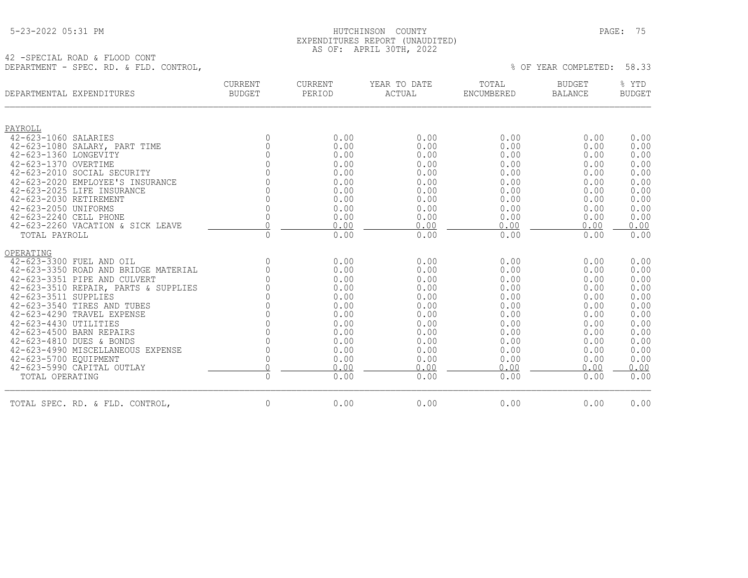HUTCHINSON COUNTY
EXPENDITURES REPORT (UNAUDITED)
AS OF: APRIL 30TH, 2022

5-23-2022 05:31 PM

42 -SPECIAL ROAD & FLOOD CONT
DEPARTMENT - SPEC. RD. & FLD. CONTROL,

% OF YEAR COMPLETED: 58.33

| DEPARTMENTAL EXPENDITURES | CURRENT BUDGET | CURRENT PERIOD | YEAR TO DATE ACTUAL | TOTAL ENCUMBERED | BUDGET BALANCE | % YTD BUDGET |
|---|---|---|---|---|---|---|
| **PAYROLL** | | | | | | |
| 42-623-1060 SALARIES | 0 | 0.00 | 0.00 | 0.00 | 0.00 | 0.00 |
| 42-623-1080 SALARY, PART TIME | 0 | 0.00 | 0.00 | 0.00 | 0.00 | 0.00 |
| 42-623-1360 LONGEVITY | 0 | 0.00 | 0.00 | 0.00 | 0.00 | 0.00 |
| 42-623-1370 OVERTIME | 0 | 0.00 | 0.00 | 0.00 | 0.00 | 0.00 |
| 42-623-2010 SOCIAL SECURITY | 0 | 0.00 | 0.00 | 0.00 | 0.00 | 0.00 |
| 42-623-2020 EMPLOYEE'S INSURANCE | 0 | 0.00 | 0.00 | 0.00 | 0.00 | 0.00 |
| 42-623-2025 LIFE INSURANCE | 0 | 0.00 | 0.00 | 0.00 | 0.00 | 0.00 |
| 42-623-2030 RETIREMENT | 0 | 0.00 | 0.00 | 0.00 | 0.00 | 0.00 |
| 42-623-2050 UNIFORMS | 0 | 0.00 | 0.00 | 0.00 | 0.00 | 0.00 |
| 42-623-2240 CELL PHONE | 0 | 0.00 | 0.00 | 0.00 | 0.00 | 0.00 |
| 42-623-2260 VACATION & SICK LEAVE | 0 | 0.00 | 0.00 | 0.00 | 0.00 | 0.00 |
| TOTAL PAYROLL | 0 | 0.00 | 0.00 | 0.00 | 0.00 | 0.00 |
| **OPERATING** | | | | | | |
| 42-623-3300 FUEL AND OIL | 0 | 0.00 | 0.00 | 0.00 | 0.00 | 0.00 |
| 42-623-3350 ROAD AND BRIDGE MATERIAL | 0 | 0.00 | 0.00 | 0.00 | 0.00 | 0.00 |
| 42-623-3351 PIPE AND CULVERT | 0 | 0.00 | 0.00 | 0.00 | 0.00 | 0.00 |
| 42-623-3510 REPAIR, PARTS & SUPPLIES | 0 | 0.00 | 0.00 | 0.00 | 0.00 | 0.00 |
| 42-623-3511 SUPPLIES | 0 | 0.00 | 0.00 | 0.00 | 0.00 | 0.00 |
| 42-623-3540 TIRES AND TUBES | 0 | 0.00 | 0.00 | 0.00 | 0.00 | 0.00 |
| 42-623-4290 TRAVEL EXPENSE | 0 | 0.00 | 0.00 | 0.00 | 0.00 | 0.00 |
| 42-623-4430 UTILITIES | 0 | 0.00 | 0.00 | 0.00 | 0.00 | 0.00 |
| 42-623-4500 BARN REPAIRS | 0 | 0.00 | 0.00 | 0.00 | 0.00 | 0.00 |
| 42-623-4810 DUES & BONDS | 0 | 0.00 | 0.00 | 0.00 | 0.00 | 0.00 |
| 42-623-4990 MISCELLANEOUS EXPENSE | 0 | 0.00 | 0.00 | 0.00 | 0.00 | 0.00 |
| 42-623-5700 EQUIPMENT | 0 | 0.00 | 0.00 | 0.00 | 0.00 | 0.00 |
| 42-623-5990 CAPITAL OUTLAY | 0 | 0.00 | 0.00 | 0.00 | 0.00 | 0.00 |
| TOTAL OPERATING | 0 | 0.00 | 0.00 | 0.00 | 0.00 | 0.00 |
| TOTAL SPEC. RD. & FLD. CONTROL, | 0 | 0.00 | 0.00 | 0.00 | 0.00 | 0.00 |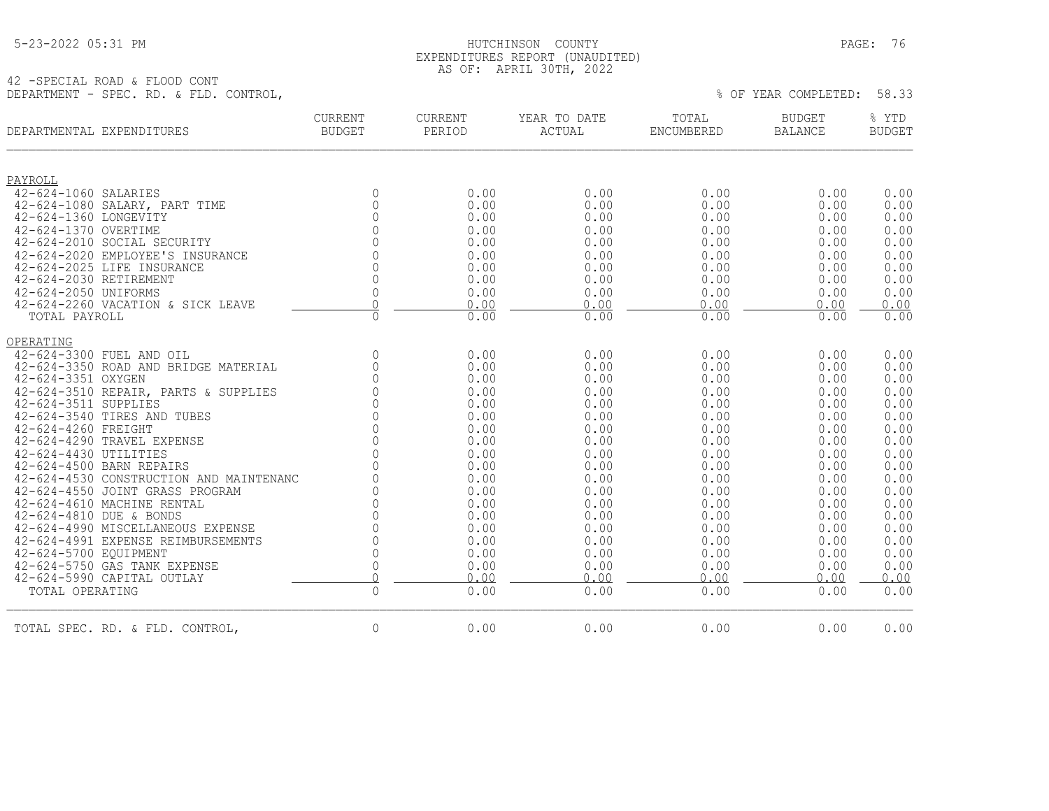HUTCHINSON COUNTY
EXPENDITURES REPORT (UNAUDITED)
AS OF: APRIL 30TH, 2022

5-23-2022 05:31 PM

42 -SPECIAL ROAD & FLOOD CONT
DEPARTMENT - SPEC. RD. & FLD. CONTROL,

% OF YEAR COMPLETED: 58.33

| DEPARTMENTAL EXPENDITURES | CURRENT BUDGET | CURRENT PERIOD | YEAR TO DATE ACTUAL | TOTAL ENCUMBERED | BUDGET BALANCE | % YTD BUDGET |
|---|---|---|---|---|---|---|
| **PAYROLL** | | | | | | |
| 42-624-1060 SALARIES | 0 | 0.00 | 0.00 | 0.00 | 0.00 | 0.00 |
| 42-624-1080 SALARY, PART TIME | 0 | 0.00 | 0.00 | 0.00 | 0.00 | 0.00 |
| 42-624-1360 LONGEVITY | 0 | 0.00 | 0.00 | 0.00 | 0.00 | 0.00 |
| 42-624-1370 OVERTIME | 0 | 0.00 | 0.00 | 0.00 | 0.00 | 0.00 |
| 42-624-2010 SOCIAL SECURITY | 0 | 0.00 | 0.00 | 0.00 | 0.00 | 0.00 |
| 42-624-2020 EMPLOYEE'S INSURANCE | 0 | 0.00 | 0.00 | 0.00 | 0.00 | 0.00 |
| 42-624-2025 LIFE INSURANCE | 0 | 0.00 | 0.00 | 0.00 | 0.00 | 0.00 |
| 42-624-2030 RETIREMENT | 0 | 0.00 | 0.00 | 0.00 | 0.00 | 0.00 |
| 42-624-2050 UNIFORMS | 0 | 0.00 | 0.00 | 0.00 | 0.00 | 0.00 |
| 42-624-2260 VACATION & SICK LEAVE | 0 | 0.00 | 0.00 | 0.00 | 0.00 | 0.00 |
| TOTAL PAYROLL | 0 | 0.00 | 0.00 | 0.00 | 0.00 | 0.00 |
| **OPERATING** | | | | | | |
| 42-624-3300 FUEL AND OIL | 0 | 0.00 | 0.00 | 0.00 | 0.00 | 0.00 |
| 42-624-3350 ROAD AND BRIDGE MATERIAL | 0 | 0.00 | 0.00 | 0.00 | 0.00 | 0.00 |
| 42-624-3351 OXYGEN | 0 | 0.00 | 0.00 | 0.00 | 0.00 | 0.00 |
| 42-624-3510 REPAIR, PARTS & SUPPLIES | 0 | 0.00 | 0.00 | 0.00 | 0.00 | 0.00 |
| 42-624-3511 SUPPLIES | 0 | 0.00 | 0.00 | 0.00 | 0.00 | 0.00 |
| 42-624-3540 TIRES AND TUBES | 0 | 0.00 | 0.00 | 0.00 | 0.00 | 0.00 |
| 42-624-4260 FREIGHT | 0 | 0.00 | 0.00 | 0.00 | 0.00 | 0.00 |
| 42-624-4290 TRAVEL EXPENSE | 0 | 0.00 | 0.00 | 0.00 | 0.00 | 0.00 |
| 42-624-4430 UTILITIES | 0 | 0.00 | 0.00 | 0.00 | 0.00 | 0.00 |
| 42-624-4500 BARN REPAIRS | 0 | 0.00 | 0.00 | 0.00 | 0.00 | 0.00 |
| 42-624-4530 CONSTRUCTION AND MAINTENANC | 0 | 0.00 | 0.00 | 0.00 | 0.00 | 0.00 |
| 42-624-4550 JOINT GRASS PROGRAM | 0 | 0.00 | 0.00 | 0.00 | 0.00 | 0.00 |
| 42-624-4610 MACHINE RENTAL | 0 | 0.00 | 0.00 | 0.00 | 0.00 | 0.00 |
| 42-624-4810 DUE & BONDS | 0 | 0.00 | 0.00 | 0.00 | 0.00 | 0.00 |
| 42-624-4990 MISCELLANEOUS EXPENSE | 0 | 0.00 | 0.00 | 0.00 | 0.00 | 0.00 |
| 42-624-4991 EXPENSE REIMBURSEMENTS | 0 | 0.00 | 0.00 | 0.00 | 0.00 | 0.00 |
| 42-624-5700 EQUIPMENT | 0 | 0.00 | 0.00 | 0.00 | 0.00 | 0.00 |
| 42-624-5750 GAS TANK EXPENSE | 0 | 0.00 | 0.00 | 0.00 | 0.00 | 0.00 |
| 42-624-5990 CAPITAL OUTLAY | 0 | 0.00 | 0.00 | 0.00 | 0.00 | 0.00 |
| TOTAL OPERATING | 0 | 0.00 | 0.00 | 0.00 | 0.00 | 0.00 |
| TOTAL SPEC. RD. & FLD. CONTROL, | 0 | 0.00 | 0.00 | 0.00 | 0.00 | 0.00 |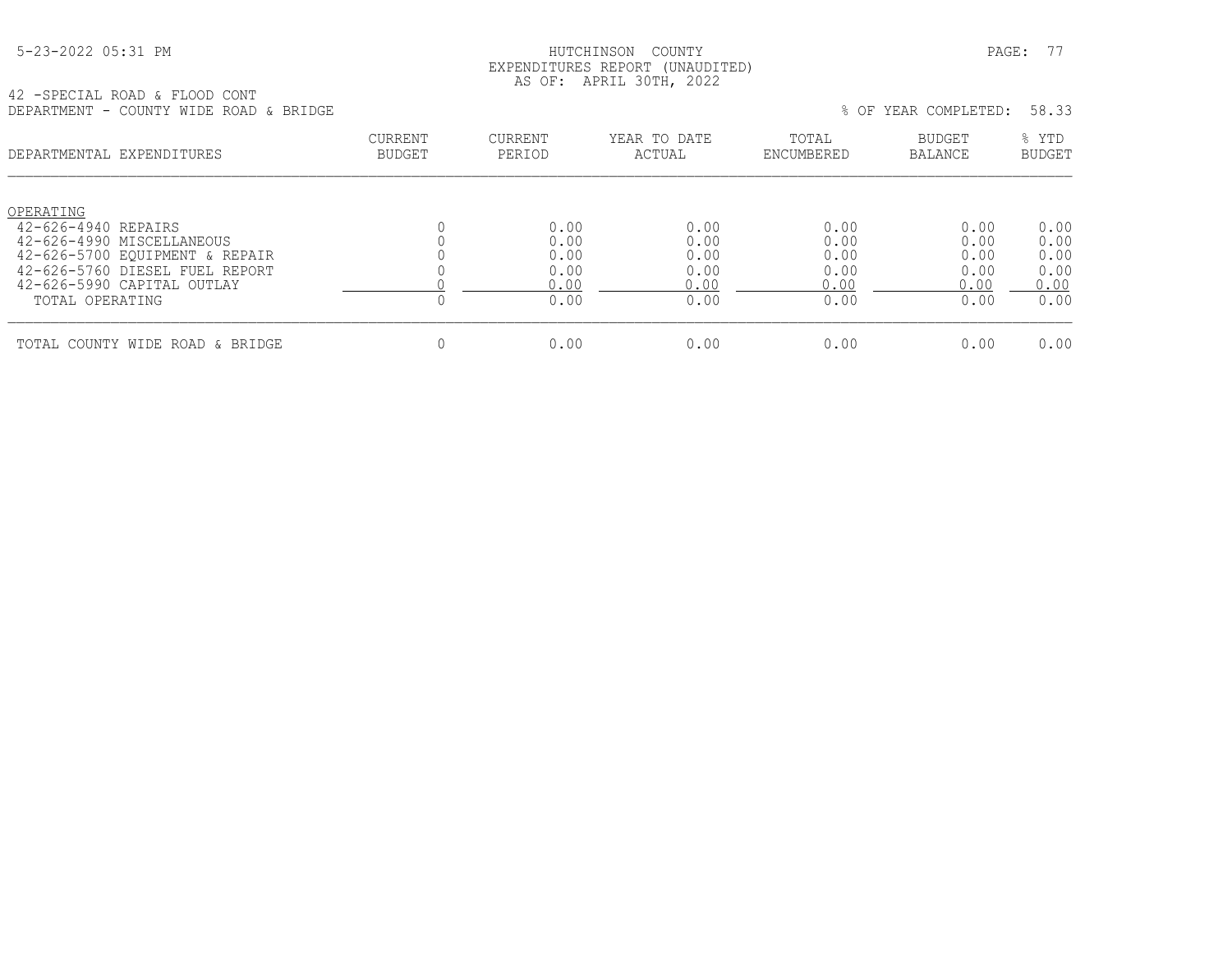5-23-2022 05:31 PM

HUTCHINSON COUNTY
EXPENDITURES REPORT (UNAUDITED)
AS OF: APRIL 30TH, 2022

42 -SPECIAL ROAD & FLOOD CONT
DEPARTMENT - COUNTY WIDE ROAD & BRIDGE

% OF YEAR COMPLETED: 58.33

| DEPARTMENTAL EXPENDITURES | CURRENT BUDGET | CURRENT PERIOD | YEAR TO DATE ACTUAL | TOTAL ENCUMBERED | BUDGET BALANCE | % YTD BUDGET |
|---|---|---|---|---|---|---|
| OPERATING | | | | | | |
| 42-626-4940 REPAIRS | 0 | 0.00 | 0.00 | 0.00 | 0.00 | 0.00 |
| 42-626-4990 MISCELLANEOUS | 0 | 0.00 | 0.00 | 0.00 | 0.00 | 0.00 |
| 42-626-5700 EQUIPMENT & REPAIR | 0 | 0.00 | 0.00 | 0.00 | 0.00 | 0.00 |
| 42-626-5760 DIESEL FUEL REPORT | 0 | 0.00 | 0.00 | 0.00 | 0.00 | 0.00 |
| 42-626-5990 CAPITAL OUTLAY | 0 | 0.00 | 0.00 | 0.00 | 0.00 | 0.00 |
| TOTAL OPERATING | 0 | 0.00 | 0.00 | 0.00 | 0.00 | 0.00 |
| TOTAL COUNTY WIDE ROAD & BRIDGE | 0 | 0.00 | 0.00 | 0.00 | 0.00 | 0.00 |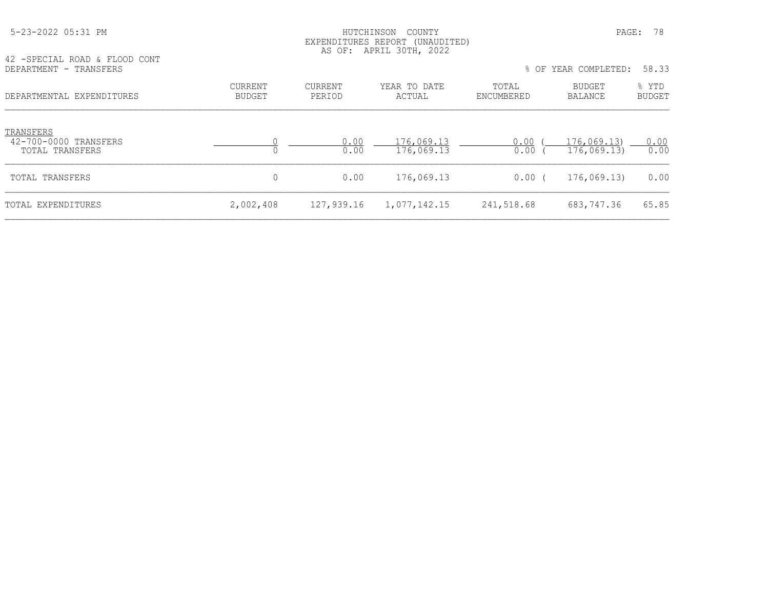HUTCHINSON COUNTY
EXPENDITURES REPORT (UNAUDITED)
AS OF: APRIL 30TH, 2022

42 -SPECIAL ROAD & FLOOD CONT
DEPARTMENT - TRANSFERS

% OF YEAR COMPLETED: 58.33

| DEPARTMENTAL EXPENDITURES | CURRENT BUDGET | CURRENT PERIOD | YEAR TO DATE ACTUAL | TOTAL ENCUMBERED | BUDGET BALANCE | % YTD BUDGET |
|---|---|---|---|---|---|---|
| TRANSFERS | | | | | | |
| 42-700-0000 TRANSFERS | 0 | 0.00 | 176,069.13 | 0.00 | ( 176,069.13) | 0.00 |
| TOTAL TRANSFERS | 0 | 0.00 | 176,069.13 | 0.00 | ( 176,069.13) | 0.00 |
| TOTAL TRANSFERS | 0 | 0.00 | 176,069.13 | 0.00 | ( 176,069.13) | 0.00 |
| TOTAL EXPENDITURES | 2,002,408 | 127,939.16 | 1,077,142.15 | 241,518.68 | 683,747.36 | 65.85 |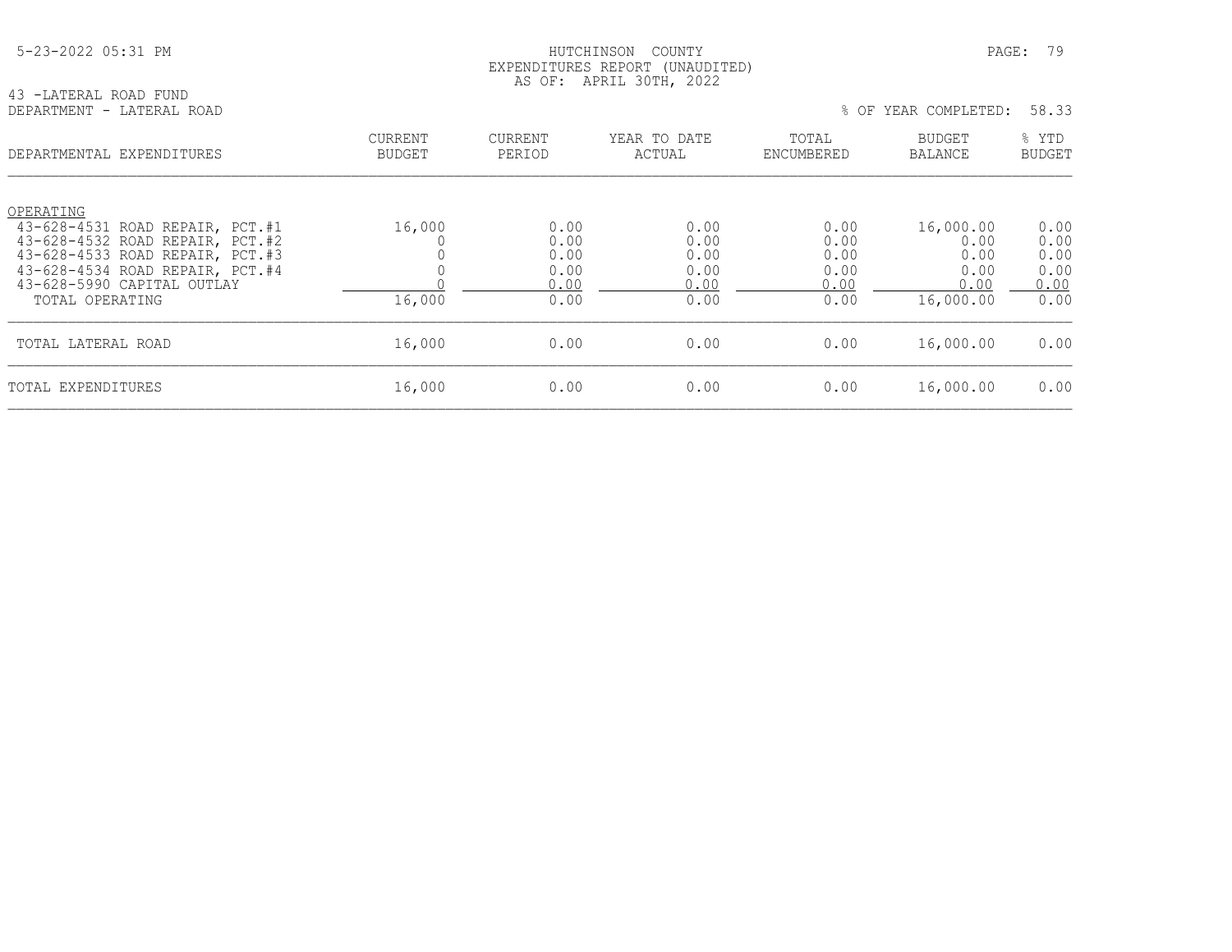HUTCHINSON COUNTY
EXPENDITURES REPORT (UNAUDITED)
AS OF: APRIL 30TH, 2022

43 -LATERAL ROAD FUND
DEPARTMENT - LATERAL ROAD

% OF YEAR COMPLETED: 58.33

| DEPARTMENTAL EXPENDITURES | CURRENT BUDGET | CURRENT PERIOD | YEAR TO DATE ACTUAL | TOTAL ENCUMBERED | BUDGET BALANCE | % YTD BUDGET |
|---|---|---|---|---|---|---|
| OPERATING | | | | | | |
| 43-628-4531 ROAD REPAIR, PCT.#1 | 16,000 | 0.00 | 0.00 | 0.00 | 16,000.00 | 0.00 |
| 43-628-4532 ROAD REPAIR, PCT.#2 | 0 | 0.00 | 0.00 | 0.00 | 0.00 | 0.00 |
| 43-628-4533 ROAD REPAIR, PCT.#3 | 0 | 0.00 | 0.00 | 0.00 | 0.00 | 0.00 |
| 43-628-4534 ROAD REPAIR, PCT.#4 | 0 | 0.00 | 0.00 | 0.00 | 0.00 | 0.00 |
| 43-628-5990 CAPITAL OUTLAY | 0 | 0.00 | 0.00 | 0.00 | 0.00 | 0.00 |
| TOTAL OPERATING | 16,000 | 0.00 | 0.00 | 0.00 | 16,000.00 | 0.00 |
| TOTAL LATERAL ROAD | 16,000 | 0.00 | 0.00 | 0.00 | 16,000.00 | 0.00 |
| TOTAL EXPENDITURES | 16,000 | 0.00 | 0.00 | 0.00 | 16,000.00 | 0.00 |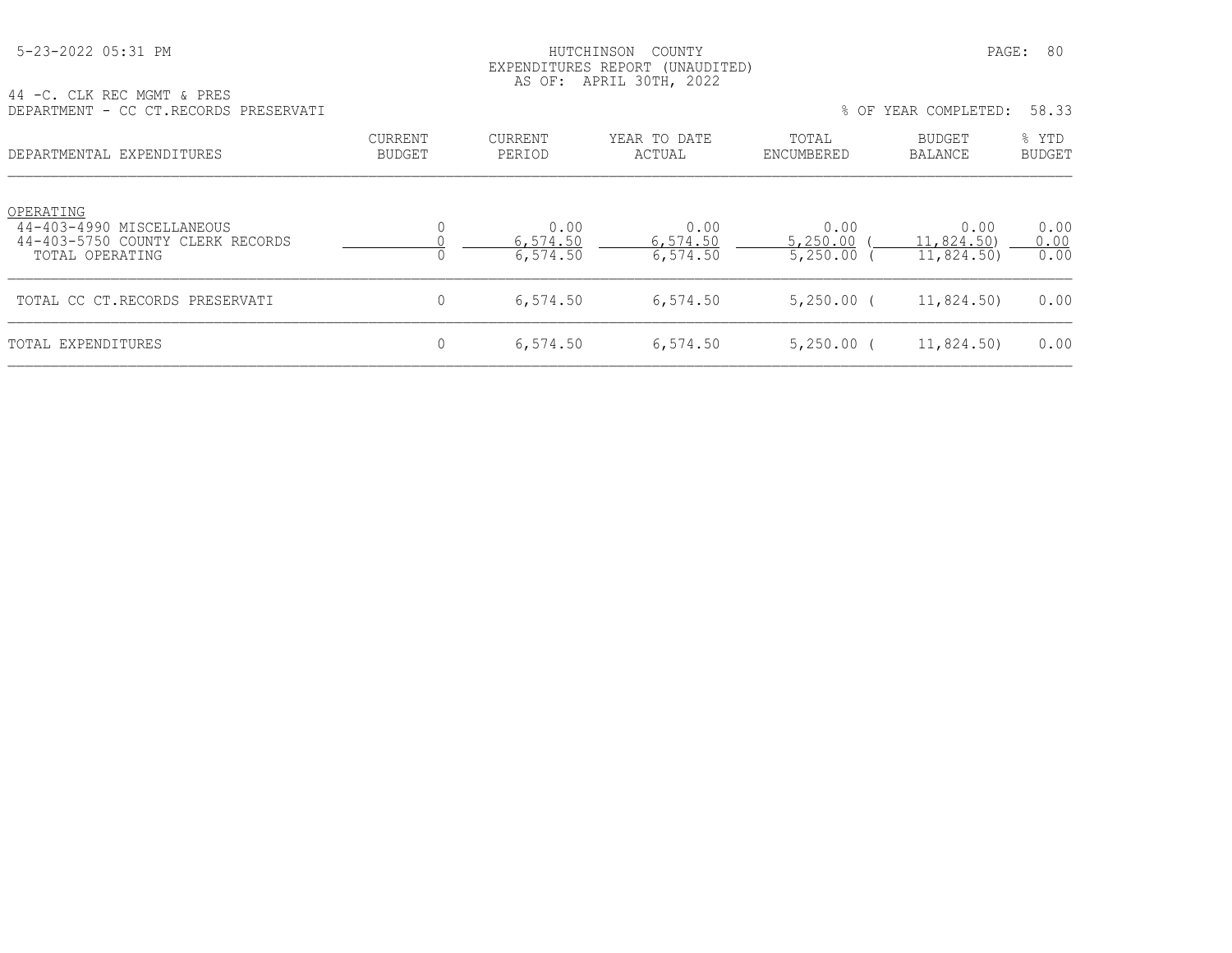HUTCHINSON COUNTY
EXPENDITURES REPORT (UNAUDITED)
AS OF: APRIL 30TH, 2022

5-23-2022 05:31 PM

44 -C. CLK REC MGMT & PRES
DEPARTMENT - CC CT.RECORDS PRESERVATI

% OF YEAR COMPLETED: 58.33

| DEPARTMENTAL EXPENDITURES | CURRENT BUDGET | CURRENT PERIOD | YEAR TO DATE ACTUAL | TOTAL ENCUMBERED | BUDGET BALANCE | % YTD BUDGET |
|---|---|---|---|---|---|---|
| OPERATING | | | | | | |
| 44-403-4990 MISCELLANEOUS | 0 | 0.00 | 0.00 | 0.00 | 0.00 | 0.00 |
| 44-403-5750 COUNTY CLERK RECORDS | 0 | 6,574.50 | 6,574.50 | 5,250.00 | ( 11,824.50) | 0.00 |
| TOTAL OPERATING | 0 | 6,574.50 | 6,574.50 | 5,250.00 | ( 11,824.50) | 0.00 |
| TOTAL CC CT.RECORDS PRESERVATI | 0 | 6,574.50 | 6,574.50 | 5,250.00 | ( 11,824.50) | 0.00 |
| TOTAL EXPENDITURES | 0 | 6,574.50 | 6,574.50 | 5,250.00 | ( 11,824.50) | 0.00 |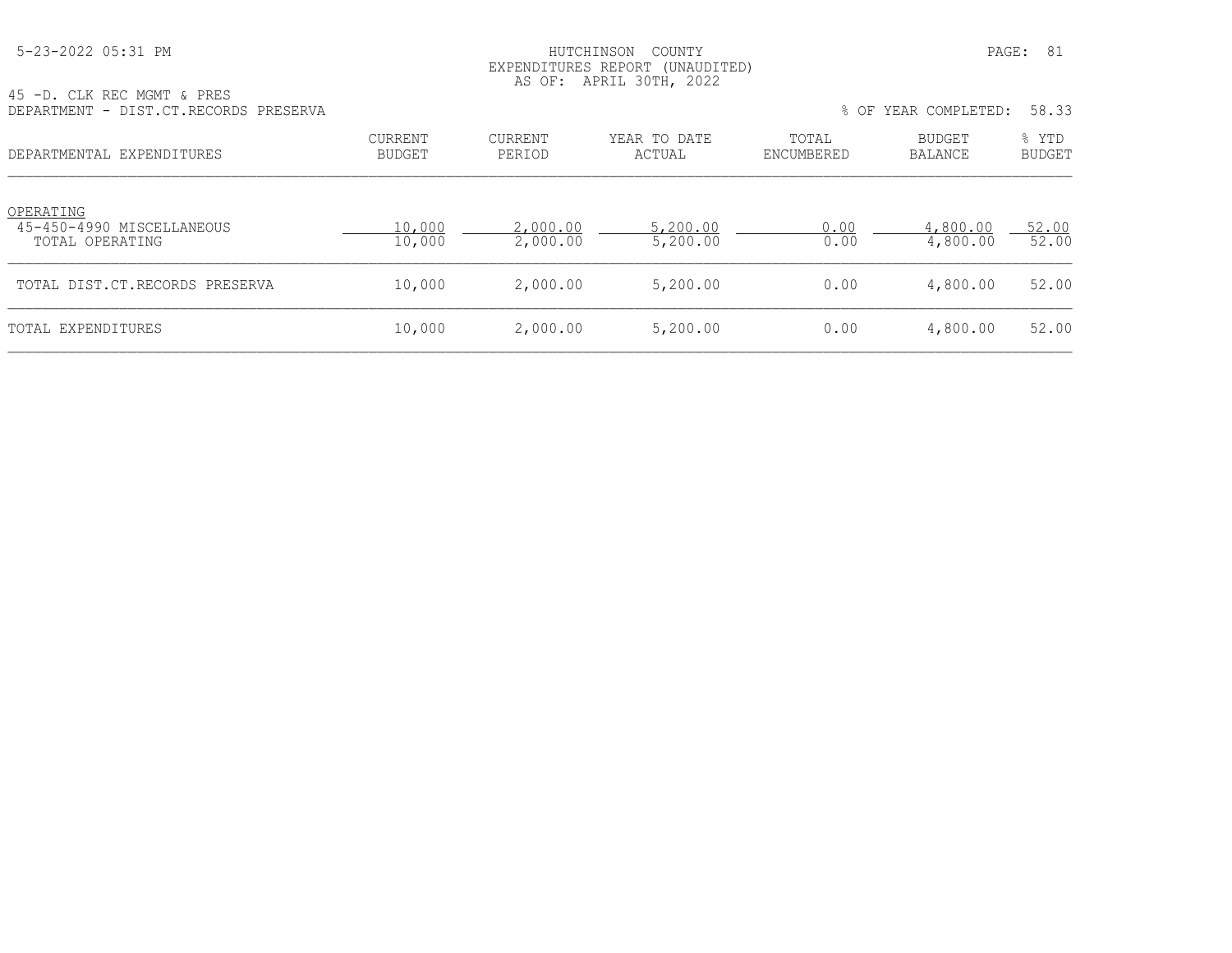HUTCHINSON COUNTY
EXPENDITURES REPORT (UNAUDITED)
AS OF: APRIL 30TH, 2022

45 -D. CLK REC MGMT & PRES
DEPARTMENT - DIST.CT.RECORDS PRESERVA

% OF YEAR COMPLETED: 58.33

| DEPARTMENTAL EXPENDITURES | CURRENT BUDGET | CURRENT PERIOD | YEAR TO DATE ACTUAL | TOTAL ENCUMBERED | BUDGET BALANCE | % YTD BUDGET |
|---|---|---|---|---|---|---|
| OPERATING | | | | | | |
| 45-450-4990 MISCELLANEOUS | 10,000 | 2,000.00 | 5,200.00 | 0.00 | 4,800.00 | 52.00 |
| TOTAL OPERATING | 10,000 | 2,000.00 | 5,200.00 | 0.00 | 4,800.00 | 52.00 |
| TOTAL DIST.CT.RECORDS PRESERVA | 10,000 | 2,000.00 | 5,200.00 | 0.00 | 4,800.00 | 52.00 |
| TOTAL EXPENDITURES | 10,000 | 2,000.00 | 5,200.00 | 0.00 | 4,800.00 | 52.00 |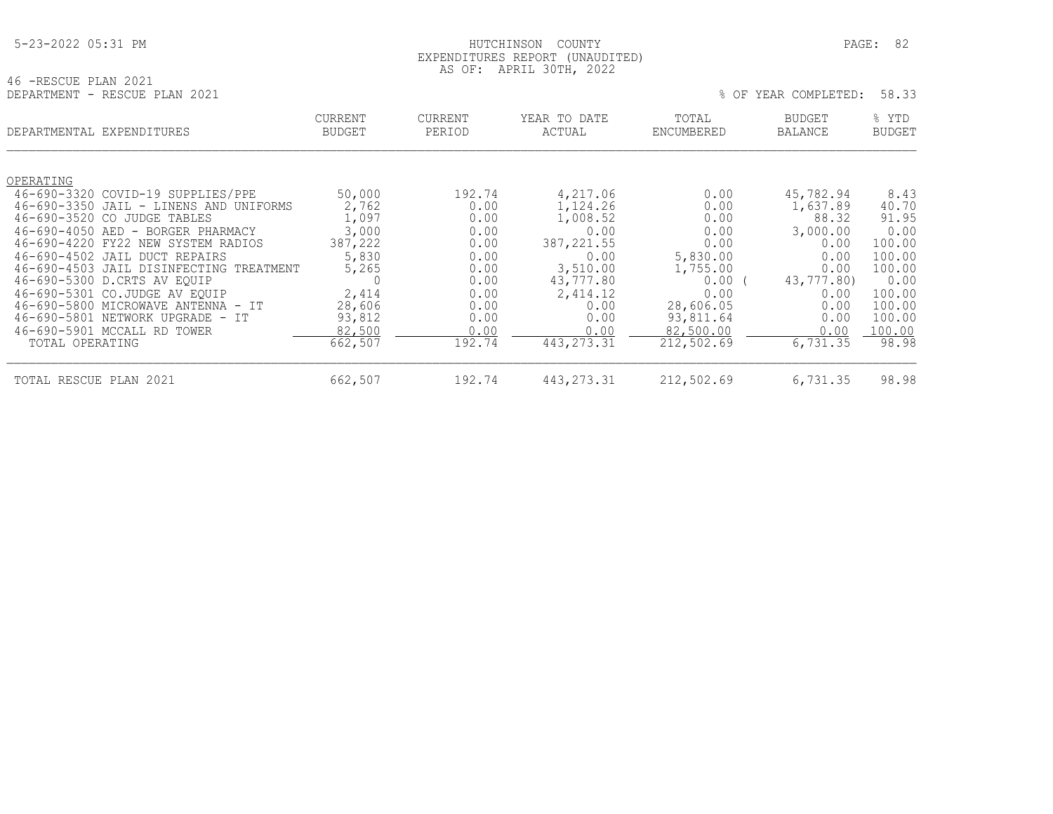HUTCHINSON COUNTY
EXPENDITURES REPORT (UNAUDITED)
AS OF: APRIL 30TH, 2022

46 -RESCUE PLAN 2021
DEPARTMENT - RESCUE PLAN 2021

% OF YEAR COMPLETED: 58.33

| DEPARTMENTAL EXPENDITURES | CURRENT BUDGET | CURRENT PERIOD | YEAR TO DATE ACTUAL | TOTAL ENCUMBERED | BUDGET BALANCE | % YTD BUDGET |
|---|---|---|---|---|---|---|
| OPERATING | | | | | | |
| 46-690-3320 COVID-19 SUPPLIES/PPE | 50,000 | 192.74 | 4,217.06 | 0.00 | 45,782.94 | 8.43 |
| 46-690-3350 JAIL - LINENS AND UNIFORMS | 2,762 | 0.00 | 1,124.26 | 0.00 | 1,637.89 | 40.70 |
| 46-690-3520 CO JUDGE TABLES | 1,097 | 0.00 | 1,008.52 | 0.00 | 88.32 | 91.95 |
| 46-690-4050 AED - BORGER PHARMACY | 3,000 | 0.00 | 0.00 | 0.00 | 3,000.00 | 0.00 |
| 46-690-4220 FY22 NEW SYSTEM RADIOS | 387,222 | 0.00 | 387,221.55 | 0.00 | 0.00 | 100.00 |
| 46-690-4502 JAIL DUCT REPAIRS | 5,830 | 0.00 | 0.00 | 5,830.00 | 0.00 | 100.00 |
| 46-690-4503 JAIL DISINFECTING TREATMENT | 5,265 | 0.00 | 3,510.00 | 1,755.00 | 0.00 | 100.00 |
| 46-690-5300 D.CRTS AV EQUIP | 0 | 0.00 | 43,777.80 | 0.00 | ( 43,777.80) | 0.00 |
| 46-690-5301 CO.JUDGE AV EQUIP | 2,414 | 0.00 | 2,414.12 | 0.00 | 0.00 | 100.00 |
| 46-690-5800 MICROWAVE ANTENNA - IT | 28,606 | 0.00 | 0.00 | 28,606.05 | 0.00 | 100.00 |
| 46-690-5801 NETWORK UPGRADE - IT | 93,812 | 0.00 | 0.00 | 93,811.64 | 0.00 | 100.00 |
| 46-690-5901 MCCALL RD TOWER | 82,500 | 0.00 | 0.00 | 82,500.00 | 0.00 | 100.00 |
| TOTAL OPERATING | 662,507 | 192.74 | 443,273.31 | 212,502.69 | 6,731.35 | 98.98 |
| TOTAL RESCUE PLAN 2021 | 662,507 | 192.74 | 443,273.31 | 212,502.69 | 6,731.35 | 98.98 |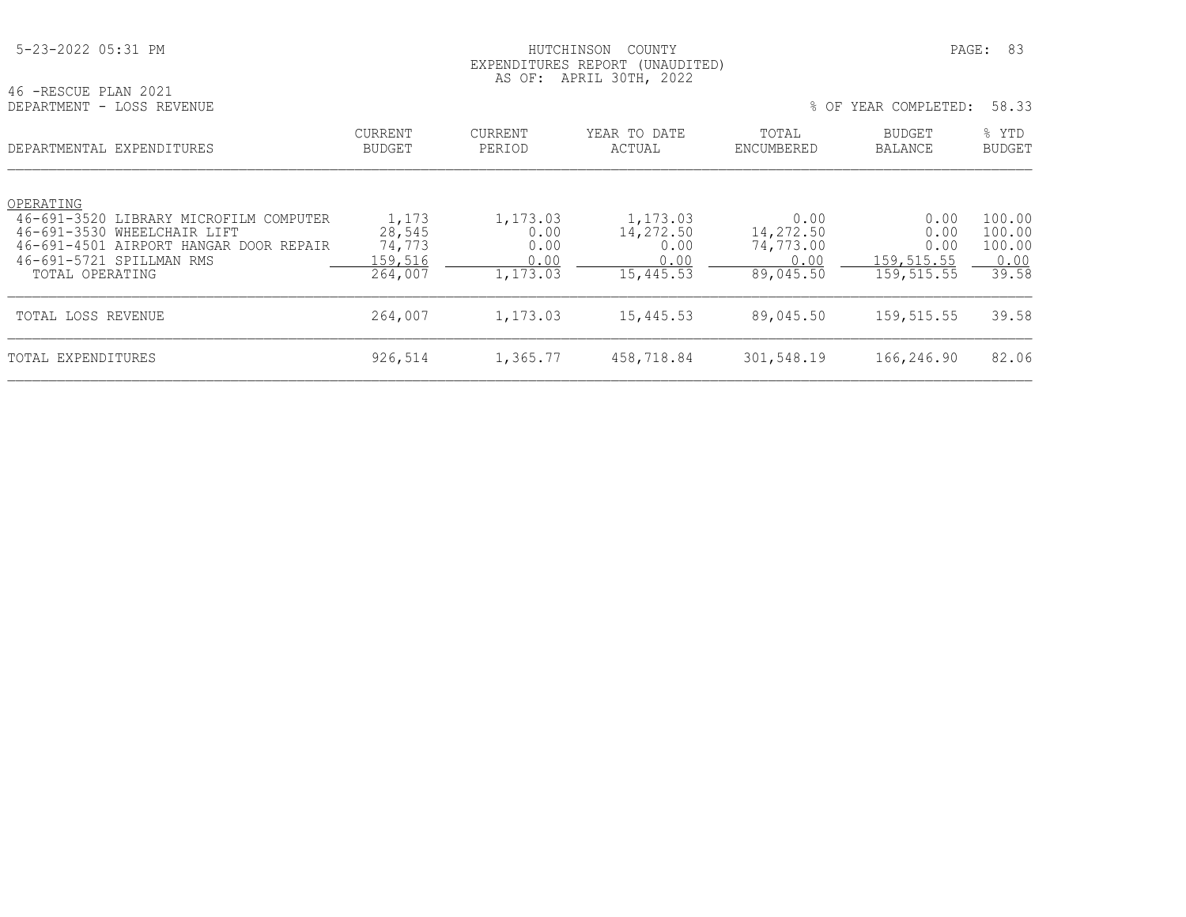46 -RESCUE PLAN 2021
DEPARTMENT - LOSS REVENUE

% OF YEAR COMPLETED: 58.33

| DEPARTMENTAL EXPENDITURES | CURRENT BUDGET | CURRENT PERIOD | YEAR TO DATE ACTUAL | TOTAL ENCUMBERED | BUDGET BALANCE | % YTD BUDGET |
|---|---|---|---|---|---|---|
| OPERATING | | | | | | |
| 46-691-3520 LIBRARY MICROFILM COMPUTER | 1,173 | 1,173.03 | 1,173.03 | 0.00 | 0.00 | 100.00 |
| 46-691-3530 WHEELCHAIR LIFT | 28,545 | 0.00 | 14,272.50 | 14,272.50 | 0.00 | 100.00 |
| 46-691-4501 AIRPORT HANGAR DOOR REPAIR | 74,773 | 0.00 | 0.00 | 74,773.00 | 0.00 | 100.00 |
| 46-691-5721 SPILLMAN RMS | 159,516 | 0.00 | 0.00 | 0.00 | 159,515.55 | 0.00 |
| TOTAL OPERATING | 264,007 | 1,173.03 | 15,445.53 | 89,045.50 | 159,515.55 | 39.58 |
| TOTAL LOSS REVENUE | 264,007 | 1,173.03 | 15,445.53 | 89,045.50 | 159,515.55 | 39.58 |
| TOTAL EXPENDITURES | 926,514 | 1,365.77 | 458,718.84 | 301,548.19 | 166,246.90 | 82.06 |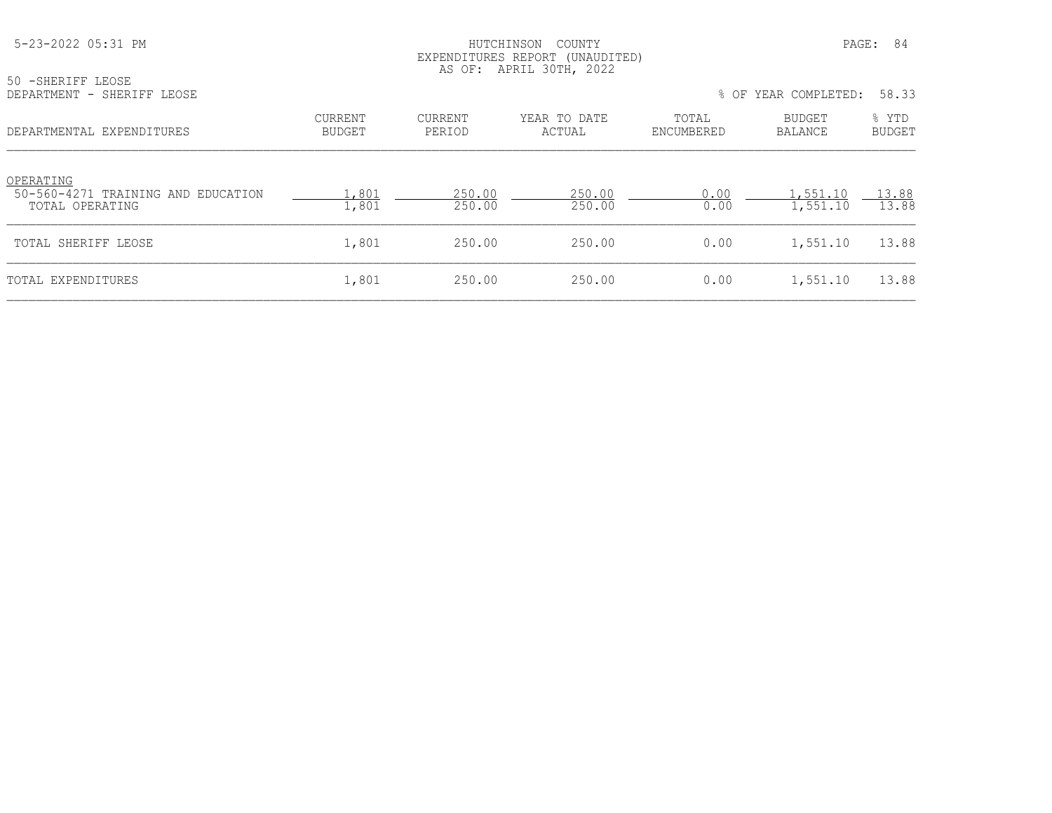HUTCHINSON COUNTY
EXPENDITURES REPORT (UNAUDITED)
AS OF: APRIL 30TH, 2022

50 -SHERIFF LEOSE
DEPARTMENT - SHERIFF LEOSE

% OF YEAR COMPLETED: 58.33

| DEPARTMENTAL EXPENDITURES | CURRENT BUDGET | CURRENT PERIOD | YEAR TO DATE ACTUAL | TOTAL ENCUMBERED | BUDGET BALANCE | % YTD BUDGET |
|---|---|---|---|---|---|---|
| OPERATING | | | | | | |
| 50-560-4271 TRAINING AND EDUCATION | 1,801 | 250.00 | 250.00 | 0.00 | 1,551.10 | 13.88 |
| TOTAL OPERATING | 1,801 | 250.00 | 250.00 | 0.00 | 1,551.10 | 13.88 |
| TOTAL SHERIFF LEOSE | 1,801 | 250.00 | 250.00 | 0.00 | 1,551.10 | 13.88 |
| TOTAL EXPENDITURES | 1,801 | 250.00 | 250.00 | 0.00 | 1,551.10 | 13.88 |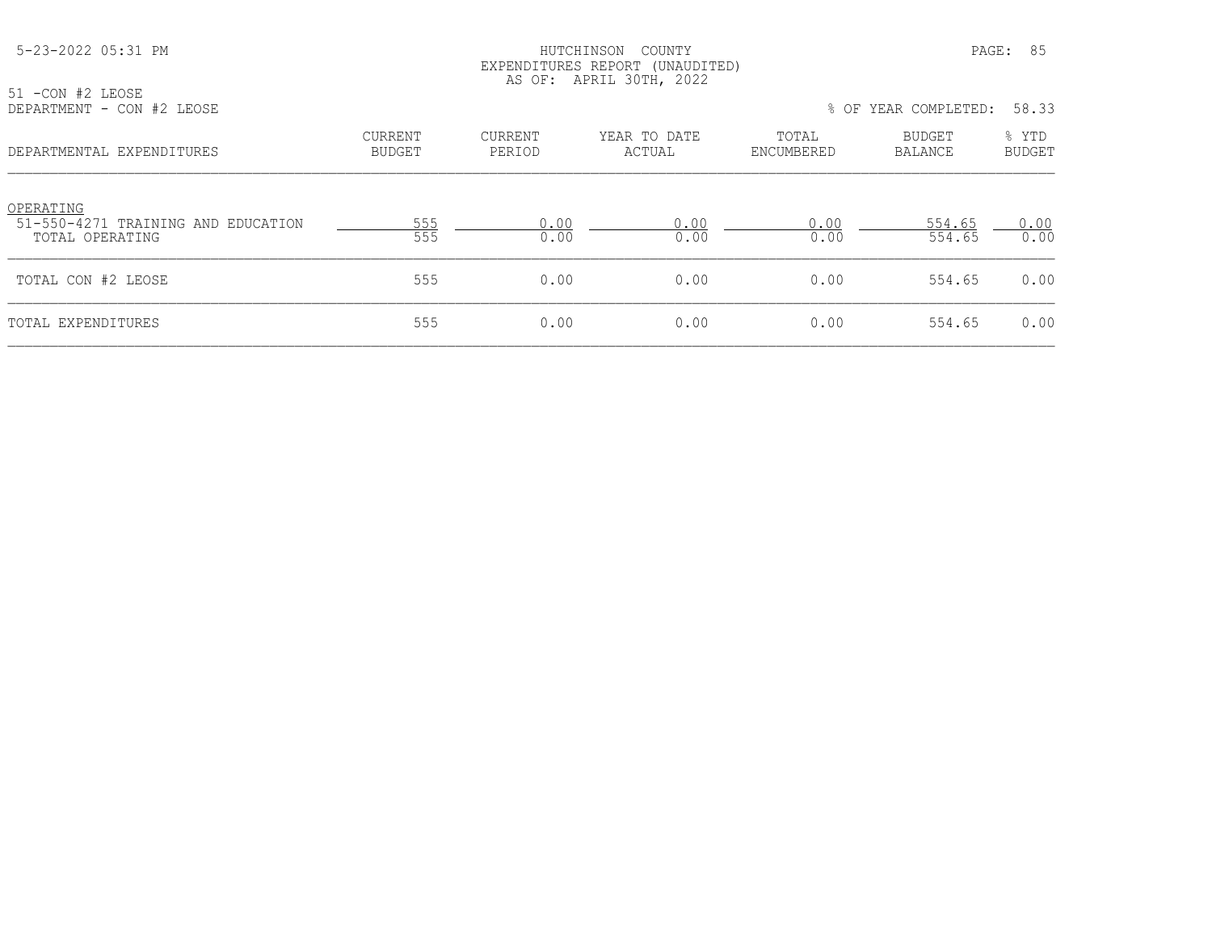5-23-2022 05:31 PM

HUTCHINSON COUNTY
EXPENDITURES REPORT (UNAUDITED)
AS OF: APRIL 30TH, 2022

51 -CON #2 LEOSE
DEPARTMENT - CON #2 LEOSE

% OF YEAR COMPLETED: 58.33

| DEPARTMENTAL EXPENDITURES | CURRENT BUDGET | CURRENT PERIOD | YEAR TO DATE ACTUAL | TOTAL ENCUMBERED | BUDGET BALANCE | % YTD BUDGET |
|---|---|---|---|---|---|---|
| OPERATING | | | | | | |
| 51-550-4271 TRAINING AND EDUCATION | 555 | 0.00 | 0.00 | 0.00 | 554.65 | 0.00 |
| TOTAL OPERATING | 555 | 0.00 | 0.00 | 0.00 | 554.65 | 0.00 |
| TOTAL CON #2 LEOSE | 555 | 0.00 | 0.00 | 0.00 | 554.65 | 0.00 |
| TOTAL EXPENDITURES | 555 | 0.00 | 0.00 | 0.00 | 554.65 | 0.00 |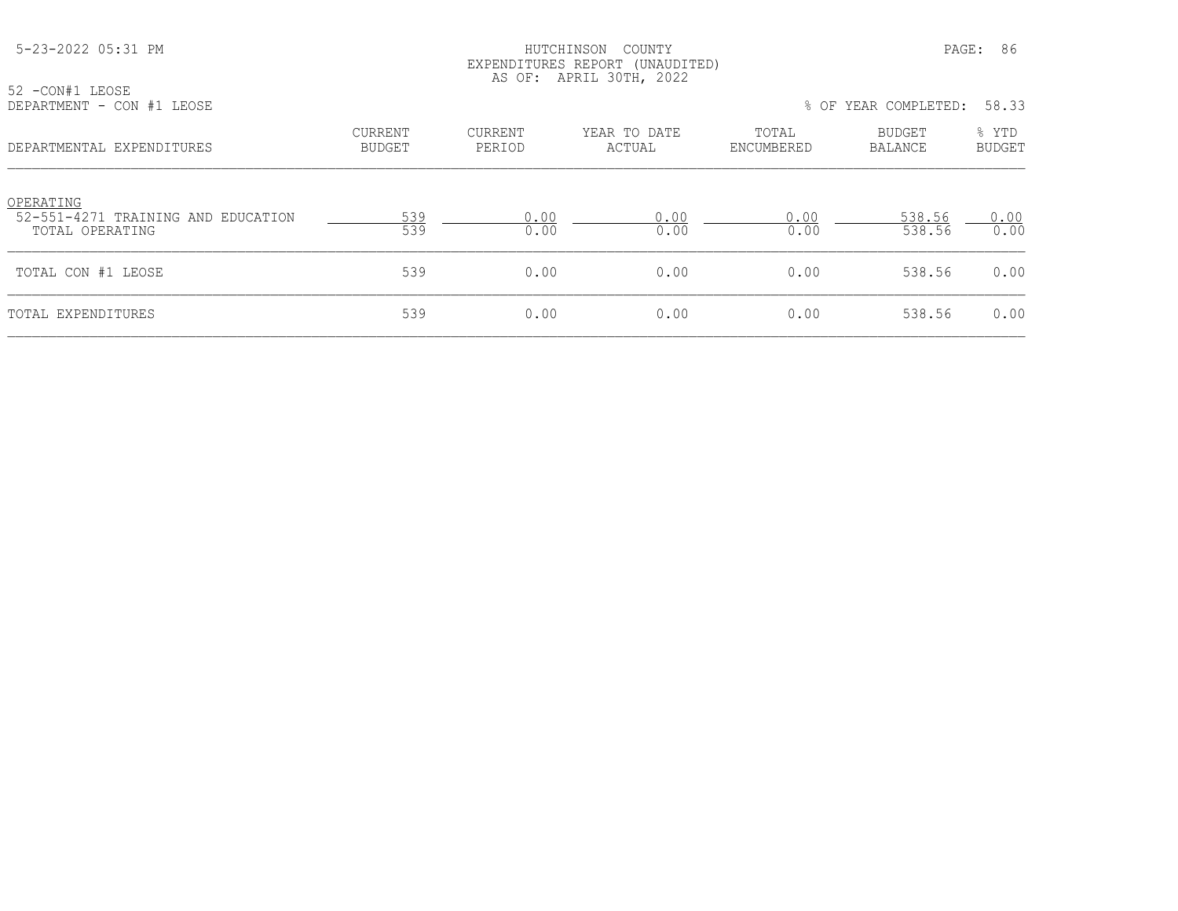HUTCHINSON COUNTY
EXPENDITURES REPORT (UNAUDITED)
AS OF: APRIL 30TH, 2022

52 -CON#1 LEOSE
DEPARTMENT - CON #1 LEOSE

% OF YEAR COMPLETED: 58.33

| DEPARTMENTAL EXPENDITURES | CURRENT BUDGET | CURRENT PERIOD | YEAR TO DATE ACTUAL | TOTAL ENCUMBERED | BUDGET BALANCE | % YTD BUDGET |
|---|---|---|---|---|---|---|
| OPERATING | | | | | | |
| 52-551-4271 TRAINING AND EDUCATION | 539 | 0.00 | 0.00 | 0.00 | 538.56 | 0.00 |
| TOTAL OPERATING | 539 | 0.00 | 0.00 | 0.00 | 538.56 | 0.00 |
| TOTAL CON #1 LEOSE | 539 | 0.00 | 0.00 | 0.00 | 538.56 | 0.00 |
| TOTAL EXPENDITURES | 539 | 0.00 | 0.00 | 0.00 | 538.56 | 0.00 |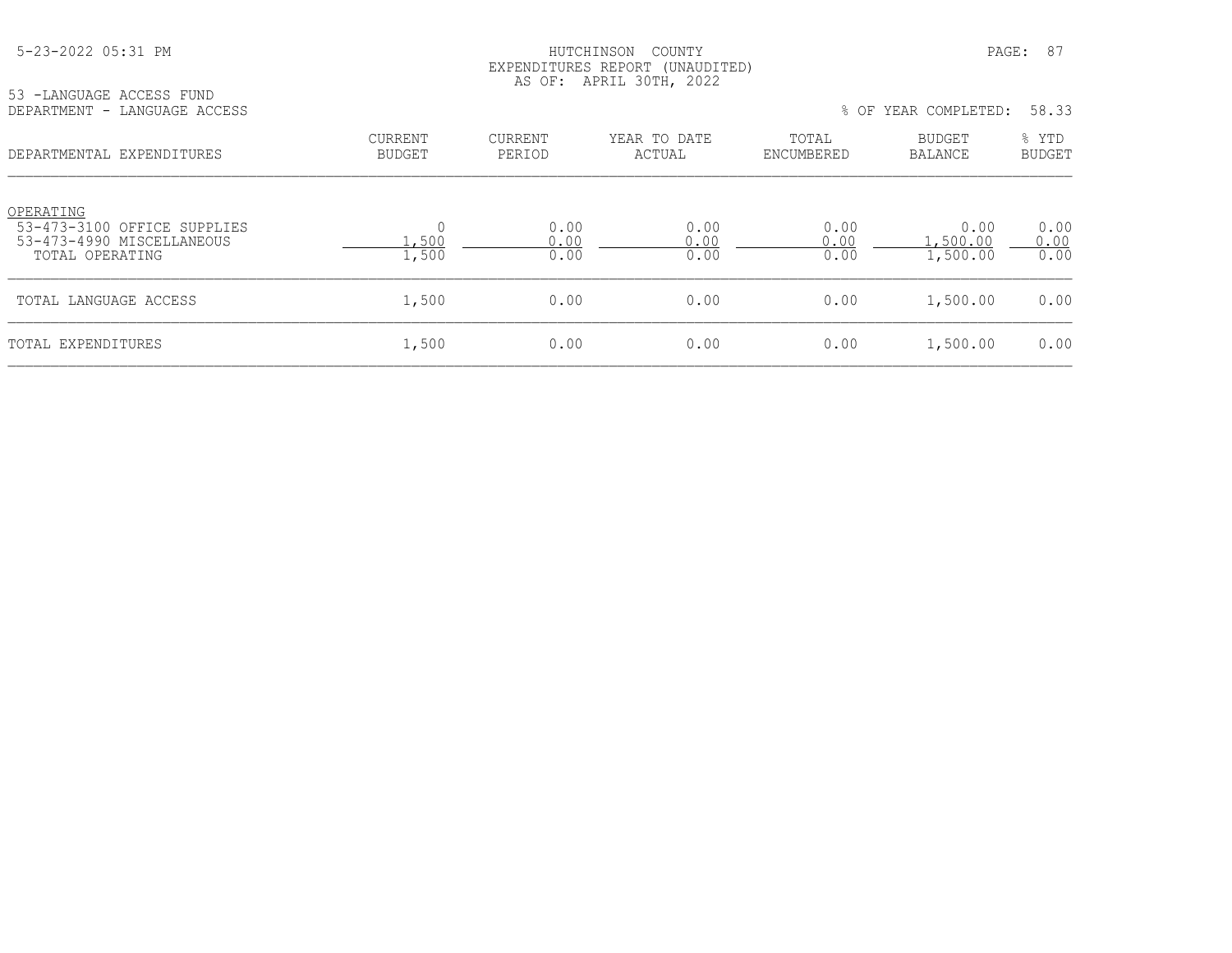HUTCHINSON COUNTY
EXPENDITURES REPORT (UNAUDITED)
AS OF: APRIL 30TH, 2022

53 -LANGUAGE ACCESS FUND
DEPARTMENT - LANGUAGE ACCESS

% OF YEAR COMPLETED: 58.33

| DEPARTMENTAL EXPENDITURES | CURRENT BUDGET | CURRENT PERIOD | YEAR TO DATE ACTUAL | TOTAL ENCUMBERED | BUDGET BALANCE | % YTD BUDGET |
|---|---|---|---|---|---|---|
| OPERATING | | | | | | |
| 53-473-3100 OFFICE SUPPLIES | 0 | 0.00 | 0.00 | 0.00 | 0.00 | 0.00 |
| 53-473-4990 MISCELLANEOUS | 1,500 | 0.00 | 0.00 | 0.00 | 1,500.00 | 0.00 |
| TOTAL OPERATING | 1,500 | 0.00 | 0.00 | 0.00 | 1,500.00 | 0.00 |
| TOTAL LANGUAGE ACCESS | 1,500 | 0.00 | 0.00 | 0.00 | 1,500.00 | 0.00 |
| TOTAL EXPENDITURES | 1,500 | 0.00 | 0.00 | 0.00 | 1,500.00 | 0.00 |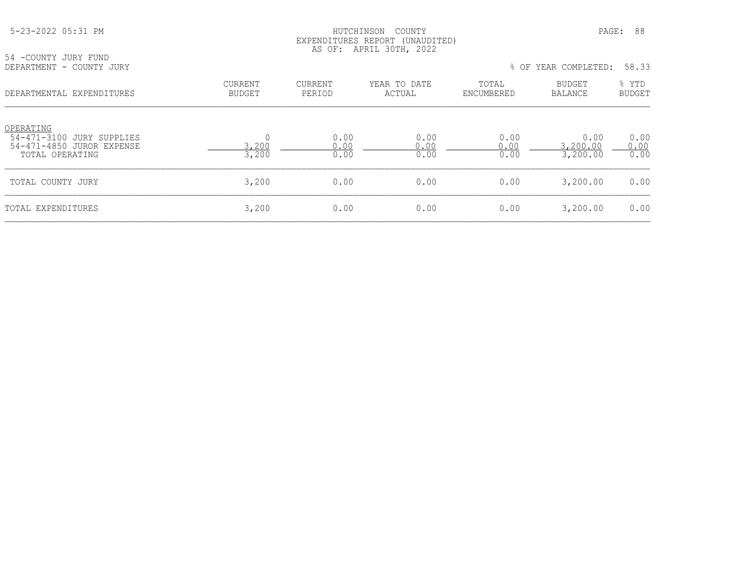HUTCHINSON COUNTY
EXPENDITURES REPORT (UNAUDITED)
AS OF: APRIL 30TH, 2022

54 -COUNTY JURY FUND
DEPARTMENT - COUNTY JURY

% OF YEAR COMPLETED: 58.33

| DEPARTMENTAL EXPENDITURES | CURRENT BUDGET | CURRENT PERIOD | YEAR TO DATE ACTUAL | TOTAL ENCUMBERED | BUDGET BALANCE | % YTD BUDGET |
|---|---|---|---|---|---|---|
| OPERATING | | | | | | |
| 54-471-3100 JURY SUPPLIES | 0 | 0.00 | 0.00 | 0.00 | 0.00 | 0.00 |
| 54-471-4850 JUROR EXPENSE | 3,200 | 0.00 | 0.00 | 0.00 | 3,200.00 | 0.00 |
| TOTAL OPERATING | 3,200 | 0.00 | 0.00 | 0.00 | 3,200.00 | 0.00 |
| TOTAL COUNTY JURY | 3,200 | 0.00 | 0.00 | 0.00 | 3,200.00 | 0.00 |
| TOTAL EXPENDITURES | 3,200 | 0.00 | 0.00 | 0.00 | 3,200.00 | 0.00 |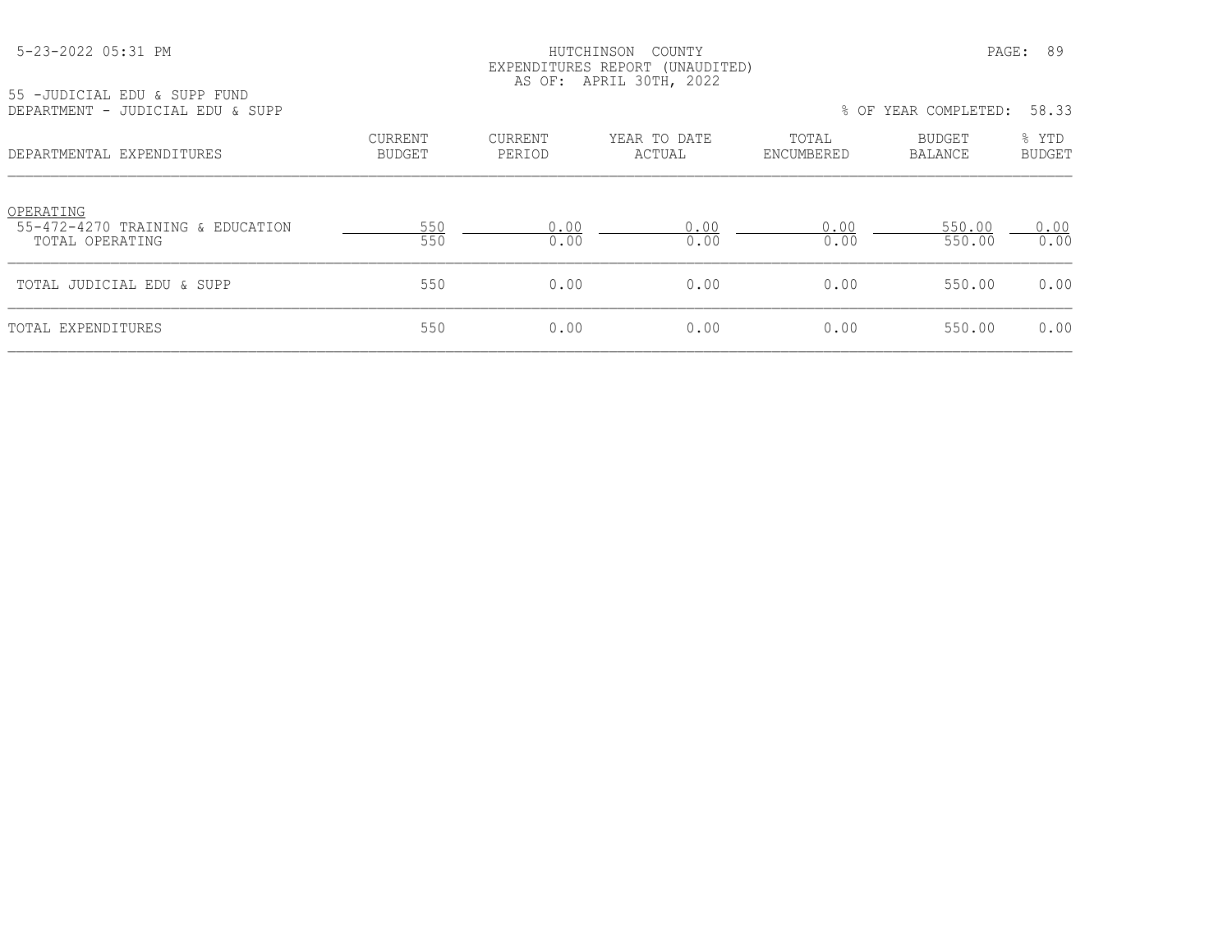HUTCHINSON COUNTY
EXPENDITURES REPORT (UNAUDITED)
AS OF: APRIL 30TH, 2022

55 -JUDICIAL EDU & SUPP FUND
DEPARTMENT - JUDICIAL EDU & SUPP

% OF YEAR COMPLETED: 58.33

| DEPARTMENTAL EXPENDITURES | CURRENT BUDGET | CURRENT PERIOD | YEAR TO DATE ACTUAL | TOTAL ENCUMBERED | BUDGET BALANCE | % YTD BUDGET |
|---|---|---|---|---|---|---|
| OPERATING | | | | | | |
| 55-472-4270 TRAINING & EDUCATION | 550 | 0.00 | 0.00 | 0.00 | 550.00 | 0.00 |
| TOTAL OPERATING | 550 | 0.00 | 0.00 | 0.00 | 550.00 | 0.00 |
| TOTAL JUDICIAL EDU & SUPP | 550 | 0.00 | 0.00 | 0.00 | 550.00 | 0.00 |
| TOTAL EXPENDITURES | 550 | 0.00 | 0.00 | 0.00 | 550.00 | 0.00 |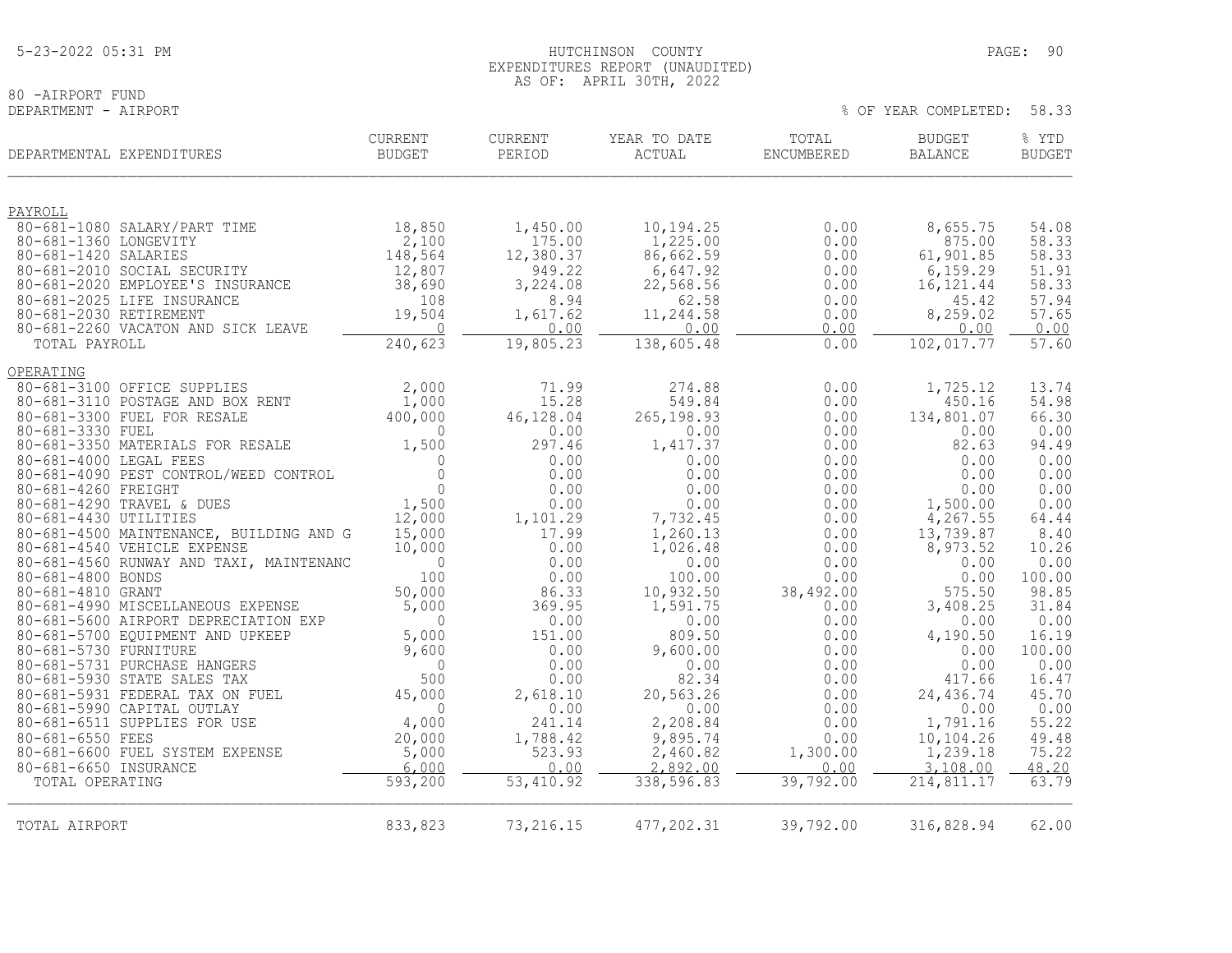HUTCHINSON COUNTY
EXPENDITURES REPORT (UNAUDITED)
AS OF: APRIL 30TH, 2022

80 -AIRPORT FUND
DEPARTMENT - AIRPORT

% OF YEAR COMPLETED: 58.33

| DEPARTMENTAL EXPENDITURES | CURRENT BUDGET | CURRENT PERIOD | YEAR TO DATE ACTUAL | TOTAL ENCUMBERED | BUDGET BALANCE | % YTD BUDGET |
|---|---|---|---|---|---|---|
| PAYROLL | | | | | | |
| 80-681-1080 SALARY/PART TIME | 18,850 | 1,450.00 | 10,194.25 | 0.00 | 8,655.75 | 54.08 |
| 80-681-1360 LONGEVITY | 2,100 | 175.00 | 1,225.00 | 0.00 | 875.00 | 58.33 |
| 80-681-1420 SALARIES | 148,564 | 12,380.37 | 86,662.59 | 0.00 | 61,901.85 | 58.33 |
| 80-681-2010 SOCIAL SECURITY | 12,807 | 949.22 | 6,647.92 | 0.00 | 6,159.29 | 51.91 |
| 80-681-2020 EMPLOYEE'S INSURANCE | 38,690 | 3,224.08 | 22,568.56 | 0.00 | 16,121.44 | 58.33 |
| 80-681-2025 LIFE INSURANCE | 108 | 8.94 | 62.58 | 0.00 | 45.42 | 57.94 |
| 80-681-2030 RETIREMENT | 19,504 | 1,617.62 | 11,244.58 | 0.00 | 8,259.02 | 57.65 |
| 80-681-2260 VACATON AND SICK LEAVE | 0 | 0.00 | 0.00 | 0.00 | 0.00 | 0.00 |
| TOTAL PAYROLL | 240,623 | 19,805.23 | 138,605.48 | 0.00 | 102,017.77 | 57.60 |
| OPERATING | | | | | | |
| 80-681-3100 OFFICE SUPPLIES | 2,000 | 71.99 | 274.88 | 0.00 | 1,725.12 | 13.74 |
| 80-681-3110 POSTAGE AND BOX RENT | 1,000 | 15.28 | 549.84 | 0.00 | 450.16 | 54.98 |
| 80-681-3300 FUEL FOR RESALE | 400,000 | 46,128.04 | 265,198.93 | 0.00 | 134,801.07 | 66.30 |
| 80-681-3330 FUEL | 0 | 0.00 | 0.00 | 0.00 | 0.00 | 0.00 |
| 80-681-3350 MATERIALS FOR RESALE | 1,500 | 297.46 | 1,417.37 | 0.00 | 82.63 | 94.49 |
| 80-681-4000 LEGAL FEES | 0 | 0.00 | 0.00 | 0.00 | 0.00 | 0.00 |
| 80-681-4090 PEST CONTROL/WEED CONTROL | 0 | 0.00 | 0.00 | 0.00 | 0.00 | 0.00 |
| 80-681-4260 FREIGHT | 0 | 0.00 | 0.00 | 0.00 | 0.00 | 0.00 |
| 80-681-4290 TRAVEL & DUES | 1,500 | 0.00 | 0.00 | 0.00 | 1,500.00 | 0.00 |
| 80-681-4430 UTILITIES | 12,000 | 1,101.29 | 7,732.45 | 0.00 | 4,267.55 | 64.44 |
| 80-681-4500 MAINTENANCE, BUILDING AND G | 15,000 | 17.99 | 1,260.13 | 0.00 | 13,739.87 | 8.40 |
| 80-681-4540 VEHICLE EXPENSE | 10,000 | 0.00 | 1,026.48 | 0.00 | 8,973.52 | 10.26 |
| 80-681-4560 RUNWAY AND TAXI, MAINTENANC | 0 | 0.00 | 0.00 | 0.00 | 0.00 | 0.00 |
| 80-681-4800 BONDS | 100 | 0.00 | 100.00 | 0.00 | 0.00 | 100.00 |
| 80-681-4810 GRANT | 50,000 | 86.33 | 10,932.50 | 38,492.00 | 575.50 | 98.85 |
| 80-681-4990 MISCELLANEOUS EXPENSE | 5,000 | 369.95 | 1,591.75 | 0.00 | 3,408.25 | 31.84 |
| 80-681-5600 AIRPORT DEPRECIATION EXP | 0 | 0.00 | 0.00 | 0.00 | 0.00 | 0.00 |
| 80-681-5700 EQUIPMENT AND UPKEEP | 5,000 | 151.00 | 809.50 | 0.00 | 4,190.50 | 16.19 |
| 80-681-5730 FURNITURE | 9,600 | 0.00 | 9,600.00 | 0.00 | 0.00 | 100.00 |
| 80-681-5731 PURCHASE HANGERS | 0 | 0.00 | 0.00 | 0.00 | 0.00 | 0.00 |
| 80-681-5930 STATE SALES TAX | 500 | 0.00 | 82.34 | 0.00 | 417.66 | 16.47 |
| 80-681-5931 FEDERAL TAX ON FUEL | 45,000 | 2,618.10 | 20,563.26 | 0.00 | 24,436.74 | 45.70 |
| 80-681-5990 CAPITAL OUTLAY | 0 | 0.00 | 0.00 | 0.00 | 0.00 | 0.00 |
| 80-681-6511 SUPPLIES FOR USE | 4,000 | 241.14 | 2,208.84 | 0.00 | 1,791.16 | 55.22 |
| 80-681-6550 FEES | 20,000 | 1,788.42 | 9,895.74 | 0.00 | 10,104.26 | 49.48 |
| 80-681-6600 FUEL SYSTEM EXPENSE | 5,000 | 523.93 | 2,460.82 | 1,300.00 | 1,239.18 | 75.22 |
| 80-681-6650 INSURANCE | 6,000 | 0.00 | 2,892.00 | 0.00 | 3,108.00 | 48.20 |
| TOTAL OPERATING | 593,200 | 53,410.92 | 338,596.83 | 39,792.00 | 214,811.17 | 63.79 |
| TOTAL AIRPORT | 833,823 | 73,216.15 | 477,202.31 | 39,792.00 | 316,828.94 | 62.00 |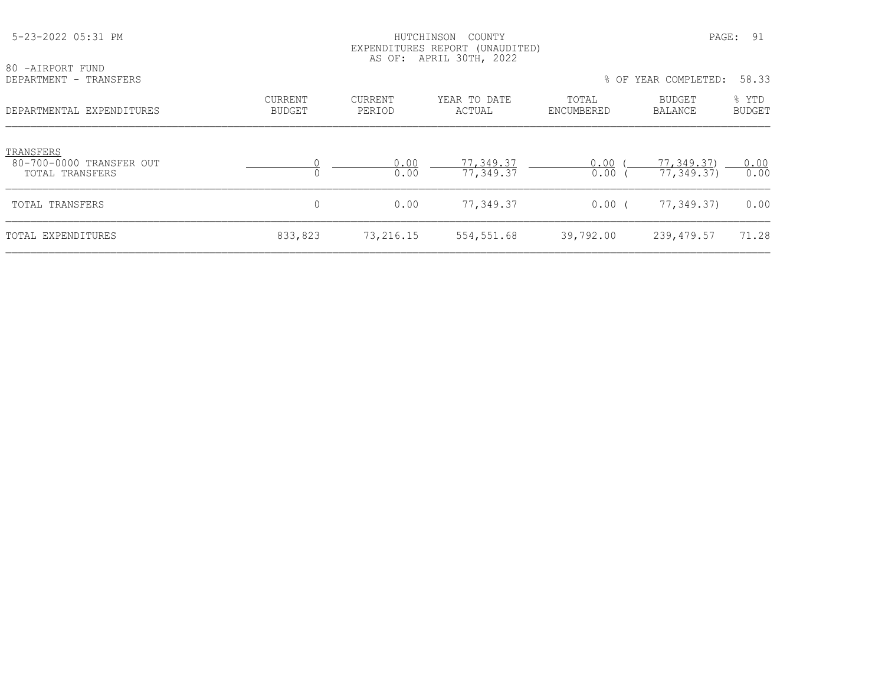HUTCHINSON COUNTY
EXPENDITURES REPORT (UNAUDITED)
AS OF: APRIL 30TH, 2022

80 -AIRPORT FUND
DEPARTMENT - TRANSFERS

% OF YEAR COMPLETED: 58.33

| DEPARTMENTAL EXPENDITURES | CURRENT BUDGET | CURRENT PERIOD | YEAR TO DATE ACTUAL | TOTAL ENCUMBERED | BUDGET BALANCE | % YTD BUDGET |
|---|---|---|---|---|---|---|
| TRANSFERS | | | | | | |
| 80-700-0000 TRANSFER OUT | 0 | 0.00 | 77,349.37 | 0.00 | ( 77,349.37) | 0.00 |
| TOTAL TRANSFERS | 0 | 0.00 | 77,349.37 | 0.00 | ( 77,349.37) | 0.00 |
| TOTAL TRANSFERS | 0 | 0.00 | 77,349.37 | 0.00 | ( 77,349.37) | 0.00 |
| TOTAL EXPENDITURES | 833,823 | 73,216.15 | 554,551.68 | 39,792.00 | 239,479.57 | 71.28 |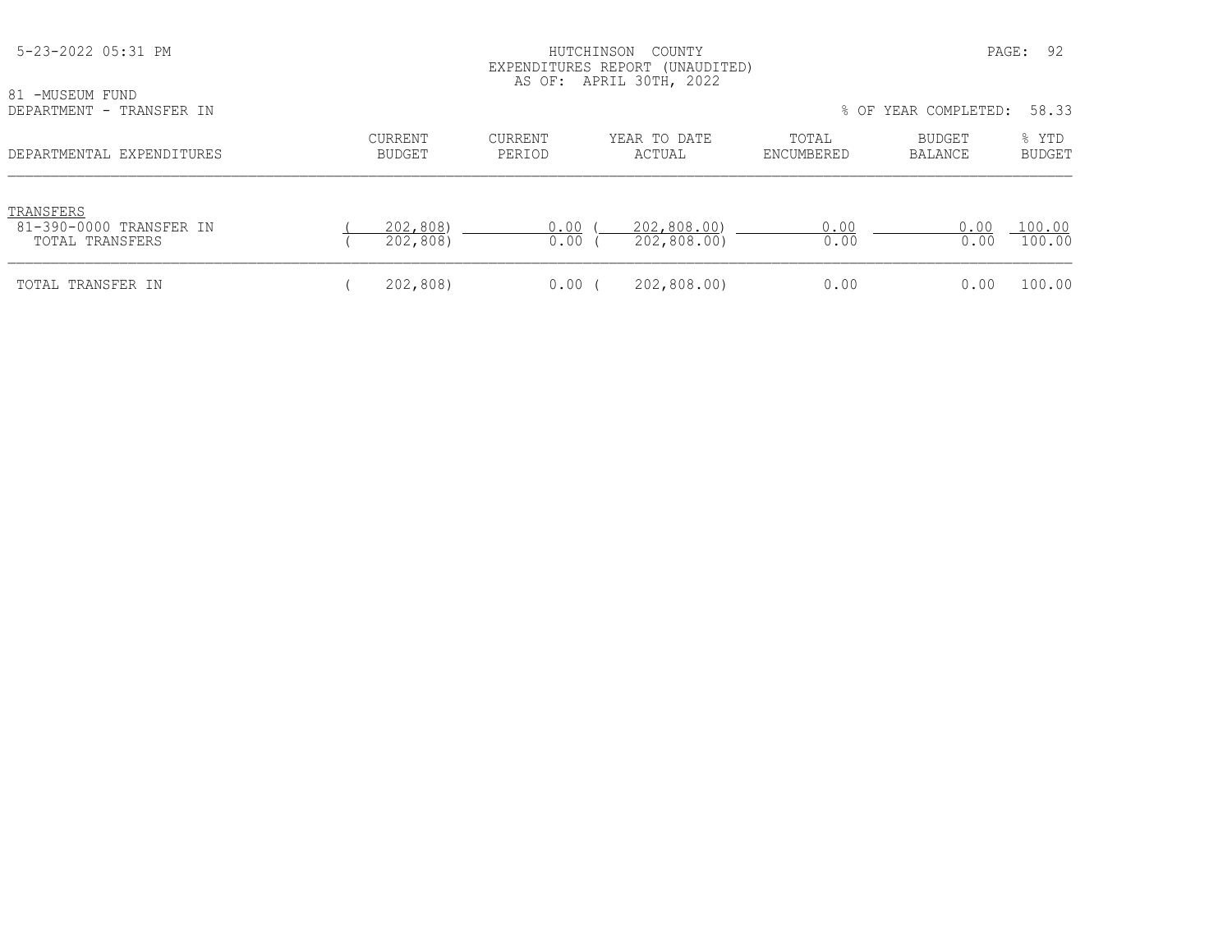HUTCHINSON COUNTY
EXPENDITURES REPORT (UNAUDITED)
AS OF: APRIL 30TH, 2022

81 -MUSEUM FUND
DEPARTMENT - TRANSFER IN

% OF YEAR COMPLETED: 58.33

| DEPARTMENTAL EXPENDITURES | CURRENT BUDGET | CURRENT PERIOD | YEAR TO DATE ACTUAL | TOTAL ENCUMBERED | BUDGET BALANCE | % YTD BUDGET |
|---|---|---|---|---|---|---|
| TRANSFERS | | | | | | |
| 81-390-0000 TRANSFER IN | ( 202,808) | 0.00 | ( 202,808.00) | 0.00 | 0.00 | 100.00 |
| TOTAL TRANSFERS | ( 202,808) | 0.00 | ( 202,808.00) | 0.00 | 0.00 | 100.00 |
| TOTAL TRANSFER IN | ( 202,808) | 0.00 | ( 202,808.00) | 0.00 | 0.00 | 100.00 |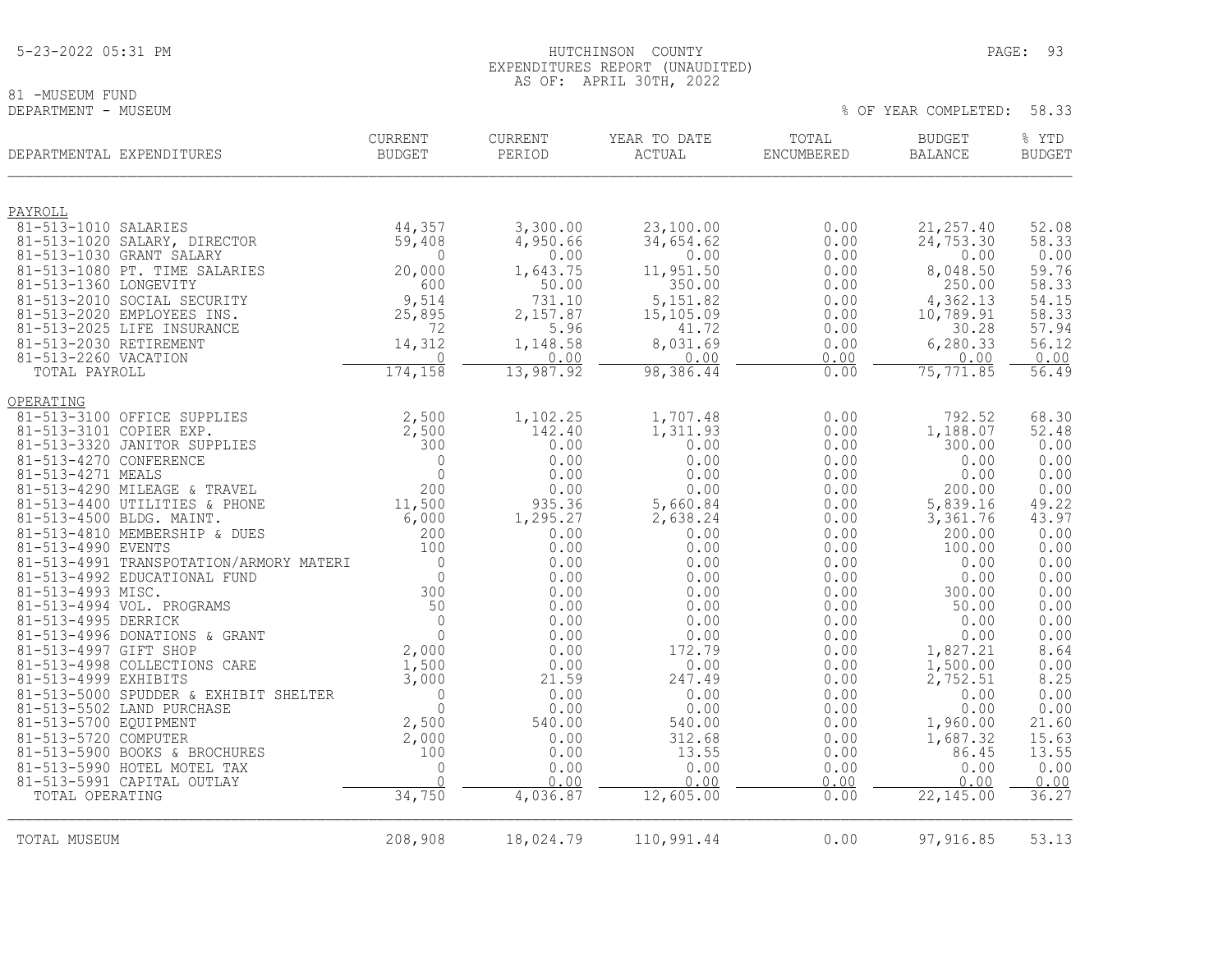# HUTCHINSON COUNTY
## EXPENDITURES REPORT (UNAUDITED)
### AS OF: APRIL 30TH, 2022

5-23-2022 05:31 PM

81 -MUSEUM FUND
DEPARTMENT - MUSEUM

% OF YEAR COMPLETED: 58.33

| DEPARTMENTAL EXPENDITURES | CURRENT BUDGET | CURRENT PERIOD | YEAR TO DATE ACTUAL | TOTAL ENCUMBERED | BUDGET BALANCE | % YTD BUDGET |
|---|---|---|---|---|---|---|
| PAYROLL | | | | | | |
| 81-513-1010 SALARIES | 44,357 | 3,300.00 | 23,100.00 | 0.00 | 21,257.40 | 52.08 |
| 81-513-1020 SALARY, DIRECTOR | 59,408 | 4,950.66 | 34,654.62 | 0.00 | 24,753.30 | 58.33 |
| 81-513-1030 GRANT SALARY | 0 | 0.00 | 0.00 | 0.00 | 0.00 | 0.00 |
| 81-513-1080 PT. TIME SALARIES | 20,000 | 1,643.75 | 11,951.50 | 0.00 | 8,048.50 | 59.76 |
| 81-513-1360 LONGEVITY | 600 | 50.00 | 350.00 | 0.00 | 250.00 | 58.33 |
| 81-513-2010 SOCIAL SECURITY | 9,514 | 731.10 | 5,151.82 | 0.00 | 4,362.13 | 54.15 |
| 81-513-2020 EMPLOYEES INS. | 25,895 | 2,157.87 | 15,105.09 | 0.00 | 10,789.91 | 58.33 |
| 81-513-2025 LIFE INSURANCE | 72 | 5.96 | 41.72 | 0.00 | 30.28 | 57.94 |
| 81-513-2030 RETIREMENT | 14,312 | 1,148.58 | 8,031.69 | 0.00 | 6,280.33 | 56.12 |
| 81-513-2260 VACATION | 0 | 0.00 | 0.00 | 0.00 | 0.00 | 0.00 |
| TOTAL PAYROLL | 174,158 | 13,987.92 | 98,386.44 | 0.00 | 75,771.85 | 56.49 |
| OPERATING | | | | | | |
| 81-513-3100 OFFICE SUPPLIES | 2,500 | 1,102.25 | 1,707.48 | 0.00 | 792.52 | 68.30 |
| 81-513-3101 COPIER EXP. | 2,500 | 142.40 | 1,311.93 | 0.00 | 1,188.07 | 52.48 |
| 81-513-3320 JANITOR SUPPLIES | 300 | 0.00 | 0.00 | 0.00 | 300.00 | 0.00 |
| 81-513-4270 CONFERENCE | 0 | 0.00 | 0.00 | 0.00 | 0.00 | 0.00 |
| 81-513-4271 MEALS | 0 | 0.00 | 0.00 | 0.00 | 0.00 | 0.00 |
| 81-513-4290 MILEAGE & TRAVEL | 200 | 0.00 | 0.00 | 0.00 | 200.00 | 0.00 |
| 81-513-4400 UTILITIES & PHONE | 11,500 | 935.36 | 5,660.84 | 0.00 | 5,839.16 | 49.22 |
| 81-513-4500 BLDG. MAINT. | 6,000 | 1,295.27 | 2,638.24 | 0.00 | 3,361.76 | 43.97 |
| 81-513-4810 MEMBERSHIP & DUES | 200 | 0.00 | 0.00 | 0.00 | 200.00 | 0.00 |
| 81-513-4990 EVENTS | 100 | 0.00 | 0.00 | 0.00 | 100.00 | 0.00 |
| 81-513-4991 TRANSPOTATION/ARMORY MATERI | 0 | 0.00 | 0.00 | 0.00 | 0.00 | 0.00 |
| 81-513-4992 EDUCATIONAL FUND | 0 | 0.00 | 0.00 | 0.00 | 0.00 | 0.00 |
| 81-513-4993 MISC. | 300 | 0.00 | 0.00 | 0.00 | 300.00 | 0.00 |
| 81-513-4994 VOL. PROGRAMS | 50 | 0.00 | 0.00 | 0.00 | 50.00 | 0.00 |
| 81-513-4995 DERRICK | 0 | 0.00 | 0.00 | 0.00 | 0.00 | 0.00 |
| 81-513-4996 DONATIONS & GRANT | 0 | 0.00 | 0.00 | 0.00 | 0.00 | 0.00 |
| 81-513-4997 GIFT SHOP | 2,000 | 0.00 | 172.79 | 0.00 | 1,827.21 | 8.64 |
| 81-513-4998 COLLECTIONS CARE | 1,500 | 0.00 | 0.00 | 0.00 | 1,500.00 | 0.00 |
| 81-513-4999 EXHIBITS | 3,000 | 21.59 | 247.49 | 0.00 | 2,752.51 | 8.25 |
| 81-513-5000 SPUDDER & EXHIBIT SHELTER | 0 | 0.00 | 0.00 | 0.00 | 0.00 | 0.00 |
| 81-513-5502 LAND PURCHASE | 0 | 0.00 | 0.00 | 0.00 | 0.00 | 0.00 |
| 81-513-5700 EQUIPMENT | 2,500 | 540.00 | 540.00 | 0.00 | 1,960.00 | 21.60 |
| 81-513-5720 COMPUTER | 2,000 | 0.00 | 312.68 | 0.00 | 1,687.32 | 15.63 |
| 81-513-5900 BOOKS & BROCHURES | 100 | 0.00 | 13.55 | 0.00 | 86.45 | 13.55 |
| 81-513-5990 HOTEL MOTEL TAX | 0 | 0.00 | 0.00 | 0.00 | 0.00 | 0.00 |
| 81-513-5991 CAPITAL OUTLAY | 0 | 0.00 | 0.00 | 0.00 | 0.00 | 0.00 |
| TOTAL OPERATING | 34,750 | 4,036.87 | 12,605.00 | 0.00 | 22,145.00 | 36.27 |
| TOTAL MUSEUM | 208,908 | 18,024.79 | 110,991.44 | 0.00 | 97,916.85 | 53.13 |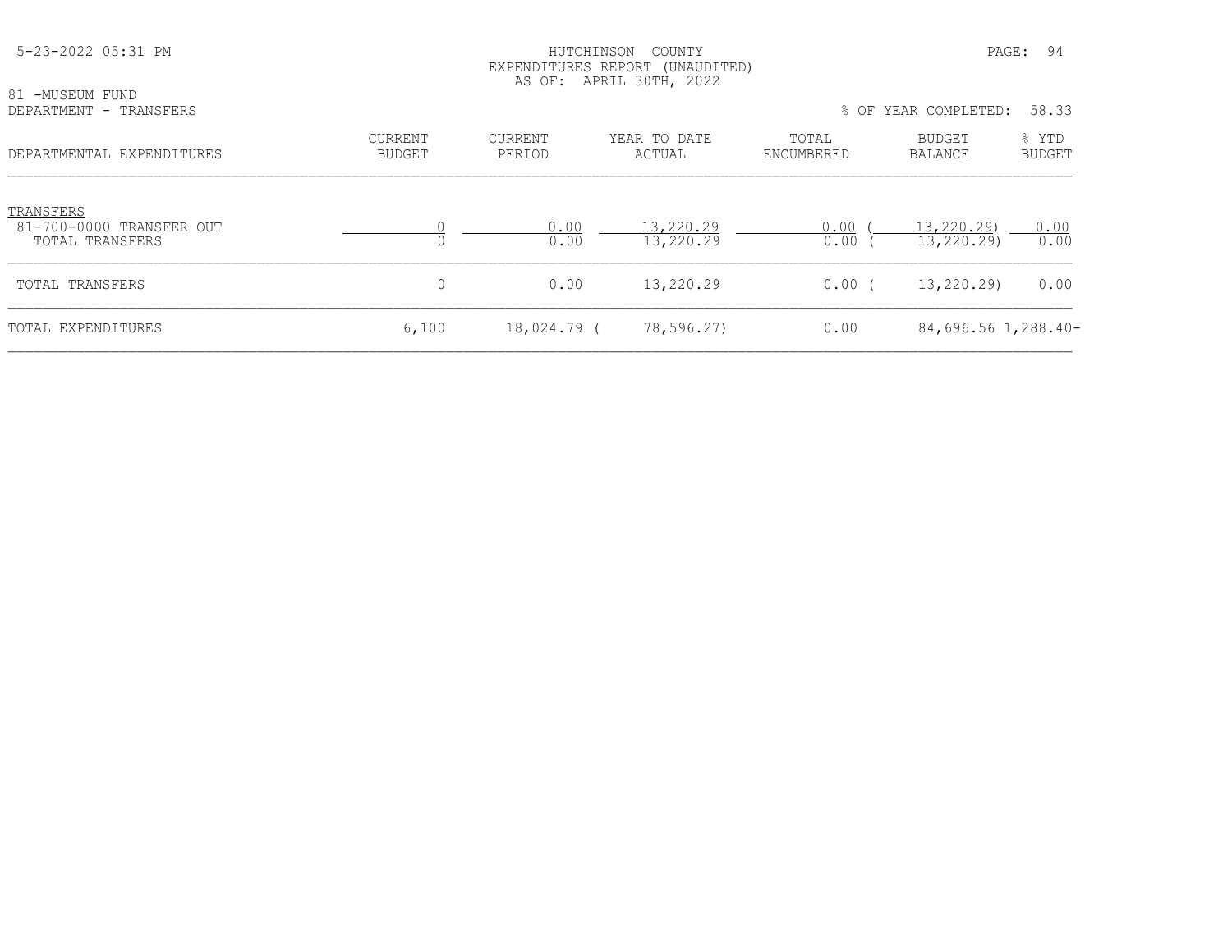HUTCHINSON COUNTY
EXPENDITURES REPORT (UNAUDITED)
AS OF: APRIL 30TH, 2022

81 -MUSEUM FUND
DEPARTMENT - TRANSFERS

% OF YEAR COMPLETED: 58.33

| DEPARTMENTAL EXPENDITURES | CURRENT BUDGET | CURRENT PERIOD | YEAR TO DATE ACTUAL | TOTAL ENCUMBERED | BUDGET BALANCE | % YTD BUDGET |
|---|---|---|---|---|---|---|
| TRANSFERS | | | | | | |
| 81-700-0000 TRANSFER OUT | 0 | 0.00 | 13,220.29 | 0.00 | ( 13,220.29) | 0.00 |
| TOTAL TRANSFERS | 0 | 0.00 | 13,220.29 | 0.00 | ( 13,220.29) | 0.00 |
| TOTAL TRANSFERS | 0 | 0.00 | 13,220.29 | 0.00 | ( 13,220.29) | 0.00 |
| TOTAL EXPENDITURES | 6,100 | 18,024.79 | ( 78,596.27) | 0.00 | 84,696.56 | 1,288.40- |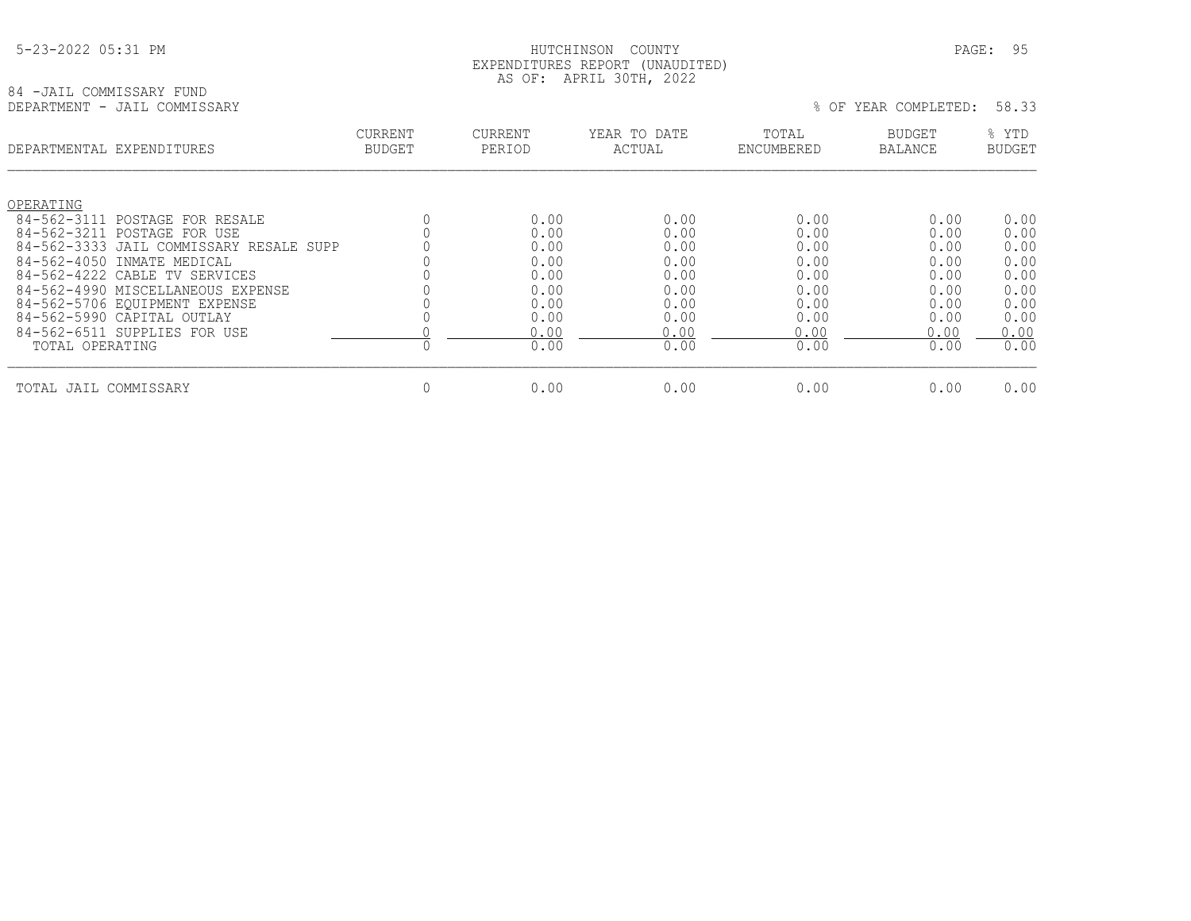HUTCHINSON COUNTY
EXPENDITURES REPORT (UNAUDITED)
AS OF: APRIL 30TH, 2022

84 -JAIL COMMISSARY FUND
DEPARTMENT - JAIL COMMISSARY

% OF YEAR COMPLETED: 58.33

| DEPARTMENTAL EXPENDITURES | CURRENT BUDGET | CURRENT PERIOD | YEAR TO DATE ACTUAL | TOTAL ENCUMBERED | BUDGET BALANCE | % YTD BUDGET |
|---|---|---|---|---|---|---|
| OPERATING | | | | | | |
| 84-562-3111 POSTAGE FOR RESALE | 0 | 0.00 | 0.00 | 0.00 | 0.00 | 0.00 |
| 84-562-3211 POSTAGE FOR USE | 0 | 0.00 | 0.00 | 0.00 | 0.00 | 0.00 |
| 84-562-3333 JAIL COMMISSARY RESALE SUPP | 0 | 0.00 | 0.00 | 0.00 | 0.00 | 0.00 |
| 84-562-4050 INMATE MEDICAL | 0 | 0.00 | 0.00 | 0.00 | 0.00 | 0.00 |
| 84-562-4222 CABLE TV SERVICES | 0 | 0.00 | 0.00 | 0.00 | 0.00 | 0.00 |
| 84-562-4990 MISCELLANEOUS EXPENSE | 0 | 0.00 | 0.00 | 0.00 | 0.00 | 0.00 |
| 84-562-5706 EQUIPMENT EXPENSE | 0 | 0.00 | 0.00 | 0.00 | 0.00 | 0.00 |
| 84-562-5990 CAPITAL OUTLAY | 0 | 0.00 | 0.00 | 0.00 | 0.00 | 0.00 |
| 84-562-6511 SUPPLIES FOR USE | 0 | 0.00 | 0.00 | 0.00 | 0.00 | 0.00 |
| TOTAL OPERATING | 0 | 0.00 | 0.00 | 0.00 | 0.00 | 0.00 |
| TOTAL JAIL COMMISSARY | 0 | 0.00 | 0.00 | 0.00 | 0.00 | 0.00 |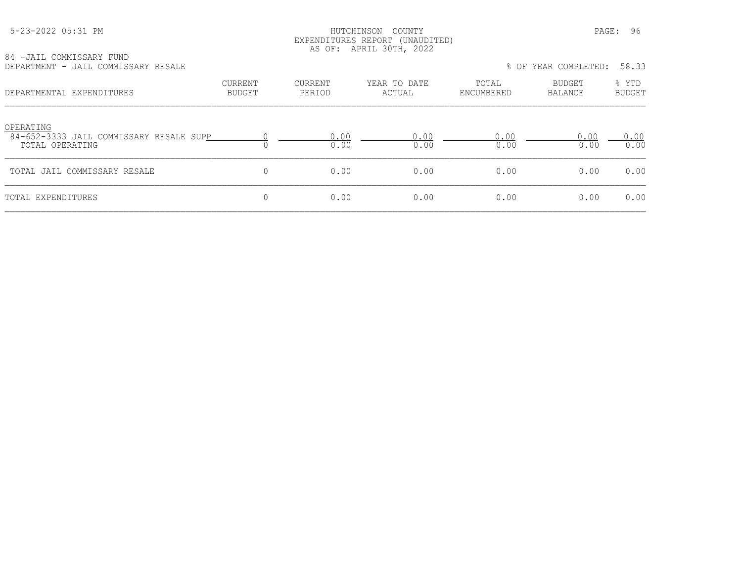84 -JAIL COMMISSARY FUND
DEPARTMENT - JAIL COMMISSARY RESALE

% OF YEAR COMPLETED: 58.33

| DEPARTMENTAL EXPENDITURES | CURRENT BUDGET | CURRENT PERIOD | YEAR TO DATE ACTUAL | TOTAL ENCUMBERED | BUDGET BALANCE | % YTD BUDGET |
|---|---|---|---|---|---|---|
| OPERATING | | | | | | |
| 84-652-3333 JAIL COMMISSARY RESALE SUPP | 0 | 0.00 | 0.00 | 0.00 | 0.00 | 0.00 |
| TOTAL OPERATING | 0 | 0.00 | 0.00 | 0.00 | 0.00 | 0.00 |
| TOTAL JAIL COMMISSARY RESALE | 0 | 0.00 | 0.00 | 0.00 | 0.00 | 0.00 |
| TOTAL EXPENDITURES | 0 | 0.00 | 0.00 | 0.00 | 0.00 | 0.00 |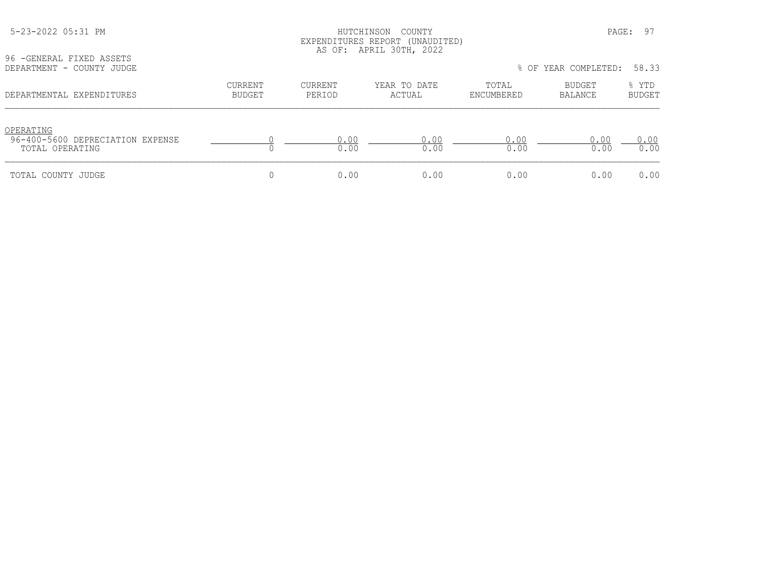HUTCHINSON COUNTY
EXPENDITURES REPORT (UNAUDITED)
AS OF: APRIL 30TH, 2022

96 -GENERAL FIXED ASSETS
DEPARTMENT - COUNTY JUDGE

% OF YEAR COMPLETED: 58.33

| DEPARTMENTAL EXPENDITURES | CURRENT BUDGET | CURRENT PERIOD | YEAR TO DATE ACTUAL | TOTAL ENCUMBERED | BUDGET BALANCE | % YTD BUDGET |
|---|---|---|---|---|---|---|
| OPERATING | | | | | | |
| 96-400-5600 DEPRECIATION EXPENSE | 0 | 0.00 | 0.00 | 0.00 | 0.00 | 0.00 |
| TOTAL OPERATING | 0 | 0.00 | 0.00 | 0.00 | 0.00 | 0.00 |
| TOTAL COUNTY JUDGE | 0 | 0.00 | 0.00 | 0.00 | 0.00 | 0.00 |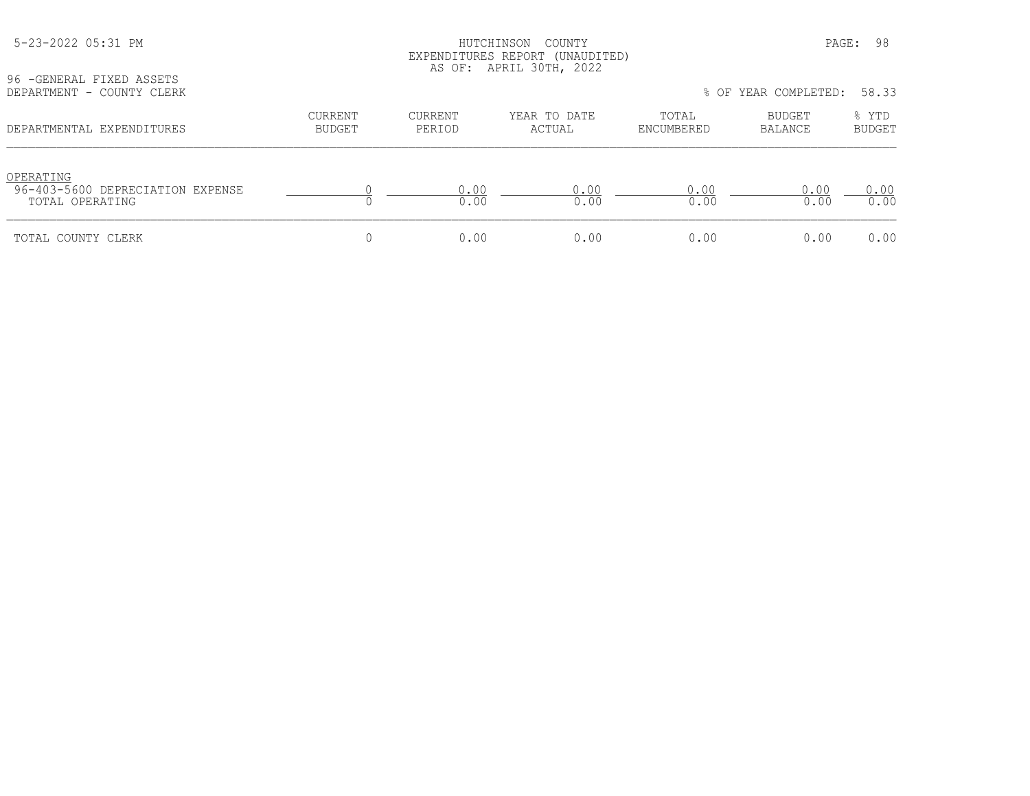HUTCHINSON COUNTY
EXPENDITURES REPORT (UNAUDITED)
AS OF: APRIL 30TH, 2022

96 -GENERAL FIXED ASSETS
DEPARTMENT - COUNTY CLERK

% OF YEAR COMPLETED: 58.33

| DEPARTMENTAL EXPENDITURES | CURRENT BUDGET | CURRENT PERIOD | YEAR TO DATE ACTUAL | TOTAL ENCUMBERED | BUDGET BALANCE | % YTD BUDGET |
|---|---|---|---|---|---|---|
| OPERATING | | | | | | |
| 96-403-5600 DEPRECIATION EXPENSE | 0 | 0.00 | 0.00 | 0.00 | 0.00 | 0.00 |
| TOTAL OPERATING | 0 | 0.00 | 0.00 | 0.00 | 0.00 | 0.00 |
| TOTAL COUNTY CLERK | 0 | 0.00 | 0.00 | 0.00 | 0.00 | 0.00 |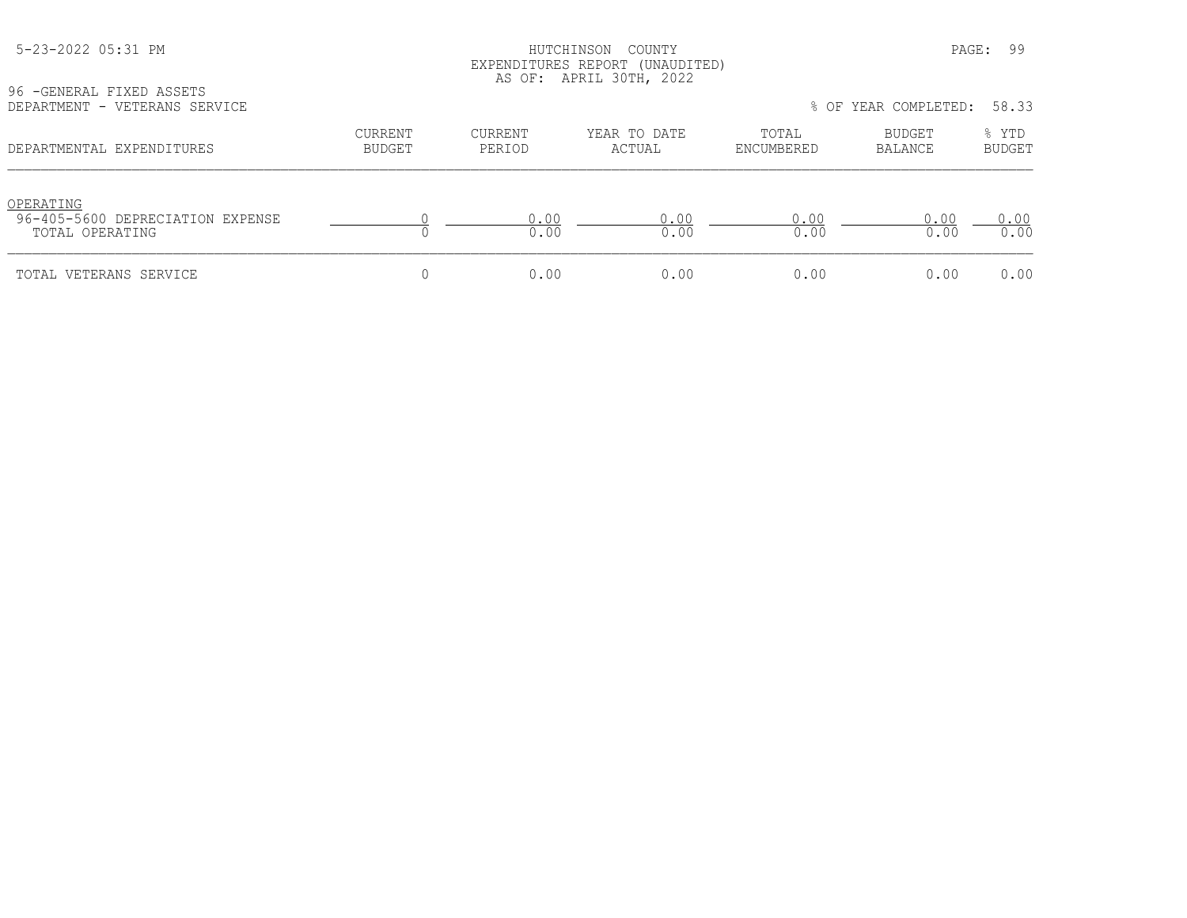HUTCHINSON COUNTY
EXPENDITURES REPORT (UNAUDITED)
AS OF: APRIL 30TH, 2022

96 -GENERAL FIXED ASSETS
DEPARTMENT - VETERANS SERVICE

% OF YEAR COMPLETED: 58.33

| DEPARTMENTAL EXPENDITURES | CURRENT BUDGET | CURRENT PERIOD | YEAR TO DATE ACTUAL | TOTAL ENCUMBERED | BUDGET BALANCE | % YTD BUDGET |
|---|---|---|---|---|---|---|
| OPERATING | | | | | | |
| 96-405-5600 DEPRECIATION EXPENSE | 0 | 0.00 | 0.00 | 0.00 | 0.00 | 0.00 |
| TOTAL OPERATING | 0 | 0.00 | 0.00 | 0.00 | 0.00 | 0.00 |
| TOTAL VETERANS SERVICE | 0 | 0.00 | 0.00 | 0.00 | 0.00 | 0.00 |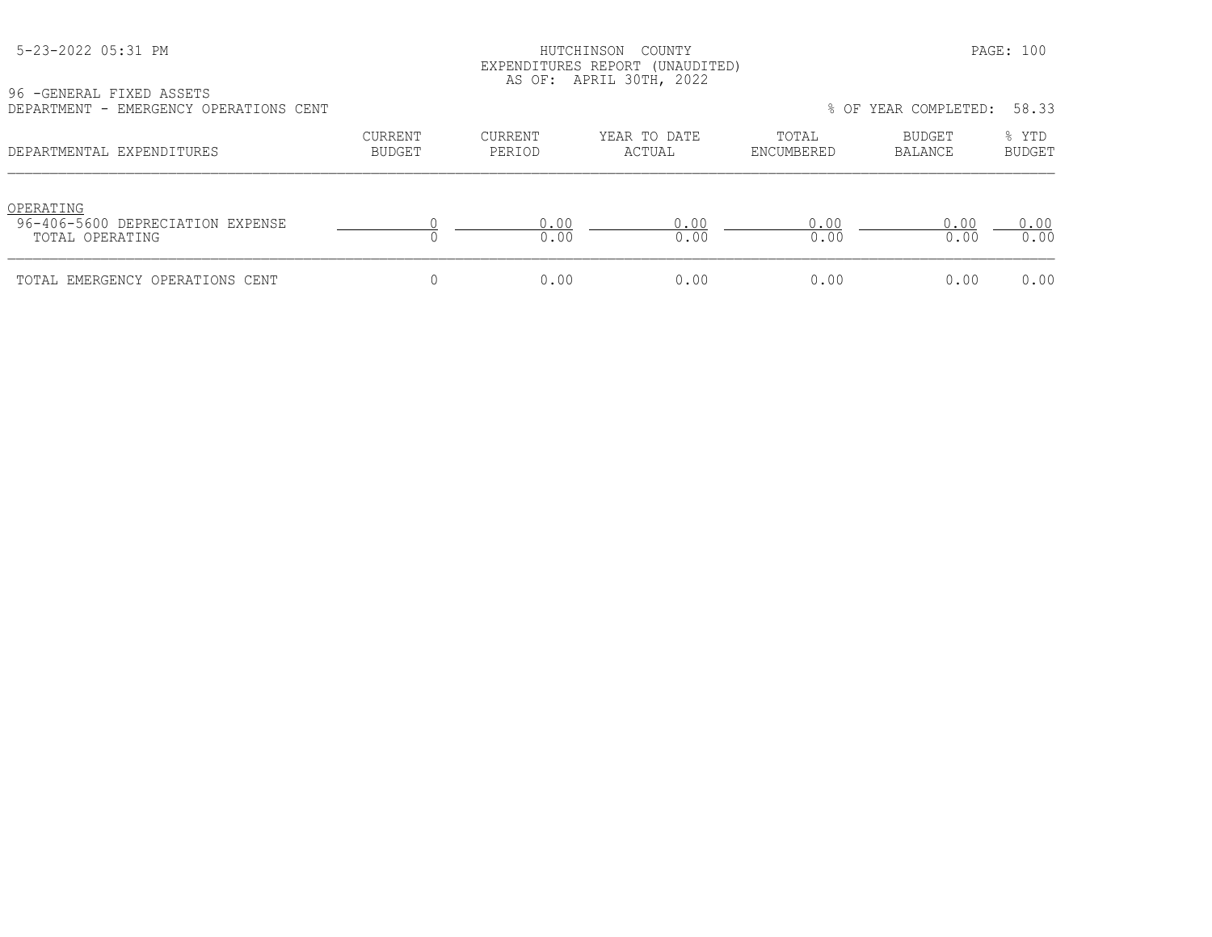HUTCHINSON COUNTY
EXPENDITURES REPORT (UNAUDITED)
AS OF: APRIL 30TH, 2022

96 -GENERAL FIXED ASSETS
DEPARTMENT - EMERGENCY OPERATIONS CENT

% OF YEAR COMPLETED: 58.33

| DEPARTMENTAL EXPENDITURES | CURRENT BUDGET | CURRENT PERIOD | YEAR TO DATE ACTUAL | TOTAL ENCUMBERED | BUDGET BALANCE | % YTD BUDGET |
|---|---|---|---|---|---|---|
| OPERATING | | | | | | |
| 96-406-5600 DEPRECIATION EXPENSE | 0 | 0.00 | 0.00 | 0.00 | 0.00 | 0.00 |
| TOTAL OPERATING | 0 | 0.00 | 0.00 | 0.00 | 0.00 | 0.00 |
| TOTAL EMERGENCY OPERATIONS CENT | 0 | 0.00 | 0.00 | 0.00 | 0.00 | 0.00 |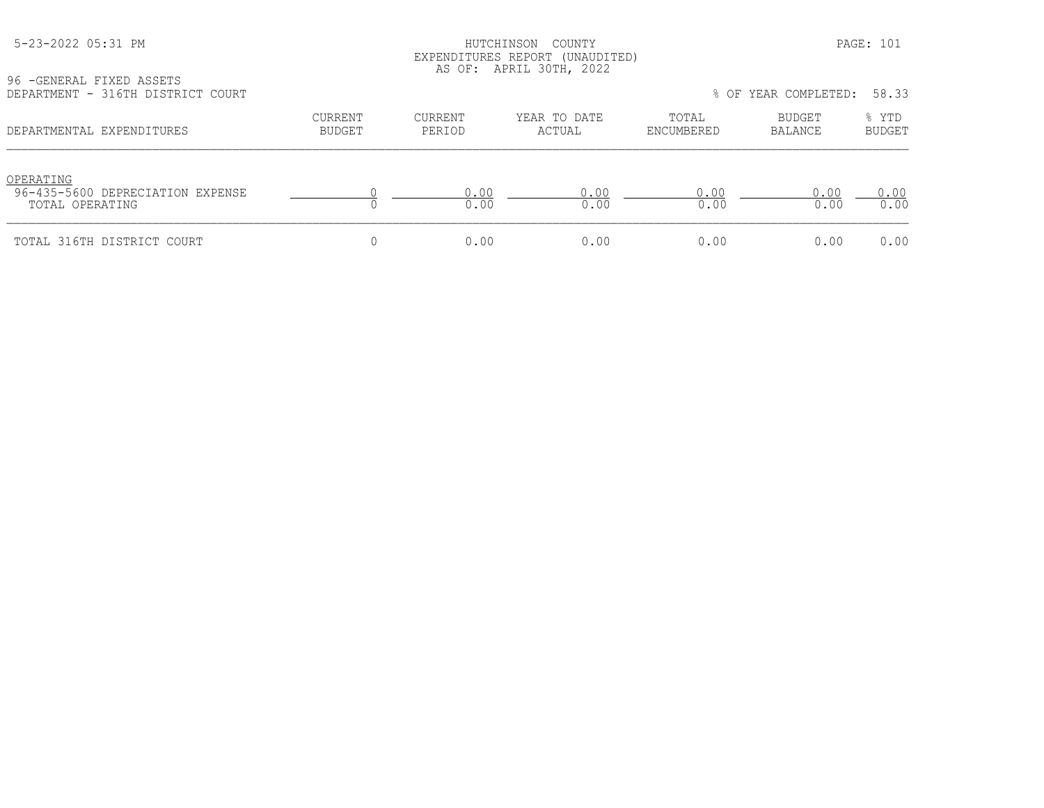HUTCHINSON COUNTY
EXPENDITURES REPORT (UNAUDITED)
AS OF: APRIL 30TH, 2022

96 -GENERAL FIXED ASSETS
DEPARTMENT - 316TH DISTRICT COURT

% OF YEAR COMPLETED: 58.33

| DEPARTMENTAL EXPENDITURES | CURRENT BUDGET | CURRENT PERIOD | YEAR TO DATE ACTUAL | TOTAL ENCUMBERED | BUDGET BALANCE | % YTD BUDGET |
|---|---|---|---|---|---|---|
| OPERATING | | | | | | |
| 96-435-5600 DEPRECIATION EXPENSE | 0 | 0.00 | 0.00 | 0.00 | 0.00 | 0.00 |
| TOTAL OPERATING | 0 | 0.00 | 0.00 | 0.00 | 0.00 | 0.00 |
| TOTAL 316TH DISTRICT COURT | 0 | 0.00 | 0.00 | 0.00 | 0.00 | 0.00 |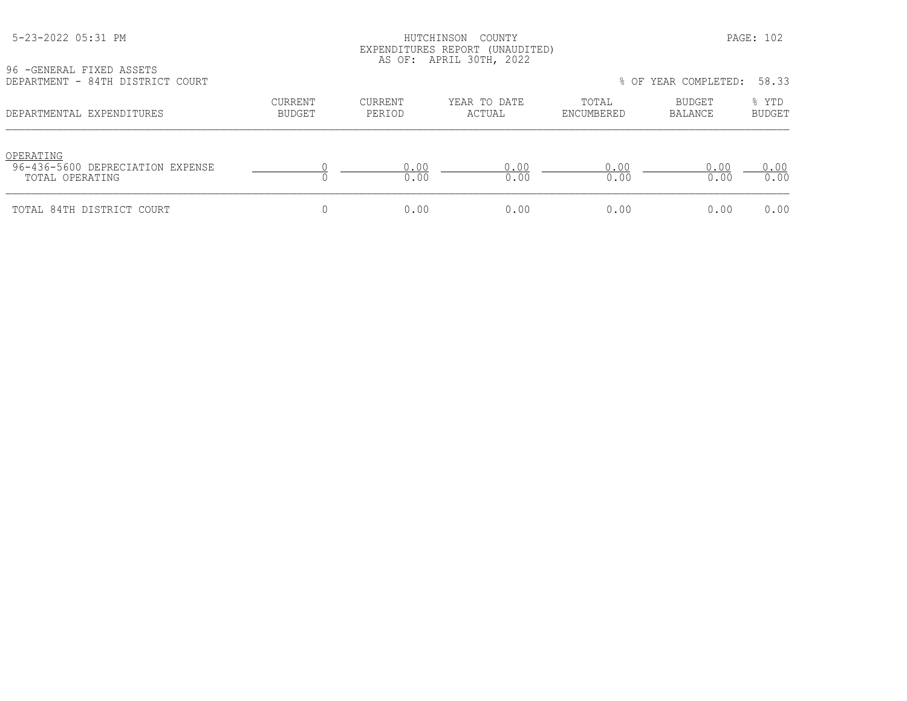HUTCHINSON COUNTY
EXPENDITURES REPORT (UNAUDITED)
AS OF: APRIL 30TH, 2022

96 -GENERAL FIXED ASSETS
DEPARTMENT - 84TH DISTRICT COURT

% OF YEAR COMPLETED: 58.33

| DEPARTMENTAL EXPENDITURES | CURRENT BUDGET | CURRENT PERIOD | YEAR TO DATE ACTUAL | TOTAL ENCUMBERED | BUDGET BALANCE | % YTD BUDGET |
|---|---|---|---|---|---|---|
| OPERATING | | | | | | |
| 96-436-5600 DEPRECIATION EXPENSE | 0 | 0.00 | 0.00 | 0.00 | 0.00 | 0.00 |
| TOTAL OPERATING | 0 | 0.00 | 0.00 | 0.00 | 0.00 | 0.00 |
| TOTAL 84TH DISTRICT COURT | 0 | 0.00 | 0.00 | 0.00 | 0.00 | 0.00 |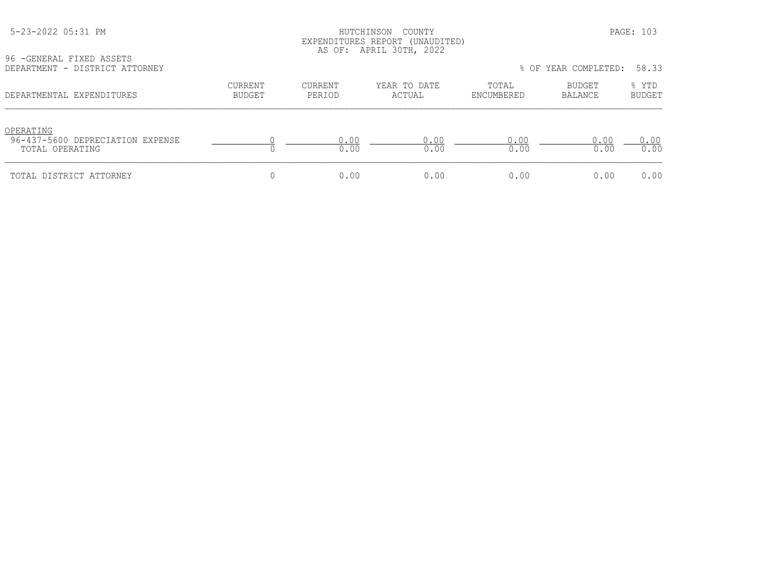HUTCHINSON COUNTY
EXPENDITURES REPORT (UNAUDITED)
AS OF: APRIL 30TH, 2022

96 -GENERAL FIXED ASSETS
DEPARTMENT - DISTRICT ATTORNEY

% OF YEAR COMPLETED: 58.33

| DEPARTMENTAL EXPENDITURES | CURRENT BUDGET | CURRENT PERIOD | YEAR TO DATE ACTUAL | TOTAL ENCUMBERED | BUDGET BALANCE | % YTD BUDGET |
|---|---|---|---|---|---|---|
| OPERATING | | | | | | |
| 96-437-5600 DEPRECIATION EXPENSE | 0 | 0.00 | 0.00 | 0.00 | 0.00 | 0.00 |
| TOTAL OPERATING | 0 | 0.00 | 0.00 | 0.00 | 0.00 | 0.00 |
| TOTAL DISTRICT ATTORNEY | 0 | 0.00 | 0.00 | 0.00 | 0.00 | 0.00 |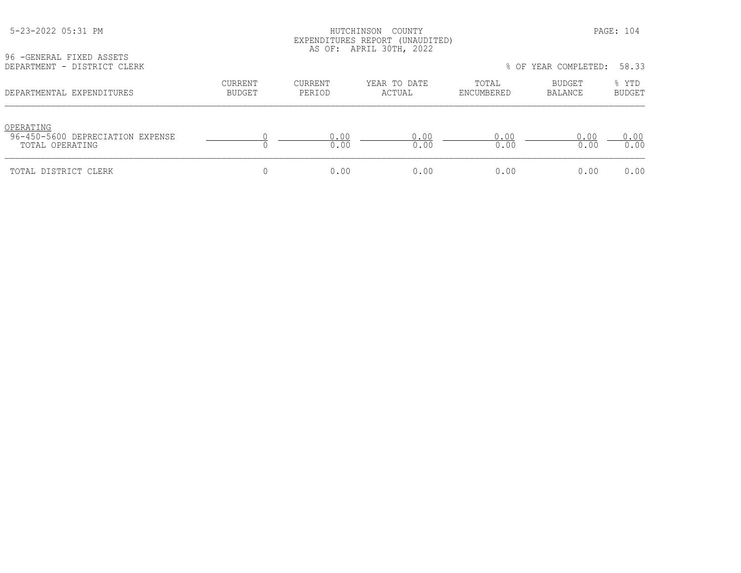HUTCHINSON COUNTY
EXPENDITURES REPORT (UNAUDITED)
AS OF: APRIL 30TH, 2022

96 -GENERAL FIXED ASSETS
DEPARTMENT - DISTRICT CLERK

% OF YEAR COMPLETED: 58.33

| DEPARTMENTAL EXPENDITURES | CURRENT BUDGET | CURRENT PERIOD | YEAR TO DATE ACTUAL | TOTAL ENCUMBERED | BUDGET BALANCE | % YTD BUDGET |
|---|---|---|---|---|---|---|
| OPERATING | | | | | | |
| 96-450-5600 DEPRECIATION EXPENSE | 0 | 0.00 | 0.00 | 0.00 | 0.00 | 0.00 |
| TOTAL OPERATING | 0 | 0.00 | 0.00 | 0.00 | 0.00 | 0.00 |
| TOTAL DISTRICT CLERK | 0 | 0.00 | 0.00 | 0.00 | 0.00 | 0.00 |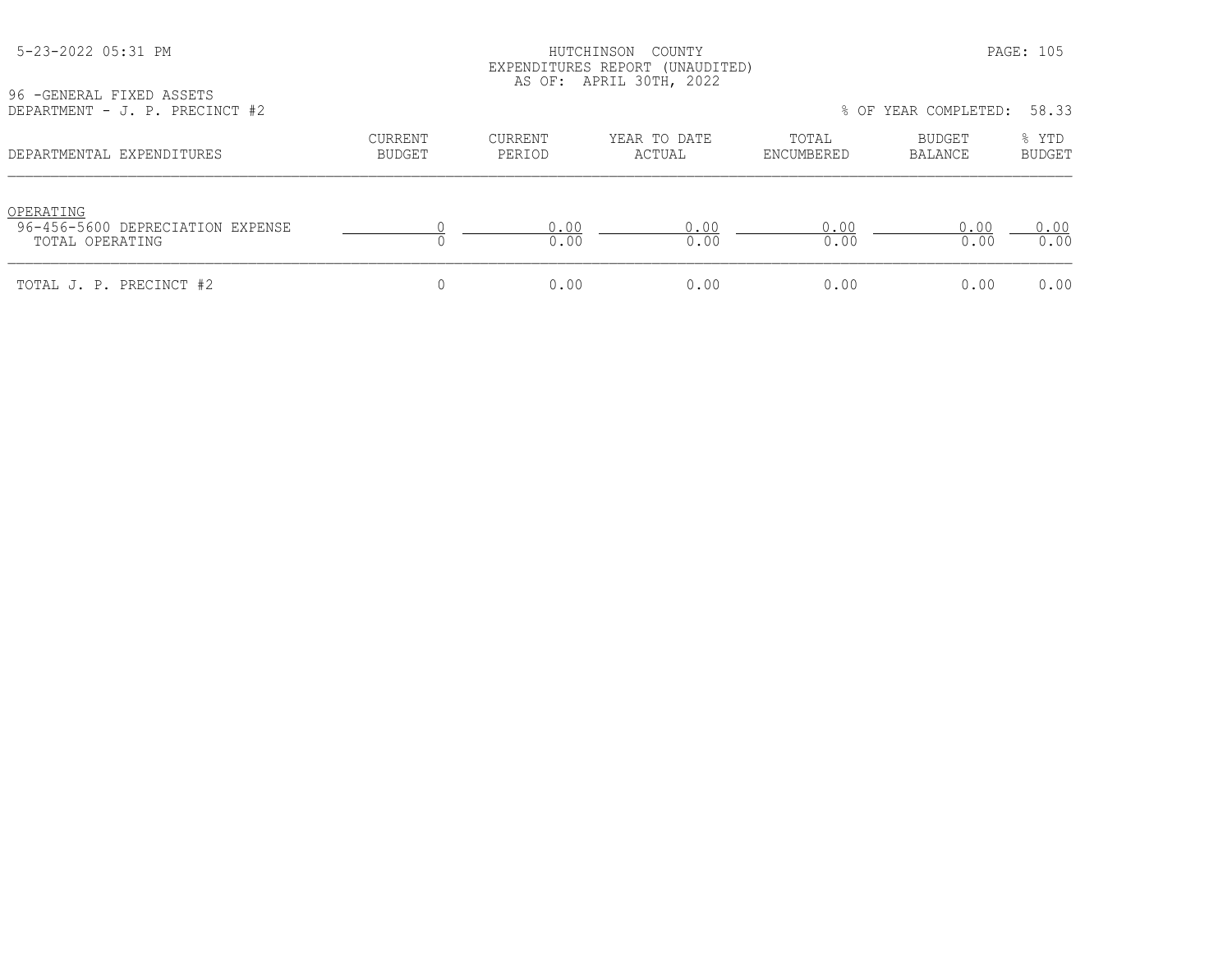HUTCHINSON COUNTY
EXPENDITURES REPORT (UNAUDITED)
AS OF: APRIL 30TH, 2022

96 -GENERAL FIXED ASSETS
DEPARTMENT - J. P. PRECINCT #2

% OF YEAR COMPLETED: 58.33

| DEPARTMENTAL EXPENDITURES | CURRENT BUDGET | CURRENT PERIOD | YEAR TO DATE ACTUAL | TOTAL ENCUMBERED | BUDGET BALANCE | % YTD BUDGET |
|---|---|---|---|---|---|---|
| OPERATING | | | | | | |
| 96-456-5600 DEPRECIATION EXPENSE | 0 | 0.00 | 0.00 | 0.00 | 0.00 | 0.00 |
| TOTAL OPERATING | 0 | 0.00 | 0.00 | 0.00 | 0.00 | 0.00 |
| TOTAL J. P. PRECINCT #2 | 0 | 0.00 | 0.00 | 0.00 | 0.00 | 0.00 |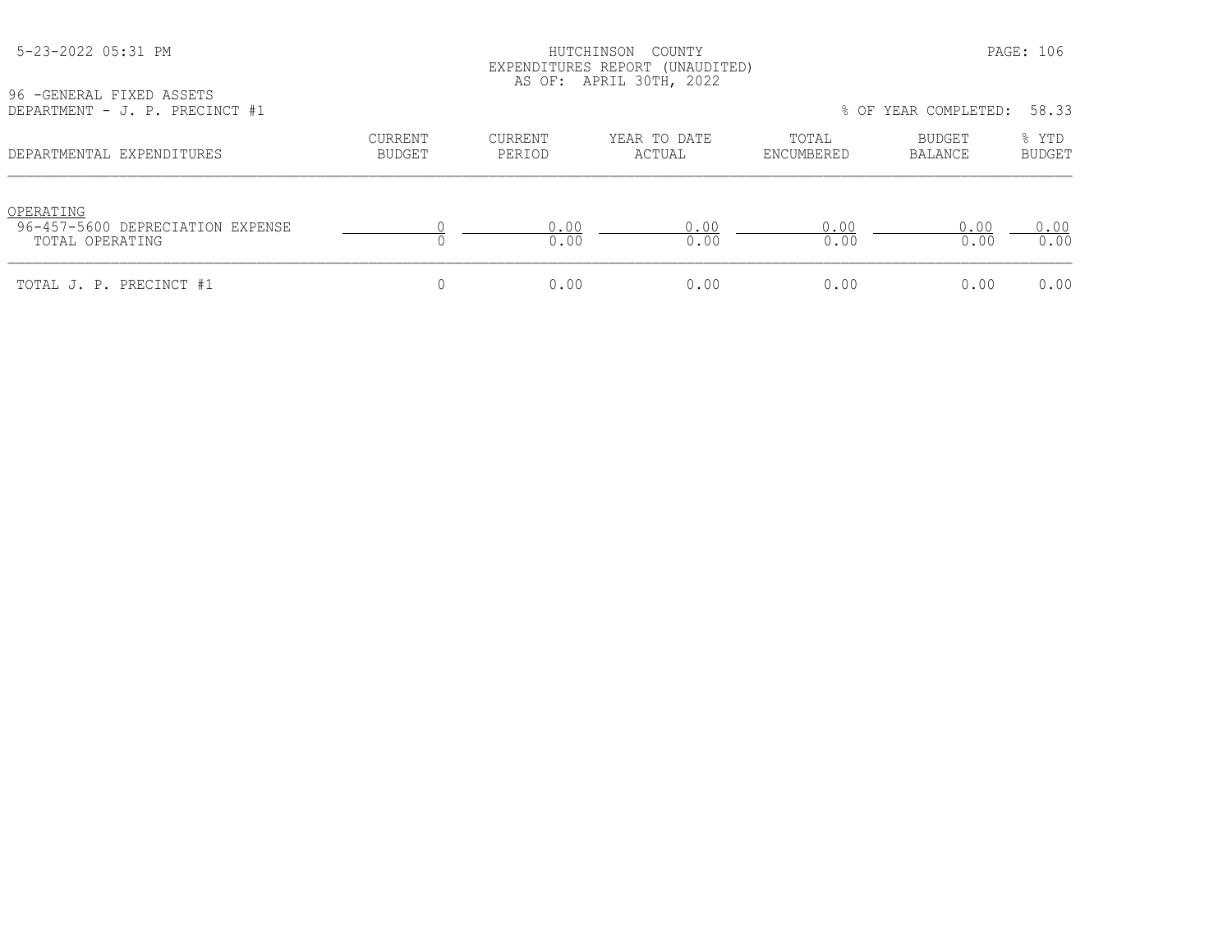HUTCHINSON COUNTY
EXPENDITURES REPORT (UNAUDITED)
AS OF: APRIL 30TH, 2022

96 -GENERAL FIXED ASSETS
DEPARTMENT - J. P. PRECINCT #1

% OF YEAR COMPLETED: 58.33

| DEPARTMENTAL EXPENDITURES | CURRENT BUDGET | CURRENT PERIOD | YEAR TO DATE ACTUAL | TOTAL ENCUMBERED | BUDGET BALANCE | % YTD BUDGET |
|---|---|---|---|---|---|---|
| OPERATING | | | | | | |
| 96-457-5600 DEPRECIATION EXPENSE | 0 | 0.00 | 0.00 | 0.00 | 0.00 | 0.00 |
| TOTAL OPERATING | 0 | 0.00 | 0.00 | 0.00 | 0.00 | 0.00 |
| TOTAL J. P. PRECINCT #1 | 0 | 0.00 | 0.00 | 0.00 | 0.00 | 0.00 |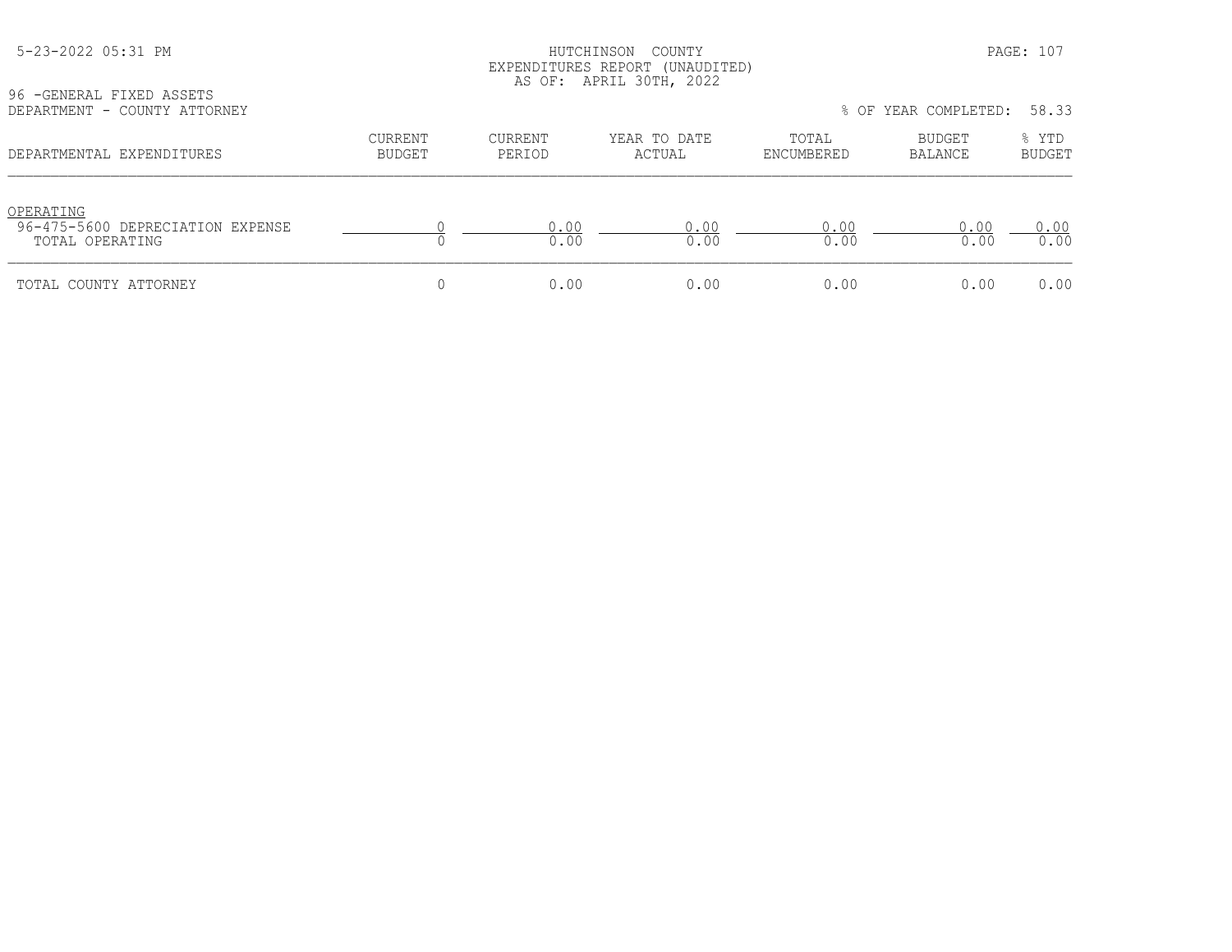HUTCHINSON COUNTY
EXPENDITURES REPORT (UNAUDITED)
AS OF: APRIL 30TH, 2022

96 -GENERAL FIXED ASSETS
DEPARTMENT - COUNTY ATTORNEY

% OF YEAR COMPLETED: 58.33

| DEPARTMENTAL EXPENDITURES | CURRENT BUDGET | CURRENT PERIOD | YEAR TO DATE ACTUAL | TOTAL ENCUMBERED | BUDGET BALANCE | % YTD BUDGET |
|---|---|---|---|---|---|---|
| OPERATING | | | | | | |
| 96-475-5600 DEPRECIATION EXPENSE | 0 | 0.00 | 0.00 | 0.00 | 0.00 | 0.00 |
| TOTAL OPERATING | 0 | 0.00 | 0.00 | 0.00 | 0.00 | 0.00 |
| TOTAL COUNTY ATTORNEY | 0 | 0.00 | 0.00 | 0.00 | 0.00 | 0.00 |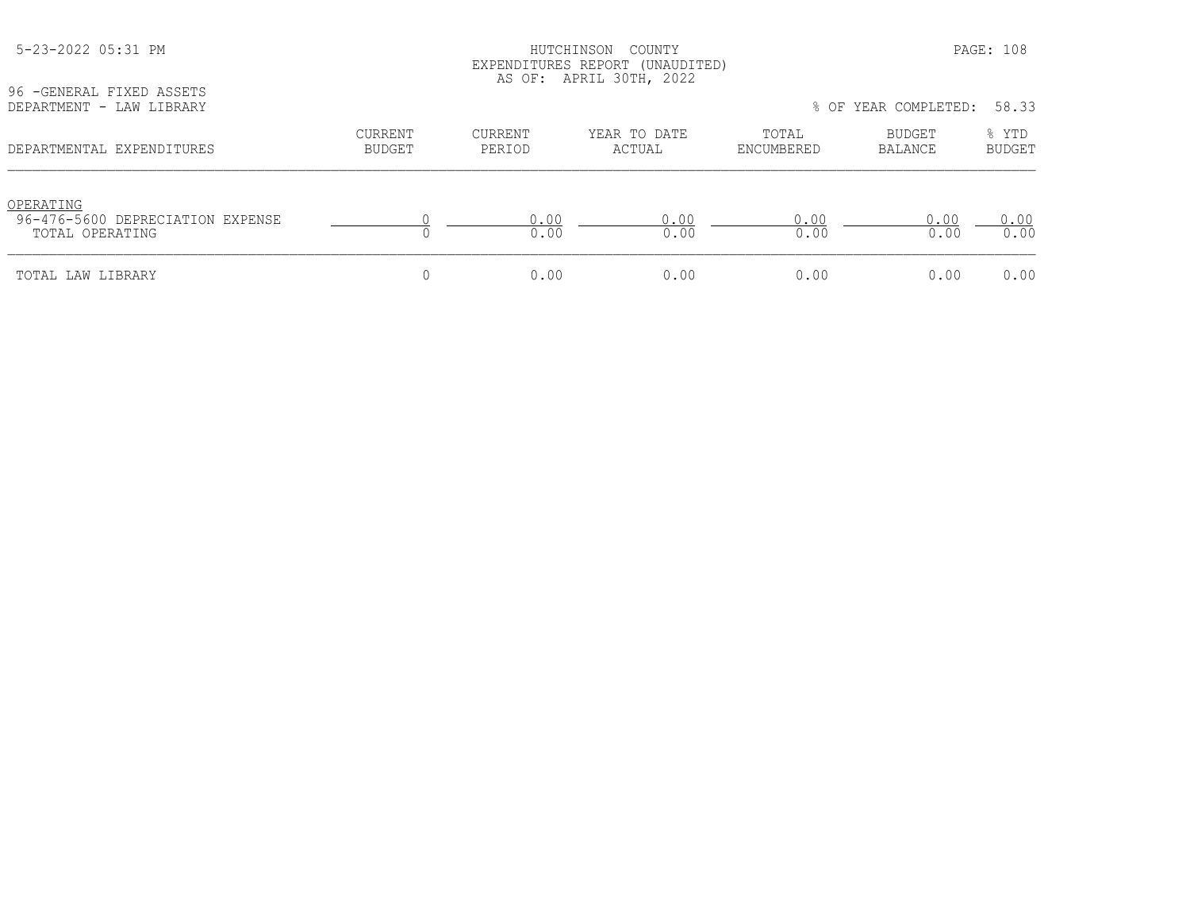HUTCHINSON COUNTY
EXPENDITURES REPORT (UNAUDITED)
AS OF: APRIL 30TH, 2022

96 -GENERAL FIXED ASSETS
DEPARTMENT - LAW LIBRARY

% OF YEAR COMPLETED: 58.33

| DEPARTMENTAL EXPENDITURES | CURRENT BUDGET | CURRENT PERIOD | YEAR TO DATE ACTUAL | TOTAL ENCUMBERED | BUDGET BALANCE | % YTD BUDGET |
|---|---|---|---|---|---|---|
| OPERATING | | | | | | |
| 96-476-5600 DEPRECIATION EXPENSE | 0 | 0.00 | 0.00 | 0.00 | 0.00 | 0.00 |
| TOTAL OPERATING | 0 | 0.00 | 0.00 | 0.00 | 0.00 | 0.00 |
| TOTAL LAW LIBRARY | 0 | 0.00 | 0.00 | 0.00 | 0.00 | 0.00 |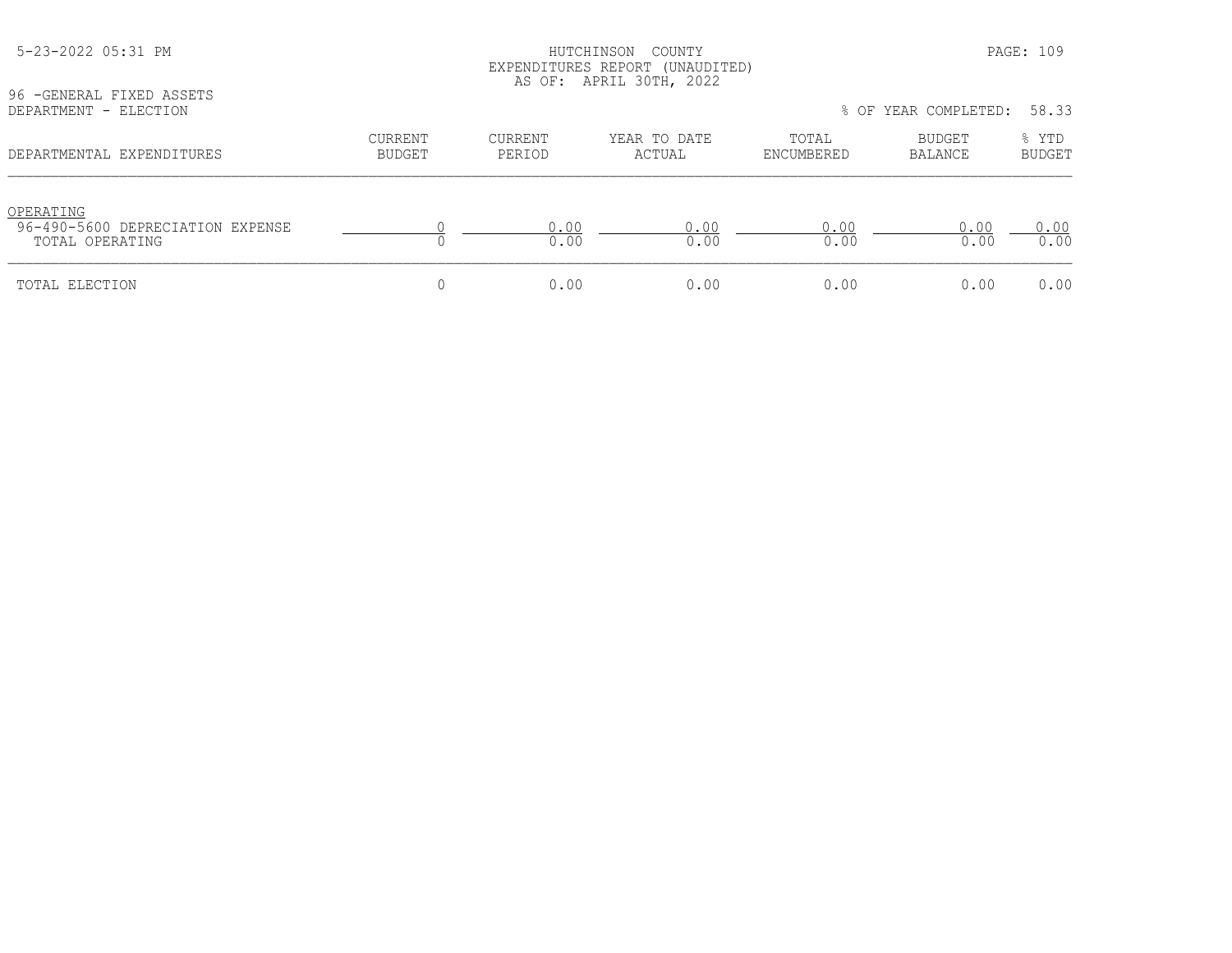HUTCHINSON COUNTY
EXPENDITURES REPORT (UNAUDITED)
AS OF: APRIL 30TH, 2022

96 -GENERAL FIXED ASSETS
DEPARTMENT - ELECTION

% OF YEAR COMPLETED: 58.33

| DEPARTMENTAL EXPENDITURES | CURRENT BUDGET | CURRENT PERIOD | YEAR TO DATE ACTUAL | TOTAL ENCUMBERED | BUDGET BALANCE | % YTD BUDGET |
|---|---|---|---|---|---|---|
| OPERATING | | | | | | |
| 96-490-5600 DEPRECIATION EXPENSE | 0 | 0.00 | 0.00 | 0.00 | 0.00 | 0.00 |
| TOTAL OPERATING | 0 | 0.00 | 0.00 | 0.00 | 0.00 | 0.00 |
| TOTAL ELECTION | 0 | 0.00 | 0.00 | 0.00 | 0.00 | 0.00 |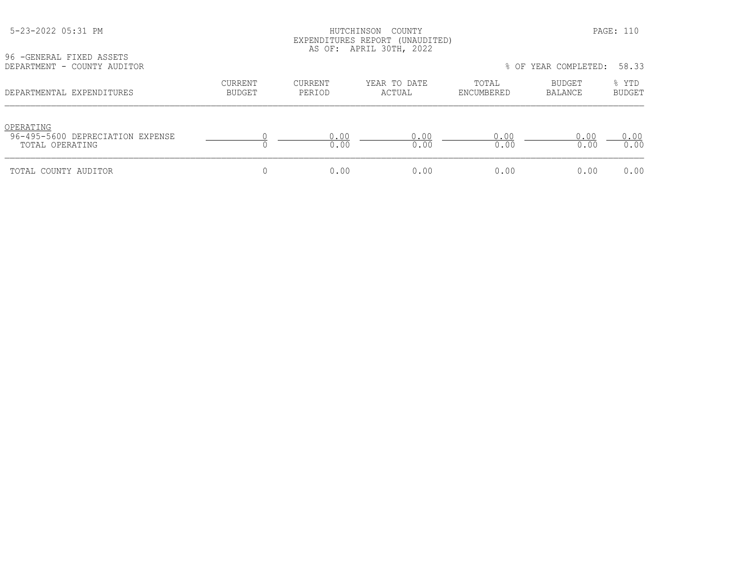HUTCHINSON COUNTY
EXPENDITURES REPORT (UNAUDITED)
AS OF: APRIL 30TH, 2022

96 -GENERAL FIXED ASSETS
DEPARTMENT - COUNTY AUDITOR

% OF YEAR COMPLETED: 58.33

| DEPARTMENTAL EXPENDITURES | CURRENT BUDGET | CURRENT PERIOD | YEAR TO DATE ACTUAL | TOTAL ENCUMBERED | BUDGET BALANCE | % YTD BUDGET |
|---|---|---|---|---|---|---|
| OPERATING | | | | | | |
| 96-495-5600 DEPRECIATION EXPENSE | 0 | 0.00 | 0.00 | 0.00 | 0.00 | 0.00 |
| TOTAL OPERATING | 0 | 0.00 | 0.00 | 0.00 | 0.00 | 0.00 |
| TOTAL COUNTY AUDITOR | 0 | 0.00 | 0.00 | 0.00 | 0.00 | 0.00 |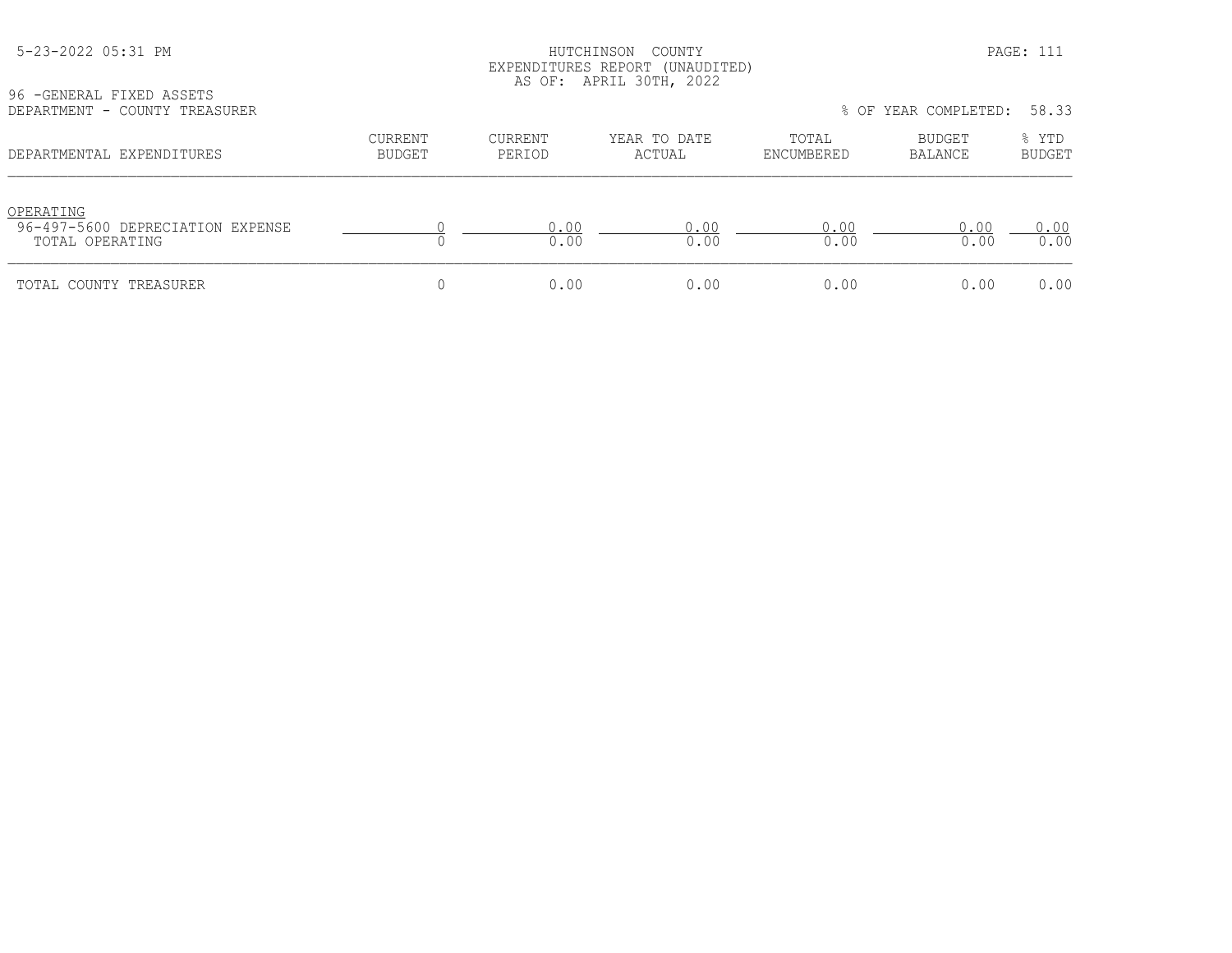HUTCHINSON COUNTY
EXPENDITURES REPORT (UNAUDITED)
AS OF: APRIL 30TH, 2022

96 -GENERAL FIXED ASSETS
DEPARTMENT - COUNTY TREASURER

% OF YEAR COMPLETED: 58.33

| DEPARTMENTAL EXPENDITURES | CURRENT BUDGET | CURRENT PERIOD | YEAR TO DATE ACTUAL | TOTAL ENCUMBERED | BUDGET BALANCE | % YTD BUDGET |
|---|---|---|---|---|---|---|
| OPERATING | | | | | | |
| 96-497-5600 DEPRECIATION EXPENSE | 0 | 0.00 | 0.00 | 0.00 | 0.00 | 0.00 |
| TOTAL OPERATING | 0 | 0.00 | 0.00 | 0.00 | 0.00 | 0.00 |
| TOTAL COUNTY TREASURER | 0 | 0.00 | 0.00 | 0.00 | 0.00 | 0.00 |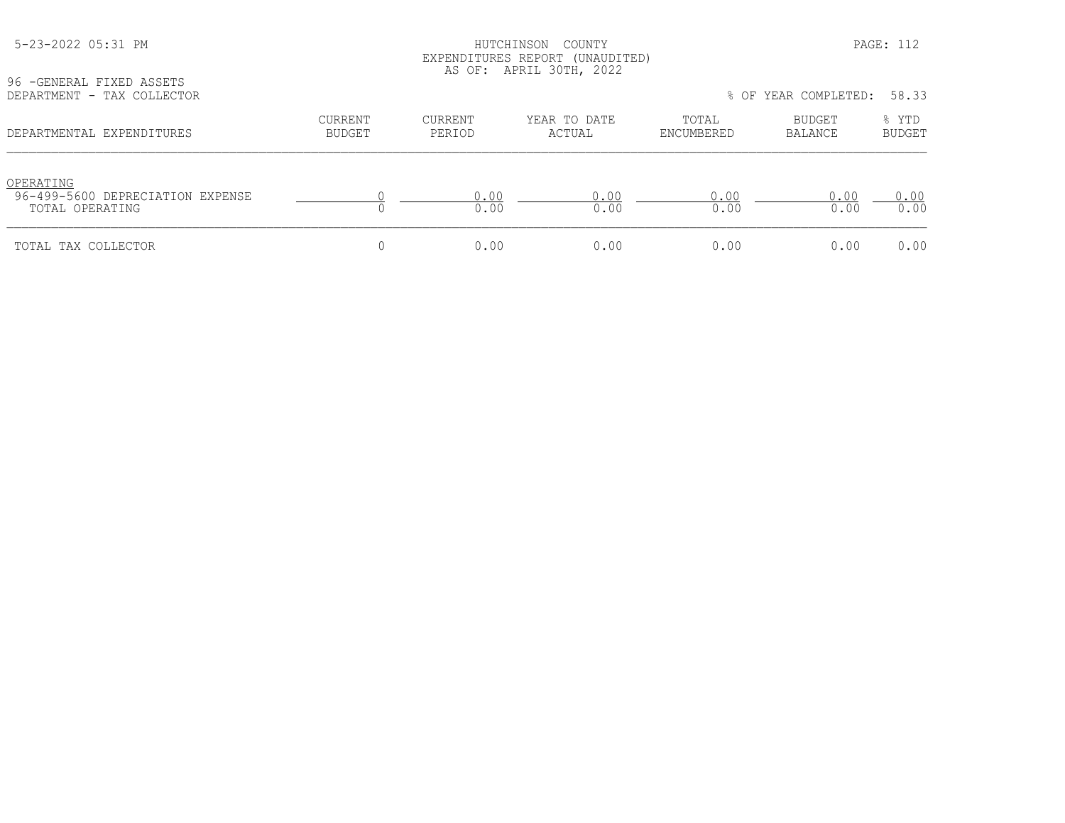HUTCHINSON COUNTY
EXPENDITURES REPORT (UNAUDITED)
AS OF: APRIL 30TH, 2022

96 -GENERAL FIXED ASSETS
DEPARTMENT - TAX COLLECTOR

% OF YEAR COMPLETED: 58.33

| DEPARTMENTAL EXPENDITURES | CURRENT BUDGET | CURRENT PERIOD | YEAR TO DATE ACTUAL | TOTAL ENCUMBERED | BUDGET BALANCE | % YTD BUDGET |
|---|---|---|---|---|---|---|
| OPERATING | | | | | | |
| 96-499-5600 DEPRECIATION EXPENSE | 0 | 0.00 | 0.00 | 0.00 | 0.00 | 0.00 |
| TOTAL OPERATING | 0 | 0.00 | 0.00 | 0.00 | 0.00 | 0.00 |
| TOTAL TAX COLLECTOR | 0 | 0.00 | 0.00 | 0.00 | 0.00 | 0.00 |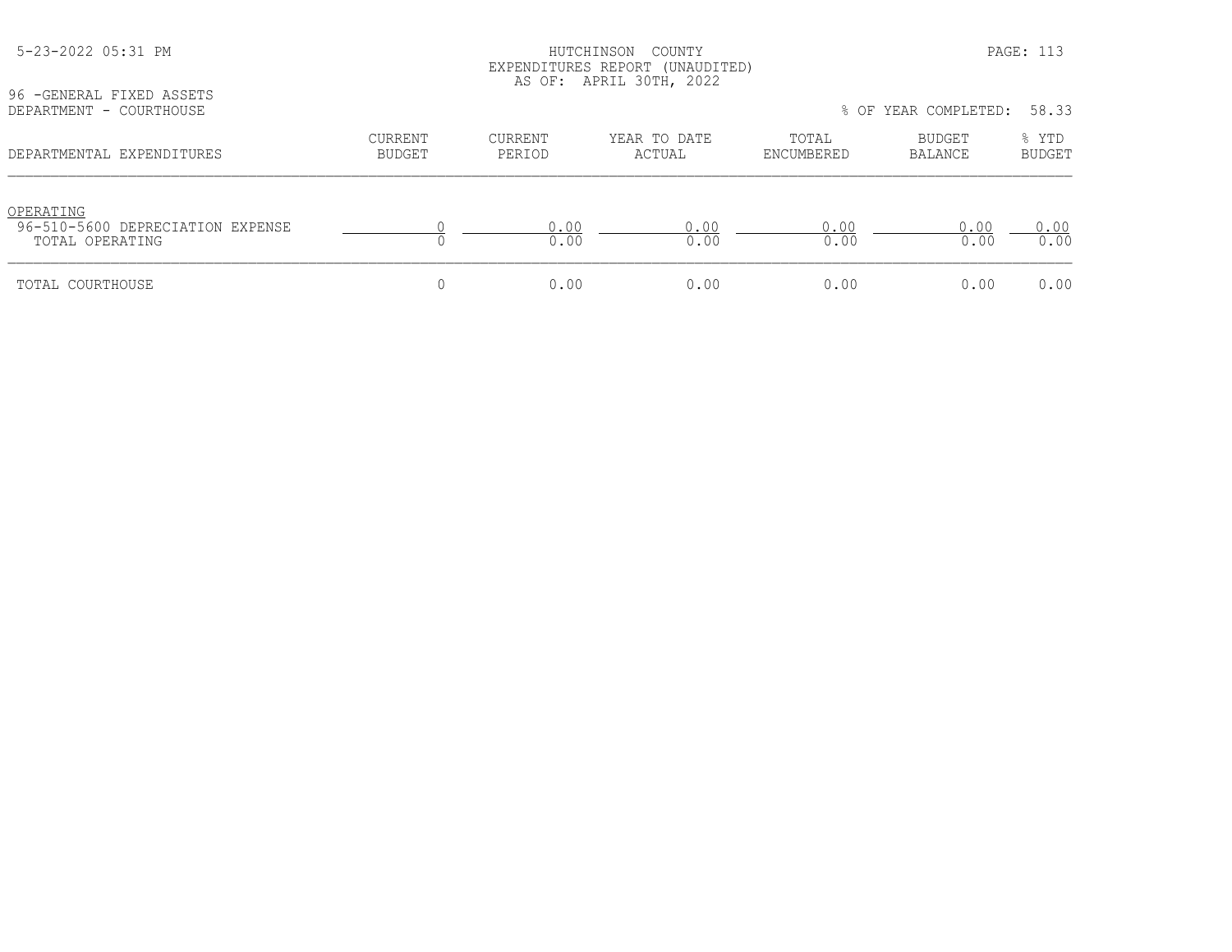HUTCHINSON COUNTY
EXPENDITURES REPORT (UNAUDITED)
AS OF: APRIL 30TH, 2022

96 -GENERAL FIXED ASSETS
DEPARTMENT - COURTHOUSE

% OF YEAR COMPLETED: 58.33

| DEPARTMENTAL EXPENDITURES | CURRENT BUDGET | CURRENT PERIOD | YEAR TO DATE ACTUAL | TOTAL ENCUMBERED | BUDGET BALANCE | % YTD BUDGET |
|---|---|---|---|---|---|---|
| OPERATING | | | | | | |
| 96-510-5600 DEPRECIATION EXPENSE | 0 | 0.00 | 0.00 | 0.00 | 0.00 | 0.00 |
| TOTAL OPERATING | 0 | 0.00 | 0.00 | 0.00 | 0.00 | 0.00 |
| TOTAL COURTHOUSE | 0 | 0.00 | 0.00 | 0.00 | 0.00 | 0.00 |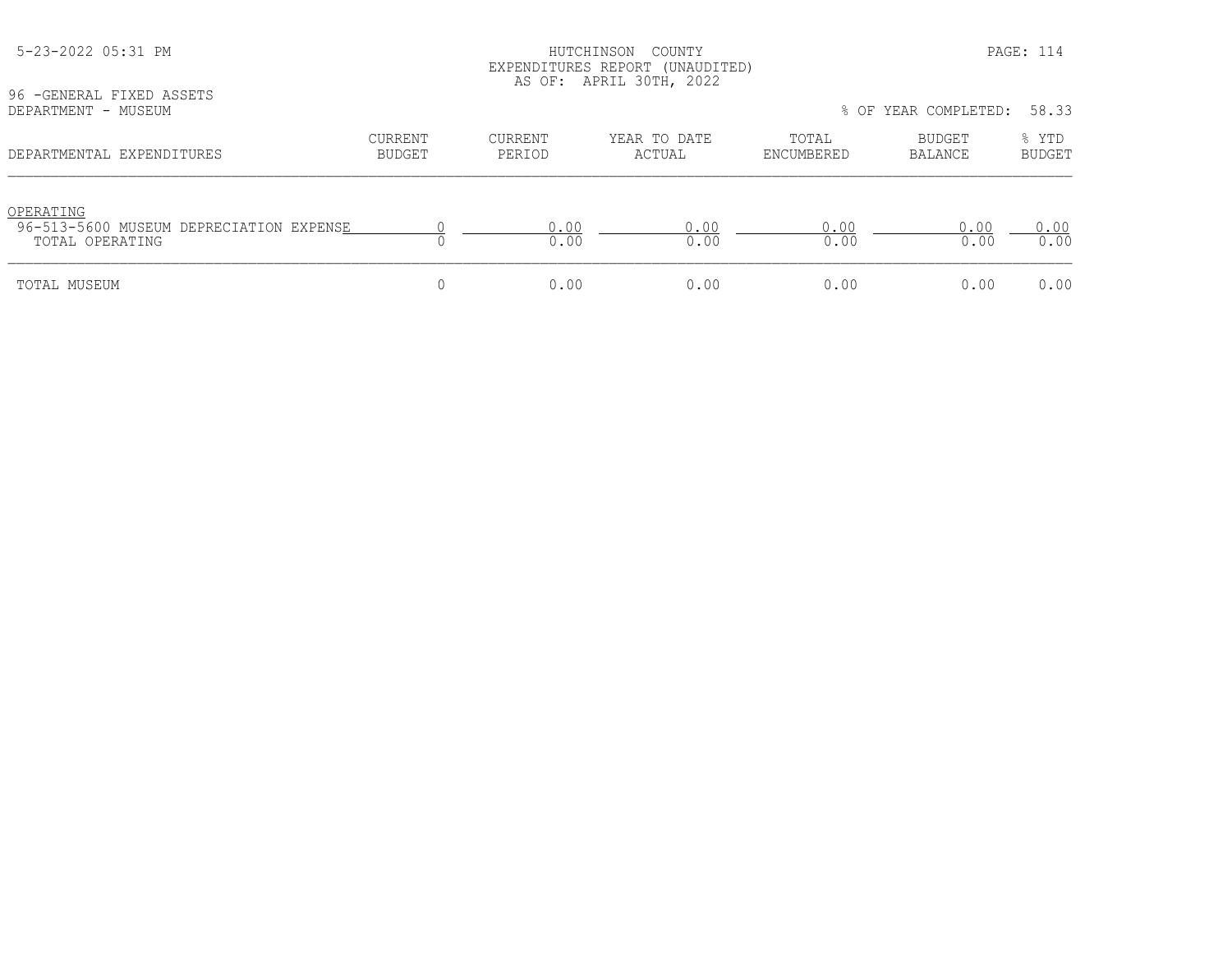HUTCHINSON COUNTY
EXPENDITURES REPORT (UNAUDITED)
AS OF: APRIL 30TH, 2022

96 -GENERAL FIXED ASSETS
DEPARTMENT - MUSEUM

% OF YEAR COMPLETED: 58.33

| DEPARTMENTAL EXPENDITURES | CURRENT BUDGET | CURRENT PERIOD | YEAR TO DATE ACTUAL | TOTAL ENCUMBERED | BUDGET BALANCE | % YTD BUDGET |
|---|---|---|---|---|---|---|
| OPERATING | | | | | | |
| 96-513-5600 MUSEUM DEPRECIATION EXPENSE | 0 | 0.00 | 0.00 | 0.00 | 0.00 | 0.00 |
| TOTAL OPERATING | 0 | 0.00 | 0.00 | 0.00 | 0.00 | 0.00 |
| TOTAL MUSEUM | 0 | 0.00 | 0.00 | 0.00 | 0.00 | 0.00 |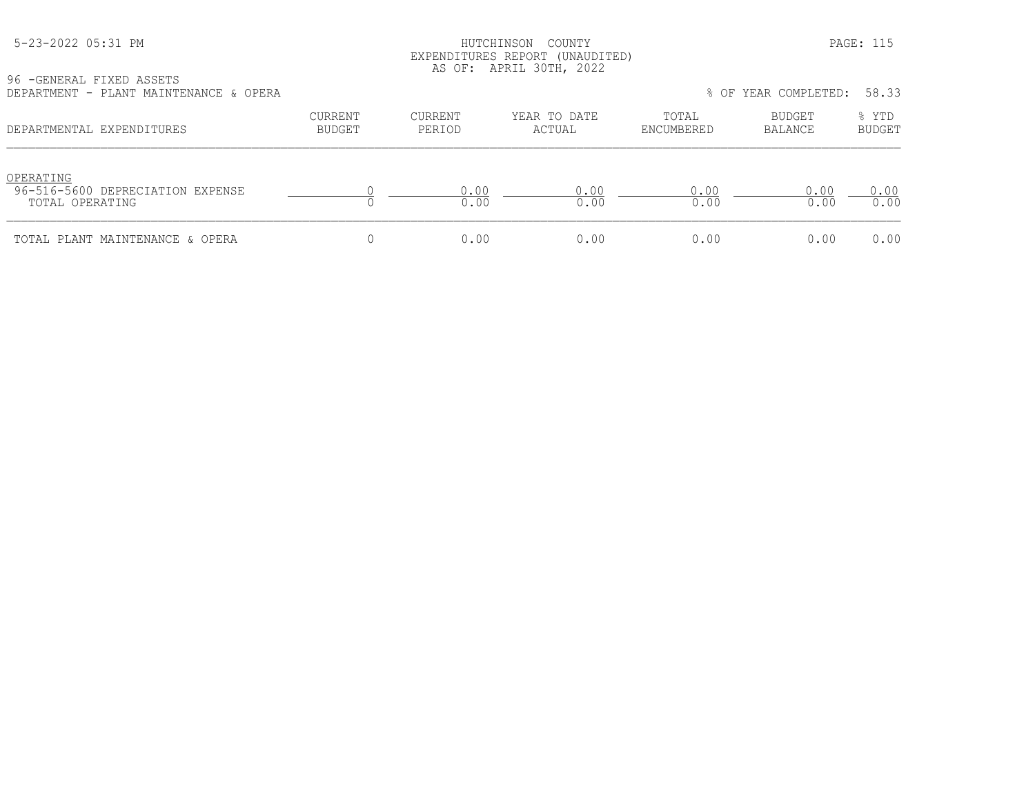HUTCHINSON COUNTY
EXPENDITURES REPORT (UNAUDITED)
AS OF: APRIL 30TH, 2022

96 -GENERAL FIXED ASSETS
DEPARTMENT - PLANT MAINTENANCE & OPERA

% OF YEAR COMPLETED: 58.33

| DEPARTMENTAL EXPENDITURES | CURRENT BUDGET | CURRENT PERIOD | YEAR TO DATE ACTUAL | TOTAL ENCUMBERED | BUDGET BALANCE | % YTD BUDGET |
|---|---|---|---|---|---|---|
| OPERATING | | | | | | |
| 96-516-5600 DEPRECIATION EXPENSE | 0 | 0.00 | 0.00 | 0.00 | 0.00 | 0.00 |
| TOTAL OPERATING | 0 | 0.00 | 0.00 | 0.00 | 0.00 | 0.00 |
| TOTAL PLANT MAINTENANCE & OPERA | 0 | 0.00 | 0.00 | 0.00 | 0.00 | 0.00 |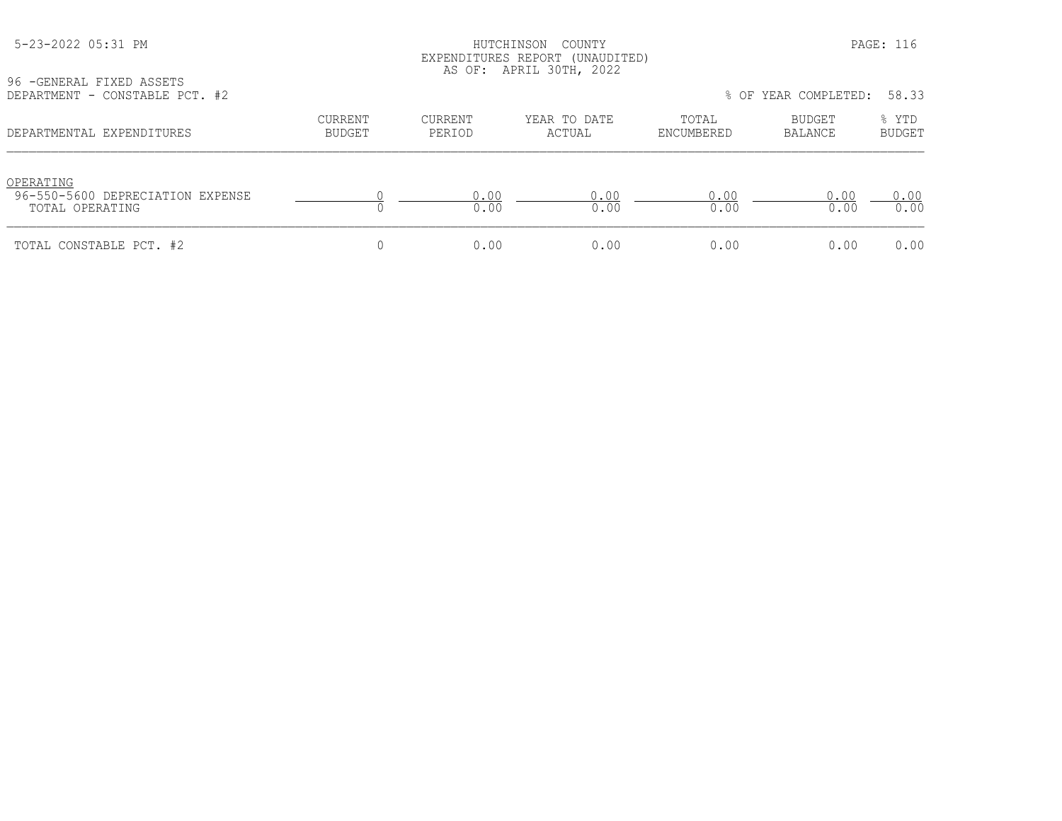HUTCHINSON COUNTY
EXPENDITURES REPORT (UNAUDITED)
AS OF: APRIL 30TH, 2022

96 -GENERAL FIXED ASSETS
DEPARTMENT - CONSTABLE PCT. #2

% OF YEAR COMPLETED: 58.33

| DEPARTMENTAL EXPENDITURES | CURRENT BUDGET | CURRENT PERIOD | YEAR TO DATE ACTUAL | TOTAL ENCUMBERED | BUDGET BALANCE | % YTD BUDGET |
|---|---|---|---|---|---|---|
| OPERATING | | | | | | |
| 96-550-5600 DEPRECIATION EXPENSE | 0 | 0.00 | 0.00 | 0.00 | 0.00 | 0.00 |
| TOTAL OPERATING | 0 | 0.00 | 0.00 | 0.00 | 0.00 | 0.00 |
| TOTAL CONSTABLE PCT. #2 | 0 | 0.00 | 0.00 | 0.00 | 0.00 | 0.00 |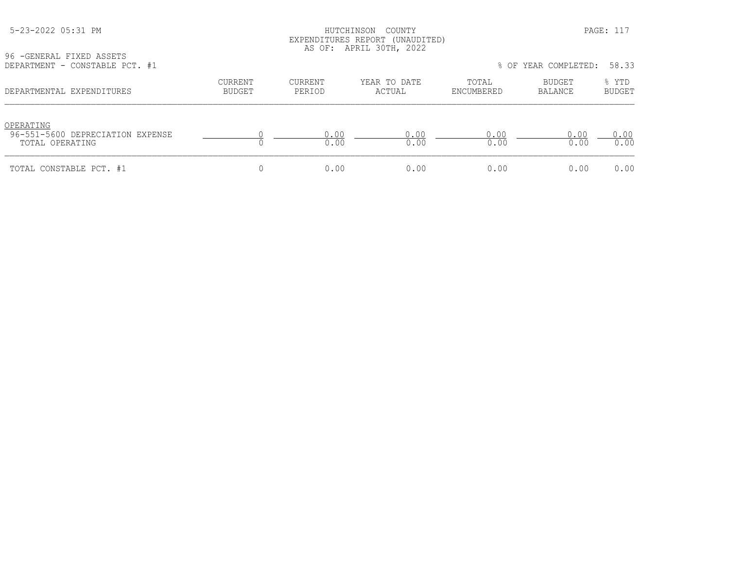HUTCHINSON COUNTY
EXPENDITURES REPORT (UNAUDITED)
AS OF: APRIL 30TH, 2022

96 -GENERAL FIXED ASSETS
DEPARTMENT - CONSTABLE PCT. #1

% OF YEAR COMPLETED: 58.33

| DEPARTMENTAL EXPENDITURES | CURRENT BUDGET | CURRENT PERIOD | YEAR TO DATE ACTUAL | TOTAL ENCUMBERED | BUDGET BALANCE | % YTD BUDGET |
|---|---|---|---|---|---|---|
| OPERATING | | | | | | |
| 96-551-5600 DEPRECIATION EXPENSE | 0 | 0.00 | 0.00 | 0.00 | 0.00 | 0.00 |
| TOTAL OPERATING | 0 | 0.00 | 0.00 | 0.00 | 0.00 | 0.00 |
| TOTAL CONSTABLE PCT. #1 | 0 | 0.00 | 0.00 | 0.00 | 0.00 | 0.00 |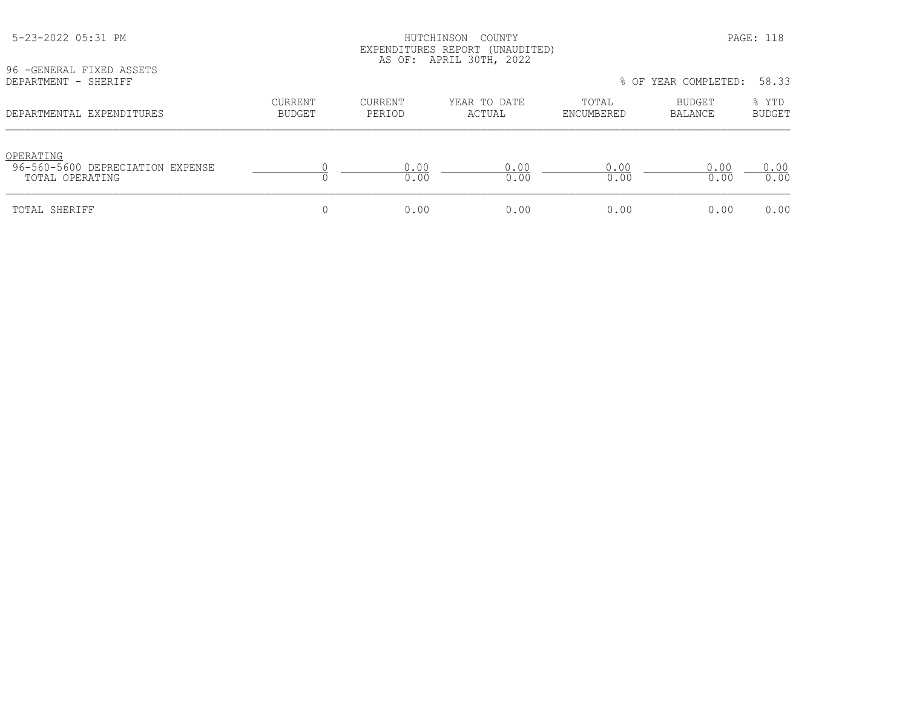HUTCHINSON COUNTY
EXPENDITURES REPORT (UNAUDITED)
AS OF: APRIL 30TH, 2022

96 -GENERAL FIXED ASSETS
DEPARTMENT - SHERIFF

% OF YEAR COMPLETED: 58.33

| DEPARTMENTAL EXPENDITURES | CURRENT BUDGET | CURRENT PERIOD | YEAR TO DATE ACTUAL | TOTAL ENCUMBERED | BUDGET BALANCE | % YTD BUDGET |
|---|---|---|---|---|---|---|
| OPERATING | | | | | | |
| 96-560-5600 DEPRECIATION EXPENSE | 0 | 0.00 | 0.00 | 0.00 | 0.00 | 0.00 |
| TOTAL OPERATING | 0 | 0.00 | 0.00 | 0.00 | 0.00 | 0.00 |
| TOTAL SHERIFF | 0 | 0.00 | 0.00 | 0.00 | 0.00 | 0.00 |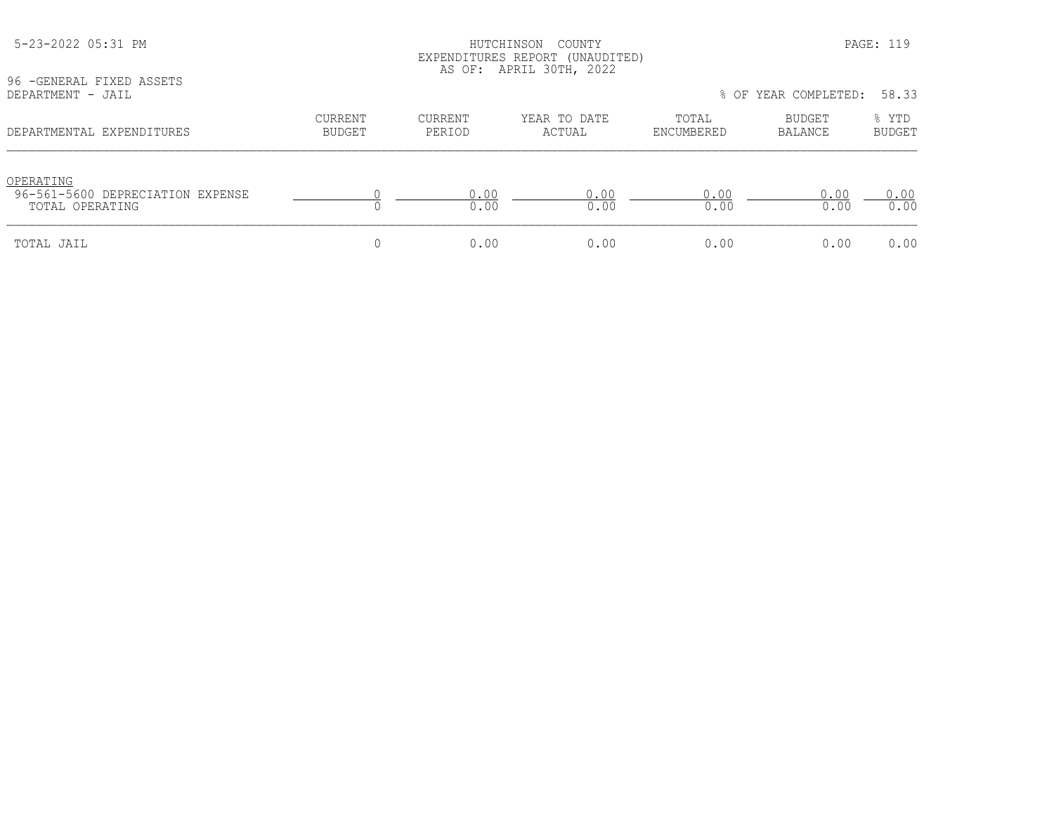96 -GENERAL FIXED ASSETS
DEPARTMENT - JAIL

% OF YEAR COMPLETED: 58.33

| DEPARTMENTAL EXPENDITURES | CURRENT BUDGET | CURRENT PERIOD | YEAR TO DATE ACTUAL | TOTAL ENCUMBERED | BUDGET BALANCE | % YTD BUDGET |
|---|---|---|---|---|---|---|
| OPERATING | | | | | | |
| 96-561-5600 DEPRECIATION EXPENSE | 0 | 0.00 | 0.00 | 0.00 | 0.00 | 0.00 |
| TOTAL OPERATING | 0 | 0.00 | 0.00 | 0.00 | 0.00 | 0.00 |
| TOTAL JAIL | 0 | 0.00 | 0.00 | 0.00 | 0.00 | 0.00 |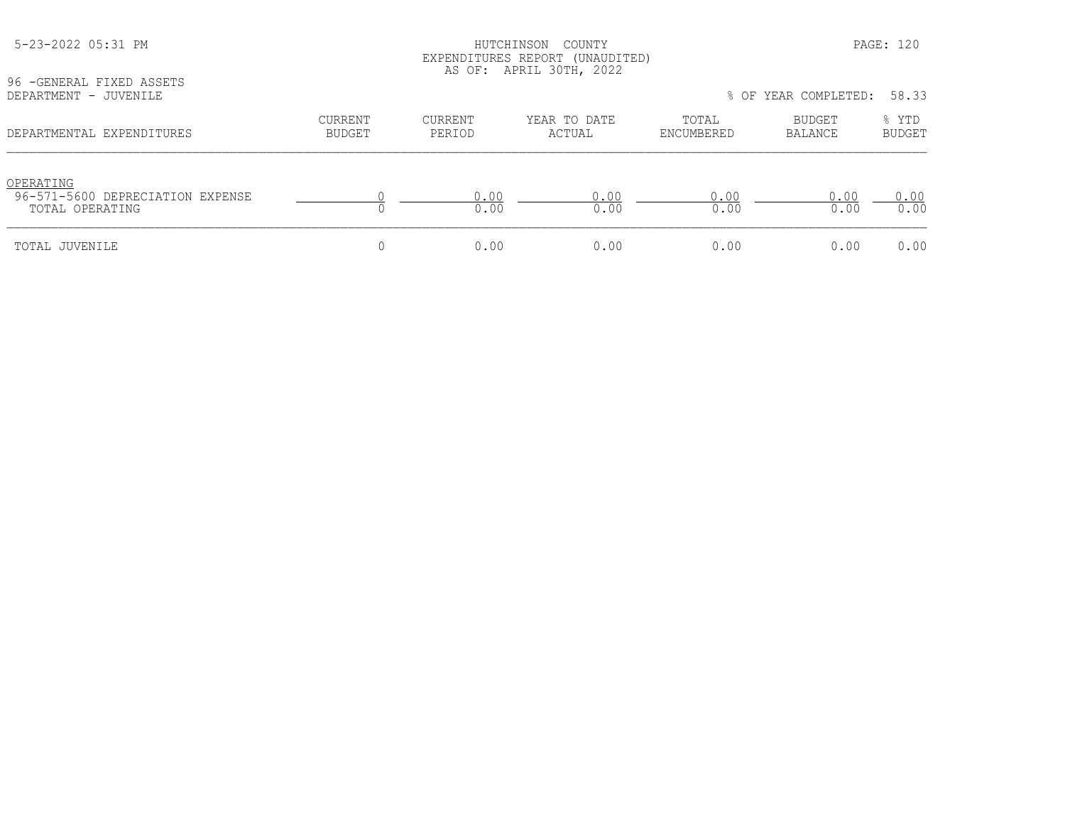HUTCHINSON COUNTY
EXPENDITURES REPORT (UNAUDITED)
AS OF: APRIL 30TH, 2022

96 -GENERAL FIXED ASSETS
DEPARTMENT - JUVENILE

% OF YEAR COMPLETED: 58.33

| DEPARTMENTAL EXPENDITURES | CURRENT BUDGET | CURRENT PERIOD | YEAR TO DATE ACTUAL | TOTAL ENCUMBERED | BUDGET BALANCE | % YTD BUDGET |
|---|---|---|---|---|---|---|
| OPERATING | | | | | | |
| 96-571-5600 DEPRECIATION EXPENSE | 0 | 0.00 | 0.00 | 0.00 | 0.00 | 0.00 |
| TOTAL OPERATING | 0 | 0.00 | 0.00 | 0.00 | 0.00 | 0.00 |
| TOTAL JUVENILE | 0 | 0.00 | 0.00 | 0.00 | 0.00 | 0.00 |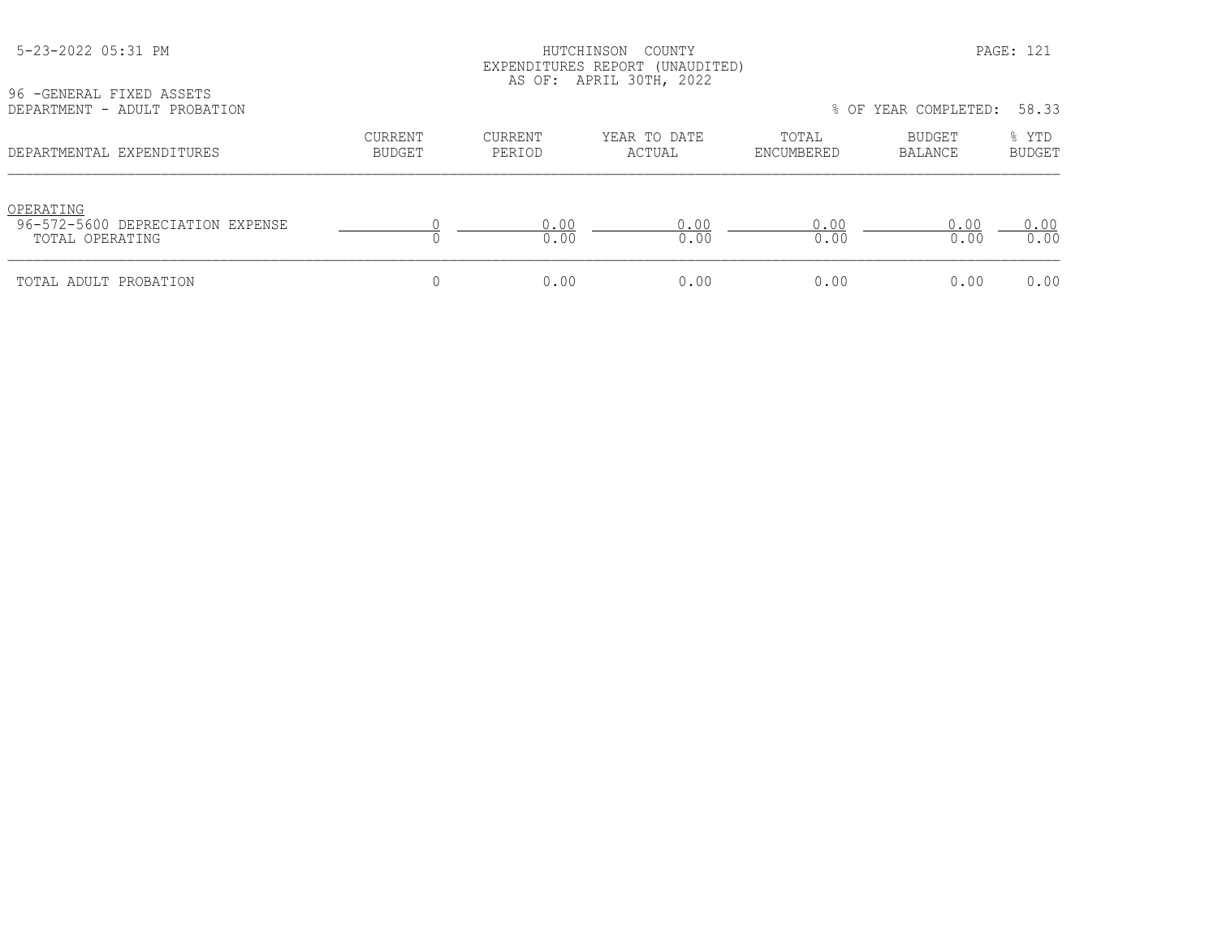HUTCHINSON COUNTY
EXPENDITURES REPORT (UNAUDITED)
AS OF: APRIL 30TH, 2022

96 -GENERAL FIXED ASSETS
DEPARTMENT - ADULT PROBATION

% OF YEAR COMPLETED: 58.33

| DEPARTMENTAL EXPENDITURES | CURRENT BUDGET | CURRENT PERIOD | YEAR TO DATE ACTUAL | TOTAL ENCUMBERED | BUDGET BALANCE | % YTD BUDGET |
|---|---|---|---|---|---|---|
| OPERATING | | | | | | |
| 96-572-5600 DEPRECIATION EXPENSE | 0 | 0.00 | 0.00 | 0.00 | 0.00 | 0.00 |
| TOTAL OPERATING | 0 | 0.00 | 0.00 | 0.00 | 0.00 | 0.00 |
| TOTAL ADULT PROBATION | 0 | 0.00 | 0.00 | 0.00 | 0.00 | 0.00 |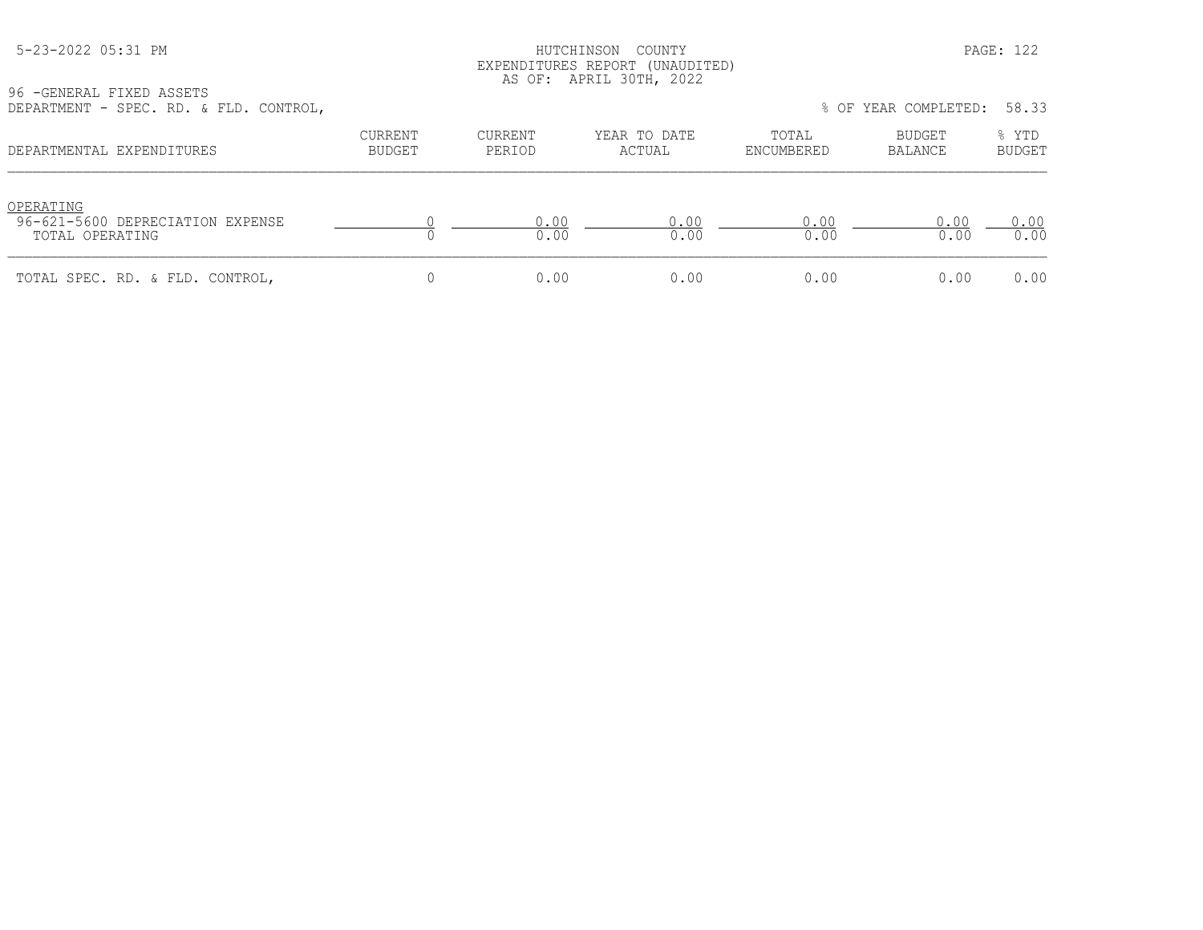HUTCHINSON COUNTY
EXPENDITURES REPORT (UNAUDITED)
AS OF: APRIL 30TH, 2022

96 -GENERAL FIXED ASSETS
DEPARTMENT - SPEC. RD. & FLD. CONTROL,

% OF YEAR COMPLETED: 58.33

| DEPARTMENTAL EXPENDITURES | CURRENT BUDGET | CURRENT PERIOD | YEAR TO DATE ACTUAL | TOTAL ENCUMBERED | BUDGET BALANCE | % YTD BUDGET |
|---|---|---|---|---|---|---|
| OPERATING | | | | | | |
| 96-621-5600 DEPRECIATION EXPENSE | 0 | 0.00 | 0.00 | 0.00 | 0.00 | 0.00 |
| TOTAL OPERATING | 0 | 0.00 | 0.00 | 0.00 | 0.00 | 0.00 |
| TOTAL SPEC. RD. & FLD. CONTROL, | 0 | 0.00 | 0.00 | 0.00 | 0.00 | 0.00 |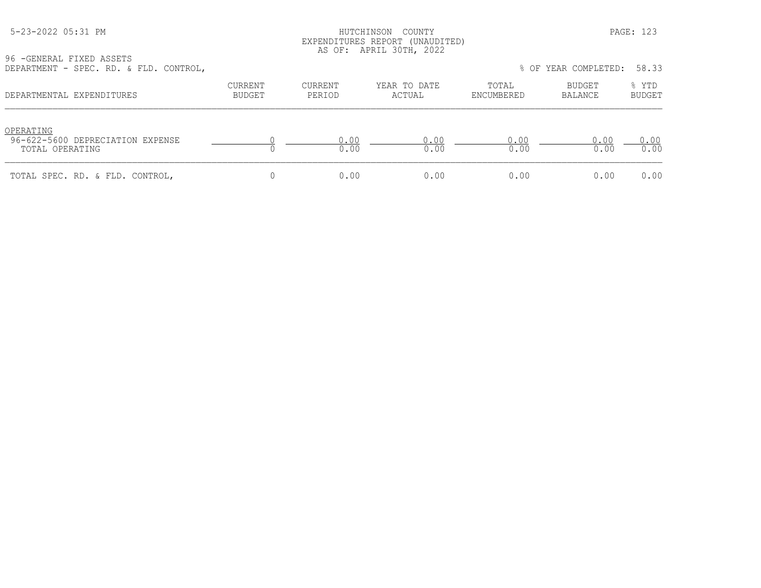HUTCHINSON COUNTY
EXPENDITURES REPORT (UNAUDITED)
AS OF: APRIL 30TH, 2022

96 -GENERAL FIXED ASSETS
DEPARTMENT - SPEC. RD. & FLD. CONTROL,

% OF YEAR COMPLETED: 58.33

| DEPARTMENTAL EXPENDITURES | CURRENT BUDGET | CURRENT PERIOD | YEAR TO DATE ACTUAL | TOTAL ENCUMBERED | BUDGET BALANCE | % YTD BUDGET |
|---|---|---|---|---|---|---|
| OPERATING | | | | | | |
| 96-622-5600 DEPRECIATION EXPENSE | 0 | 0.00 | 0.00 | 0.00 | 0.00 | 0.00 |
| TOTAL OPERATING | 0 | 0.00 | 0.00 | 0.00 | 0.00 | 0.00 |
| TOTAL SPEC. RD. & FLD. CONTROL, | 0 | 0.00 | 0.00 | 0.00 | 0.00 | 0.00 |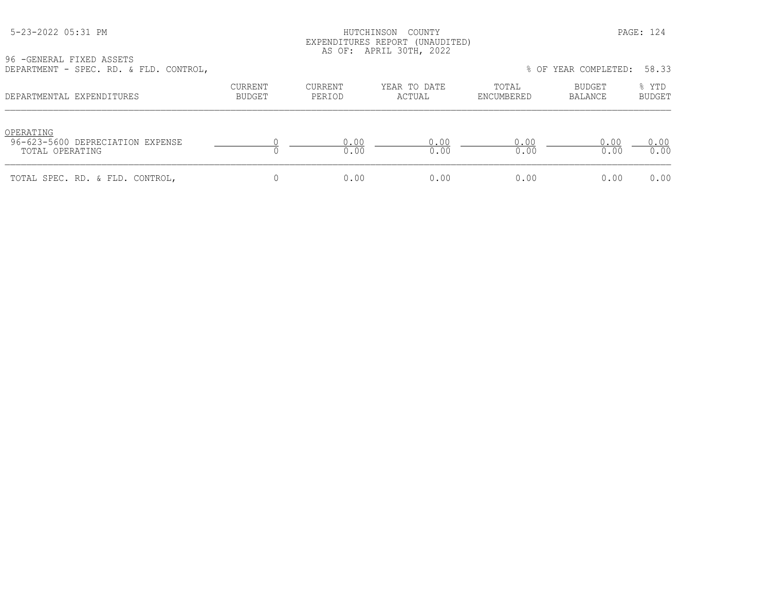HUTCHINSON COUNTY
EXPENDITURES REPORT (UNAUDITED)
AS OF: APRIL 30TH, 2022

96 -GENERAL FIXED ASSETS
DEPARTMENT - SPEC. RD. & FLD. CONTROL,

% OF YEAR COMPLETED: 58.33

| DEPARTMENTAL EXPENDITURES | CURRENT BUDGET | CURRENT PERIOD | YEAR TO DATE ACTUAL | TOTAL ENCUMBERED | BUDGET BALANCE | % YTD BUDGET |
|---|---|---|---|---|---|---|
| OPERATING | | | | | | |
| 96-623-5600 DEPRECIATION EXPENSE | 0 | 0.00 | 0.00 | 0.00 | 0.00 | 0.00 |
| TOTAL OPERATING | 0 | 0.00 | 0.00 | 0.00 | 0.00 | 0.00 |
| TOTAL SPEC. RD. & FLD. CONTROL, | 0 | 0.00 | 0.00 | 0.00 | 0.00 | 0.00 |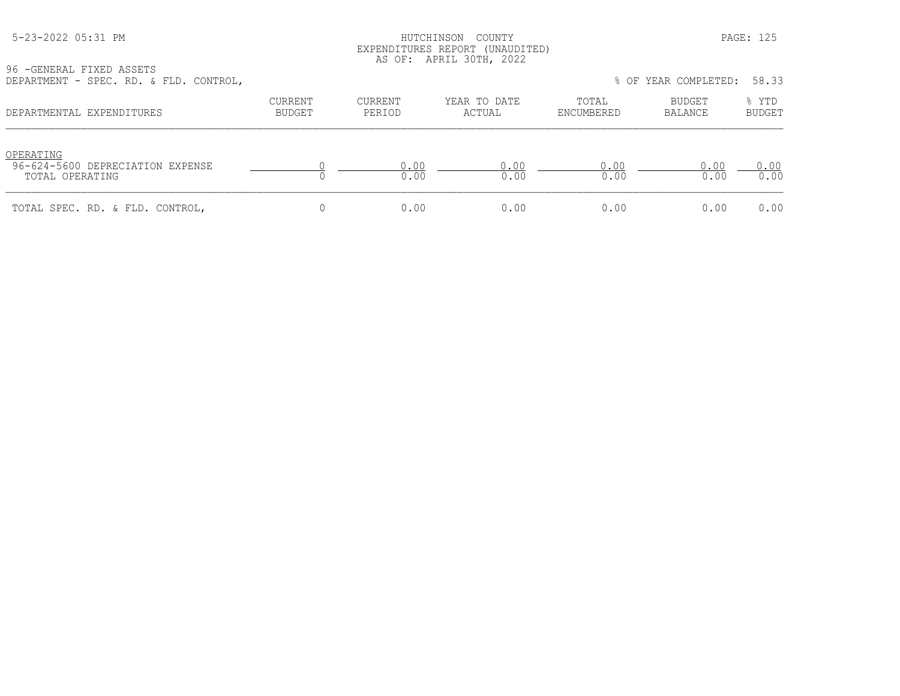HUTCHINSON COUNTY
EXPENDITURES REPORT (UNAUDITED)
AS OF: APRIL 30TH, 2022

96 -GENERAL FIXED ASSETS
DEPARTMENT - SPEC. RD. & FLD. CONTROL,

% OF YEAR COMPLETED: 58.33

| DEPARTMENTAL EXPENDITURES | CURRENT BUDGET | CURRENT PERIOD | YEAR TO DATE ACTUAL | TOTAL ENCUMBERED | BUDGET BALANCE | % YTD BUDGET |
|---|---|---|---|---|---|---|
| OPERATING | | | | | | |
| 96-624-5600 DEPRECIATION EXPENSE | 0 | 0.00 | 0.00 | 0.00 | 0.00 | 0.00 |
| TOTAL OPERATING | 0 | 0.00 | 0.00 | 0.00 | 0.00 | 0.00 |
| TOTAL SPEC. RD. & FLD. CONTROL, | 0 | 0.00 | 0.00 | 0.00 | 0.00 | 0.00 |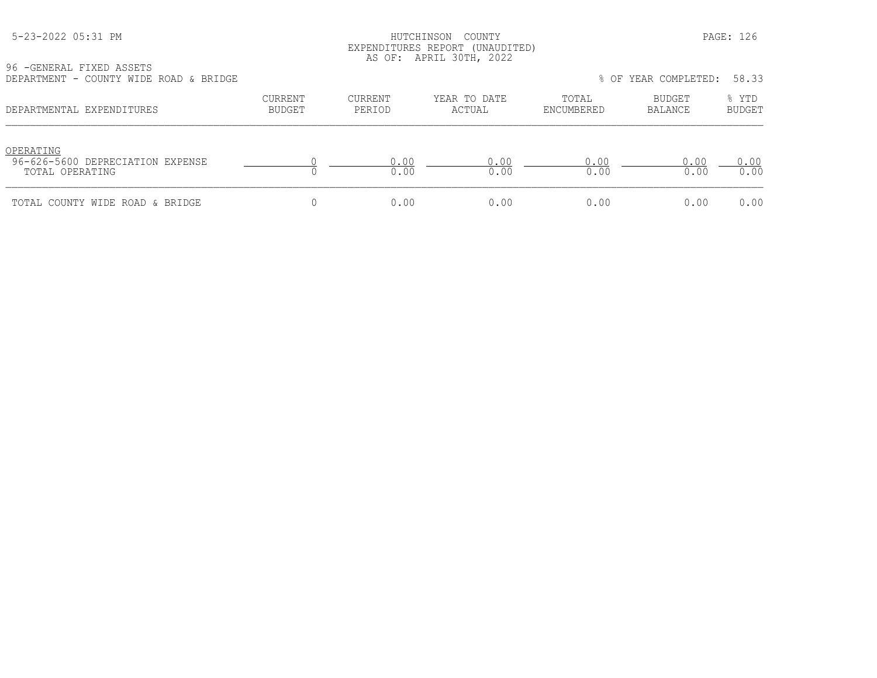5-23-2022 05:31 PM

HUTCHINSON COUNTY
EXPENDITURES REPORT (UNAUDITED)
AS OF: APRIL 30TH, 2022

96 -GENERAL FIXED ASSETS
DEPARTMENT - COUNTY WIDE ROAD & BRIDGE

% OF YEAR COMPLETED: 58.33

| DEPARTMENTAL EXPENDITURES | CURRENT BUDGET | CURRENT PERIOD | YEAR TO DATE ACTUAL | TOTAL ENCUMBERED | BUDGET BALANCE | % YTD BUDGET |
|---|---|---|---|---|---|---|
| OPERATING | | | | | | |
| 96-626-5600 DEPRECIATION EXPENSE | 0 | 0.00 | 0.00 | 0.00 | 0.00 | 0.00 |
| TOTAL OPERATING | 0 | 0.00 | 0.00 | 0.00 | 0.00 | 0.00 |
| TOTAL COUNTY WIDE ROAD & BRIDGE | 0 | 0.00 | 0.00 | 0.00 | 0.00 | 0.00 |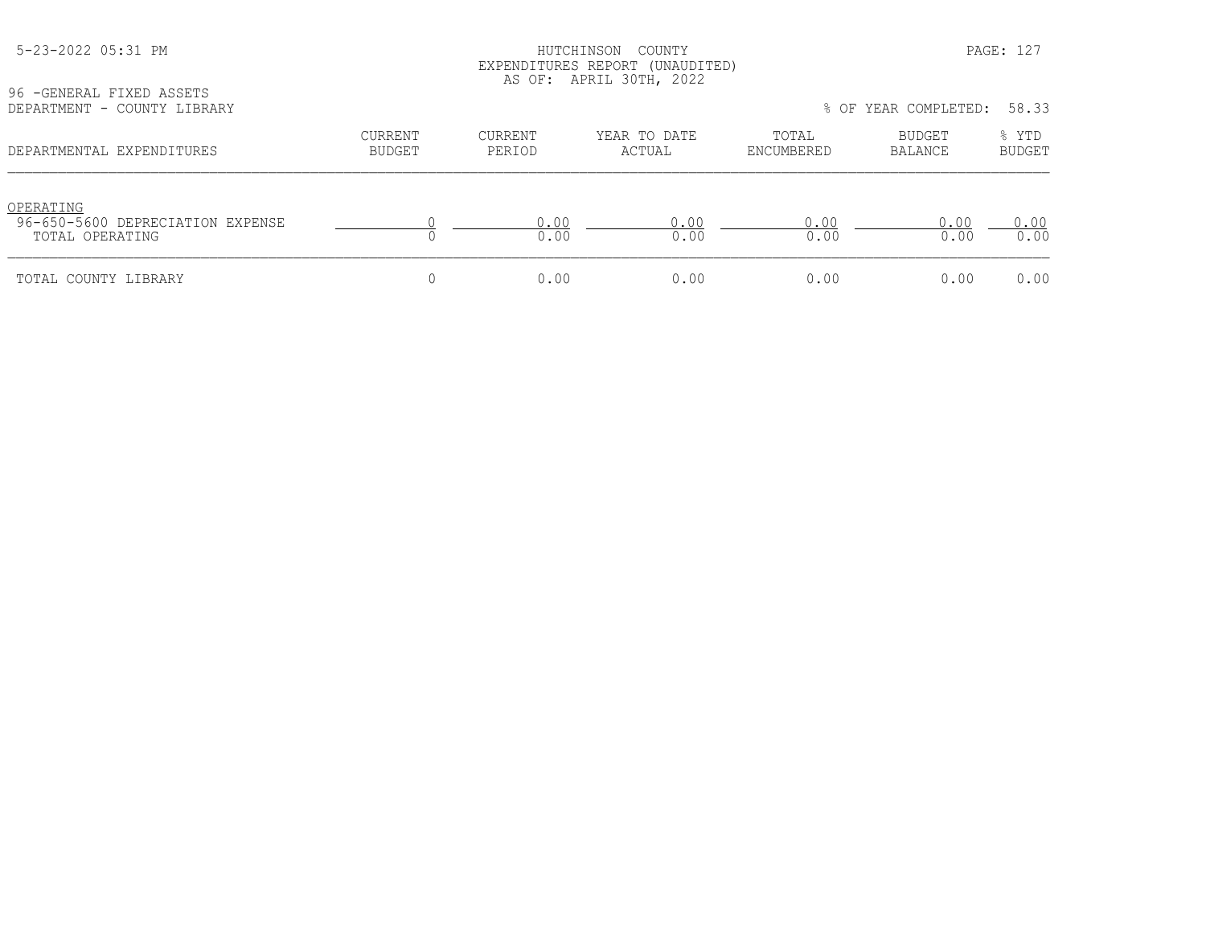5-23-2022 05:31 PM

HUTCHINSON COUNTY
EXPENDITURES REPORT (UNAUDITED)
AS OF: APRIL 30TH, 2022

96 -GENERAL FIXED ASSETS
DEPARTMENT - COUNTY LIBRARY

% OF YEAR COMPLETED: 58.33

| DEPARTMENTAL EXPENDITURES | CURRENT BUDGET | CURRENT PERIOD | YEAR TO DATE ACTUAL | TOTAL ENCUMBERED | BUDGET BALANCE | % YTD BUDGET |
|---|---|---|---|---|---|---|
| OPERATING | | | | | | |
| 96-650-5600 DEPRECIATION EXPENSE | 0 | 0.00 | 0.00 | 0.00 | 0.00 | 0.00 |
| TOTAL OPERATING | 0 | 0.00 | 0.00 | 0.00 | 0.00 | 0.00 |
| TOTAL COUNTY LIBRARY | 0 | 0.00 | 0.00 | 0.00 | 0.00 | 0.00 |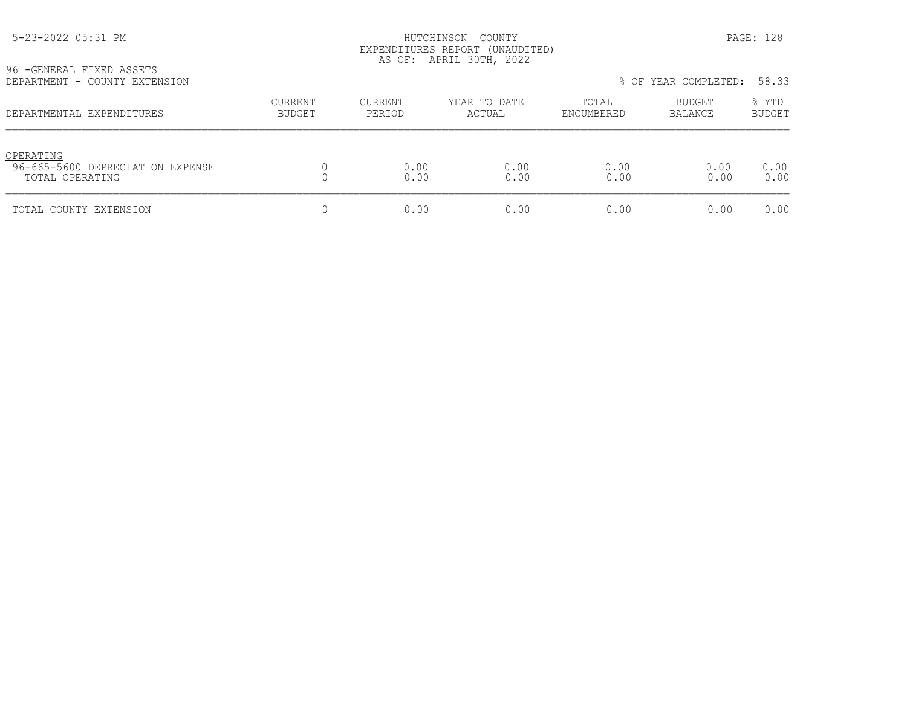HUTCHINSON COUNTY
EXPENDITURES REPORT (UNAUDITED)
AS OF: APRIL 30TH, 2022

96 -GENERAL FIXED ASSETS
DEPARTMENT - COUNTY EXTENSION

% OF YEAR COMPLETED: 58.33

| DEPARTMENTAL EXPENDITURES | CURRENT BUDGET | CURRENT PERIOD | YEAR TO DATE ACTUAL | TOTAL ENCUMBERED | BUDGET BALANCE | % YTD BUDGET |
|---|---|---|---|---|---|---|
| OPERATING | | | | | | |
| 96-665-5600 DEPRECIATION EXPENSE | 0 | 0.00 | 0.00 | 0.00 | 0.00 | 0.00 |
| TOTAL OPERATING | 0 | 0.00 | 0.00 | 0.00 | 0.00 | 0.00 |
| TOTAL COUNTY EXTENSION | 0 | 0.00 | 0.00 | 0.00 | 0.00 | 0.00 |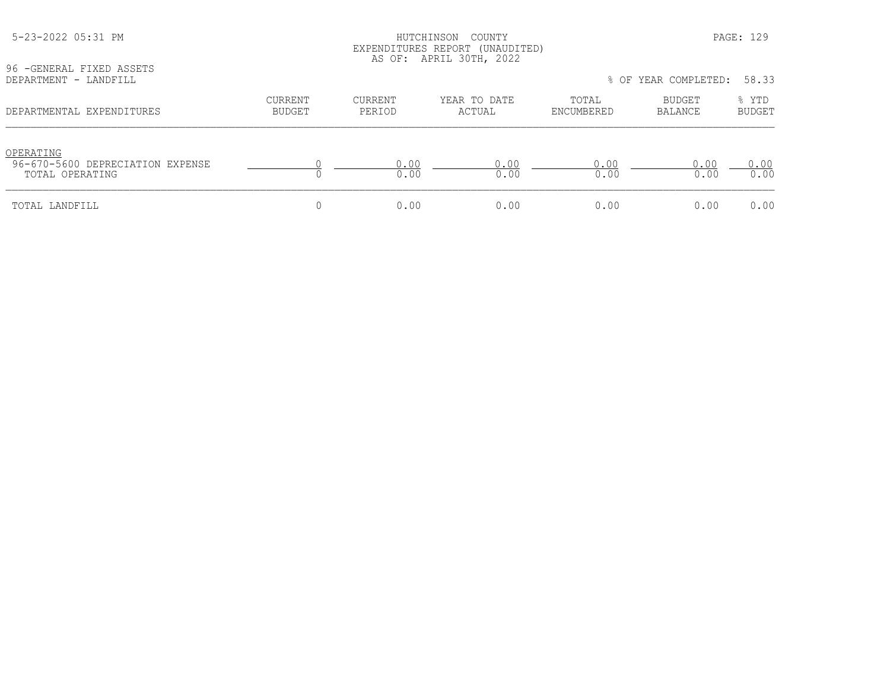HUTCHINSON COUNTY
EXPENDITURES REPORT (UNAUDITED)
AS OF: APRIL 30TH, 2022

96 -GENERAL FIXED ASSETS
DEPARTMENT - LANDFILL

% OF YEAR COMPLETED: 58.33

| DEPARTMENTAL EXPENDITURES | CURRENT BUDGET | CURRENT PERIOD | YEAR TO DATE ACTUAL | TOTAL ENCUMBERED | BUDGET BALANCE | % YTD BUDGET |
|---|---|---|---|---|---|---|
| OPERATING | | | | | | |
| 96-670-5600 DEPRECIATION EXPENSE | 0 | 0.00 | 0.00 | 0.00 | 0.00 | 0.00 |
| TOTAL OPERATING | 0 | 0.00 | 0.00 | 0.00 | 0.00 | 0.00 |
| TOTAL LANDFILL | 0 | 0.00 | 0.00 | 0.00 | 0.00 | 0.00 |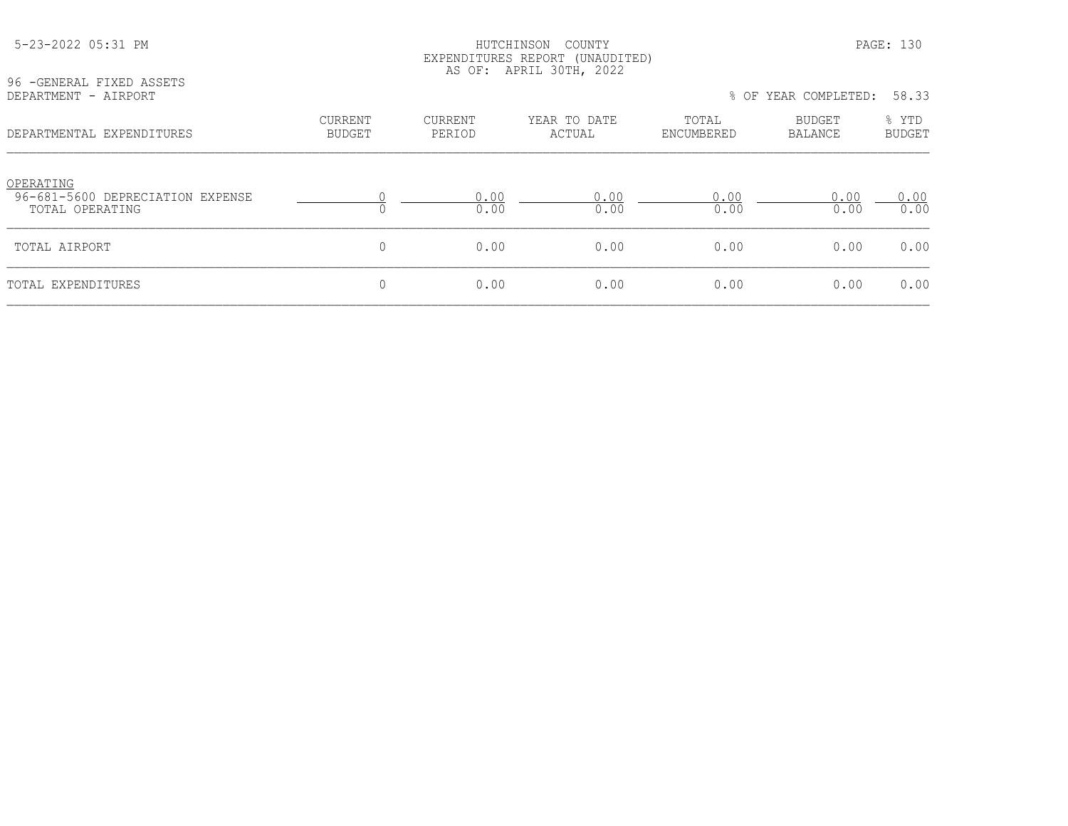HUTCHINSON COUNTY
EXPENDITURES REPORT (UNAUDITED)
AS OF: APRIL 30TH, 2022

96 -GENERAL FIXED ASSETS
DEPARTMENT - AIRPORT

% OF YEAR COMPLETED: 58.33

| DEPARTMENTAL EXPENDITURES | CURRENT BUDGET | CURRENT PERIOD | YEAR TO DATE ACTUAL | TOTAL ENCUMBERED | BUDGET BALANCE | % YTD BUDGET |
|---|---|---|---|---|---|---|
| OPERATING | | | | | | |
| 96-681-5600 DEPRECIATION EXPENSE | 0 | 0.00 | 0.00 | 0.00 | 0.00 | 0.00 |
| TOTAL OPERATING | 0 | 0.00 | 0.00 | 0.00 | 0.00 | 0.00 |
| TOTAL AIRPORT | 0 | 0.00 | 0.00 | 0.00 | 0.00 | 0.00 |
| TOTAL EXPENDITURES | 0 | 0.00 | 0.00 | 0.00 | 0.00 | 0.00 |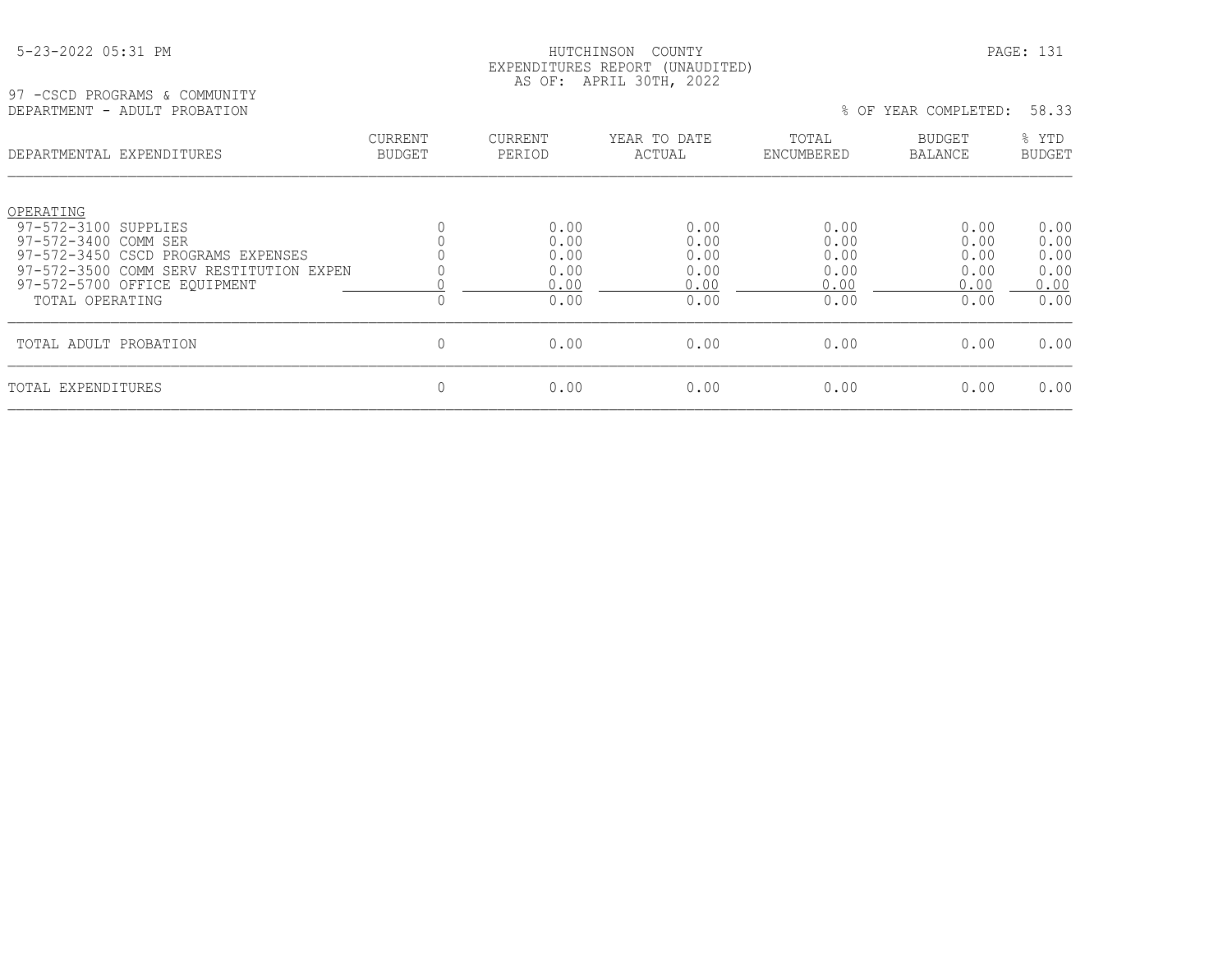EXPENDITURES REPORT (UNAUDITED)
AS OF: APRIL 30TH, 2022

97 -CSCD PROGRAMS & COMMUNITY
DEPARTMENT - ADULT PROBATION

% OF YEAR COMPLETED: 58.33

| DEPARTMENTAL EXPENDITURES | CURRENT BUDGET | CURRENT PERIOD | YEAR TO DATE ACTUAL | TOTAL ENCUMBERED | BUDGET BALANCE | % YTD BUDGET |
|---|---|---|---|---|---|---|
| OPERATING | | | | | | |
| 97-572-3100 SUPPLIES | 0 | 0.00 | 0.00 | 0.00 | 0.00 | 0.00 |
| 97-572-3400 COMM SER | 0 | 0.00 | 0.00 | 0.00 | 0.00 | 0.00 |
| 97-572-3450 CSCD PROGRAMS EXPENSES | 0 | 0.00 | 0.00 | 0.00 | 0.00 | 0.00 |
| 97-572-3500 COMM SERV RESTITUTION EXPEN | 0 | 0.00 | 0.00 | 0.00 | 0.00 | 0.00 |
| 97-572-5700 OFFICE EQUIPMENT | 0 | 0.00 | 0.00 | 0.00 | 0.00 | 0.00 |
| TOTAL OPERATING | 0 | 0.00 | 0.00 | 0.00 | 0.00 | 0.00 |
| TOTAL ADULT PROBATION | 0 | 0.00 | 0.00 | 0.00 | 0.00 | 0.00 |
| TOTAL EXPENDITURES | 0 | 0.00 | 0.00 | 0.00 | 0.00 | 0.00 |